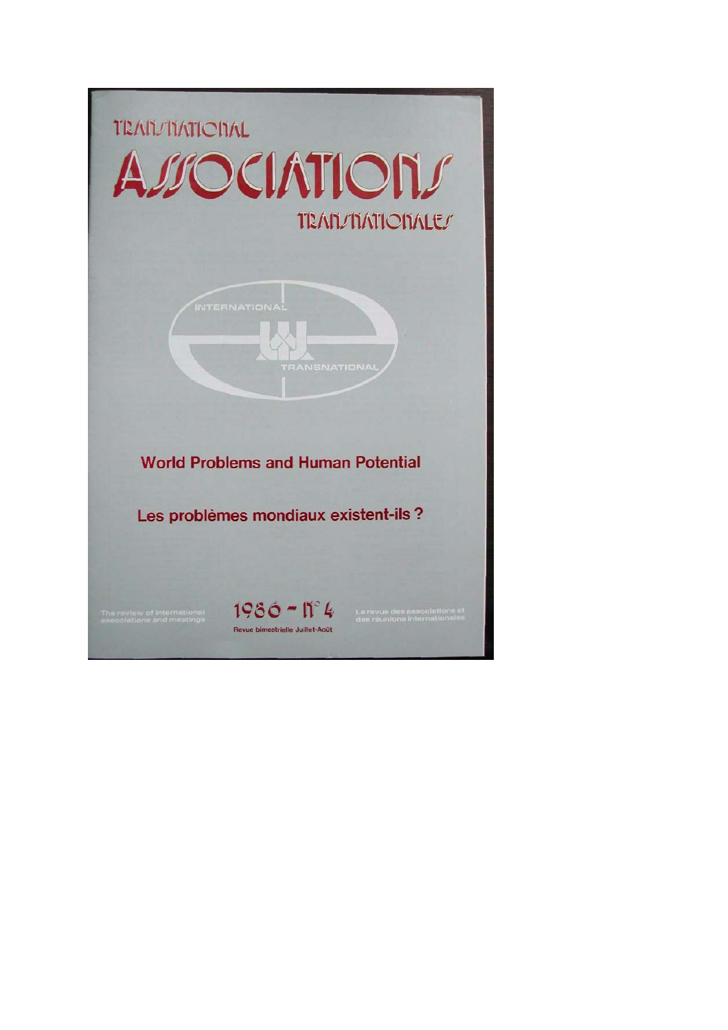# TRANSNATIONAL ASSOCIATIONS TRANSNATIONALES

INTERNATIONAL

TRANSNATIONAL

## World Problems and Human Potential

## Les problèmes mondiaux existent-ils ?

The review of international associations and meetings

1986 - N° 4

Revue bimestrielle Juillet-Août

La revue des associations et des réunions internationales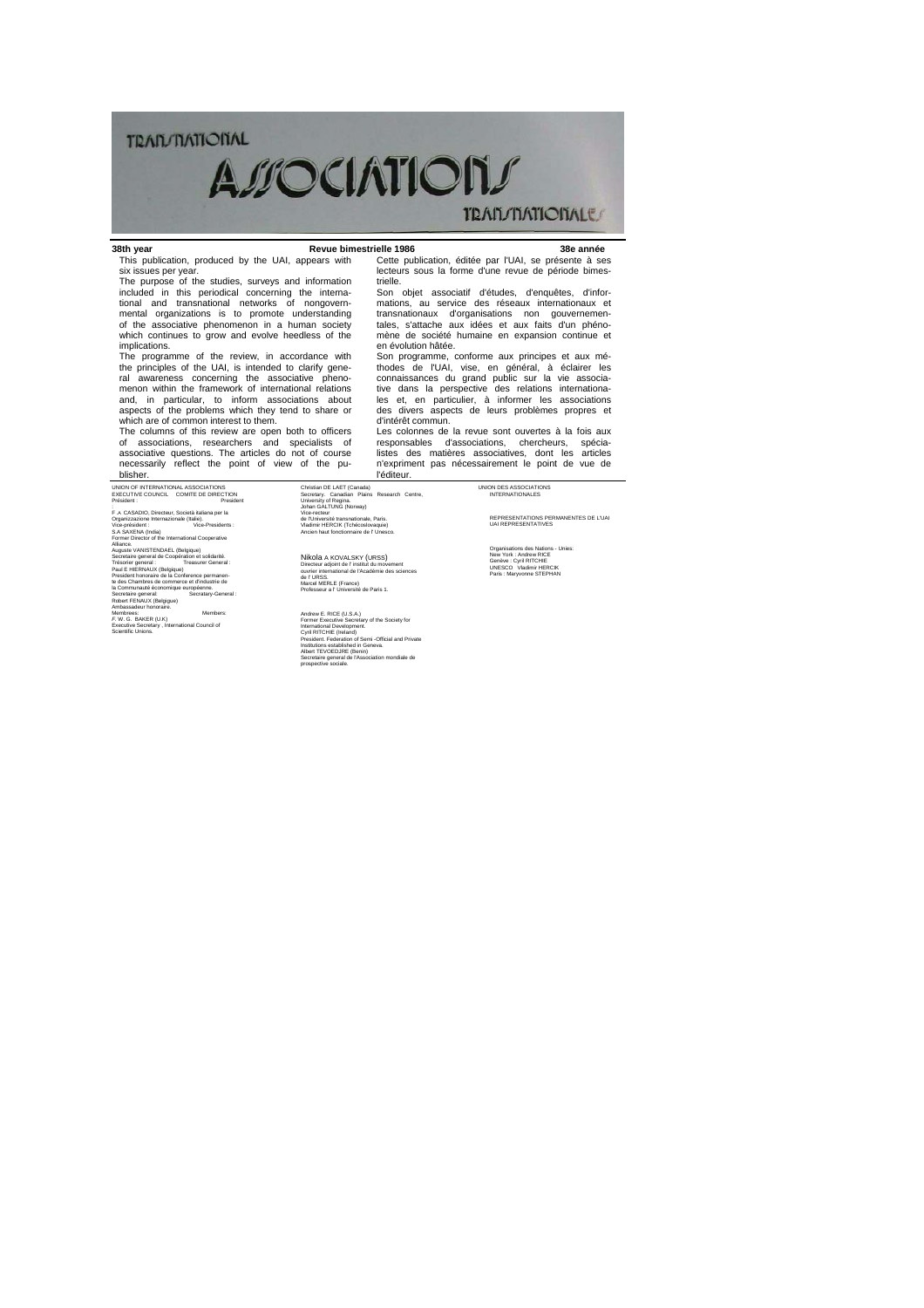# TRANSNATIONAL ASSOCIATIONS TRANSNATIONALES

**38th year** **Revue bimestrielle 1986** **38e année**

This publication, produced by the UAI, appears with six issues per year.

The purpose of the studies, surveys and information included in this periodical concerning the international and transnational networks of nongovernmental organizations is to promote understanding of the associative phenomenon in a human society which continues to grow and evolve heedless of the implications.

The programme of the review, in accordance with the principles of the UAI, is intended to clarify general awareness concerning the associative phenomenon within the framework of international relations and, in particular, to inform associations about aspects of the problems which they tend to share or which are of common interest to them.

The columns of this review are open both to officers of associations, researchers and specialists of associative questions. The articles do not of course necessarily reflect the point of view of the publisher.

Cette publication, éditée par l'UAI, se présente à ses lecteurs sous la forme d'une revue de période bimestrielle.

Son objet associatif d'études, d'enquêtes, d'informations, au service des réseaux internationaux et transnationaux d'organisations non gouvernementales, s'attache aux idées et aux faits d'un phénomène de société humaine en expansion continue et en évolution hâtée.

Son programme, conforme aux principes et aux méthodes de l'UAI, vise, en général, à éclairer les connaissances du grand public sur la vie associative dans la perspective des relations internationales et, en particulier, à informer les associations des divers aspects de leurs problèmes propres et d'intérêt commun.

Les colonnes de la revue sont ouvertes à la fois aux responsables d'associations, chercheurs, spécialistes des matières associatives, dont les articles n'expriment pas nécessairement le point de vue de l'éditeur.

UNION OF INTERNATIONAL ASSOCIATIONS
EXECUTIVE COUNCIL COMITE DE DIRECTION

Président : President

F. A. CASADIO. Directeur, Società Italiana per la Organizzazione Internazionale (Italie)

Vice-président : Vice-Presidents :

S.A SAXENA (India)
Former Director of the International Cooperative Alliance.

Auguste VANISTENDAEL (Belgique)
Secretaire general de Coopération et solidarité.

Trésorier general : Treasurer General :

Paul E HIERNAUX (Belgique)
President honoraire de la Conference permanente des Chambres de commerce et d'industrie de la Communauté économique européenne.

Secretaire general: Secretary-General :

Robert FENAUX (Belgique)
Ambassadeur honoraire.

Membrees: Members:

F. W. G. BAKER (U.K)
Executive Secretary , International Council of Scientific Unions.

Christian DE LAET (Canada)
Secretary. Canadian Plains Research Centre, University of Regina.

Johan GALTUNG (Norway)
Vice-recteur de l'Université transnationale, Paris.

Vladimir HERCIK (Tchécoslovaque)
Ancien haut fonctionnaire de l' Unesco.

Nikola A KOVALSKY (URSS)
Directeur adjoint de l' institut du movement ouvrier international de l'Académie des sciences de l' URSS.

Marcel MERLE (France)
Professeur a l' Université de Paris 1.

Andrew E. RICE (U.S.A.)
Former Executive Secretary of the Society for International Development.

Cyril RITCHIE (Ireland)
President. Federation of Semi -Official and Private Institutions established in Geneva.

Albert TEVOEDJRE (Benin)
Secretaire general de l'Association mondiale de prospective sociale.

UNION DES ASSOCIATIONS INTERNATIONALES

REPRESENTATIONS PERMANENTES DE L'UAI
UAI REPRESENTATIVES

Organisations des Nations - Unies:
New York : Andrew RICE
Genève : Cyril RITCHIE
UNESCO Vladimir HERCIK
Paris : Maryvonne STEPHAN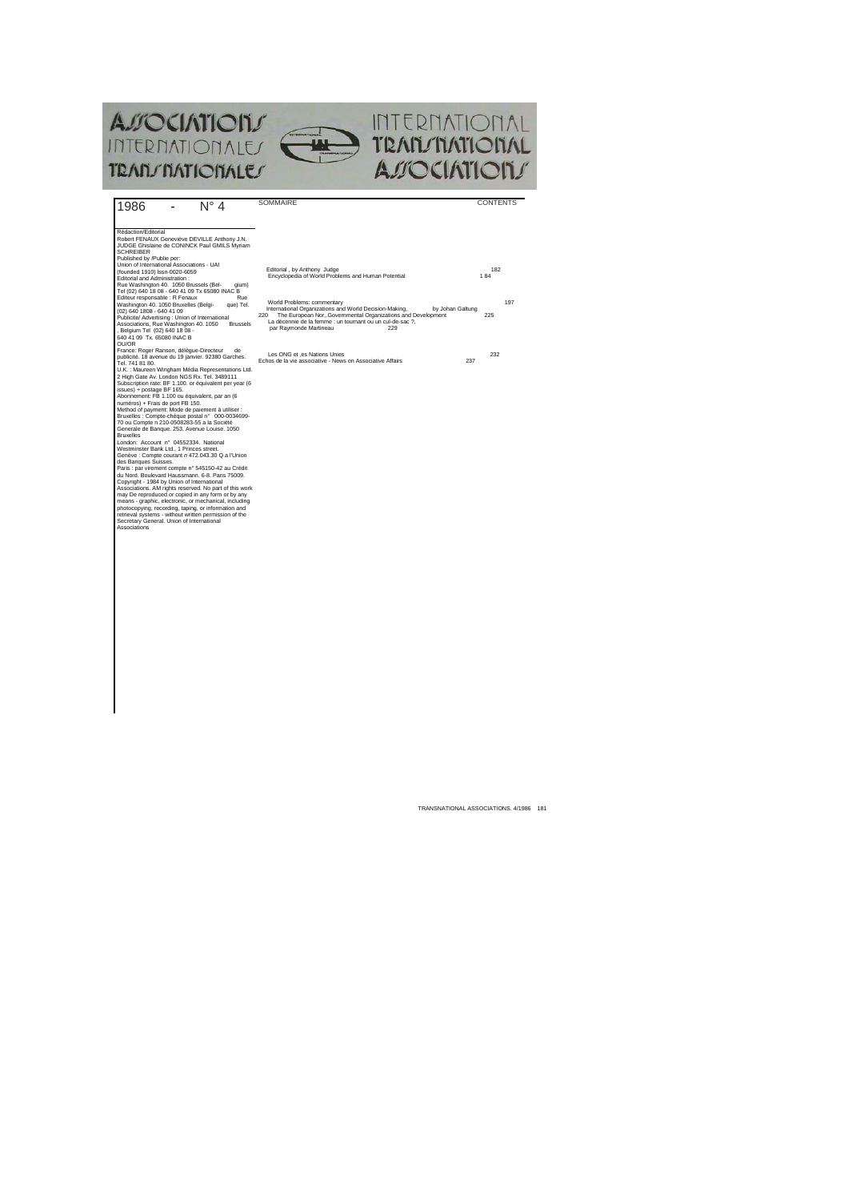# ASSOCIATIONS INTERNATIONALES TRANSNATIONALES

# INTERNATIONAL TRANSNATIONAL ASSOCIATIONS

1986 - N° 4

Rédaction/Editorial
Robert FENAUX Geneviève DEVILLE Anthony J.N. JUDGE Ghislaine de CONINCK Paul GMILS Myriam SCHREIBER
Published by /Publie per:
Union of International Associations - UAI (founded 1910) Issn-0020-6059
Editorial and Administration :
Rue Washington 40. 1050 Brussels (Belgium)
Tel (02) 640 18 08 - 640 41 09 Tx 65080 INAC B
Editeur responsable : R Fenaux Rue Washington 40. 1050 Bruxelles (Belgique) Tel. (02) 640 1808 - 640 41 09
Publicité/ Advertising : Union of International Associations, Rue Washington 40. 1050 Brussels, Belgium Tel (02) 640 18 08 - 640 41 09 Tx. 65080 INAC B
OU/OR
France: Roger Ranson, délégue-Directeur de publicité. 18 avenue du 19 janvier. 92380 Garches. Tel. 741 81 80.
U.K. : Maureen Wingham Média Representations Ltd. 2 High Gate Av. London NGS Rx. Tel. 3489111
Subscription rate: BF 1.100. or équivalent per year (6 issues) + postage BF 165.
Abonnement: FB 1.100 ou équivalent, par an (6 numéros) + Frais de port FB 150.
Method of payment: Mode de paiement à utiliser :
Bruxelles : Compte-chèque postal n° 000-0034699-70 ou Compte n 210-0508283-55 a la Société Generale de Banque. 253. Avenue Louise. 1050 Bruxelles
London: Account n° 04552334. National Westminster Bank Ltd., 1 Princes street.
Genève : Compte courant n 472.043.30 Q a l'Union des Banques Suisses.
Paris : par virement compte n° 545150-42 au Crédit du Nord. Boulevard Haussmann. 6-8. Pans 75009.
Copyright - 1984 by Union of International Associations. AM rights reserved. No part of this work may De reproduced or copied in any form or by any means - graphic, electronic, or mechanical, including photocopying, recording, taping, or information and retrieval systems - without written permission of the Secretary General. Union of International Associations

## SOMMAIRE / CONTENTS

Editorial , by Anthony Judge — 182

Encyclopedia of World Problems and Human Potential — 184

World Problems: commentary — 197

International Organizations and World Decision-Making, by Johan Galtung — 220

The European Nor,.Governmental Organizations and Development — 225

La décennie de la femme : un tournant ou un cul-de-sac ?, par Raymonde Martineau — 229

Les ONG et ,es Nations Unies — 232

Echos de la vie associative - News on Associative Affairs — 237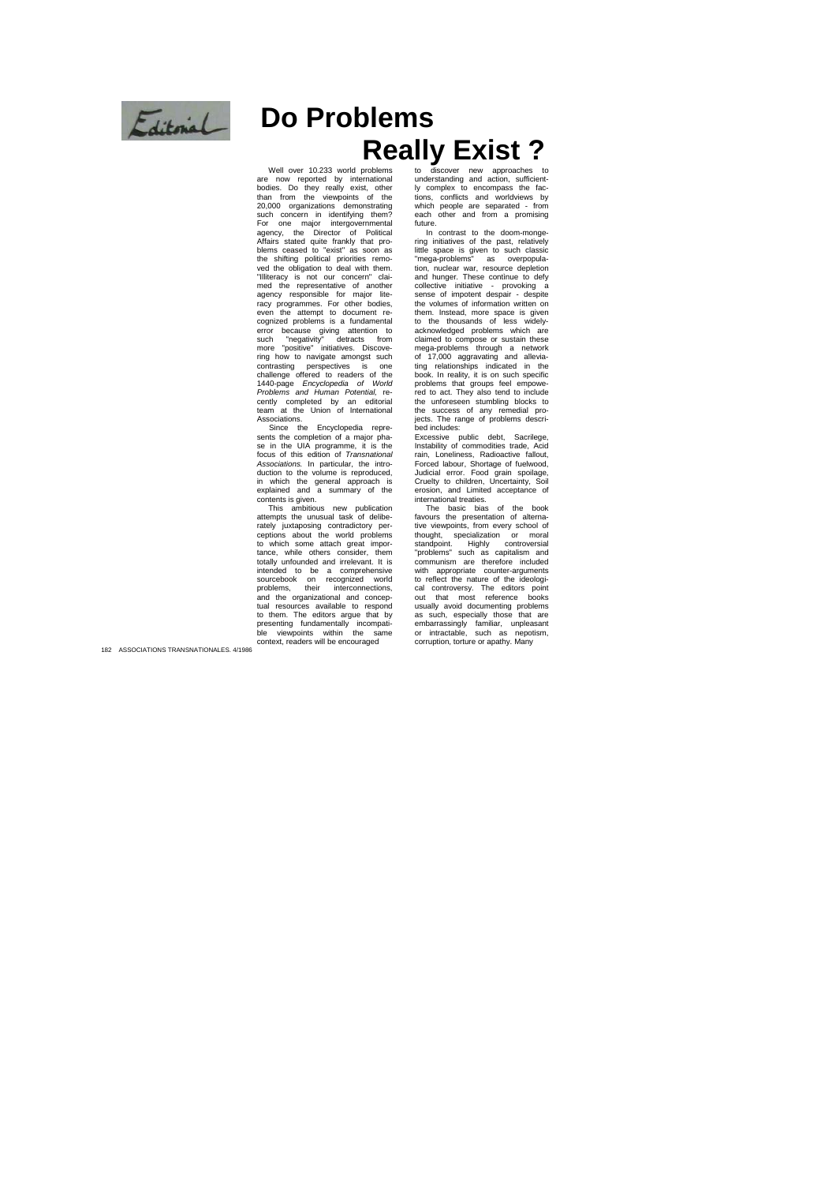Editorial

# Do Problems Really Exist ?

Well over 10.233 world problems are now reported by international bodies. Do they really exist, other than from the viewpoints of the 20,000 organizations demonstrating such concern in identifying them? For one major intergovernmental agency, the Director of Political Affairs stated quite frankly that problems ceased to "exist" as soon as the shifting political priorities removed the obligation to deal with them. "Illiteracy is not our concern" claimed the representative of another agency responsible for major literacy programmes. For other bodies, even the attempt to document recognized problems is a fundamental error because giving attention to such "negativity" detracts from more "positive" initiatives. Discovering how to navigate amongst such contrasting perspectives is one challenge offered to readers of the 1440-page *Encyclopedia of World Problems and Human Potential*, recently completed by an editorial team at the Union of International Associations.

Since the Encyclopedia represents the completion of a major phase in the UIA programme, it is the focus of this edition of *Transnational Associations*. In particular, the introduction to the volume is reproduced, in which the general approach is explained and a summary of the contents is given.

This ambitious new publication attempts the unusual task of deliberately juxtaposing contradictory perceptions about the world problems to which some attach great importance, while others consider, them totally unfounded and irrelevant. It is intended to be a comprehensive sourcebook on recognized world problems, their interconnections, and the organizational and conceptual resources available to respond to them. The editors argue that by presenting fundamentally incompatible viewpoints within the same context, readers will be encouraged to discover new approaches to understanding and action, sufficiently complex to encompass the factions, conflicts and worldviews by which people are separated - from each other and from a promising future.

In contrast to the doom-mongering initiatives of the past, relatively little space is given to such classic "mega-problems" as overpopulation, nuclear war, resource depletion and hunger. These continue to defy collective initiative - provoking a sense of impotent despair - despite the volumes of information written on them. Instead, more space is given to the thousands of less widely-acknowledged problems which are claimed to compose or sustain these mega-problems through a network of 17,000 aggravating and alleviating relationships indicated in the book. In reality, it is on such specific problems that groups feel empowered to act. They also tend to include the unforeseen stumbling blocks to the success of any remedial projects. The range of problems described includes:

Excessive public debt, Sacrilege, Instability of commodities trade, Acid rain, Loneliness, Radioactive fallout, Forced labour, Shortage of fuelwood, Judicial error. Food grain spoilage, Cruelty to children, Uncertainty, Soil erosion, and Limited acceptance of international treaties.

The basic bias of the book favours the presentation of alternative viewpoints, from every school of thought, specialization or moral standpoint. Highly controversial "problems" such as capitalism and communism are therefore included with appropriate counter-arguments to reflect the nature of the ideological controversy. The editors point out that most reference books usually avoid documenting problems as such, especially those that are embarrassingly familiar, unpleasant or intractable, such as nepotism, corruption, torture or apathy. Many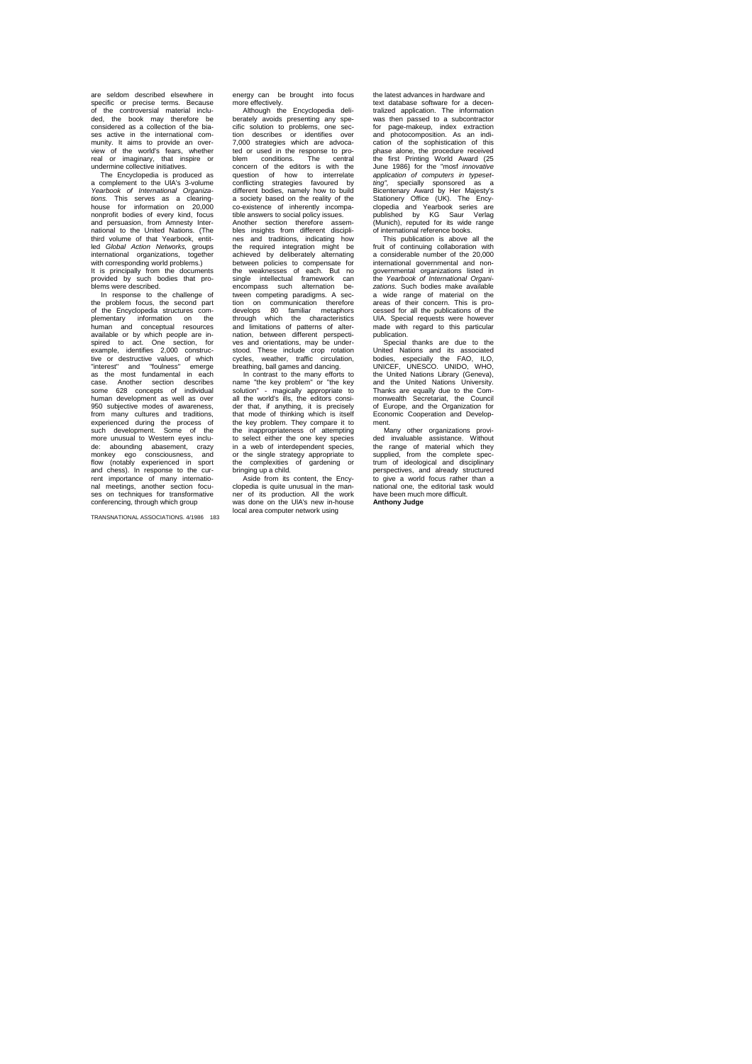are seldom described elsewhere in specific or precise terms. Because of the controversial material included, the book may therefore be considered as a collection of the biases active in the international community. It aims to provide an overview of the world's fears, whether real or imaginary, that inspire or undermine collective initiatives.

The Encyclopedia is produced as a complement to the UIA's 3-volume *Yearbook of International Organizations.* This serves as a clearinghouse for information on 20,000 nonprofit bodies of every kind, focus and persuasion, from Amnesty International to the United Nations. (The third volume of that Yearbook, entitled *Global Action Networks,* groups international organizations, together with corresponding world problems.) It is principally from the documents provided by such bodies that problems were described.

In response to the challenge of the problem focus, the second part of the Encyclopedia structures complementary information on the human and conceptual resources available or by which people are inspired to act. One section, for example, identifies 2,000 constructive or destructive values, of which "interest" and "foulness" emerge as the most fundamental in each case. Another section describes some 628 concepts of individual human development as well as over 950 subjective modes of awareness, from many cultures and traditions, experienced during the process of such development. Some of the more unusual to Western eyes include: abounding abasement, crazy monkey ego consciousness, and flow (notably experienced in sport and chess). In response to the current importance of many international meetings, another section focuses on techniques for transformative conferencing, through which group energy can be brought into focus more effectively.

Although the Encyclopedia deliberately avoids presenting any specific solution to problems, one section describes or identifies over 7,000 strategies which are advocated or used in the response to problem conditions. The central concern of the editors is with the question of how to interrelate conflicting strategies favoured by different bodies, namely how to build a society based on the reality of the co-existence of inherently incompatible answers to social policy issues. Another section therefore assembles insights from different disciplines and traditions, indicating how the required integration might be achieved by deliberately alternating between policies to compensate for the weaknesses of each. But no single intellectual framework can encompass such alternation between competing paradigms. A section on communication therefore develops 80 familiar metaphors through which the characteristics and limitations of patterns of alternation, between different perspectives and orientations, may be understood. These include crop rotation cycles, weather, traffic circulation, breathing, ball games and dancing.

In contrast to the many efforts to name "the key problem" or "the key solution" - magically appropriate to all the world's ills, the editors consider that, if anything, it is precisely that mode of thinking which is itself the key problem. They compare it to the inappropriateness of attempting to select either the one key species in a web of interdependent species, or the single strategy appropriate to the complexities of gardening or bringing up a child.

Aside from its content, the Encyclopedia is quite unusual in the manner of its production. All the work was done on the UIA's new in-house local area computer network using the latest advances in hardware and text database software for a decentralized application. The information was then passed to a subcontractor for page-makeup, index extraction and photocomposition. As an indication of the sophistication of this phase alone, the procedure received the first Printing World Award (25 June 1986) for the "most *innovative application of computers in typesetting",* specially sponsored as a Bicentenary Award by Her Majesty's Stationery Office (UK). The Encyclopedia and Yearbook series are published by KG Saur Verlag (Munich), reputed for its wide range of international reference books.

This publication is above all the fruit of continuing collaboration with a considerable number of the 20,000 international governmental and nongovernmental organizations listed in the *Yearbook of International Organizations.* Such bodies make available a wide range of material on the areas of their concern. This is processed for all the publications of the UIA. Special requests were however made with regard to this particular publication.

Special thanks are due to the United Nations and its associated bodies, especially the FAO, ILO, UNICEF, UNESCO. UNIDO, WHO, the United Nations Library (Geneva), and the United Nations University. Thanks are equally due to the Commonwealth Secretariat, the Council of Europe, and the Organization for Economic Cooperation and Development.

Many other organizations provided invaluable assistance. Without the range of material which they supplied, from the complete spectrum of ideological and disciplinary perspectives, and already structured to give a world focus rather than a national one, the editorial task would have been much more difficult.

**Anthony Judge**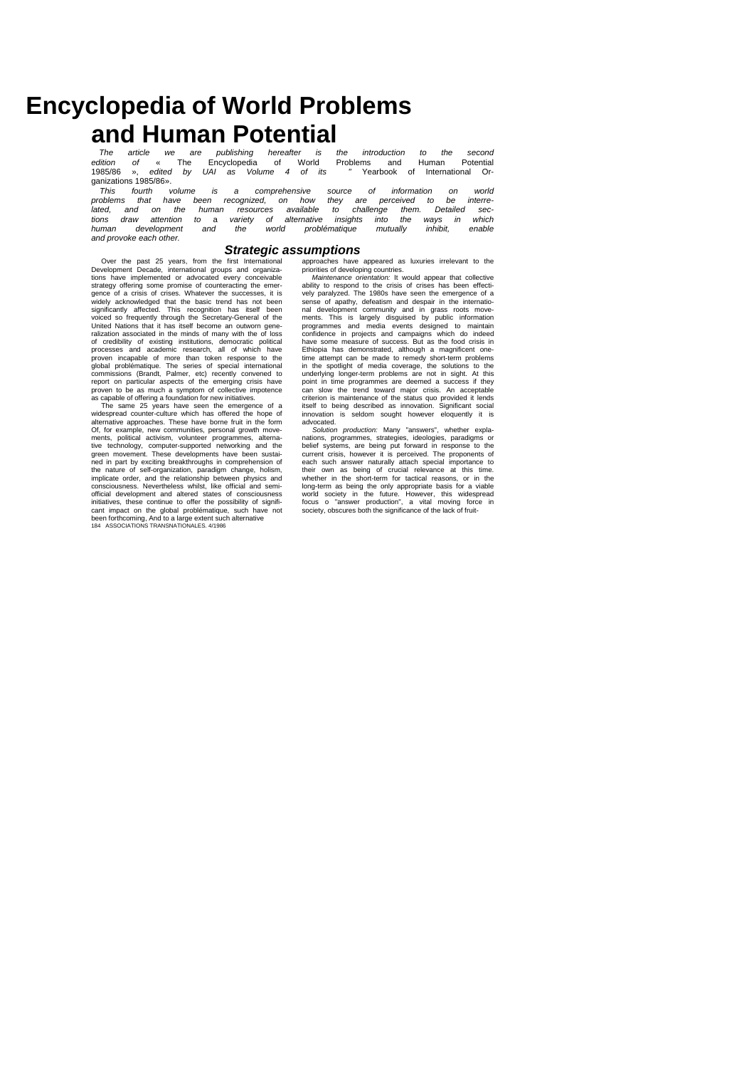# Encyclopedia of World Problems and Human Potential

*The article we are publishing hereafter is the introduction to the second edition of* « The Encyclopedia of World Problems and Human Potential 1985/86 », *edited by UAI as Volume 4 of its* " Yearbook of International Organizations 1985/86».

*This fourth volume is a comprehensive source of information on world problems that have been recognized, on how they are perceived to be interrelated, and on the human resources available to challenge them. Detailed sections draw attention to a variety of alternative insights into the ways in which human development and the world problématique mutually inhibit, enable and provoke each other.*

## *Strategic assumptions*

Over the past 25 years, from the first International Development Decade, international groups and organizations have implemented or advocated every conceivable strategy offering some promise of counteracting the emergence of a crisis of crises. Whatever the successes, it is widely acknowledged that the basic trend has not been significantly affected. This recognition has itself been voiced so frequently through the Secretary-General of the United Nations that it has itself become an outworn generalization associated in the minds of many with the of loss of credibility of existing institutions, democratic political processes and academic research, all of which have proven incapable of more than token response to the global problématique. The series of special international commissions (Brandt, Palmer, etc) recently convened to report on particular aspects of the emerging crisis have proven to be as much a symptom of collective impotence as capable of offering a foundation for new initiatives.

The same 25 years have seen the emergence of a widespread counter-culture which has offered the hope of alternative approaches. These have borne fruit in the form Of, for example, new communities, personal growth movements, political activism, volunteer programmes, alternative technology, computer-supported networking and the green movement. These developments have been sustained in part by exciting breakthroughs in comprehension of the nature of self-organization, paradigm change, holism, implicate order, and the relationship between physics and consciousness. Nevertheless whilst, like official and semi-official development and altered states of consciousness initiatives, these continue to offer the possibility of significant impact on the global problématique, such have not been forthcoming, And to a large extent such alternative approaches have appeared as luxuries irrelevant to the priorities of developing countries.

*Maintenance orientation:* It would appear that collective ability to respond to the crisis of crises has been effectively paralyzed. The 1980s have seen the emergence of a sense of apathy, defeatism and despair in the international development community and in grass roots movements. This is largely disguised by public information programmes and media events designed to maintain confidence in projects and campaigns which do indeed have some measure of success. But as the food crisis in Ethiopia has demonstrated, although a magnificent one-time attempt can be made to remedy short-term problems in the spotlight of media coverage, the solutions to the underlying longer-term problems are not in sight. At this point in time programmes are deemed a success if they can slow the trend toward major crisis. An acceptable criterion is maintenance of the status quo provided it lends itself to being described as innovation. Significant social innovation is seldom sought however eloquently it is advocated.

*Solution production:* Many "answers", whether explanations, programmes, strategies, ideologies, paradigms or belief systems, are being put forward in response to the current crisis, however it is perceived. The proponents of each such answer naturally attach special importance to their own as being of crucial relevance at this time. whether in the short-term for tactical reasons, or in the long-term as being the only appropriate basis for a viable world society in the future. However, this widespread focus o "answer production", a vital moving force in society, obscures both the significance of the lack of fruit-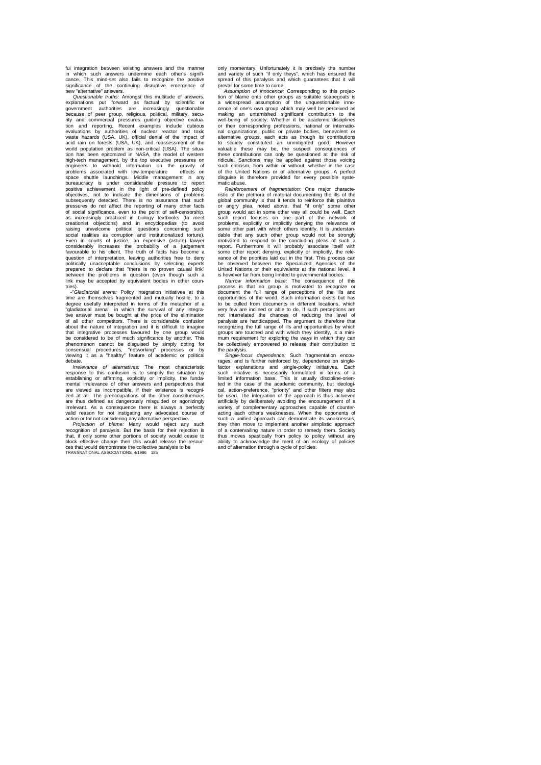ful integration between existing answers and the manner in which such answers undermine each other's significance. This mind-set also fails to recognize the positive significance of the continuing disruptive emergence of new "alternative" answers.

*Questionable truths:* Amongst this multitude of answers, explanations put forward as factual by scientific or government authorities are increasingly questionable because of peer group, religious, political, military, security and commercial pressures guiding objective evaluation and reporting. Recent examples include dubious evaluations by authorities of nuclear reactor and toxic waste hazards (USA. UK), official denial of the impact of acid rain on forests (USA, UK), and reassessment of the world population problem as non-critical (USA). The situation has been epitomized in NASA, the model of western high-tech management, by the top executive pressures on engineers to withhold information on the gravity of problems associated with low-temperature effects on space shuttle launchings. Middle management in any bureaucracy is under considerable pressure to report positive achievement in the light of pre-defined policy objectives, not to indicate the dimensions of problems subsequently detected. There is no assurance that such pressures do not affect the reporting of many other facts of social significance, even to the point of self-censorship, as increasingly practiced in biology textbooks (to meet creationist objections) and in encyclopedias (to avoid raising unwelcome political questions concerning such social realities as corruption and institutionalized torture). Even in courts of justice, an expensive (astute) lawyer considerably increases the probability of a judgement favourable to his client. The truth of facts has become a question of interpretation, leaving authorities free to deny politically unacceptable conclusions by selecting experts prepared to declare that "there is no proven causal link" between the problems in question (even though such a link may be accepted by equivalent bodies in other countries).

-*"Gladiatorial arena:* Policy integration initiatives at this time are themselves fragmented and mutually hostile, to a degree usefully interpreted in terms of the metaphor of a "gladiatorial arena", in which the survival of any integrative answer must be bought at the price of the elimination of all other competitors. There is considerable confusion about the nature of integration and it is difficult to imagine that integrative processes favoured by one group would be considered to be of much significance by another. This phenomenon cannot be disguised by simply opting for consensual procedures, "networking" processes or by viewing it as a "healthy" feature of academic or political debate.

*Irrelevance of alternatives:* The most characteristic response to this confusion is to simplify the situation by establishing or affirming, explicitly or implicitly, the fundamental irrelevance of other answers and perspectives that are viewed as incompatible, if their existence is recognized at all. The preoccupations of the other constituencies are thus defined as dangerously misguided or agonizingly irrelevant. As a consequence there is always a perfectly valid reason for not instigating any advocated course of action or for not considering any alternative perspective.

*Projection of blame:* Many would reject any such recognition of paralysis. But the basis for their rejection is that, if only some other portions of society would cease to block effective change then this would release the resources that would demonstrate the collective paralysis to be only momentary. Unfortunately it is precisely the number and variety of such "if only theys", which has ensured the spread of this paralysis and which guarantees that it will prevail for some time to come.

*Assumption of innocence:* Corresponding to this projection of blame onto other groups as suitable scapegoats is a widespread assumption of the unquestionable innocence of one's own group which may well be perceived as making an untarnished significant contribution to the well-being of society. Whether it be academic disciplines or their corresponding professions, national or international organizations, public or private bodies, benevolent or alternative groups, each acts as though its contributions to society constituted an unmitigated good. However valuable these may be, the suspect consequences of these contributions can only be questioned at the risk of ridicule. Sanctions may be applied against those voicing such criticism, from within or without, whether in the case of the United Nations or of alternative groups. A perfect disguise is therefore provided for every possible systematic abuse.

*Reinforcement of fragmentation:* One major characteristic of the plethora of material documenting the ills of the global community is that it tends to reinforce this plaintive or angry plea, noted above, that "if only" some other group would act in some other way all could be well. Each such report focuses on one part of the network of problems, explicitly or implicitly denying the relevance of some other part with which others identify. It is understandable that any such other group would not be strongly motivated to respond to the concluding pleas of such a report. Furthermore it will probably associate itself with some other report denying, explicitly or implicitly, the relevance of the priorities laid out in the first. This process can be observed between the Specialized Agencies of the United Nations or their equivalents at the national level. It is however far from being limited to governmental bodies.

*Narrow information base:* The consequence of this process is that no group is motivated to recognize or document the full range of perceptions of the ills and opportunities of the world. Such information exists but has to be culled from documents in different locations, which very few are inclined or able to do. If such perceptions are not interrelated the chances of reducing the level of paralysis are handicapped. The argument is therefore that recognizing the full range of ills and opportunities by which groups are touched and with which they identify, is a minimum requirement for exploring the ways in which they can be collectively empowered to release their contribution to the paralysis.

*Single-focus dependence:* Such fragmentation encourages, and is further reinforced by, dependence on single-factor explanations and single-policy initiatives. Each such initiative is necessarily formulated in terms of a limited information base. This is usually discipline-oriented in the case of the academic community, but ideological, action-preference, "priority" and other filters may also be used. The integration of the approach is thus achieved artificially by deliberately avoiding the encouragement of a variety of complementary approaches capable of counteracting each other's weaknesses. When the opponents of such a unified approach can demonstrate its weaknesses, they then move to implement another simplistic approach of a contervailing nature in order to remedy them. Society thus moves spastically from policy to policy without any ability to acknowledge the merit of an ecology of policies and of alternation through a cycle of policies.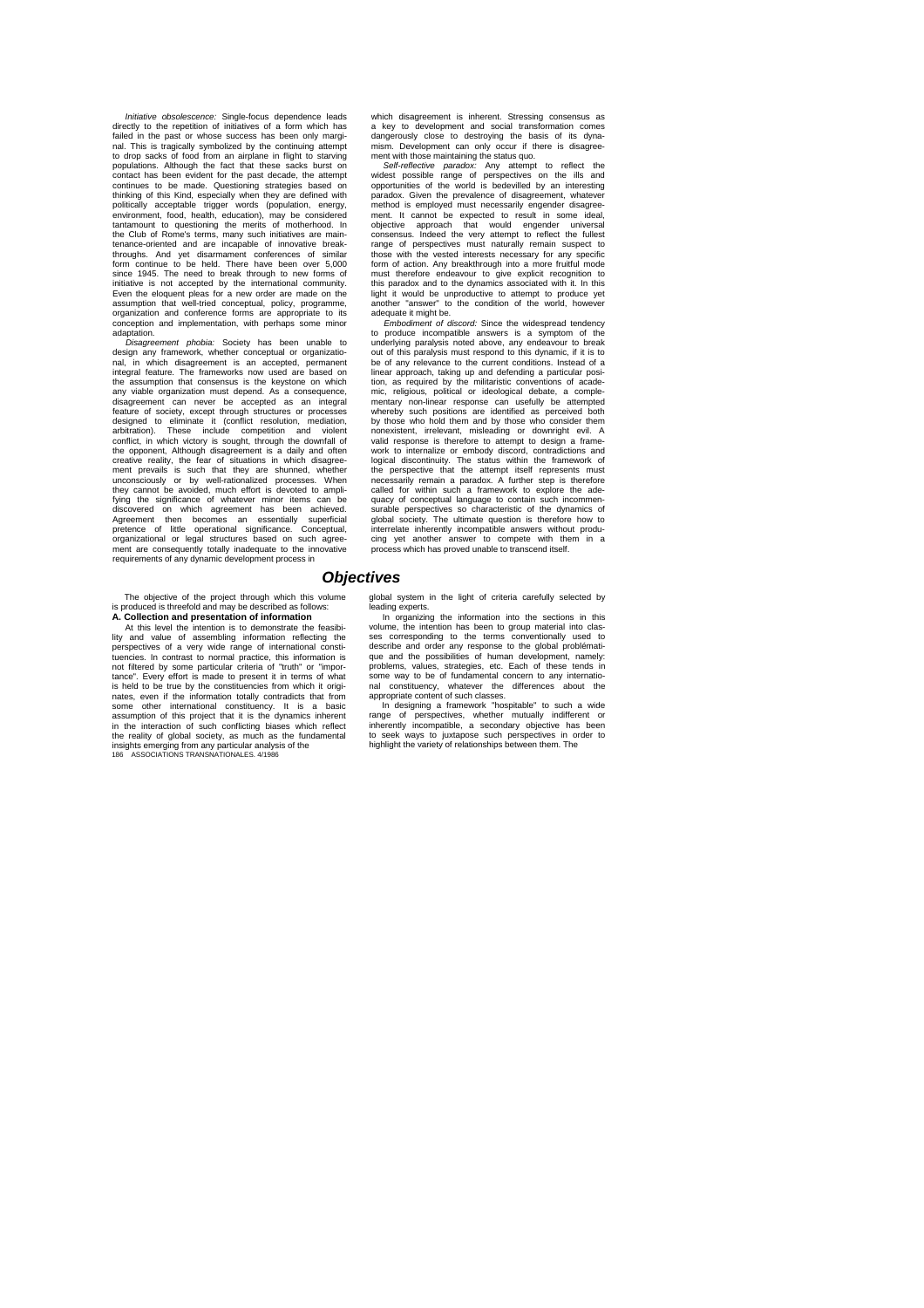*Initiative obsolescence:* Single-focus dependence leads directly to the repetition of initiatives of a form which has failed in the past or whose success has been only marginal. This is tragically symbolized by the continuing attempt to drop sacks of food from an airplane in flight to starving populations. Although the fact that these sacks burst on contact has been evident for the past decade, the attempt continues to be made. Questioning strategies based on thinking of this Kind, especially when they are defined with politically acceptable trigger words (population, energy, environment, food, health, education), may be considered tantamount to questioning the merits of motherhood. In the Club of Rome's terms, many such initiatives are maintenance-oriented and are incapable of innovative breakthroughs. And yet disarmament conferences of similar form continue to be held. There have been over 5,000 since 1945. The need to break through to new forms of initiative is not accepted by the international community. Even the eloquent pleas for a new order are made on the assumption that well-tried conceptual, policy, programme, organization and conference forms are appropriate to its conception and implementation, with perhaps some minor adaptation.

*Disagreement phobia:* Society has been unable to design any framework, whether conceptual or organizational, in which disagreement is an accepted, permanent integral feature. The frameworks now used are based on the assumption that consensus is the keystone on which any viable organization must depend. As a consequence, disagreement can never be accepted as an integral feature of society, except through structures or processes designed to eliminate it (conflict resolution, mediation, arbitration). These include competition and violent conflict, in which victory is sought, through the downfall of the opponent, Although disagreement is a daily and often creative reality, the fear of situations in which disagreement prevails is such that they are shunned, whether unconsciously or by well-rationalized processes. When they cannot be avoided, much effort is devoted to amplifying the significance of whatever minor items can be discovered on which agreement has been achieved. Agreement then becomes an essentially superficial pretence of little operational significance. Conceptual, organizational or legal structures based on such agreement are consequently totally inadequate to the innovative requirements of any dynamic development process in which disagreement is inherent. Stressing consensus as a key to development and social transformation comes dangerously close to destroying the basis of its dynamism. Development can only occur if there is disagreement with those maintaining the status quo.

*Self-reflective paradox:* Any attempt to reflect the widest possible range of perspectives on the ills and opportunities of the world is bedevilled by an interesting paradox. Given the prevalence of disagreement, whatever method is employed must necessarily engender disagreement. It cannot be expected to result in some ideal, objective approach that would engender universal consensus. Indeed the very attempt to reflect the fullest range of perspectives must naturally remain suspect to those with the vested interests necessary for any specific form of action. Any breakthrough into a more fruitful mode must therefore endeavour to give explicit recognition to this paradox and to the dynamics associated with it. In this light it would be unproductive to attempt to produce yet another "answer" to the condition of the world, however adequate it might be.

*Embodiment of discord:* Since the widespread tendency to produce incompatible answers is a symptom of the underlying paralysis noted above, any endeavour to break out of this paralysis must respond to this dynamic, if it is to be of any relevance to the current conditions. Instead of a linear approach, taking up and defending a particular position, as required by the militaristic conventions of academic, religious, political or ideological debate, a complementary non-linear response can usefully be attempted whereby such positions are identified as perceived both by those who hold them and by those who consider them nonexistent, irrelevant, misleading or downright evil. A valid response is therefore to attempt to design a framework to internalize or embody discord, contradictions and logical discontinuity. The status within the framework of the perspective that the attempt itself represents must necessarily remain a paradox. A further step is therefore called for within such a framework to explore the adequacy of conceptual language to contain such incommensurable perspectives so characteristic of the dynamics of global society. The ultimate question is therefore how to interrelate inherently incompatible answers without producing yet another answer to compete with them in a process which has proved unable to transcend itself.

## Objectives

The objective of the project through which this volume is produced is threefold and may be described as follows:

**A. Collection and presentation of information**

At this level the intention is to demonstrate the feasibility and value of assembling information reflecting the perspectives of a very wide range of international constituencies. In contrast to normal practice, this information is not filtered by some particular criteria of "truth" or "importance". Every effort is made to present it in terms of what is held to be true by the constituencies from which it originates, even if the information totally contradicts that from some other international constituency. It is a basic assumption of this project that it is the dynamics inherent in the interaction of such conflicting biases which reflect the reality of global society, as much as the fundamental insights emerging from any particular analysis of the global system in the light of criteria carefully selected by leading experts.

In organizing the information into the sections in this volume, the intention has been to group material into classes corresponding to the terms conventionally used to describe and order any response to the global problématique and the possibilities of human development, namely: problems, values, strategies, etc. Each of these tends in some way to be of fundamental concern to any international constituency, whatever the differences about the appropriate content of such classes.

In designing a framework "hospitable" to such a wide range of perspectives, whether mutually indifferent or inherently incompatible, a secondary objective has been to seek ways to juxtapose such perspectives in order to highlight the variety of relationships between them. The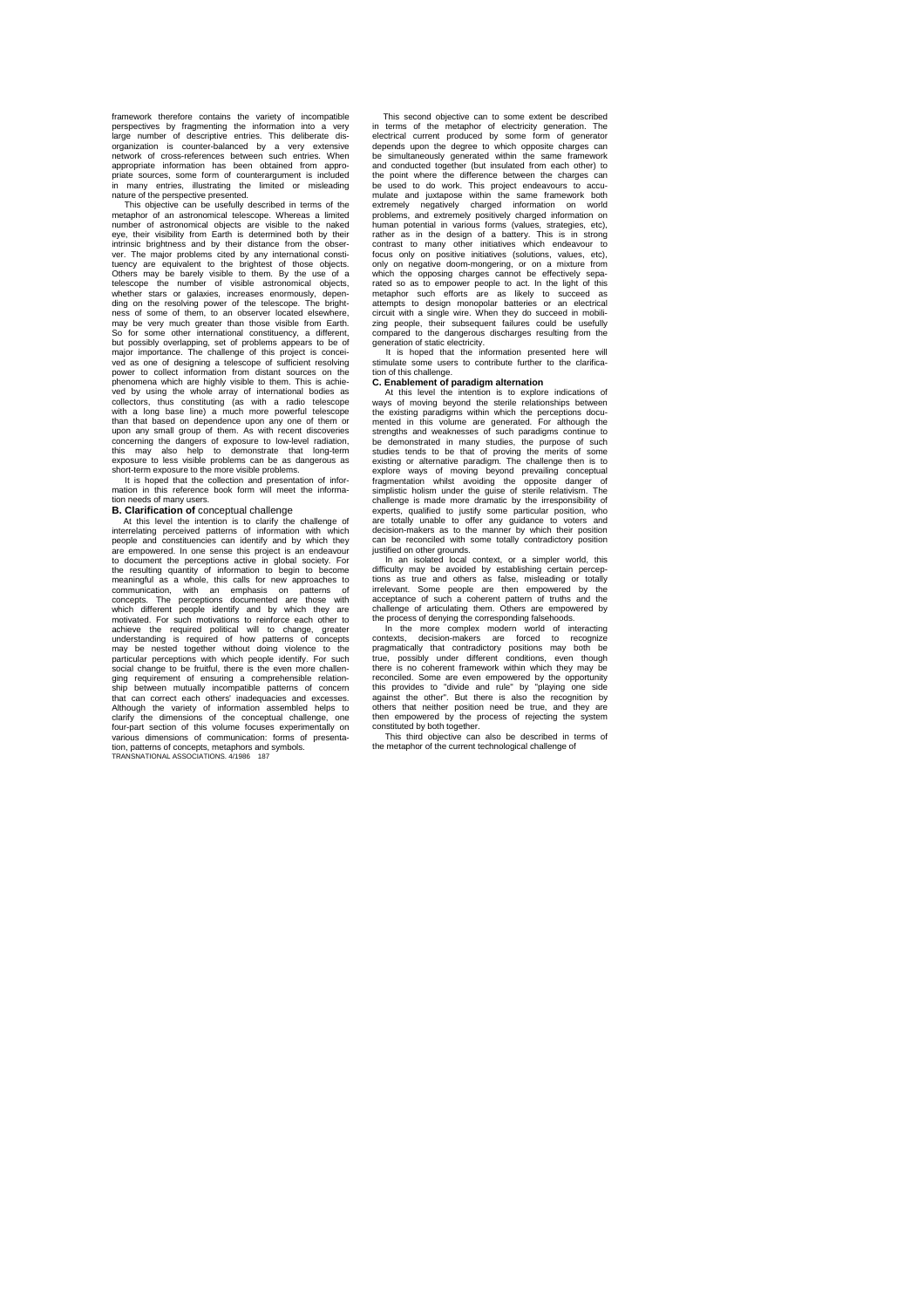framework therefore contains the variety of incompatible perspectives by fragmenting the information into a very large number of descriptive entries. This deliberate disorganization is counter-balanced by a very extensive network of cross-references between such entries. When appropriate information has been obtained from appropriate sources, some form of counterargument is included in many entries, illustrating the limited or misleading nature of the perspective presented.

This objective can be usefully described in terms of the metaphor of an astronomical telescope. Whereas a limited number of astronomical objects are visible to the naked eye, their visibility from Earth is determined both by their intrinsic brightness and by their distance from the observer. The major problems cited by any international constituency are equivalent to the brightest of those objects. Others may be barely visible to them. By the use of a telescope the number of visible astronomical objects, whether stars or galaxies, increases enormously, depending on the resolving power of the telescope. The brightness of some of them, to an observer located elsewhere, may be very much greater than those visible from Earth. So for some other international constituency, a different, but possibly overlapping, set of problems appears to be of major importance. The challenge of this project is conceived as one of designing a telescope of sufficient resolving power to collect information from distant sources on the phenomena which are highly visible to them. This is achieved by using the whole array of international bodies as collectors, thus constituting (as with a radio telescope with a long base line) a much more powerful telescope than that based on dependence upon any one of them or upon any small group of them. As with recent discoveries concerning the dangers of exposure to low-level radiation, this may also help to demonstrate that long-term exposure to less visible problems can be as dangerous as short-term exposure to the more visible problems.

It is hoped that the collection and presentation of information in this reference book form will meet the information needs of many users.

### B. Clarification of conceptual challenge

At this level the intention is to clarify the challenge of interrelating perceived patterns of information with which people and constituencies can identify and by which they are empowered. In one sense this project is an endeavour to document the perceptions active in global society. For the resulting quantity of information to begin to become meaningful as a whole, this calls for new approaches to communication, with an emphasis on patterns of concepts. The perceptions documented are those with which different people identify and by which they are motivated. For such motivations to reinforce each other to achieve the required political will to change, greater understanding is required of how patterns of concepts may be nested together without doing violence to the particular perceptions with which people identify. For such social change to be fruitful, there is the even more challenging requirement of ensuring a comprehensible relationship between mutually incompatible patterns of concern that can correct each others' inadequacies and excesses. Although the variety of information assembled helps to clarify the dimensions of the conceptual challenge, one four-part section of this volume focuses experimentally on various dimensions of communication: forms of presentation, patterns of concepts, metaphors and symbols.

This second objective can to some extent be described in terms of the metaphor of electricity generation. The electrical current produced by some form of generator depends upon the degree to which opposite charges can be simultaneously generated within the same framework and conducted together (but insulated from each other) to the point where the difference between the charges can be used to do work. This project endeavours to accumulate and juxtapose within the same framework both extremely negatively charged information on world problems, and extremely positively charged information on human potential in various forms (values, strategies, etc), rather as in the design of a battery. This is in strong contrast to many other initiatives which endeavour to focus only on positive initiatives (solutions, values, etc), only on negative doom-mongering, or on a mixture from which the opposing charges cannot be effectively separated so as to empower people to act. In the light of this metaphor such efforts are as likely to succeed as attempts to design monopolar batteries or an electrical circuit with a single wire. When they do succeed in mobilizing people, their subsequent failures could be usefully compared to the dangerous discharges resulting from the generation of static electricity.

It is hoped that the information presented here will stimulate some users to contribute further to the clarification of this challenge.

### C. Enablement of paradigm alternation

At this level the intention is to explore indications of ways of moving beyond the sterile relationships between the existing paradigms within which the perceptions documented in this volume are generated. For although the strengths and weaknesses of such paradigms continue to be demonstrated in many studies, the purpose of such studies tends to be that of proving the merits of some existing or alternative paradigm. The challenge then is to explore ways of moving beyond prevailing conceptual fragmentation whilst avoiding the opposite danger of simplistic holism under the guise of sterile relativism. The challenge is made more dramatic by the irresponsibility of experts, qualified to justify some particular position, who are totally unable to offer any guidance to voters and decision-makers as to the manner by which their position can be reconciled with some totally contradictory position justified on other grounds.

In an isolated local context, or a simpler world, this difficulty may be avoided by establishing certain perceptions as true and others as false, misleading or totally irrelevant. Some people are then empowered by the acceptance of such a coherent pattern of truths and the challenge of articulating them. Others are empowered by the process of denying the corresponding falsehoods.

In the more complex modern world of interacting contexts, decision-makers are forced to recognize pragmatically that contradictory positions may both be true, possibly under different conditions, even though there is no coherent framework within which they may be reconciled. Some are even empowered by the opportunity this provides to "divide and rule" by "playing one side against the other". But there is also the recognition by others that neither position need be true, and they are then empowered by the process of rejecting the system constituted by both together.

This third objective can also be described in terms of the metaphor of the current technological challenge of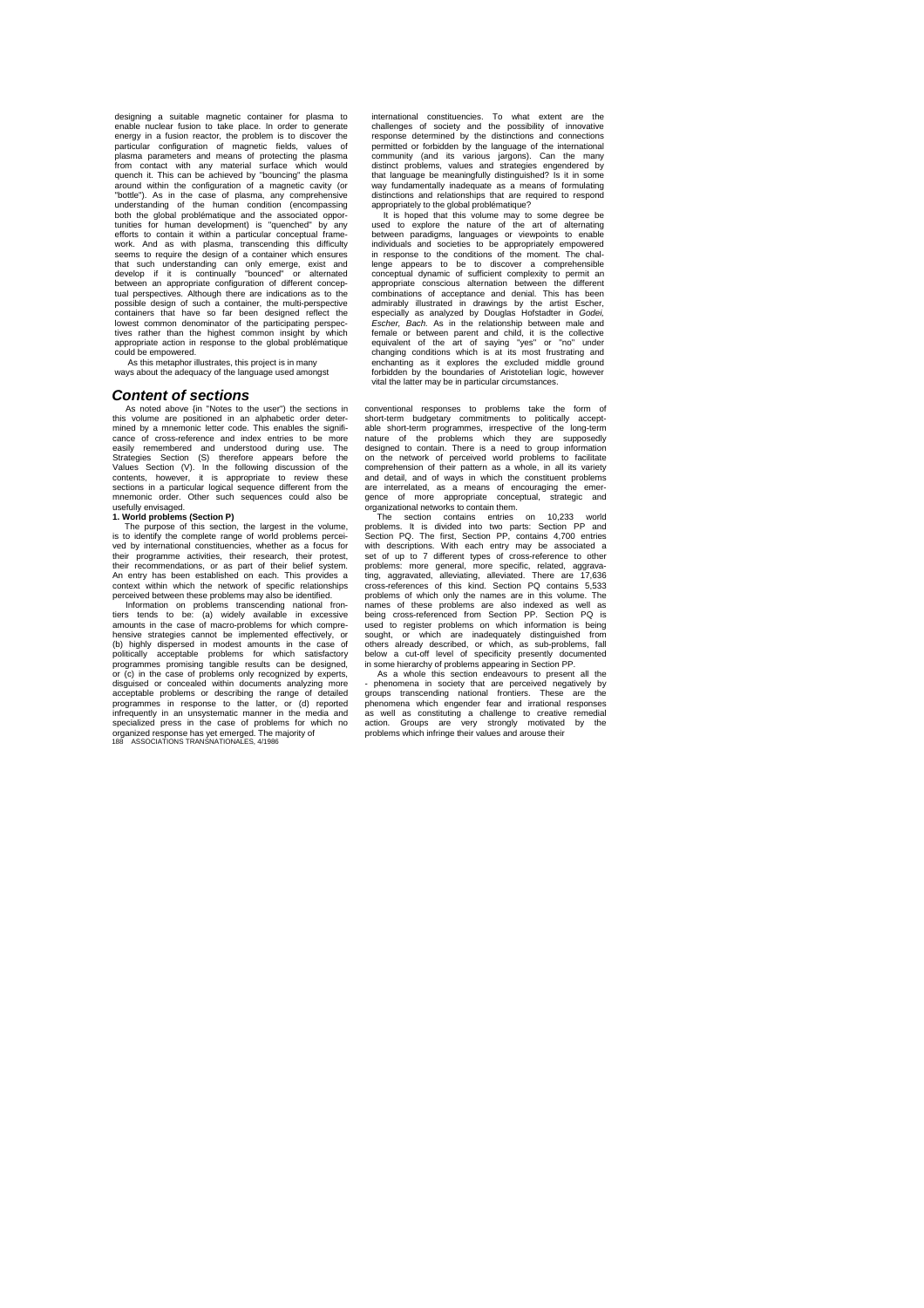designing a suitable magnetic container for plasma to enable nuclear fusion to take place. In order to generate energy in a fusion reactor, the problem is to discover the particular configuration of magnetic fields, values of plasma parameters and means of protecting the plasma from contact with any material surface which would quench it. This can be achieved by "bouncing" the plasma around within the configuration of a magnetic cavity (or "bottle"). As in the case of plasma, any comprehensive understanding of the human condition (encompassing both the global problématique and the associated opportunities for human development) is "quenched" by any efforts to contain it within a particular conceptual framework. And as with plasma, transcending this difficulty seems to require the design of a container which ensures that such understanding can only emerge, exist and develop if it is continually "bounced" or alternated between an appropriate configuration of different conceptual perspectives. Although there are indications as to the possible design of such a container, the multi-perspective containers that have so far been designed reflect the lowest common denominator of the participating perspectives rather than the highest common insight by which appropriate action in response to the global problématique could be empowered.

As this metaphor illustrates, this project is in many ways about the adequacy of the language used amongst international constituencies. To what extent are the challenges of society and the possibility of innovative response determined by the distinctions and connections permitted or forbidden by the language of the international community (and its various jargons). Can the many distinct problems, values and strategies engendered by that language be meaningfully distinguished? Is it in some way fundamentally inadequate as a means of formulating distinctions and relationships that are required to respond appropriately to the global problématique?

It is hoped that this volume may to some degree be used to explore the nature of the art of alternating between paradigms, languages or viewpoints to enable individuals and societies to be appropriately empowered in response to the conditions of the moment. The challenge appears to be to discover a comprehensible conceptual dynamic of sufficient complexity to permit an appropriate conscious alternation between the different combinations of acceptance and denial. This has been admirably illustrated in drawings by the artist Escher, especially as analyzed by Douglas Hofstadter in *Godel, Escher, Bach.* As in the relationship between male and female or between parent and child, it is the collective equivalent of the art of saying "yes" or "no" under changing conditions which is at its most frustrating and enchanting as it explores the excluded middle ground forbidden by the boundaries of Aristotelian logic, however vital the latter may be in particular circumstances.

## *Content of sections*

As noted above (in "Notes to the user") the sections in this volume are positioned in an alphabetic order determined by a mnemonic letter code. This enables the significance of cross-reference and index entries to be more easily remembered and understood during use. The Strategies Section (S) therefore appears before the Values Section (V). In the following discussion of the contents, however, it is appropriate to review these sections in a particular logical sequence different from the mnemonic order. Other such sequences could also be usefully envisaged.

**1. World problems (Section P)**

The purpose of this section, the largest in the volume, is to identify the complete range of world problems perceived by international constituencies, whether as a focus for their programme activities, their research, their protest, their recommendations, or as part of their belief system. An entry has been established on each. This provides a context within which the network of specific relationships perceived between these problems may also be identified.

Information on problems transcending national frontiers tends to be: (a) widely available in excessive amounts in the case of macro-problems for which comprehensive strategies cannot be implemented effectively, or (b) highly dispersed in modest amounts in the case of politically acceptable problems for which satisfactory programmes promising tangible results can be designed, or (c) in the case of problems only recognized by experts, disguised or concealed within documents analyzing more acceptable problems or describing the range of detailed programmes in response to the latter, or (d) reported infrequently in an unsystematic manner in the media and specialized press in the case of problems for which no organized response has yet emerged. The majority of conventional responses to problems take the form of short-term budgetary commitments to politically acceptable short-term programmes, irrespective of the long-term nature of the problems which they are supposedly designed to contain. There is a need to group information on the network of perceived world problems to facilitate comprehension of their pattern as a whole, in all its variety and detail, and of ways in which the constituent problems are interrelated, as a means of encouraging the emergence of more appropriate conceptual, strategic and organizational networks to contain them.

The section contains entries on 10,233 world problems. It is divided into two parts: Section PP and Section PQ. The first, Section PP, contains 4,700 entries with descriptions. With each entry may be associated a set of up to 7 different types of cross-reference to other problems: more general, more specific, related, aggravating, aggravated, alleviating, alleviated. There are 17,636 cross-references of this kind. Section PQ contains 5,533 problems of which only the names are in this volume. The names of these problems are also indexed as well as being cross-referenced from Section PP. Section PQ is used to register problems on which information is being sought, or which are inadequately distinguished from others already described, or which, as sub-problems, fall below a cut-off level of specificity presently documented in some hierarchy of problems appearing in Section PP.

As a whole this section endeavours to present all the - phenomena in society that are perceived negatively by groups transcending national frontiers. These are the phenomena which engender fear and irrational responses as well as constituting a challenge to creative remedial action. Groups are very strongly motivated by the problems which infringe their values and arouse their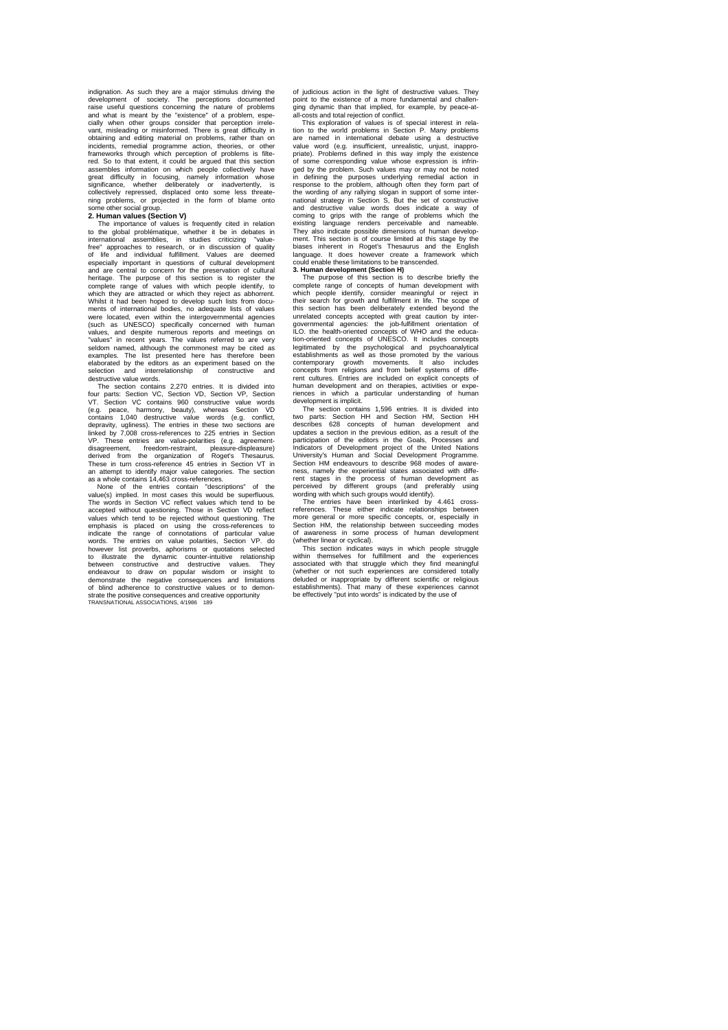indignation. As such they are a major stimulus driving the development of society. The perceptions documented raise useful questions concerning the nature of problems and what is meant by the "existence" of a problem, especially when other groups consider that perception irrelevant, misleading or misinformed. There is great difficulty in obtaining and editing material on problems, rather than on incidents, remedial programme action, theories, or other frameworks through which perception of problems is filtered. So to that extent, it could be argued that this section assembles information on which people collectively have great difficulty in focusing, namely information whose significance, whether deliberately or inadvertently, is collectively repressed, displaced onto some less threatening problems, or projected in the form of blame onto some other social group.

### 2. Human values (Section V)

The importance of values is frequently cited in relation to the global problématique, whether it be in debates in international assemblies, in studies criticizing "value-free" approaches to research, or in discussion of quality of life and individual fulfillment. Values are deemed especially important in questions of cultural development and are central to concern for the preservation of cultural heritage. The purpose of this section is to register the complete range of values with which people identify, to which they are attracted or which they reject as abhorrent. Whilst it had been hoped to develop such lists from documents of international bodies, no adequate lists of values were located, even within the intergovernmental agencies (such as UNESCO) specifically concerned with human values, and despite numerous reports and meetings on "values" in recent years. The values referred to are very seldom named, although the commonest may be cited as examples. The list presented here has therefore been elaborated by the editors as an experiment based on the selection and interrelationship of constructive and destructive value words.

The section contains 2,270 entries. It is divided into four parts: Section VC, Section VD, Section VP, Section VT. Section VC contains 960 constructive value words (e.g. peace, harmony, beauty), whereas Section VD contains 1,040 destructive value words (e.g. conflict, depravity, ugliness). The entries in these two sections are linked by 7,008 cross-references to 225 entries in Section VP. These entries are value-polarities (e.g. agreement-disagreement, freedom-restraint, pleasure-displeasure) derived from the organization of Roget's Thesaurus. These in turn cross-reference 45 entries in Section VT in an attempt to identify major value categories. The section as a whole contains 14,463 cross-references.

None of the entries contain "descriptions" of the value(s) implied. In most cases this would be superfluous. The words in Section VC reflect values which tend to be accepted without questioning. Those in Section VD reflect values which tend to be rejected without questioning. The emphasis is placed on using the cross-references to indicate the range of connotations of particular value words. The entries on value polarities, Section VP. do however list proverbs, aphorisms or quotations selected to illustrate the dynamic counter-intuitive relationship between constructive and destructive values. They endeavour to draw on popular wisdom or insight to demonstrate the negative consequences and limitations of blind adherence to constructive values or to demonstrate the positive consequences and creative opportunity of judicious action in the light of destructive values. They point to the existence of a more fundamental and challenging dynamic than that implied, for example, by peace-at-all-costs and total rejection of conflict.

This exploration of values is of special interest in relation to the world problems in Section P. Many problems are named in international debate using a destructive value word (e.g. insufficient, unrealistic, unjust, inappropriate). Problems defined in this way imply the existence of some corresponding value whose expression is infringed by the problem. Such values may or may not be noted in defining the purposes underlying remedial action in response to the problem, although often they form part of the wording of any rallying slogan in support of some international strategy in Section S, But the set of constructive and destructive value words does indicate a way of coming to grips with the range of problems which the existing language renders perceivable and nameable. They also indicate possible dimensions of human development. This section is of course limited at this stage by the biases inherent in Roget's Thesaurus and the English language. It does however create a framework which could enable these limitations to be transcended.

### 3. Human development (Section H)

The purpose of this section is to describe briefly the complete range of concepts of human development with which people identify, consider meaningful or reject in their search for growth and fulfillment in life. The scope of this section has been deliberately extended beyond the unrelated concepts accepted with great caution by intergovernmental agencies: the job-fulfillment orientation of ILO. the health-oriented concepts of WHO and the education-oriented concepts of UNESCO. It includes concepts legitimated by the psychological and psychoanalytical establishments as well as those promoted by the various contemporary growth movements. It also includes concepts from religions and from belief systems of different cultures. Entries are included on explicit concepts of human development and on therapies, activities or experiences in which a particular understanding of human development is implicit.

The section contains 1,596 entries. It is divided into two parts: Section HH and Section HM, Section HH describes 628 concepts of human development and updates a section in the previous edition, as a result of the participation of the editors in the Goals, Processes and Indicators of Development project of the United Nations University's Human and Social Development Programme. Section HM endeavours to describe 968 modes of awareness, namely the experiential states associated with different stages in the process of human development as perceived by different groups (and preferably using wording with which such groups would identify).

The entries have been interlinked by 4.461 cross-references. These either indicate relationships between more general or more specific concepts, or, especially in Section HM, the relationship between succeeding modes of awareness in some process of human development (whether linear or cyclical).

This section indicates ways in which people struggle within themselves for fulfillment and the experiences associated with that struggle which they find meaningful (whether or not such experiences are considered totally deluded or inappropriate by different scientific or religious establishments). That many of these experiences cannot be effectively "put into words" is indicated by the use of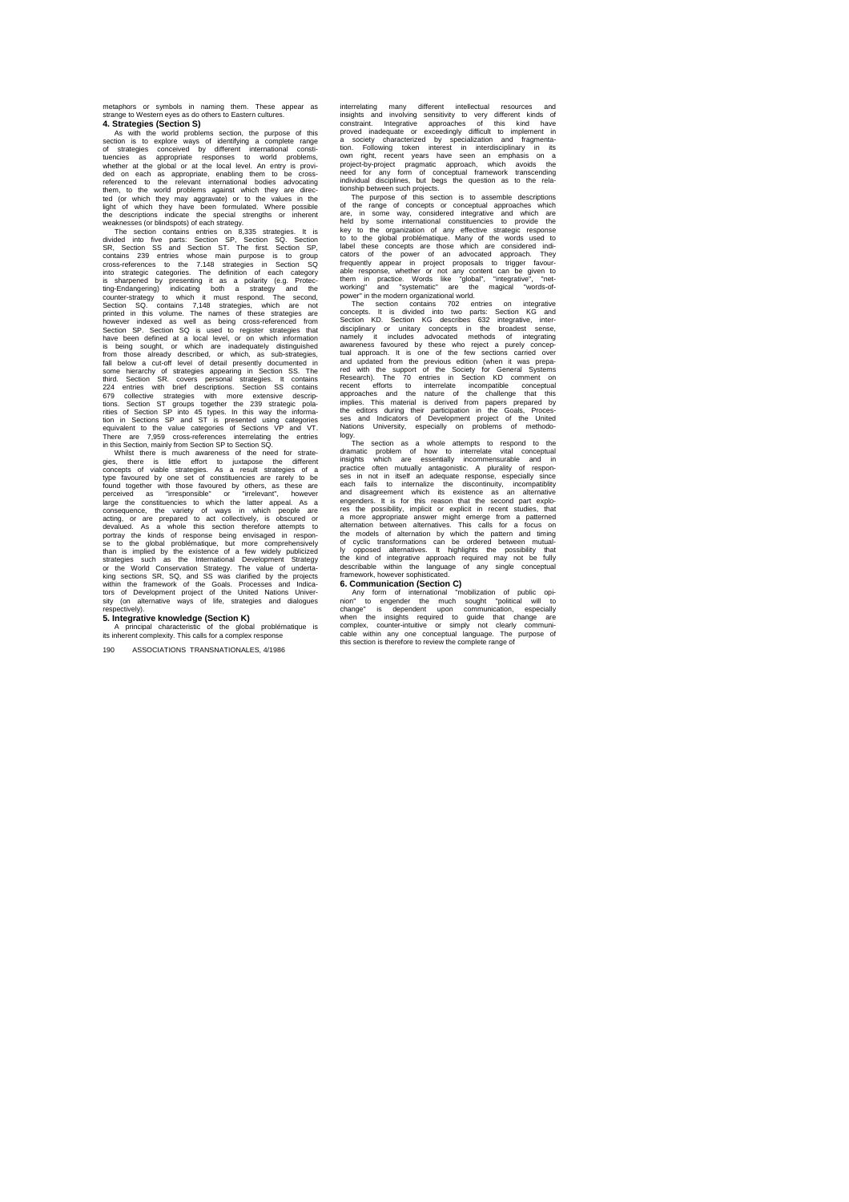metaphors or symbols in naming them. These appear as strange to Western eyes as do others to Eastern cultures.

## 4. Strategies (Section S)

As with the world problems section, the purpose of this section is to explore ways of identifying a complete range of strategies conceived by different international constituencies as appropriate responses to world problems, whether at the global or at the local level. An entry is provided on each as appropriate, enabling them to be cross-referenced to the relevant international bodies advocating them, to the world problems against which they are directed (or which they may aggravate) or to the values in the light of which they have been formulated. Where possible the descriptions indicate the special strengths or inherent weaknesses (or blindspots) of each strategy.

The section contains entries on 8,335 strategies. It is divided into five parts: Section SP, Section SQ. Section SR, Section SS and Section ST. The first. Section SP, contains 239 entries whose main purpose is to group cross-references to the 7.148 strategies in Section SQ into strategic categories. The definition of each category is sharpened by presenting it as a polarity (e.g. Protecting-Endangering) indicating both a strategy and the counter-strategy to which it must respond. The second, Section SQ. contains 7,148 strategies, which are not printed in this volume. The names of these strategies are however indexed as well as being cross-referenced from Section SP. Section SQ is used to register strategies that have been defined at a local level, or on which information is being sought, or which are inadequately distinguished from those already described, or which, as sub-strategies, fall below a cut-off level of detail presently documented in some hierarchy of strategies appearing in Section SS. The third. Section SR. covers personal strategies. It contains 224 entries with brief descriptions. Section SS contains 679 collective strategies with more extensive descriptions. Section ST groups together the 239 strategic polarities of Section SP into 45 types. In this way the information in Sections SP and ST is presented using categories equivalent to the value categories of Sections VP and VT. There are 7,959 cross-references interrelating the entries in this Section, mainly from Section SP to Section SQ.

Whilst there is much awareness of the need for strategies, there is little effort to juxtapose the different concepts of viable strategies. As a result strategies of a type favoured by one set of constituencies are rarely to be found together with those favoured by others, as these are perceived as "irresponsible" or "irrelevant", however large the constituencies to which the latter appeal. As a consequence, the variety of ways in which people are acting, or are prepared to act collectively, is obscured or devalued. As a whole this section therefore attempts to portray the kinds of response being envisaged in response to the global problématique, but more comprehensively than is implied by the existence of a few widely publicized strategies such as the International Development Strategy or the World Conservation Strategy. The value of undertaking sections SR, SQ, and SS was clarified by the projects within the framework of the Goals. Processes and Indicators of Development project of the United Nations University (on alternative ways of life, strategies and dialogues respectively).

## 5. Integrative knowledge (Section K)

A principal characteristic of the global problématique is its inherent complexity. This calls for a complex response interrelating many different intellectual resources and insights and involving sensitivity to very different kinds of constraint. Integrative approaches of this kind have proved inadequate or exceedingly difficult to implement in a society characterized by specialization and fragmentation. Following token interest in interdisciplinary in its own right, recent years have seen an emphasis on a project-by-project pragmatic approach, which avoids the need for any form of conceptual framework transcending individual disciplines, but begs the question as to the relationship between such projects.

The purpose of this section is to assemble descriptions of the range of concepts or conceptual approaches which are, in some way, considered integrative and which are held by some international constituencies to provide the key to the organization of any effective strategic response to to the global problématique. Many of the words used to label these concepts are those which are considered indicators of the power of an advocated approach. They frequently appear in project proposals to trigger favourable response, whether or not any content can be given to them in practice. Words like "global", "integrative", "networking" and "systematic" are the magical "words-of-power" in the modern organizational world.

The section contains 702 entries on integrative concepts. It is divided into two parts: Section KG and Section KD. Section KG describes 632 integrative, interdisciplinary or unitary concepts in the broadest sense, namely it includes advocated methods of integrating awareness favoured by these who reject a purely conceptual approach. It is one of the few sections carried over and updated from the previous edition (when it was prepared with the support of the Society for General Systems Research). The 70 entries in Section KD comment on recent efforts to interrelate incompatible conceptual approaches and the nature of the challenge that this implies. This material is derived from papers prepared by the editors during their participation in the Goals, Processes and Indicators of Development project of the United Nations University, especially on problems of methodology.

The section as a whole attempts to respond to the dramatic problem of how to interrelate vital conceptual insights which are essentially incommensurable and in practice often mutually antagonistic. A plurality of responses in not in itself an adequate response, especially since each fails to internalize the discontinuity, incompatiblity and disagreement which its existence as an alternative engenders. It is for this reason that the second part explores the possibility, implicit or explicit in recent studies, that a more appropriate answer might emerge from a patterned alternation between alternatives. This calls for a focus on the models of alternation by which the pattern and timing of cyclic transformations can be ordered between mutually opposed alternatives. It highlights the possibility that the kind of integrative approach required may not be fully describable within the language of any single conceptual framework, however sophisticated.

## 6. Communication (Section C)

Any form of international "mobilization of public opinion" to engender the much sought "political will to change" is dependent upon communication, especially when the insights required to guide that change are complex, counter-intuitive or simply not clearly communicable within any one conceptual language. The purpose of this section is therefore to review the complete range of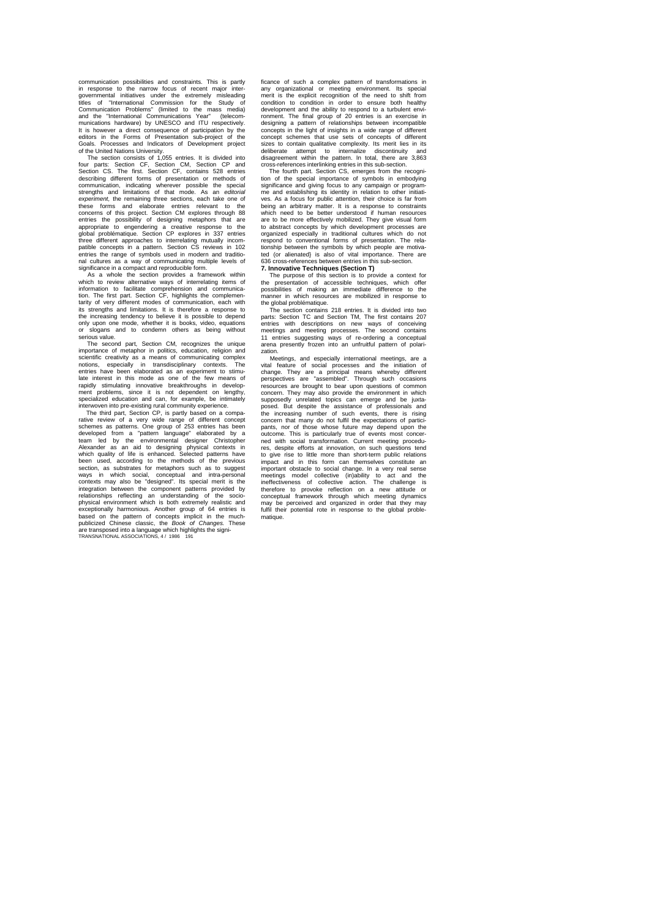communication possibilities and constraints. This is partly in response to the narrow focus of recent major intergovernmental initiatives under the extremely misleading titles of "International Commission for the Study of Communication Problems" (limited to the mass media) and the "International Communications Year" (telecommunications hardware) by UNESCO and ITU respectively. It is however a direct consequence of participation by the editors in the Forms of Presentation sub-project of the Goals. Processes and Indicators of Development project of the United Nations University.

The section consists of 1,055 entries. It is divided into four parts: Section CF, Section CM, Section CP and Section CS. The first. Section CF, contains 528 entries describing different forms of presentation or methods of communication, indicating wherever possible the special strengths and limitations of that mode. As an *editorial experiment,* the remaining three sections, each take one of these forms and elaborate entries relevant to the concerns of this project. Section CM explores through 88 entries the possibility of designing metaphors that are appropriate to engendering a creative response to the global problématique. Section CP explores in 337 entries three different approaches to interrelating mutually incompatible concepts in a pattern. Section CS reviews in 102 entries the range of symbols used in modern and traditional cultures as a way of communicating multiple levels of significance in a compact and reproducible form.

As a whole the section provides a framework within which to review alternative ways of interrelating items of information to facilitate comprehension and communication. The first part. Section CF, highlights the complementarity of very different modes of communication, each with its strengths and limitations. It is therefore a response to the increasing tendency to believe it is possible to depend only upon one mode, whether it is books, video, equations or slogans and to condemn others as being without serious value.

The second part, Section CM, recognizes the unique importance of metaphor in politics, education, religion and scientific creativity as a means of communicating complex notions, especially in transdisciplinary contexts. The entries have been elaborated as an experiment to stimulate interest in this mode as one of the few means of rapidly stimulating innovative breakthroughs in development problems, since it is not dependent on lengthy, specialized education and can, for example, be intimately interwoven into pre-existing rural community experience.

The third part, Section CP, is partly based on a comparative review of a very wide range of different concept schemes as patterns. One group of 253 entries has been developed from a "pattern language" elaborated by a team led by the environmental designer Christopher Alexander as an aid to designing physical contexts in which quality of life is enhanced. Selected patterns have been used, according to the methods of the previous section, as substrates for metaphors such as to suggest ways in which social, conceptual and intra-personal contexts may also be "designed". Its special merit is the integration between the component patterns provided by relationships reflecting an understanding of the socio-physical environment which is both extremely realistic and exceptionally harmonious. Another group of 64 entries is based on the pattern of concepts implicit in the much-publicized Chinese classic, the *Book of Changes.* These are transposed into a language which highlights the significance of such a complex pattern of transformations in any organizational or meeting environment. Its special merit is the explicit recognition of the need to shift from condition to condition in order to ensure both healthy development and the ability to respond to a turbulent environment. The final group of 20 entries is an exercise in designing a pattern of relationships between incompatible concepts in the light of insights in a wide range of different concept schemes that use sets of concepts of different sizes to contain qualitative complexity. Its merit lies in its deliberate attempt to internalize discontinuity and disagreement within the pattern. In total, there are 3,863 cross-references interlinking entries in this sub-section.

The fourth part. Section CS, emerges from the recognition of the special importance of symbols in embodying significance and giving focus to any campaign or programme and establishing its identity in relation to other initiatives. As a focus for public attention, their choice is far from being an arbitrary matter. It is a response to constraints which need to be better understood if human resources are to be more effectively mobilized. They give visual form to abstract concepts by which development processes are organized especially in traditional cultures which do not respond to conventional forms of presentation. The relationship between the symbols by which people are motivated (or alienated} is also of vital importance. There are 636 cross-references between entries in this sub-section.

### 7. Innovative Techniques (Section T)

The purpose of this section is to provide a context for the presentation of accessible techniques, which offer possibilities of making an immediate difference to the manner in which resources are mobilized in response to the global problématique.

The section contains 218 entries. It is divided into two parts: Section TC and Section TM, The first contains 207 entries with descriptions on new ways of conceiving meetings and meeting processes. The second contains 11 entries suggesting ways of re-ordering a conceptual arena presently frozen into an unfruitful pattern of polarization.

Meetings, and especially international meetings, are a vital feature of social processes and the initiation of change. They are a principal means whereby different perspectives are "assembled". Through such occasions resources are brought to bear upon questions of common concern. They may also provide the environment in which supposedly unrelated topics can emerge and be juxtaposed. But despite the assistance of professionals and the increasing number of such events, there is rising concern that many do not fulfil the expectations of participants, nor of those whose future may depend upon the outcome. This is particularly true of events most concerned with social transformation. Current meeting procedures, despite efforts at innovation, on such questions tend to give rise to little more than short-term public relations impact and in this form can themselves constitute an important obstacle to social change. In a very real sense meetings model collective (in)ability to act and the ineffectiveness of collective action. The challenge is therefore to provoke reflection on a new attitude or conceptual framework through which meeting dynamics may be perceived and organized in order that they may fulfil their potential rote in response to the global problematique.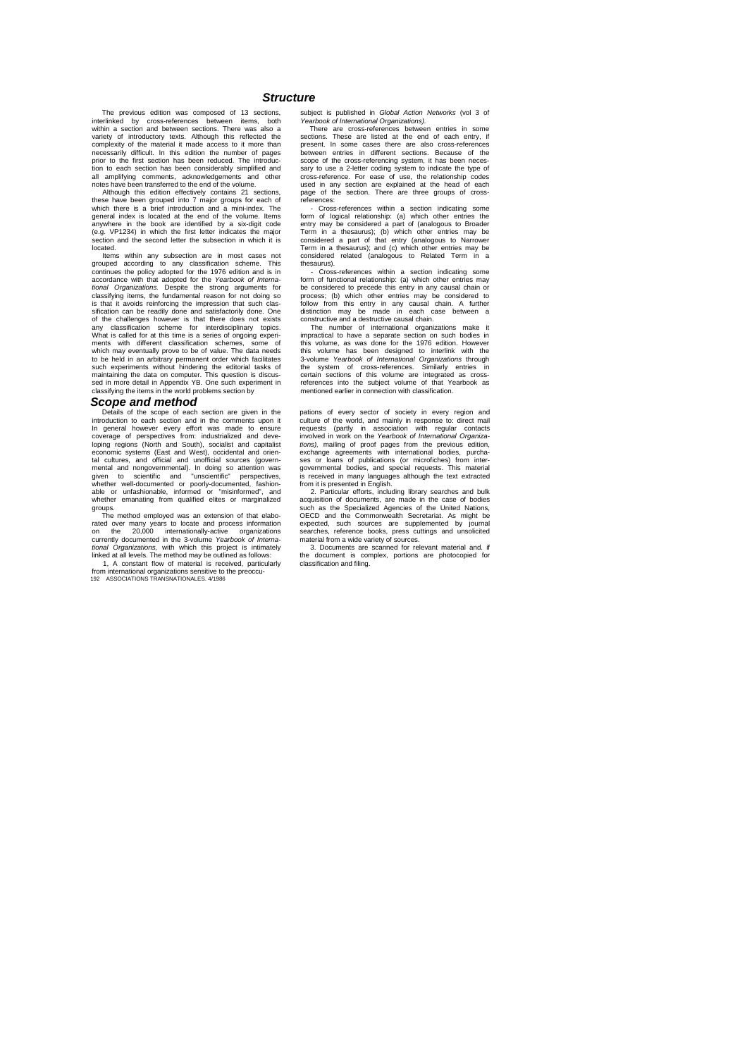## Structure

The previous edition was composed of 13 sections, interlinked by cross-references between items, both within a section and between sections. There was also a variety of introductory texts. Although this reflected the complexity of the material it made access to it more than necessarily difficult. In this edition the number of pages prior to the first section has been reduced. The introduction to each section has been considerably simplified and all amplifying comments, acknowledgements and other notes have been transferred to the end of the volume.

Although this edition effectively contains 21 sections, these have been grouped into 7 major groups for each of which there is a brief introduction and a mini-index. The general index is located at the end of the volume. Items anywhere in the book are identified by a six-digit code (e.g. VP1234) in which the first letter indicates the major section and the second letter the subsection in which it is located.

Items within any subsection are in most cases not grouped according to any classification scheme. This continues the policy adopted for the 1976 edition and is in accordance with that adopted for the *Yearbook of International Organizations.* Despite the strong arguments for classifying items, the fundamental reason for not doing so is that it avoids reinforcing the impression that such classification can be readily done and satisfactorily done. One of the challenges however is that there does not exists any classification scheme for interdisciplinary topics. What is called for at this time is a series of ongoing experiments with different classification schemes, some of which may eventually prove to be of value. The data needs to be held in an arbitrary permanent order which facilitates such experiments without hindering the editorial tasks of maintaining the data on computer. This question is discussed in more detail in Appendix YB. One such experiment in classifying the items in the world problems section by subject is published in *Global Action Networks* (vol 3 of *Yearbook of International Organizations).*

There are cross-references between entries in some sections. These are listed at the end of each entry, if present. In some cases there are also cross-references between entries in different sections. Because of the scope of the cross-referencing system, it has been necessary to use a 2-letter coding system to indicate the type of cross-reference. For ease of use, the relationship codes used in any section are explained at the head of each page of the section. There are three groups of cross-references:

- Cross-references within a section indicating some form of logical relationship: (a) which other entries the entry may be considered a part of (analogous to Broader Term in a thesaurus); (b) which other entries may be considered a part of that entry (analogous to Narrower Term in a thesaurus); and (c) which other entries may be considered related (analogous to Related Term in a thesaurus).

- Cross-references within a section indicating some form of functional relationship: (a) which other entries may be considered to precede this entry in any causal chain or process; (b) which other entries may be considered to follow from this entry in any causal chain. A further distinction may be made in each case between a constructive and a destructive causal chain.

The number of international organizations make it impractical to have a separate section on such bodies in this volume, as was done for the 1976 edition. However this volume has been designed to interlink with the 3-volume *Yearbook of International Organizations* through the system of cross-references. Similarly entries in certain sections of this volume are integrated as cross-references into the subject volume of that Yearbook as mentioned earlier in connection with classification.

## Scope and method

Details of the scope of each section are given in the introduction to each section and in the comments upon it In general however every effort was made to ensure coverage of perspectives from: industrialized and developing regions (North and South), socialist and capitalist economic systems (East and West), occidental and oriental cultures, and official and unofficial sources (governmental and nongovernmental). In doing so attention was given to scientific and "unscientific" perspectives, whether well-documented or poorly-documented, fashionable or unfashionable, informed or "misinformed", and whether emanating from qualified elites or marginalized groups.

The method employed was an extension of that elaborated over many years to locate and process information on the 20,000 internationally-active organizations currently documented in the 3-volume *Yearbook of International Organizations,* with which this project is intimately linked at all levels. The method may be outlined as follows:

1. A constant flow of material is received, particularly from international organizations sensitive to the preoccupations of every sector of society in every region and culture of the world, and mainly in response to: direct mail requests (partly in association with regular contacts involved in work on the *Yearbook of International Organizations),* mailing of proof pages from the previous edition, exchange agreements with international bodies, purchases or loans of publications (or microfiches) from intergovernmental bodies, and special requests. This material is received in many languages although the text extracted from it is presented in English.

2. Particular efforts, including library searches and bulk acquisition of documents, are made in the case of bodies such as the Specialized Agencies of the United Nations, OECD and the Commonwealth Secretariat. As might be expected, such sources are supplemented by journal searches, reference books, press cuttings and unsolicited material from a wide variety of sources.

3. Documents are scanned for relevant material and. if the document is complex, portions are photocopied for classification and filing.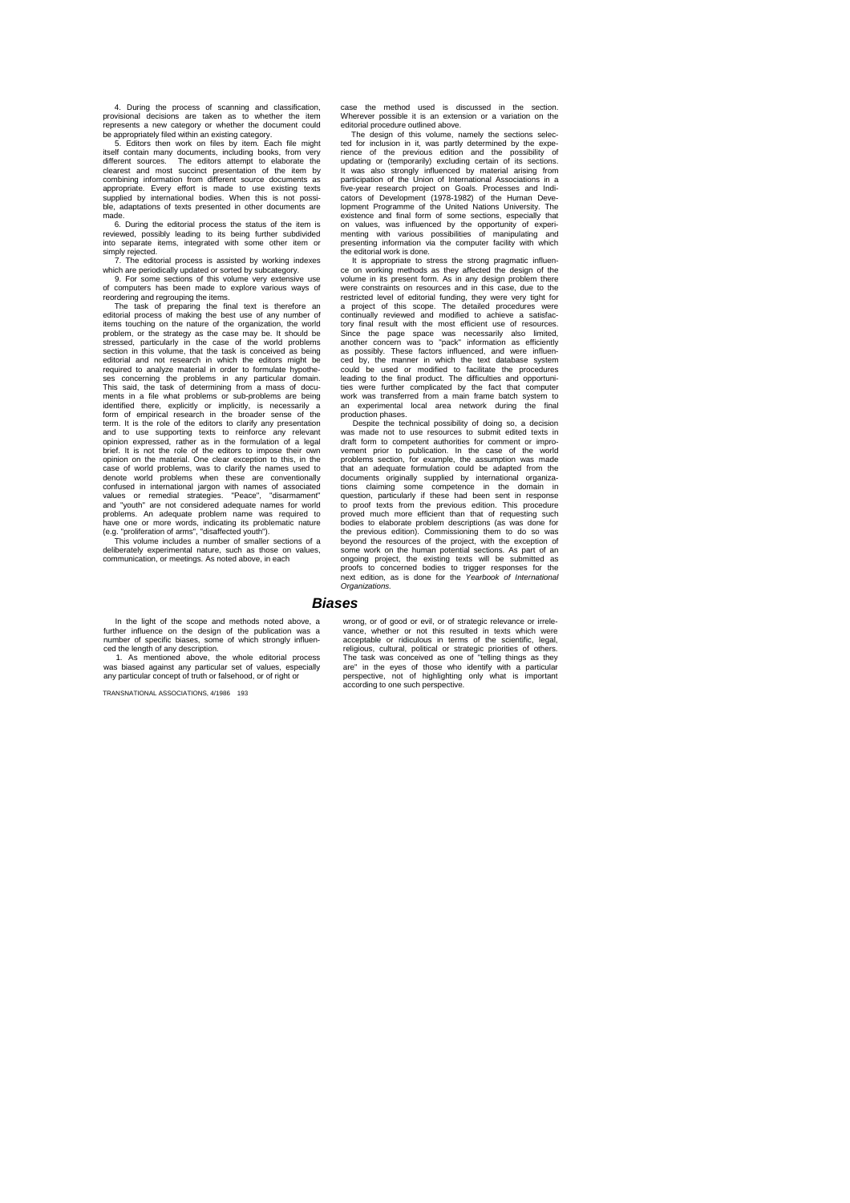4. During the process of scanning and classification, provisional decisions are taken as to whether the item represents a new category or whether the document could be appropriately filed within an existing category.

5. Editors then work on files by item. Each file might itself contain many documents, including books, from very different sources. The editors attempt to elaborate the clearest and most succinct presentation of the item by combining information from different source documents as appropriate. Every effort is made to use existing texts supplied by international bodies. When this is not possible, adaptations of texts presented in other documents are made.

6. During the editorial process the status of the item is reviewed, possibly leading to its being further subdivided into separate items, integrated with some other item or simply rejected.

7. The editorial process is assisted by working indexes which are periodically updated or sorted by subcategory.

9. For some sections of this volume very extensive use of computers has been made to explore various ways of reordering and regrouping the items.

The task of preparing the final text is therefore an editorial process of making the best use of any number of items touching on the nature of the organization, the world problem, or the strategy as the case may be. It should be stressed, particularly in the case of the world problems section in this volume, that the task is conceived as being editorial and not research in which the editors might be required to analyze material in order to formulate hypotheses concerning the problems in any particular domain. This said, the task of determining from a mass of documents in a file what problems or sub-problems are being identified there, explicitly or implicitly, is necessarily a form of empirical research in the broader sense of the term. It is the role of the editors to clarify any presentation and to use supporting texts to reinforce any relevant opinion expressed, rather as in the formulation of a legal brief. It is not the role of the editors to impose their own opinion on the material. One clear exception to this, in the case of world problems, was to clarify the names used to denote world problems when these are conventionally confused in international jargon with names of associated values or remedial strategies. "Peace", "disarmament" and "youth" are not considered adequate names for world problems. An adequate problem name was required to have one or more words, indicating its problematic nature (e.g. "proliferation of arms", "disaffected youth").

This volume includes a number of smaller sections of a deliberately experimental nature, such as those on values, communication, or meetings. As noted above, in each case the method used is discussed in the section. Wherever possible it is an extension or a variation on the editorial procedure outlined above.

The design of this volume, namely the sections selected for inclusion in it, was partly determined by the experience of the previous edition and the possibility of updating or (temporarily) excluding certain of its sections. It was also strongly influenced by material arising from participation of the Union of International Associations in a five-year research project on Goals. Processes and Indicators of Development (1978-1982) of the Human Development Programme of the United Nations University. The existence and final form of some sections, especially that on values, was influenced by the opportunity of experimenting with various possibilities of manipulating and presenting information via the computer facility with which the editorial work is done.

It is appropriate to stress the strong pragmatic influence on working methods as they affected the design of the volume in its present form. As in any design problem there were constraints on resources and in this case, due to the restricted level of editorial funding, they were very tight for a project of this scope. The detailed procedures were continually reviewed and modified to achieve a satisfactory final result with the most efficient use of resources. Since the page space was necessarily also limited, another concern was to "pack" information as efficiently as possibly. These factors influenced, and were influenced by, the manner in which the text database system could be used or modified to facilitate the procedures leading to the final product. The difficulties and opportunities were further complicated by the fact that computer work was transferred from a main frame batch system to an experimental local area network during the final production phases.

Despite the technical possibility of doing so, a decision was made not to use resources to submit edited texts in draft form to competent authorities for comment or improvement prior to publication. In the case of the world problems section, for example, the assumption was made that an adequate formulation could be adapted from the documents originally supplied by international organizations claiming some competence in the domain in question, particularly if these had been sent in response to proof texts from the previous edition. This procedure proved much more efficient than that of requesting such bodies to elaborate problem descriptions (as was done for the previous edition). Commissioning them to do so was beyond the resources of the project, with the exception of some work on the human potential sections. As part of an ongoing project, the existing texts will be submitted as proofs to concerned bodies to trigger responses for the next edition, as is done for the *Yearbook of International Organizations*.

## Biases

In the light of the scope and methods noted above, a further influence on the design of the publication was a number of specific biases, some of which strongly influenced the length of any description.

1. As mentioned above, the whole editorial process was biased against any particular set of values, especially any particular concept of truth or falsehood, or of right or wrong, or of good or evil, or of strategic relevance or irrelevance, whether or not this resulted in texts which were acceptable or ridiculous in terms of the scientific, legal, religious, cultural, political or strategic priorities of others. The task was conceived as one of "telling things as they are" in the eyes of those who identify with a particular perspective, not of highlighting only what is important according to one such perspective.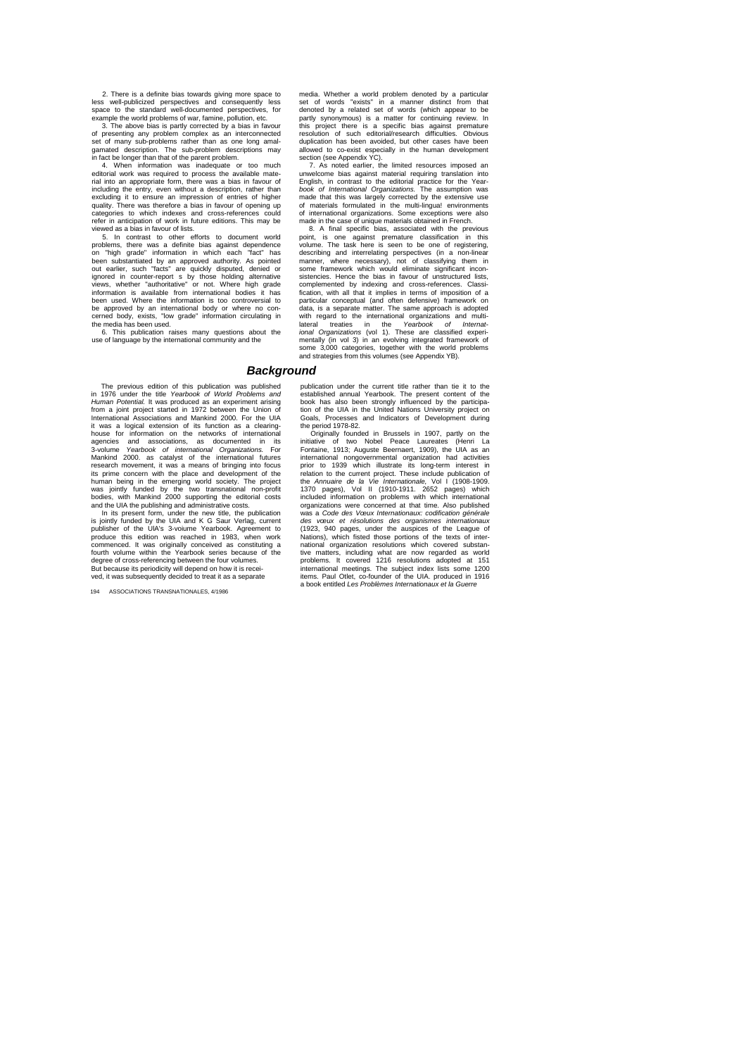2. There is a definite bias towards giving more space to less well-publicized perspectives and consequently less space to the standard well-documented perspectives, for example the world problems of war, famine, pollution, etc.

3. The above bias is partly corrected by a bias in favour of presenting any problem complex as an interconnected set of many sub-problems rather than as one long amalgamated description. The sub-problem descriptions may in fact be longer than that of the parent problem.

4. When information was inadequate or too much editorial work was required to process the available material into an appropriate form, there was a bias in favour of including the entry, even without a description, rather than excluding it to ensure an impression of entries of higher quality. There was therefore a bias in favour of opening up categories to which indexes and cross-references could refer in anticipation of work in future editions. This may be viewed as a bias in favour of lists.

5. In contrast to other efforts to document world problems, there was a definite bias against dependence on "high grade" information in which each "fact" has been substantiated by an approved authority. As pointed out earlier, such "facts" are quickly disputed, denied or ignored in counter-report s by those holding alternative views, whether "authoritative" or not. Where high grade information is available from international bodies it has been used. Where the information is too controversial to be approved by an international body or where no concerned body, exists, "low grade" information circulating in the media has been used.

6. This publication raises many questions about the use of language by the international community and the media. Whether a world problem denoted by a particular set of words "exists" in a manner distinct from that denoted by a related set of words (which appear to be partly synonymous) is a matter for continuing review. In this project there is a specific bias against premature resolution of such editorial/research difficulties. Obvious duplication has been avoided, but other cases have been allowed to co-exist especially in the human development section (see Appendix YC).

7. As noted earlier, the limited resources imposed an unwelcome bias against material requiring translation into English, in contrast to the editorial practice for the *Yearbook of International Organizations.* The assumption was made that this was largely corrected by the extensive use of materials formulated in the multi-lingua! environments of international organizations. Some exceptions were also made in the case of unique materials obtained in French.

8. A final specific bias, associated with the previous point, is one against premature classification in this volume. The task here is seen to be one of registering, describing and interrelating perspectives (in a non-linear manner, where necessary), not of classifying them in some framework which would eliminate significant inconsistencies. Hence the bias in favour of unstructured lists, complemented by indexing and cross-references. Classification, with all that it implies in terms of imposition of a particular conceptual (and often defensive) framework on data, is a separate matter. The same approach is adopted with regard to the international organizations and multilateral treaties in the *Yearbook of International Organizations* (vol 1). These are classified experimentally (in vol 3) in an evolving integrated framework of some 3,000 categories, together with the world problems and strategies from this volumes (see Appendix YB).

## Background

The previous edition of this publication was published in 1976 under the title *Yearbook of World Problems and Human Potential.* It was produced as an experiment arising from a joint project started in 1972 between the Union of International Associations and Mankind 2000. For the UIA it was a logical extension of its function as a clearing-house for information on the networks of international agencies and associations, as documented in its 3-volume *Yearbook of international Organizations.* For Mankind 2000. as catalyst of the international futures research movement, it was a means of bringing into focus its prime concern with the place and development of the human being in the emerging world society. The project was jointly funded by the two transnational non-profit bodies, with Mankind 2000 supporting the editorial costs and the UIA the publishing and administrative costs.

In its present form, under the new title, the publication is jointly funded by the UIA and K G Saur Verlag, current publisher of the UIA's 3-voiume Yearbook. Agreement to produce this edition was reached in 1983, when work commenced. It was originally conceived as constituting a fourth volume within the Yearbook series because of the degree of cross-referencing between the four volumes.
But because its periodicity will depend on how it is received, it was subsequently decided to treat it as a separate publication under the current title rather than tie it to the established annual Yearbook. The present content of the book has also been strongly influenced by the participation of the UIA in the United Nations University project on Goals, Processes and Indicators of Development during the period 1978-82.

Originally founded in Brussels in 1907, partly on the initiative of two Nobel Peace Laureates (Henri La Fontaine, 1913; Auguste Beernaert, 1909), the UIA as an international nongovernmental organization had activities prior to 1939 which illustrate its long-term interest in relation to the current project. These include publication of the *Annuaire de la Vie Internationale,* Vol I (1908-1909. 1370 pages), Vol II (1910-1911. 2652 pages) which included information on problems with which international organizations were concerned at that time. Also published was a *Code des Vœux Internationaux: codification générale des vœux et résolutions des organismes internationaux* (1923, 940 pages, under the auspices of the League of Nations), which fisted those portions of the texts of international organization resolutions which covered substantive matters, including what are now regarded as world problems. It covered 1216 resolutions adopted at 151 international meetings. The subject index lists some 1200 items. Paul Otlet, co-founder of the UIA. produced in 1916 a book entitled *Les Problèmes Internationaux et la Guerre*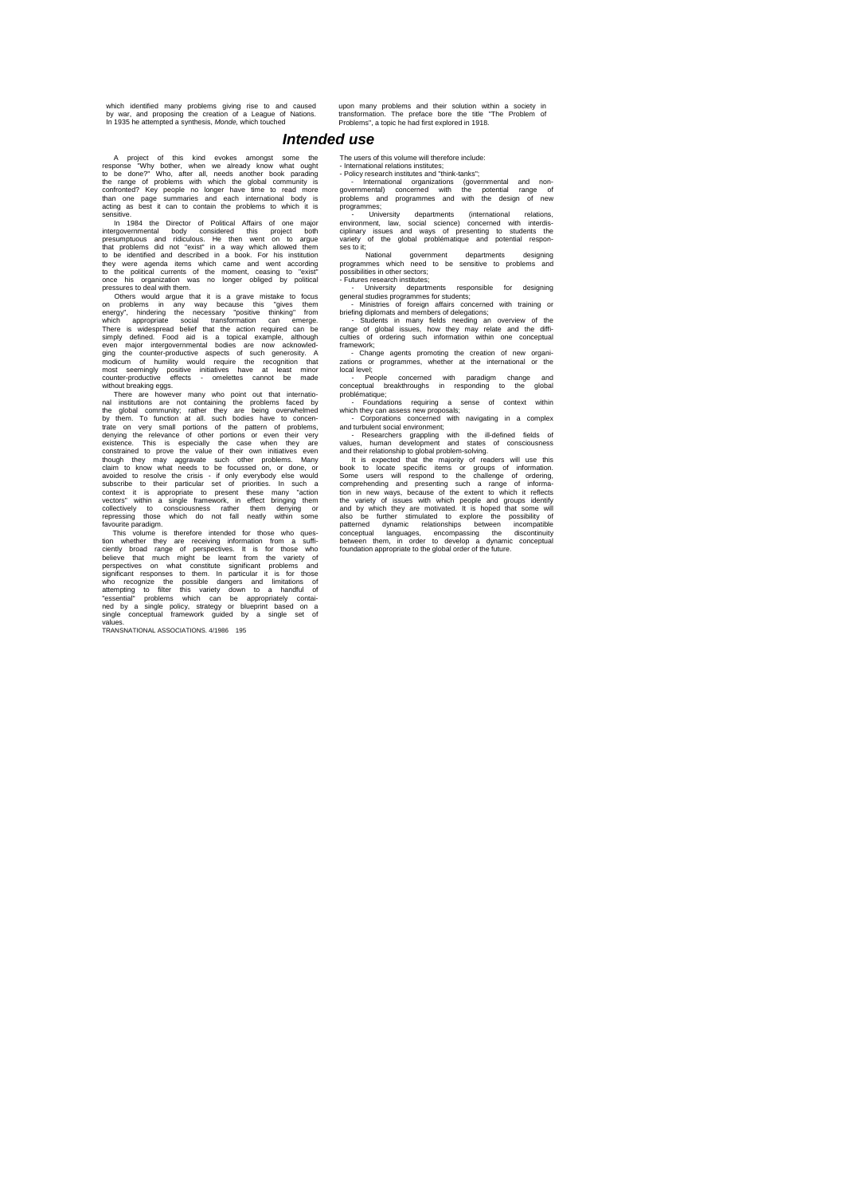which identified many problems giving rise to and caused by war, and proposing the creation of a League of Nations. In 1935 he attempted a synthesis, *Monde*, which touched upon many problems and their solution within a society in transformation. The preface bore the title "The Problem of Problems", a topic he had first explored in 1918.

## Intended use

A project of this kind evokes amongst some the response "Why bother, when we already know what ought to be done?" Who, after all, needs another book parading the range of problems with which the global community is confronted? Key people no longer have time to read more than one page summaries and each international body is acting as best it can to contain the problems to which it is sensitive.

In 1984 the Director of Political Affairs of one major intergovernmental body considered this project both presumptuous and ridiculous. He then went on to argue that problems did not "exist" in a way which allowed them to be identified and described in a book. For his institution they were agenda items which came and went according to the political currents of the moment, ceasing to "exist" once his organization was no longer obliged by political pressures to deal with them.

Others would argue that it is a grave mistake to focus on problems in any way because this "gives them energy", hindering the necessary "positive thinking" from which appropriate social transformation can emerge. There is widespread belief that the action required can be simply defined. Food aid is a topical example, although even major intergovernmental bodies are now acknowledging the counter-productive aspects of such generosity. A modicum of humility would require the recognition that most seemingly positive initiatives have at least minor counter-productive effects - omelettes cannot be made without breaking eggs.

There are however many who point out that international institutions are not containing the problems faced by the global community; rather they are being overwhelmed by them. To function at all. such bodies have to concentrate on very small portions of the pattern of problems, denying the relevance of other portions or even their very existence. This is especially the case when they are constrained to prove the value of their own initiatives even though they may aggravate such other problems. Many claim to know what needs to be focussed on, or done, or avoided to resolve the crisis - if only everybody else would subscribe to their particular set of priorities. In such a context it is appropriate to present these many "action vectors" within a single framework, in effect bringing them collectively to consciousness rather them denying or repressing those which do not fall neatly within some favourite paradigm.

This volume is therefore intended for those who question whether they are receiving information from a sufficiently broad range of perspectives. It is for those who believe that much might be learnt from the variety of perspectives on what constitute significant problems and significant responses to them. In particular it is for those who recognize the possible dangers and limitations of attempting to filter this variety down to a handful of "essential" problems which can be appropriately contained by a single policy, strategy or blueprint based on a single conceptual framework guided by a single set of values.

The users of this volume will therefore include:

- International relations institutes;
- Policy research institutes and "think-tanks";
- International organizations (governmental and non-governmental) concerned with the potential range of problems and programmes and with the design of new programmes;
- University departments (international relations, environment, law, social science) concerned with interdisciplinary issues and ways of presenting to students the variety of the global problématique and potential responses to it;
- National government departments designing programmes which need to be sensitive to problems and possibilities in other sectors;
- Futures research institutes;
- University departments responsible for designing general studies programmes for students;
- Ministries of foreign affairs concerned with training or briefing diplomats and members of delegations;
- Students in many fields needing an overview of the range of global issues, how they may relate and the difficulties of ordering such information within one conceptual framework;
- Change agents promoting the creation of new organizations or programmes, whether at the international or the local level;
- People concerned with paradigm change and conceptual breakthroughs in responding to the global problématique;
- Foundations requiring a sense of context within which they can assess new proposals;
- Corporations concerned with navigating in a complex and turbulent social environment;
- Researchers grappling with the ill-defined fields of values, human development and states of consciousness and their relationship to global problem-solving.

It is expected that the majority of readers will use this book to locate specific items or groups of information. Some users will respond to the challenge of ordering, comprehending and presenting such a range of information in new ways, because of the extent to which it reflects the variety of issues with which people and groups identify and by which they are motivated. It is hoped that some will also be further stimulated to explore the possibility of patterned dynamic relationships between incompatible conceptual languages, encompassing the discontinuity between them, in order to develop a dynamic conceptual foundation appropriate to the global order of the future.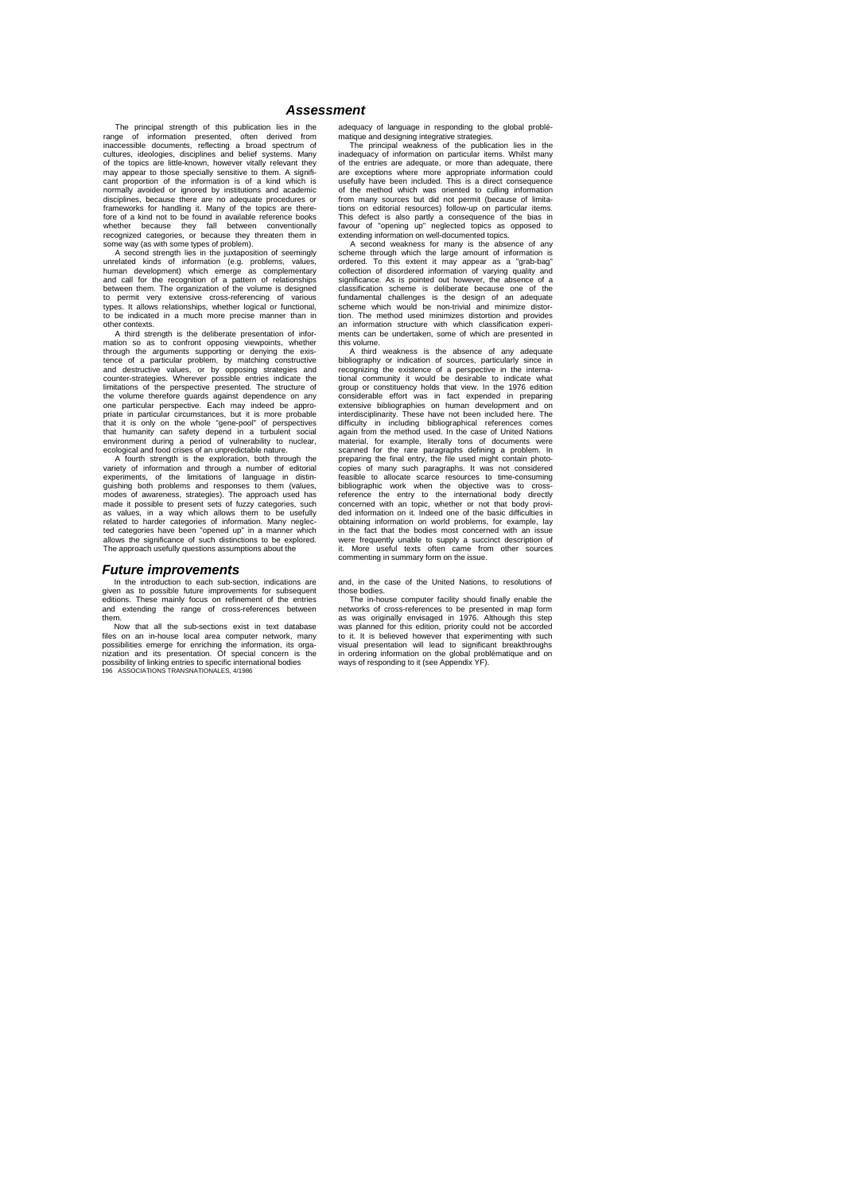## Assessment

The principal strength of this publication lies in the range of information presented, often derived from inaccessible documents, reflecting a broad spectrum of cultures, ideologies, disciplines and belief systems. Many of the topics are little-known, however vitally relevant they may appear to those specially sensitive to them. A significant proportion of the information is of a kind which is normally avoided or ignored by institutions and academic disciplines, because there are no adequate procedures or frameworks for handling it. Many of the topics are therefore of a kind not to be found in available reference books whether because they fall between conventionally recognized categories, or because they threaten them in some way (as with some types of problem).

A second strength lies in the juxtaposition of seemingly unrelated kinds of information (e.g. problems, values, human development) which emerge as complementary and call for the recognition of a pattern of relationships between them. The organization of the volume is designed to permit very extensive cross-referencing of various types. It allows relationships, whether logical or functional, to be indicated in a much more precise manner than in other contexts.

A third strength is the deliberate presentation of information so as to confront opposing viewpoints, whether through the arguments supporting or denying the existence of a particular problem, by matching constructive and destructive values, or by opposing strategies and counter-strategies. Wherever possible entries indicate the limitations of the perspective presented. The structure of the volume therefore guards against dependence on any one particular perspective. Each may indeed be appropriate in particular circumstances, but it is more probable that it is only on the whole "gene-pool" of perspectives that humanity can safety depend in a turbulent social environment during a period of vulnerability to nuclear, ecological and food crises of an unpredictable nature.

A fourth strength is the exploration, both through the variety of information and through a number of editorial experiments, of the limitations of language in distinguishing both problems and responses to them (values, modes of awareness, strategies). The approach used has made it possible to present sets of fuzzy categories, such as values, in a way which allows them to be usefully related to harder categories of information. Many neglected categories have been "opened up" in a manner which allows the significance of such distinctions to be explored. The approach usefully questions assumptions about the adequacy of language in responding to the global problématique and designing integrative strategies.

The principal weakness of the publication lies in the inadequacy of information on particular items. Whilst many of the entries are adequate, or more than adequate, there are exceptions where more appropriate information could usefully have been included. This is a direct consequence of the method which was oriented to culling information from many sources but did not permit (because of limitations on editorial resources) follow-up on particular items. This defect is also partly a consequence of the bias in favour of "opening up" neglected topics as opposed to extending information on well-documented topics.

A second weakness for many is the absence of any scheme through which the large amount of information is ordered. To this extent it may appear as a "grab-bag" collection of disordered information of varying quality and significance. As is pointed out however, the absence of a classification scheme is deliberate because one of the fundamental challenges is the design of an adequate scheme which would be non-trivial and minimize distortion. The method used minimizes distortion and provides an information structure with which classification experiments can be undertaken, some of which are presented in this volume.

A third weakness is the absence of any adequate bibliography or indication of sources, particularly since in recognizing the existence of a perspective in the international community it would be desirable to indicate what group or constituency holds that view. In the 1976 edition considerable effort was in fact expended in preparing extensive bibliographies on human development and on interdisciplinarity. These have not been included here. The difficulty in including bibliographical references comes again from the method used. In the case of United Nations material, for example, literally tons of documents were scanned for the rare paragraphs defining a problem. In preparing the final entry, the file used might contain photocopies of many such paragraphs. It was not considered feasible to allocate scarce resources to time-consuming bibliographic work when the objective was to cross-reference the entry to the international body directly concerned with an topic, whether or not that body provided information on it. Indeed one of the basic difficulties in obtaining information on world problems, for example, lay in the fact that the bodies most concerned with an issue were frequently unable to supply a succinct description of it. More useful texts often came from other sources commenting in summary form on the issue.

## Future improvements

In the introduction to each sub-section, indications are given as to possible future improvements for subsequent editions. These mainly focus on refinement of the entries and extending the range of cross-references between them.

Now that all the sub-sections exist in text database files on an in-house local area computer network, many possibilities emerge for enriching the information, its organization and its presentation. Of special concern is the possibility of linking entries to specific international bodies and, in the case of the United Nations, to resolutions of those bodies.

The in-house computer facility should finally enable the networks of cross-references to be presented in map form as was originally envisaged in 1976. Although this step was planned for this edition, priority could not be accorded to it. It is believed however that experimenting with such visual presentation will lead to significant breakthroughs in ordering information on the global problématique and on ways of responding to it (see Appendix YF).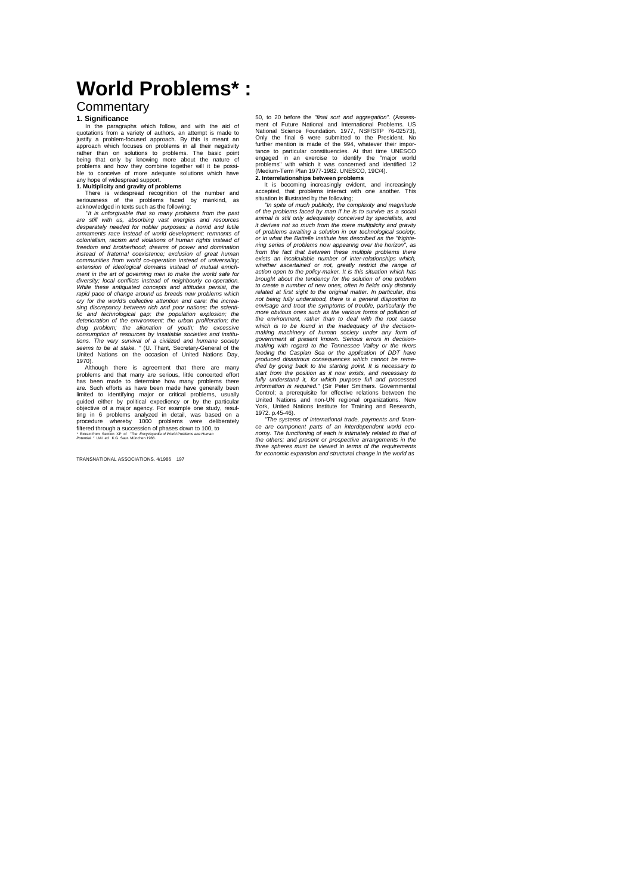# World Problems* :

## Commentary

### 1. Significance

In the paragraphs which follow, and with the aid of quotations from a variety of authors, an attempt is made to justify a problem-focused approach. By this is meant an approach which focuses on problems in all their negativity rather than on solutions to problems. The basic point being that only by knowing more about the nature of problems and how they combine together will it be possible to conceive of more adequate solutions which have any hope of widespread support.

#### 1. Multiplicity and gravity of problems

There is widespread recognition of the number and seriousness of the problems faced by mankind, as acknowledged in texts such as the following:

*"It is unforgivable that so many problems from the past are still with us, absorbing vast energies and resources desperately needed for nobler purposes: a horrid and futile armaments race instead of world development; remnants of colonialism, racism and violations of human rights instead of freedom and brotherhood; dreams of power and domination instead of fraternal coexistence; exclusion of great human communities from world co-operation instead of universality; extension of ideological domains instead of mutual enrichment in the art of governing men to make the world safe for diversity; local conflicts instead of neighbourly co-operation. While these antiquated concepts and attitudes persist, the rapid pace of change around us breeds new problems which cry for the world's collective attention and care: the increasing discrepancy between rich and poor nations; the scientific and technological gap; the population explosion; the deterioration of the environment; the urban proliferation; the drug problem; the alienation of youth; the excessive consumption of resources by insatiable societies and institutions. The very survival of a civilized and humane society seems to be at stake. "* (U. Thant, Secretary-General of the United Nations on the occasion of United Nations Day, 1970).

Although there is agreement that there are many problems and that many are serious, little concerted effort has been made to determine how many problems there are. Such efforts as have been made have generally been limited to identifying major or critical problems, usually guided either by political expediency or by the particular objective of a major agency. For example one study, resulting in 6 problems analyzed in detail, was based on a procedure whereby 1000 problems were deliberately filtered through a succession of phases down to 100, to 50, to 20 before the *"final sort and aggregation"*. (Assessment of Future National and International Problems. US National Science Foundation. 1977, NSF/STP 76-02573), Only the final 6 were submitted to the President. No further mention is made of the 994, whatever their importance to particular constituencies. At that time UNESCO engaged in an exercise to identify the "major world problems" with which it was concerned and identified 12 (Medium-Term Plan 1977-1982. UNESCO, 19C/4).

#### 2. Interrelationships between problems

It is becoming increasingly evident, and increasingly accepted, that problems interact with one another. This situation is illustrated by the following;

*"In spite of much publicity, the complexity and magnitude of the problems faced by man if he is to survive as a social animal is still only adequately conceived by specialists, and it derives not so much from the mere multiplicity and gravity of problems awaiting a solution in our technological society, or in what the Battelle Institute has described as the "frightening series of problems now appearing over the horizon", as from the fact that between these multiple problems there exists an incalculable number of inter-relationships which, whether ascertained or not, greatly restrict the range of action open to the policy-maker. It is this situation which has brought about the tendency for the solution of one problem to create a number of new ones, often in fields only distantly related at first sight to the original matter. In particular, this not being fully understood, there is a general disposition to envisage and treat the symptoms of trouble, particularly the more obvious ones such as the various forms of pollution of the environment, rather than to deal with the root cause which is to be found in the inadequacy of the decision-making machinery of human society under any form of government at present known. Serious errors in decision-making with regard to the Tennessee Valley or the rivers feeding the Caspian Sea or the application of DDT have produced disastrous consequences which cannot be remedied by going back to the starting point. It is necessary to start from the position as it now exists, and necessary to fully understand it, for which purpose full and processed information is required."* (Sir Peter Smithers. Governmental Control; a prerequisite for effective relations between the United Nations and non-UN regional organizations. New York, United Nations Institute for Training and Research, 1972. p.45-46).

*"The systems of international trade, payments and finance are component parts of an interdependent world economy. The functioning of each is intimately related to that of the others; and present or prospective arrangements in the three spheres must be viewed in terms of the requirements for economic expansion and structural change in the world as*

\* Extract from Section XP of *"The Encyclopedia of World Problems and Human Potential."* UAI ed. K.G. Saur. München 1986.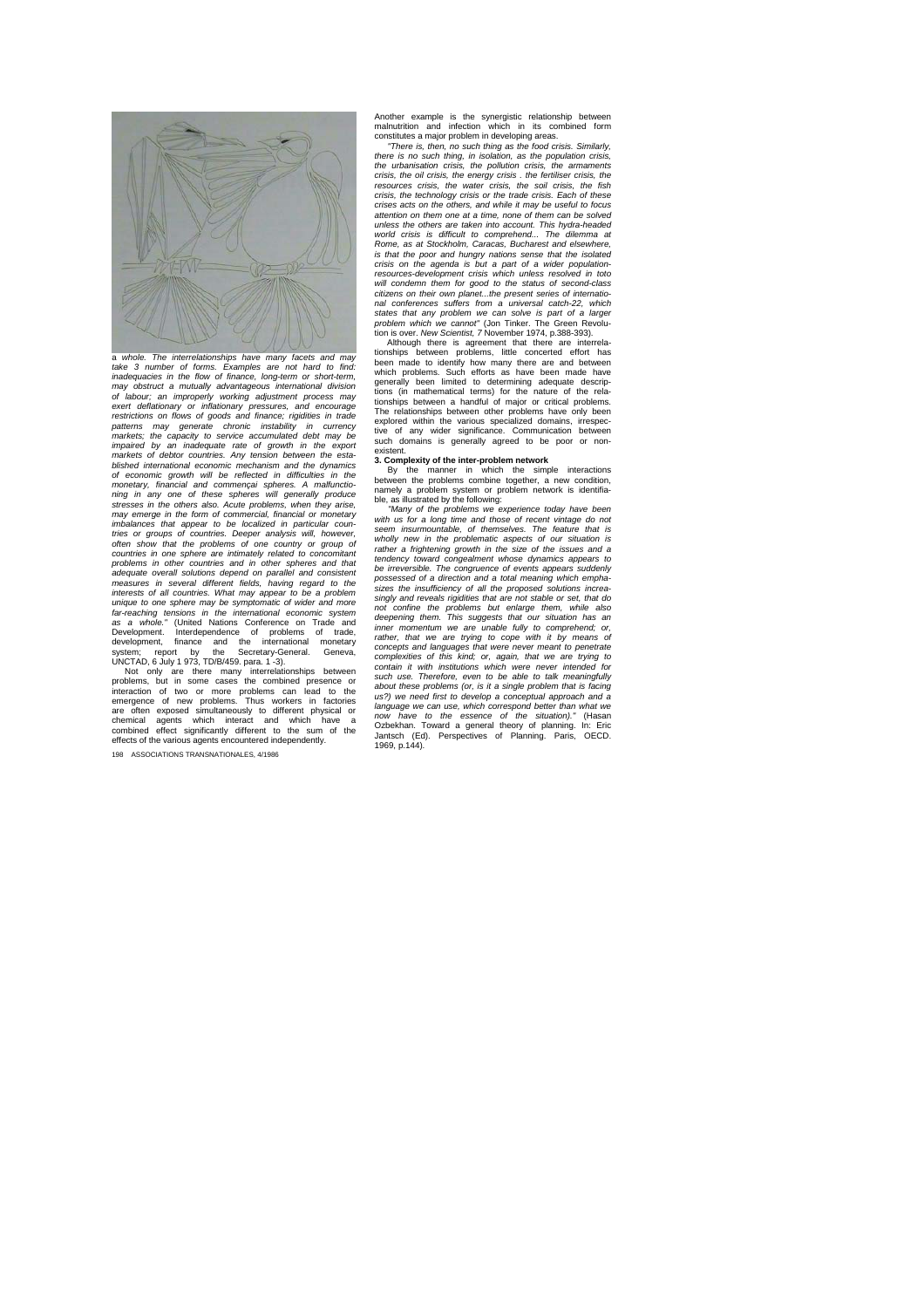*a whole. The interrelationships have many facets and may take 3 number of forms. Examples are not hard to find: inadequacies in the flow of finance, long-term or short-term, may obstruct a mutually advantageous international division of labour; an improperly working adjustment process may exert deflationary or inflationary pressures, and encourage restrictions on flows of goods and finance; rigidities in trade patterns may generate chronic instability in currency markets; the capacity to service accumulated debt may be impaired by an inadequate rate of growth in the export markets of debtor countries. Any tension between the established international economic mechanism and the dynamics of economic growth will be reflected in difficulties in the monetary, financial and commençai spheres. A malfunctioning in any one of these spheres will generally produce stresses in the others also. Acute problems, when they arise, may emerge in the form of commercial, financial or monetary imbalances that appear to be localized in particular countries or groups of countries. Deeper analysis will, however, often show that the problems of one country or group of countries in one sphere are intimately related to concomitant problems in other countries and in other spheres and that adequate overall solutions depend on parallel and consistent measures in several different fields, having regard to the interests of all countries. What may appear to be a problem unique to one sphere may be symptomatic of wider and more far-reaching tensions in the international economic system as a whole."* (United Nations Conference on Trade and Development. Interdependence of problems of trade, development, finance and the international monetary system; report by the Secretary-General. Geneva, UNCTAD, 6 July 1 973, TD/B/459. para. 1 -3).

Not only are there many interrelationships between problems, but in some cases the combined presence or interaction of two or more problems can lead to the emergence of new problems. Thus workers in factories are often exposed simultaneously to different physical or chemical agents which interact and which have a combined effect significantly different to the sum of the effects of the various agents encountered independently.

Another example is the synergistic relationship between malnutrition and infection which in its combined form constitutes a major problem in developing areas.

*"There is, then, no such thing as the food crisis. Similarly, there is no such thing, in isolation, as the population crisis, the urbanisation crisis, the pollution crisis, the armaments crisis, the oil crisis, the energy crisis . the fertiliser crisis, the resources crisis, the water crisis, the soil crisis, the fish crisis, the technology crisis or the trade crisis. Each of these crises acts on the others, and while it may be useful to focus attention on them one at a time, none of them can be solved unless the others are taken into account. This hydra-headed world crisis is difficult to comprehend... The dilemma at Rome, as at Stockholm, Caracas, Bucharest and elsewhere, is that the poor and hungry nations sense that the isolated crisis on the agenda is but a part of a wider population-resources-development crisis which unless resolved in toto will condemn them for good to the status of second-class citizens on their own planet...the present series of international conferences suffers from a universal catch-22, which states that any problem we can solve is part of a larger problem which we cannot"* (Jon Tinker. The Green Revolution is over. *New Scientist, 7* November 1974, p.388-393).

Although there is agreement that there are interrelationships between problems, little concerted effort has been made to identify how many there are and between which problems. Such efforts as have been made have generally been limited to determining adequate descriptions (in mathematical terms) for the nature of the relationships between a handful of major or critical problems. The relationships between other problems have only been explored within the various specialized domains, irrespective of any wider significance. Communication between such domains is generally agreed to be poor or non-existent.

**3. Complexity of the inter-problem network**

By the manner in which the simple interactions between the problems combine together, a new condition, namely a problem system or problem network is identifiable, as illustrated by the following:

*"Many of the problems we experience today have been with us for a long time and those of recent vintage do not seem insurmountable, of themselves. The feature that is wholly new in the problematic aspects of our situation is rather a frightening growth in the size of the issues and a tendency toward congealment whose dynamics appears to be irreversible. The congruence of events appears suddenly possessed of a direction and a total meaning which emphasizes the insufficiency of all the proposed solutions increasingly and reveals rigidities that are not stable or set, that do not confine the problems but enlarge them, while also deepening them. This suggests that our situation has an inner momentum we are unable fully to comprehend; or, rather, that we are trying to cope with it by means of concepts and languages that were never meant to penetrate complexities of this kind; or, again, that we are trying to contain it with institutions which were never intended for such use. Therefore, even to be able to talk meaningfully about these problems (or, is it a single problem that is facing us?) we need first to develop a conceptual approach and a language we can use, which correspond better than what we now have to the essence of the situation)."* (Hasan Ozbekhan. Toward a general theory of planning. In: Eric Jantsch (Ed). Perspectives of Planning. Paris, OECD. 1969, p.144).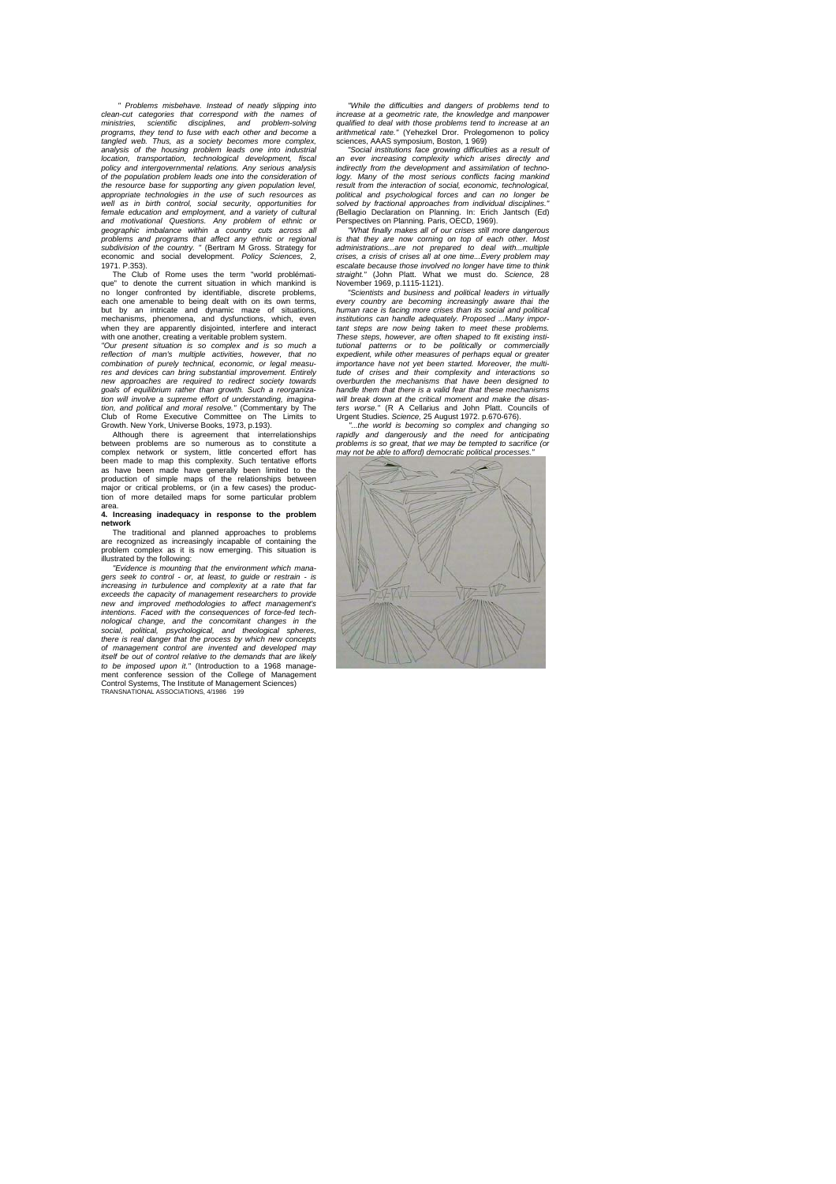*" Problems misbehave. Instead of neatly slipping into clean-cut categories that correspond with the names of ministries, scientific disciplines, and problem-solving programs, they tend to fuse with each other and become* a *tangled web. Thus, as a society becomes more complex, analysis of the housing problem leads one into industrial location, transportation, technological development, fiscal policy and intergovernmental relations. Any serious analysis of the population problem leads one into the consideration of the resource base for supporting any given population level, appropriate technologies in the use of such resources as well as in birth control, social security, opportunities for female education and employment, and a variety of cultural and motivational Questions. Any problem of ethnic or geographic imbalance within a country cuts across all problems and programs that affect any ethnic or regional subdivision of the country. "* (Bertram M Gross. Strategy for economic and social development. *Policy Sciences*, 2, 1971. P.353).

The Club of Rome uses the term "world problématique" to denote the current situation in which mankind is no longer confronted by identifiable, discrete problems, each one amenable to being dealt with on its own terms, but by an intricate and dynamic maze of situations, mechanisms, phenomena, and dysfunctions, which, even when they are apparently disjointed, interfere and interact with one another, creating a veritable problem system.

*"Our present situation is so complex and is so much a reflection of man's multiple activities, however, that no combination of purely technical, economic, or legal measures and devices can bring substantial improvement. Entirely new approaches are required to redirect society towards goals of equilibrium rather than growth. Such a reorganization will involve a supreme effort of understanding, imagination, and political and moral resolve."* (Commentary by The Club of Rome Executive Committee on The Limits to Growth. New York, Universe Books, 1973, p.193).

Although there is agreement that interrelationships between problems are so numerous as to constitute a complex network or system, little concerted effort has been made to map this complexity. Such tentative efforts as have been made have generally been limited to the production of simple maps of the relationships between major or critical problems, or (in a few cases) the production of more detailed maps for some particular problem area.

**4. Increasing inadequacy in response to the problem network**

The traditional and planned approaches to problems are recognized as increasingly incapable of containing the problem complex as it is now emerging. This situation is illustrated by the following:

*"Evidence is mounting that the environment which managers seek to control - or, at least, to guide or restrain - is increasing in turbulence and complexity at a rate that far exceeds the capacity of management researchers to provide new and improved methodologies to affect management's intentions. Faced with the consequences of force-fed technological change, and the concomitant changes in the social, political, psychological, and theological spheres, there is real danger that the process by which new concepts of management control are invented and developed may itself be out of control relative to the demands that are likely to be imposed upon it."* (Introduction to a 1968 management conference session of the College of Management Control Systems, The Institute of Management Sciences)

*"While the difficulties and dangers of problems tend to increase at a geometric rate, the knowledge and manpower qualified to deal with those problems tend to increase at an arithmetical rate."* (Yehezkel Dror. Prolegomenon to policy sciences, AAAS symposium, Boston, 1 969)

*"Social institutions face growing difficulties as a result of an ever increasing complexity which arises directly and indirectly from the development and assimilation of technology. Many of the most serious conflicts facing mankind result from the interaction of social, economic, technological, political and psychological forces and can no longer be solved by fractional approaches from individual disciplines."* (Bellagio Declaration on Planning. In: Erich Jantsch (Ed) Perspectives on Planning. Paris, OECD, 1969).

*"What finally makes all of our crises still more dangerous is that they are now corning on top of each other. Most administrations...are not prepared to deal with...multiple crises, a crisis of crises all at one time...Every problem may escalate because those involved no longer have time to think straight."* (John Platt. What we must do. *Science*, 28 November 1969, p.1115-1121).

*"Scientists and business and political leaders in virtually every country are becoming increasingly aware thai the human race is facing more crises than its social and political institutions can handle adequately. Proposed ...Many important steps are now being taken to meet these problems. These steps, however, are often shaped to fit existing institutional patterns or to be politically or commercially expedient, while other measures of perhaps equal or greater importance have not yet been started. Moreover, the multitude of crises and their complexity and interactions so overburden the mechanisms that have been designed to handle them that there is a valid fear that these mechanisms will break down at the critical moment and make the disasters worse."* (R A Cellarius and John Platt. Councils of Urgent Studies. *Science*, 25 August 1972. p.670-676).

*"...the world is becoming so complex and changing so rapidly and dangerously and the need for anticipating problems is so great, that we may be tempted to sacrifice (or may not be able to afford) democratic political processes."*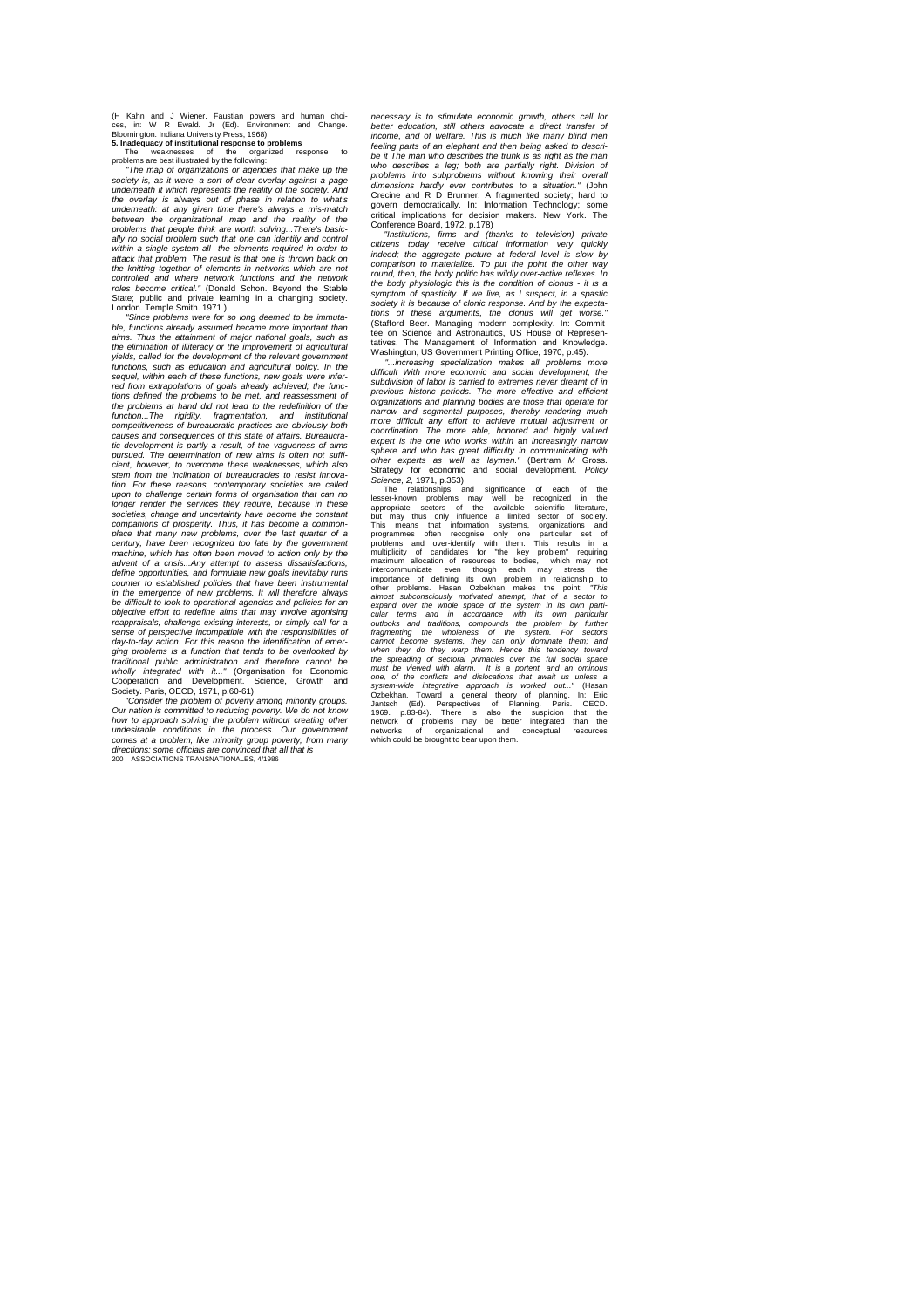(H Kahn and J Wiener. Faustian powers and human choices, in: W R Ewald. Jr (Ed). Environment and Change. Bloomington. Indiana University Press, 1968).

**5. Inadequacy of institutional response to problems**

The weaknesses of the organized response to problems are best illustrated by the following:

*"The map of organizations or agencies that make up the society is, as it were, a sort of clear overlay against a page underneath it which represents the reality of the society. And the overlay is always out of phase in relation to what's underneath: at any given time there's always a mis-match between the organizational map and the reality of the problems that people think are worth solving...There's basically no social problem such that one can identify and control within a single system all the elements required in order to attack that problem. The result is that one is thrown back on the knitting together of elements in networks which are not controlled and where network functions and the network roles become critical."* (Donald Schon. Beyond the Stable State; public and private learning in a changing society. London. Temple Smith. 1971 )

*"Since problems were for so long deemed to be immutable, functions already assumed became more important than aims. Thus the attainment of major national goals, such as the elimination of illiteracy or the improvement of agricultural yields, called for the development of the relevant government functions, such as education and agricultural policy. In the sequel, within each of these functions, new goals were inferred from extrapolations of goals already achieved; the functions defined the problems to be met, and reassessment of the problems at hand did not lead to the redefinition of the function...The rigidity, fragmentation, and institutional competitiveness of bureaucratic practices are obviously both causes and consequences of this state of affairs. Bureaucratic development is partly a result, of the vagueness of aims pursued. The determination of new aims is often not sufficient, however, to overcome these weaknesses, which also stem from the inclination of bureaucracies to resist innovation. For these reasons, contemporary societies are called upon to challenge certain forms of organisation that can no longer render the services they require, because in these societies, change and uncertainty have become the constant companions of prosperity. Thus, it has become a commonplace that many new problems, over the last quarter of a century, have been recognized too late by the government machine, which has often been moved to action only by the advent of a crisis...Any attempt to assess dissatisfactions, define opportunities, and formulate new goals inevitably runs counter to established policies that have been instrumental in the emergence of new problems. It will therefore always be difficult to look to operational agencies and policies for an objective effort to redefine aims that may involve agonising reappraisals, challenge existing interests, or simply call for a sense of perspective incompatible with the responsibilities of day-to-day action. For this reason the identification of emerging problems is a function that tends to be overlooked by traditional public administration and therefore cannot be wholly integrated with it..."* (Organisation for Economic Cooperation and Development. Science, Growth and Society. Paris, OECD, 1971, p.60-61)

*"Consider the problem of poverty among minority groups. Our nation is committed to reducing poverty. We do not know how to approach solving the problem without creating other undesirable conditions in the process. Our government comes at a problem, like minority group poverty, from many directions: some officials are convinced that all that is necessary is to stimulate economic growth, others call lor better education, still others advocate a direct transfer of income, and of welfare. This is much like many blind men feeling parts of an elephant and then being asked to describe it The man who describes the trunk is as right as the man who describes a leg; both are partially right. Division of problems into subproblems without knowing their overall dimensions hardly ever contributes to a situation."* (John Crecine and R D Brunner. A fragmented society; hard to govern democratically. In: Information Technology; some critical implications for decision makers. New York. The Conference Board, 1972, p.178)

*"Institutions, firms and (thanks to television) private citizens today receive critical information very quickly indeed; the aggregate picture at federal level is slow by comparison to materialize. To put the point the other way round, then, the body politic has wildly over-active reflexes. In the body physiologic this is the condition of clonus - it is a symptom of spasticity. If we live, as I suspect, in a spastic society it is because of clonic response. And by the expectations of these arguments, the clonus will get worse."* (Stafford Beer. Managing modern complexity. In: Committee on Science and Astronautics, US House of Representatives. The Management of Information and Knowledge. Washington, US Government Printing Office, 1970, p.45).

*"...increasing specialization makes all problems more difficult With more economic and social development, the subdivision of labor is carried to extremes never dreamt of in previous historic periods. The more effective and efficient organizations and planning bodies are those that operate for narrow and segmental purposes, thereby rendering much more difficult any effort to achieve mutual adjustment or coordination. The more able, honored and highly valued expert is the one who works within an increasingly narrow sphere and who has great difficulty in communicating with other experts as well as laymen."* (Bertram M Gross. Strategy for economic and social development. *Policy Science, 2,* 1971, p.353)

The relationships and significance of each of the lesser-known problems may well be recognized in the appropriate sectors of the available scientific literature, but may thus only influence a limited sector of society. This means that information systems, organizations and programmes often recognise only one particular set of problems and over-identify with them. This results in a multiplicity of candidates for "the key problem" requiring maximum allocation of resources to bodies, which may not intercommunicate even though each may stress the importance of defining its own problem in relationship to other problems. Hasan Ozbekhan makes the point: *"This almost subconsciously motivated attempt, that of a sector to expand over the whole space of the system in its own particular terms and in accordance with its own particular outlooks and traditions, compounds the problem by further fragmenting the wholeness of the system. For sectors cannot become systems, they can only dominate them; and when they do they warp them. Hence this tendency toward the spreading of sectoral primacies over the full social space must be viewed with alarm. It is a portent, and an ominous one, of the conflicts and dislocations that await us unless a system-wide integrative approach is worked out..."* (Hasan Ozbekhan. Toward a general theory of planning. In: Eric Jantsch (Ed). Perspectives of Planning. Paris. OECD. 1969. p.83-84). There is also the suspicion that the network of problems may be better integrated than the networks of organizational and conceptual resources which could be brought to bear upon them.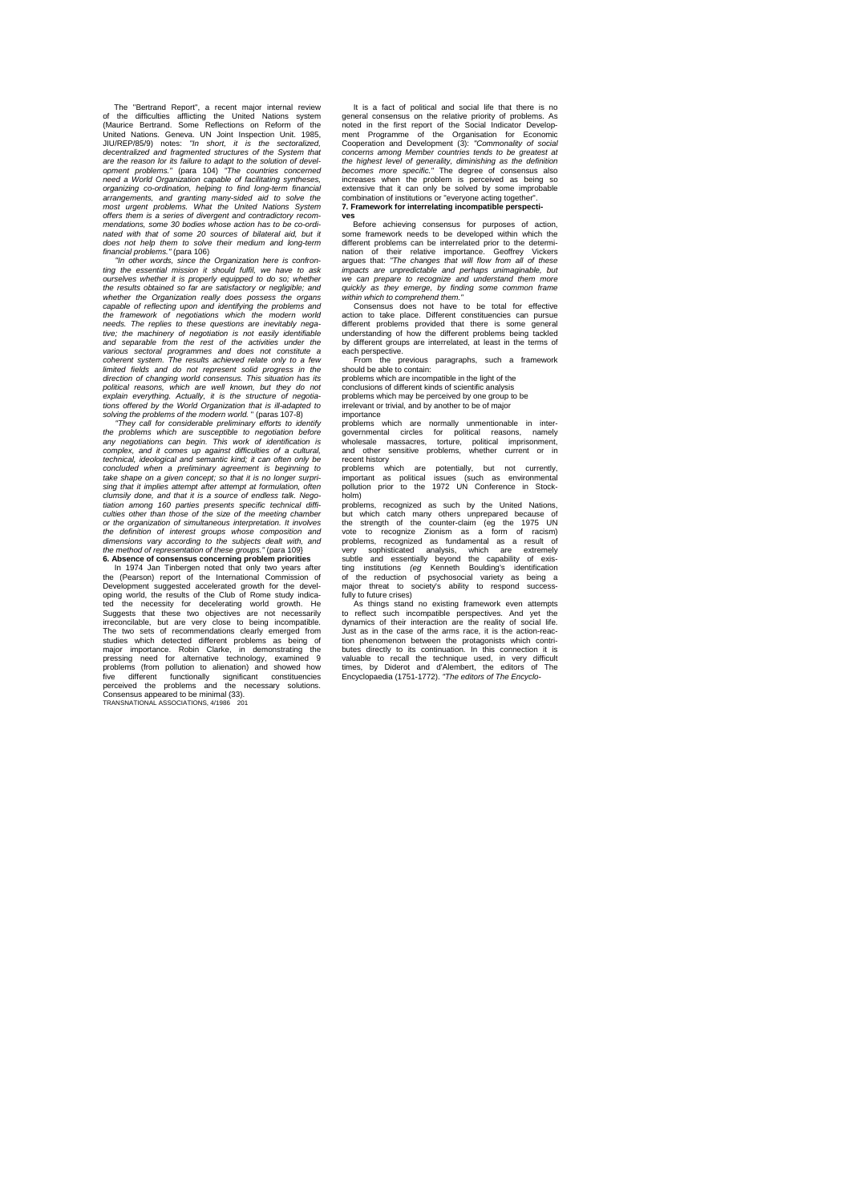The "Bertrand Report", a recent major internal review of the difficulties afflicting the United Nations system (Maurice Bertrand. Some Reflections on Reform of the United Nations. Geneva. UN Joint Inspection Unit. 1985, JIU/REP/85/9) notes: *"In short, it is the sectoralized, decentralized and fragmented structures of the System that are the reason lor its failure to adapt to the solution of development problems."* (para 104) *"The countries concerned need a World Organization capable of facilitating syntheses, organizing co-ordination, helping to find long-term financial arrangements, and granting many-sided aid to solve the most urgent problems. What the United Nations System offers them is a series of divergent and contradictory recommendations, some 30 bodies whose action has to be co-ordinated with that of some 20 sources of bilateral aid, but it does not help them to solve their medium and long-term financial problems."* (para 106)

*"In other words, since the Organization here is confronting the essential mission it should fulfil, we have to ask ourselves whether it is properly equipped to do so; whether the results obtained so far are satisfactory or negligible; and whether the Organization really does possess the organs capable of reflecting upon and identifying the problems and the framework of negotiations which the modern world needs. The replies to these questions are inevitably negative; the machinery of negotiation is not easily identifiable and separable from the rest of the activities under the various sectoral programmes and does not constitute a coherent system. The results achieved relate only to a few limited fields and do not represent solid progress in the direction of changing world consensus. This situation has its political reasons, which are well known, but they do not explain everything. Actually, it is the structure of negotiations offered by the World Organization that is ill-adapted to solving the problems of the modern world.* " (paras 107-8)

*"They call for considerable preliminary efforts to identify the problems which are susceptible to negotiation before any negotiations can begin. This work of identification is complex, and it comes up against difficulties of a cultural, technical, ideological and semantic kind; it can often only be concluded when a preliminary agreement is beginning to take shape on a given concept; so that it is no longer surprising that it implies attempt after attempt at formulation, often clumsily done, and that it is a source of endless talk. Negotiation among 160 parties presents specific technical difficulties other than those of the size of the meeting chamber or the organization of simultaneous interpretation. It involves the definition of interest groups whose composition and dimensions vary according to the subjects dealt with, and the method of representation of these groups."* (para 109)

**6. Absence of consensus concerning problem priorities**

In 1974 Jan Tinbergen noted that only two years after the (Pearson) report of the International Commission of Development suggested accelerated growth for the developing world, the results of the Club of Rome study indicated the necessity for decelerating world growth. He Suggests that these two objectives are not necessarily irreconcilable, but are very close to being incompatible. The two sets of recommendations clearly emerged from studies which detected different problems as being of major importance. Robin Clarke, in demonstrating the pressing need for alternative technology, examined 9 problems (from pollution to alienation) and showed how five different functionally significant constituencies perceived the problems and the necessary solutions. Consensus appeared to be minimal (33).

It is a fact of political and social life that there is no general consensus on the relative priority of problems. As noted in the first report of the Social Indicator Development Programme of the Organisation for Economic Cooperation and Development (3): *"Commonality of social concerns among Member countries tends to be greatest at the highest level of generality, diminishing as the definition becomes more specific."* The degree of consensus also increases when the problem is perceived as being so extensive that it can only be solved by some improbable combination of institutions or "everyone acting together".

**7. Framework for interrelating incompatible perspectives**

Before achieving consensus for purposes of action, some framework needs to be developed within which the different problems can be interrelated prior to the determination of their relative importance. Geoffrey Vickers argues that: *"The changes that will flow from all of these impacts are unpredictable and perhaps unimaginable, but we can prepare to recognize and understand them more quickly as they emerge, by finding some common frame within which to comprehend them."*

Consensus does not have to be total for effective action to take place. Different constituencies can pursue different problems provided that there is some general understanding of how the different problems being tackled by different groups are interrelated, at least in the terms of each perspective.

From the previous paragraphs, such a framework should be able to contain:

problems which are incompatible in the light of the conclusions of different kinds of scientific analysis

problems which may be perceived by one group to be irrelevant or trivial, and by another to be of major importance

problems which are normally unmentionable in intergovernmental circles for political reasons, namely wholesale massacres, torture, political imprisonment, and other sensitive problems, whether current or in recent history

problems which are potentially, but not currently, important as political issues (such as environmental pollution prior to the 1972 UN Conference in Stockholm)

problems, recognized as such by the United Nations, but which catch many others unprepared because of the strength of the counter-claim (eg the 1975 UN vote to recognize Zionism as a form of racism)

problems, recognized as fundamental as a result of very sophisticated analysis, which are extremely subtle and essentially beyond the capability of existing institutions *(eg* Kenneth Boulding's identification of the reduction of psychosocial variety as being a major threat to society's ability to respond successfully to future crises)

As things stand no existing framework even attempts to reflect such incompatible perspectives. And yet the dynamics of their interaction are the reality of social life. Just as in the case of the arms race, it is the action-reaction phenomenon between the protagonists which contributes directly to its continuation. In this connection it is valuable to recall the technique used, in very difficult times, by Diderot and d'Alembert, the editors of The Encyclopaedia (1751-1772). *"The editors of The Encyclo-*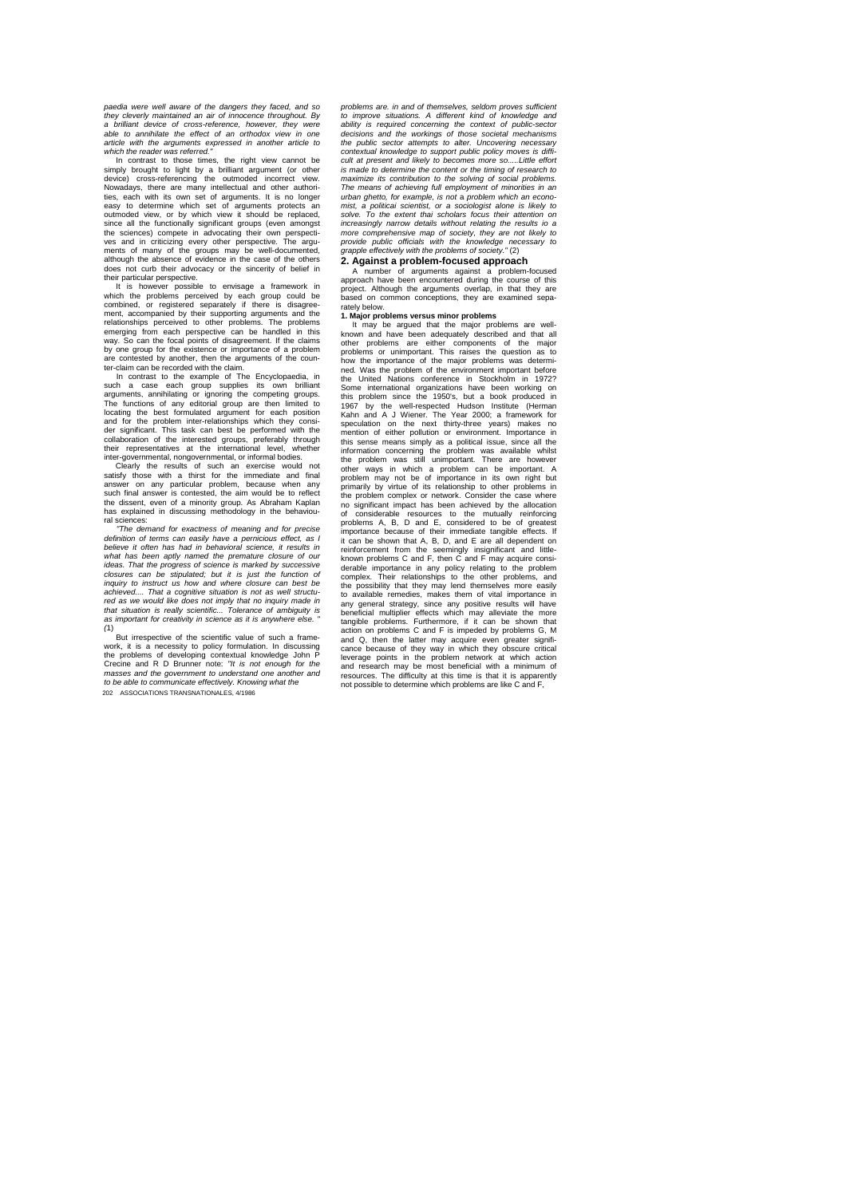*paedia were well aware of the dangers they faced, and so they cleverly maintained an air of innocence throughout. By a brilliant device of cross-reference, however, they were able to annihilate the effect of an orthodox view in one article with the arguments expressed in another article to which the reader was referred."*

In contrast to those times, the right view cannot be simply brought to light by a brilliant argument (or other device) cross-referencing the outmoded incorrect view. Nowadays, there are many intellectual and other authorities, each with its own set of arguments. It is no longer easy to determine which set of arguments protects an outmoded view, or by which view it should be replaced, since all the functionally significant groups (even amongst the sciences) compete in advocating their own perspectives and in criticizing every other perspective. The arguments of many of the groups may be well-documented, although the absence of evidence in the case of the others does not curb their advocacy or the sincerity of belief in their particular perspective.

It is however possible to envisage a framework in which the problems perceived by each group could be combined, or registered separately if there is disagreement, accompanied by their supporting arguments and the relationships perceived to other problems. The problems emerging from each perspective can be handled in this way. So can the focal points of disagreement. If the claims by one group for the existence or importance of a problem are contested by another, then the arguments of the counter-claim can be recorded with the claim.

In contrast to the example of The Encyclopaedia, in such a case each group supplies its own brilliant arguments, annihilating or ignoring the competing groups. The functions of any editorial group are then limited to locating the best formulated argument for each position and for the problem inter-relationships which they consider significant. This task can best be performed with the collaboration of the interested groups, preferably through their representatives at the international level, whether inter-governmental, nongovernmental, or informal bodies.

Clearly the results of such an exercise would not satisfy those with a thirst for the immediate and final answer on any particular problem, because when any such final answer is contested, the aim would be to reflect the dissent, even of a minority group. As Abraham Kaplan has explained in discussing methodology in the behavioural sciences:

*"The demand for exactness of meaning and for precise definition of terms can easily have a pernicious effect, as I believe it often has had in behavioral science, it results in what has been aptly named the premature closure of our ideas. That the progress of science is marked by successive closures can be stipulated; but it is just the function of inquiry to instruct us how and where closure can best be achieved.... That a cognitive situation is not as well structured as we would like does not imply that no inquiry made in that situation is really scientific... Tolerance of ambiguity is as important for creativity in science as it is anywhere else. "* (1)

But irrespective of the scientific value of such a framework, it is a necessity to policy formulation. In discussing the problems of developing contextual knowledge John P Crecine and R D Brunner note: *"It is not enough for the masses and the government to understand one another and to be able to communicate effectively. Knowing what the problems are. in and of themselves, seldom proves sufficient to improve situations. A different kind of knowledge and ability is required concerning the context of public-sector decisions and the workings of those societal mechanisms the public sector attempts to alter. Uncovering necessary contextual knowledge to support public policy moves is difficult at present and likely to becomes more so.....Little effort is made to determine the content or the timing of research to maximize its contribution to the solving of social problems. The means of achieving full employment of minorities in an urban ghetto, for example, is not a problem which an economist, a politicai scientist, or a sociologist alone is likely to solve. To the extent thai scholars focus their attention on increasingly narrow details without relating the results io a more comprehensive map of society, they are not likely to provide public officials with the knowledge necessary to grapple effectively with the problems of society."* (2)

## 2. Against a problem-focused approach

A number of arguments against a problem-focused approach have been encountered during the course of this project. Although the arguments overlap, in that they are based on common conceptions, they are examined separately below.

**1. Major problems versus minor problems**

It may be argued that the major problems are well-known and have been adequately described and that all other problems are either components of the major problems or unimportant. This raises the question as to how the importance of the major problems was determined. Was the problem of the environment important before the United Nations conference in Stockholm in 1972? Some international organizations have been working on this problem since the 1950's, but a book produced in 1967 by the well-respected Hudson Institute (Herman Kahn and A J Wiener. The Year 2000; a framework for speculation on the next thirty-three years) makes no mention of either pollution or environment. Importance in this sense means simply as a political issue, since all the information concerning the problem was available whilst the problem was still unimportant. There are however other ways in which a problem can be important. A problem may not be of importance in its own right but primarily by virtue of its relationship to other problems in the problem complex or network. Consider the case where no significant impact has been achieved by the allocation of considerable resources to the mutually reinforcing problems A, B, D and E, considered to be of greatest importance because of their immediate tangible effects. If it can be shown that A, B, D, and E are all dependent on reinforcement from the seemingly insignificant and little-known problems C and F, then C and F may acquire considerable importance in any policy relating to the problem complex. Their relationships to the other problems, and the possibility that they may lend themselves more easily to available remedies, makes them of vital importance in any general strategy, since any positive results will have beneficial multiplier effects which may alleviate the more tangible problems. Furthermore, if it can be shown that action on problems C and F is impeded by problems G, M and Q, then the latter may acquire even greater significance because of they way in which they obscure critical leverage points in the problem network at which action and research may be most beneficial with a minimum of resources. The difficulty at this time is that it is apparently not possible to determine which problems are like C and F,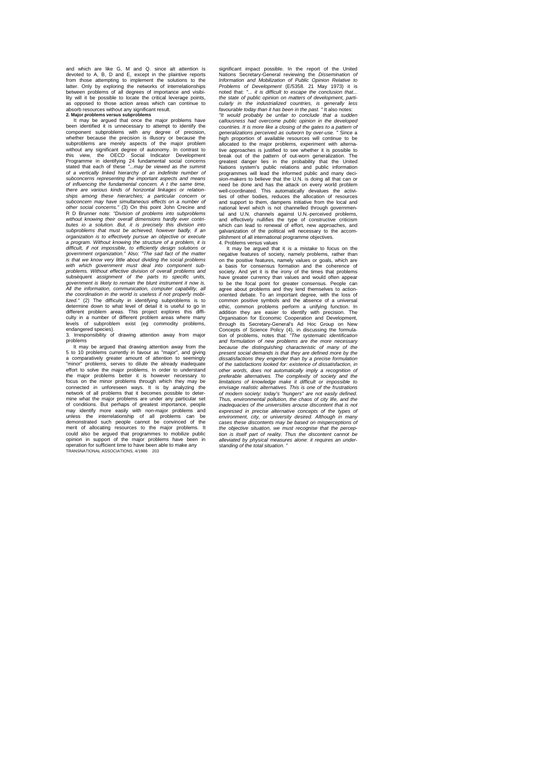and which are like G, M and Q. since alt attention is devoted to A, B, D and E, except in the plaintive reports from those attempting to implement the solutions to the latter. Only by exploring the networks of interrelationships between problems of all degrees of importance and visibility will it be possible to locate the critical leverage points, as opposed to those action areas which can continue to absorb resources without any significant result.

**2. Major problems versus subproblems**

It may be argued that once the major problems have been identified it is unnecessary to attempt to identify the component subproblems with any degree of precision, whether because the precision is illusory or because the subproblems are merely aspects of the major problem without any significant degree of autonomy. In contrast to this view, the OECD Social Indicator Development Programme in identifying 24 fundamental social concerns stated that each of these *"...may be viewed as the summit of a vertically linked hierarchy of an indefinite number of subconcerns representing the important aspects and means of influencing the fundamental concern. A t the same time, there are various kinds of horizontal linkages or relationships among these hierarchies; a particular concern or subconcern may have simultaneous effects on a number of other social concerns."* (3) On this point John Crecine and R D Brunner note: *"Division of problems into subproblems without knowing their overall dimensions hardly ever contributes io a solution. But, it is precisely this division into subproblems that must be achieved, however badly, if an organization is to effectively pursue an objective or execute a program. Without knowing the structure of a problem, it is difficult, if not impossible, to efficiently design solutions or government organization."* Also: *"The sad fact of the matter is that we know very little about dividing the social problems with which government must deal into component subproblems. Without effective division of overall problems and* subséquent *assignment of the parts to specific units, government is likely to remain the blunt instrument it now is. All the information, communication, computer capability, all the coordination in the world is useless if not properly mobilized."* (2) The difficulty in identifying subproblems is to determine down to what level of detail it is useful to go in different problem areas. This project explores this difficulty in a number of different problem areas where many levels of subproblem exist (eg commodity problems, endangered species).

3. Irresponsibility of drawing attention away from major problems

It may be argued that drawing attention away from the 5 to 10 problems currently in favour as "major", and giving a comparatively greater amount of attention to seemingly "minor" problems, serves to dilute the already inadequate effort to solve the major problems. In order to understand the major problems better it is however necessary to focus on the minor problems through which they may be connected in unforeseen ways. It is by analyzing the network of all problems that it becomes possible to determine what the major problems are under any particular set of conditions. But perhaps of greatest importance, people may identify more easily with non-major problems and unless the interrelationship of all problems can be demonstrated such people cannot be convinced of the merit of allocating resources to the major problems. It could also be argued that programmes to mobilize public opinion in support of the major problems have been in operation for sufficient time to have been able to make any significant impact possible. In the report of the United Nations Secretary-General reviewing the *Dissemination of Information and Mobilization of Public Opinion Relative to Problems of Development* (E/5358. 21 May 1973) it is noted that: *"... it is difficult to escape the conclusion that... the state of public opinion on matters of development, particularly in the industrialized countries, is generally less favourable today than it has been in the past. "* It also notes: *"It would probably be unfair to conclude that a sudden callousness had overcome public opinion in the developed countries. It is more like a closing of the gates to a pattern of generalizations perceived as outworn by over-use. "* Since a high proportion of available resources will continue to be allocated to the major problems, experiment with alternative approaches is justified to see whether it is possible to break out of the pattern of out-worn generalization. The greatest danger lies in the probability that the United Nations system's public relations and public information programmes will lead the informed public and many decision-makers to believe that the U.N. is doing all that can or need be done and has the attack on every world problem well-coordinated. This automatically devalues the activities of other bodies, reduces the allocation of resources and support to them, dampens initiative from the local and national level which is not channelled through governmental and U.N. channels against U.N.-perceived problems, and effectively nullifies the type of constructive criticism which can lead to renewal of effort, new approaches, and galvanization of the political will necessary to the accomplishment of all international programme objectives.

4. Problems versus values

It may be argued that it is a mistake to focus on the negative features of society, namely problems, rather than on the positive features, namely values or goals, which are a basis for consensus formation and the coherence of society. And yet it is the irony of the times that problems have greater currency than values and would often appear to be the focal point for greater consensus. People can agree about problems and they lend themselves to action-oriented debate. To an important degree, with the loss of common positive symbols and the absence of a universal ethic, common problems perform a unifying function. In addition they are easier to identify with precision. The Organisation for Economic Cooperation and Development, through its Secretary-General's Ad Hoc Group on New Concepts of Science Policy (4), in discussing the formulation of problems, notes that: *"The systematic identification and formulation of new problems are the more necessary because the distinguishing characteristic of many of the present social demands is that they are defined more by the dissatisfactions they engender than by a precise formulation of the satisfactions looked for: existence of dissatisfaction, in other words, does not automatically imply a recognition of preferable alternatives. The complexity of society and the limitations of knowledge make it difficult or impossible to envisage realistic alternatives. This is one of the frustrations of modern society: today's "hungers" are not easily defined. Thus, environmental pollution, the chaos of city life, and the inadequacies of the universities arouse discontent that is not expressed in precise alternative concepts of the types of environment, city, or university desired. Although in many cases these discontents may be based on misperceptions of the objective situation, we must recognise that the perception is itself part of reality. Thus the discontent cannot be alleviated by physical measures alone: it requires an understanding of the total situation. "*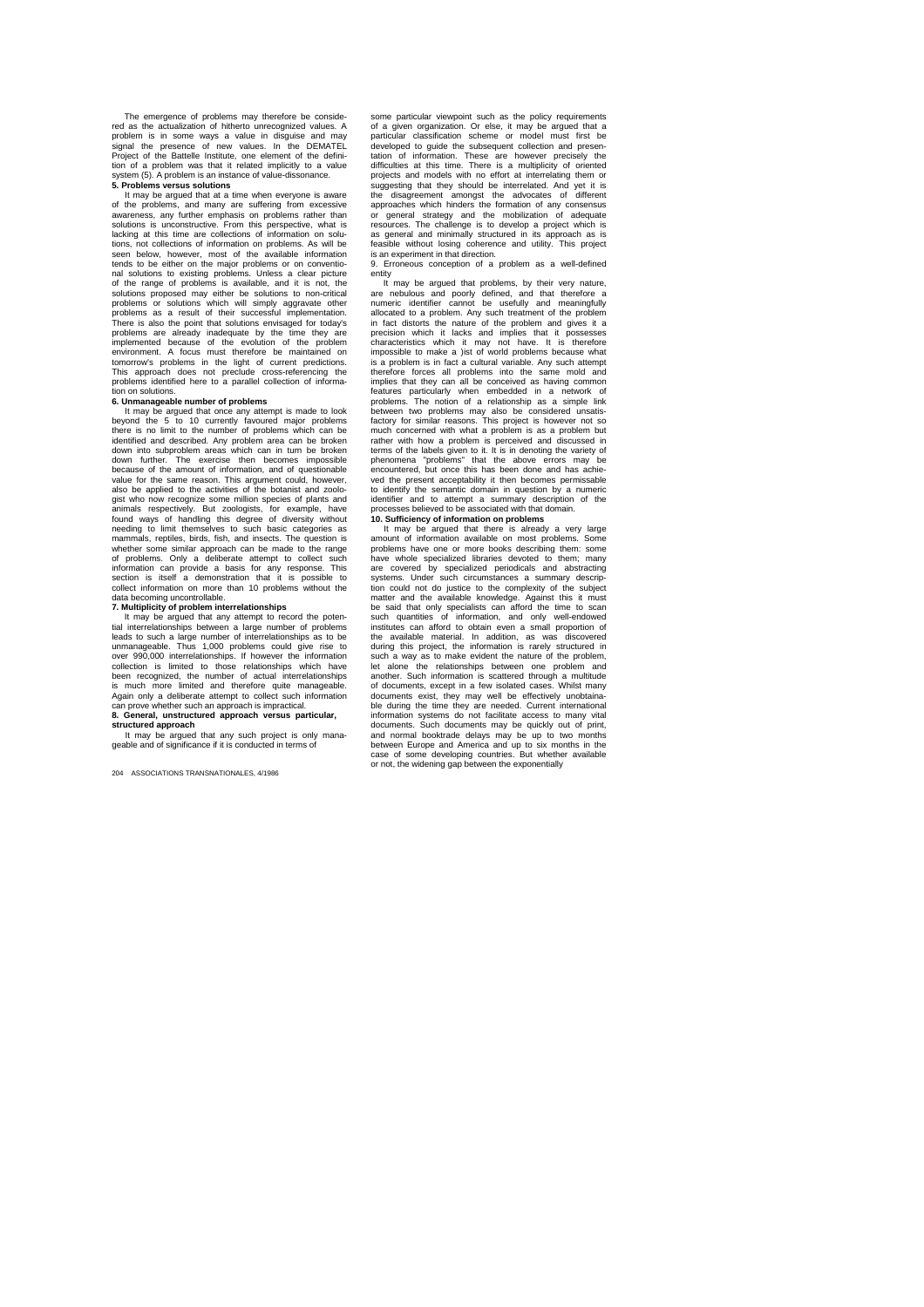The emergence of problems may therefore be considered as the actualization of hitherto unrecognized values. A problem is in some ways a value in disguise and may signal the presence of new values. In the DEMATEL Project of the Battelle Institute, one element of the definition of a problem was that it related implicitly to a value system (5). A problem is an instance of value-dissonance.

**5. Problems versus solutions**

It may be argued that at a time when everyone is aware of the problems, and many are suffering from excessive awareness, any further emphasis on problems rather than solutions is unconstructive. From this perspective, what is lacking at this time are collections of information on solutions, not collections of information on problems. As will be seen below, however, most of the available information tends to be either on the major problems or on conventional solutions to existing problems. Unless a clear picture of the range of problems is available, and it is not, the solutions proposed may either be solutions to non-critical problems or solutions which will simply aggravate other problems as a result of their successful implementation. There is also the point that solutions envisaged for today's problems are already inadequate by the time they are implemented because of the evolution of the problem environment. A focus must therefore be maintained on tomorrow's problems in the light of current predictions. This approach does not preclude cross-referencing the problems identified here to a parallel collection of information on solutions.

**6. Unmanageable number of problems**

It may be argued that once any attempt is made to look beyond the 5 to 10 currently favoured major problems there is no limit to the number of problems which can be identified and described. Any problem area can be broken down into subproblem areas which can in turn be broken down further. The exercise then becomes impossible because of the amount of information, and of questionable value for the same reason. This argument could, however, also be applied to the activities of the botanist and zoologist who now recognize some million species of plants and animals respectively. But zoologists, for example, have found ways of handling this degree of diversity without needing to limit themselves to such basic categories as mammals, reptiles, birds, fish, and insects. The question is whether some similar approach can be made to the range of problems. Only a deliberate attempt to collect such information can provide a basis for any response. This section is itself a demonstration that it is possible to collect information on more than 10 problems without the data becoming uncontrollable.

**7. Multiplicity of problem interrelationships**

It may be argued that any attempt to record the potential interrelationships between a large number of problems leads to such a large number of interrelationships as to be unmanageable. Thus 1,000 problems could give rise to over 990,000 interrelationships. If however the information collection is limited to those relationships which have been recognized, the number of actual interrelationships is much more limited and therefore quite manageable. Again only a deliberate attempt to collect such information can prove whether such an approach is impractical.

**8. General, unstructured approach versus particular, structured approach**

It may be argued that any such project is only manageable and of significance if it is conducted in terms of some particular viewpoint such as the policy requirements of a given organization. Or else, it may be argued that a particular classification scheme or model must first be developed to guide the subsequent collection and presentation of information. These are however precisely the difficulties at this time. There is a multiplicity of oriented projects and models with no effort at interrelating them or suggesting that they should be interrelated. And yet it is the disagreement amongst the advocates of different approaches which hinders the formation of any consensus or general strategy and the mobilization of adequate resources. The challenge is to develop a project which is as general and minimally structured in its approach as is feasible without losing coherence and utility. This project is an experiment in that direction.

9. Erroneous conception of a problem as a well-defined entity

It may be argued that problems, by their very nature, are nebulous and poorly defined, and that therefore a numeric identifier cannot be usefully and meaningfully allocated to a problem. Any such treatment of the problem in fact distorts the nature of the problem and gives it a precision which it lacks and implies that it possesses characteristics which it may not have. It is therefore impossible to make a )ist of world problems because what is a problem is in fact a cultural variable. Any such attempt therefore forces all problems into the same mold and implies that they can all be conceived as having common features particularly when embedded in a network of problems. The notion of a relationship as a simple link between two problems may also be considered unsatisfactory for similar reasons. This project is however not so much concerned with what a problem is as a problem but rather with how a problem is perceived and discussed in terms of the labels given to it. It is in denoting the variety of phenomena "problems" that the above errors may be encountered, but once this has been done and has achieved the present acceptability it then becomes permissable to identify the semantic domain in question by a numeric identifier and to attempt a summary description of the processes believed to be associated with that domain.

**10. Sufficiency of information on problems**

It may be argued that there is already a very large amount of information available on most problems. Some problems have one or more books describing them: some have whole specialized libraries devoted to them; many are covered by specialized periodicals and abstracting systems. Under such circumstances a summary description could not do justice to the complexity of the subject matter and the available knowledge. Against this it must be said that only specialists can afford the time to scan such quantities of information, and only well-endowed institutes can afford to obtain even a small proportion of the available material. In addition, as was discovered during this project, the information is rarely structured in such a way as to make evident the nature of the problem, let alone the relationships between one problem and another. Such information is scattered through a multitude of documents, except in a few isolated cases. Whilst many documents exist, they may well be effectively unobtainable during the time they are needed. Current international information systems do not facilitate access to many vital documents. Such documents may be quickly out of print, and normal booktrade delays may be up to two months between Europe and America and up to six months in the case of some developing countries. But whether available or not, the widening gap between the exponentially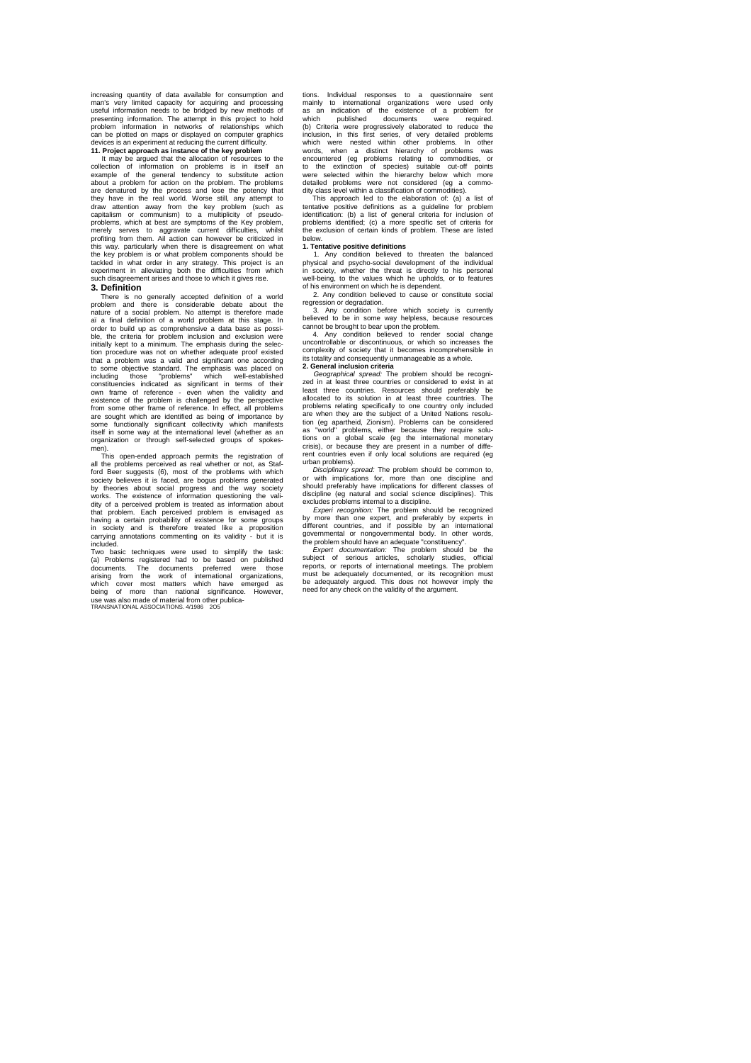increasing quantity of data available for consumption and man's very limited capacity for acquiring and processing useful information needs to be bridged by new methods of presenting information. The attempt in this project to hold problem information in networks of relationships which can be plotted on maps or displayed on computer graphics devices is an experiment at reducing the current difficulty.

**11. Project approach as instance of the key problem**

It may be argued that the allocation of resources to the collection of information on problems is in itself an example of the general tendency to substitute action about a problem for action on the problem. The problems are denatured by the process and lose the potency that they have in the real world. Worse still, any attempt to draw attention away from the key problem (such as capitalism or communism) to a multiplicity of pseudo-problems, which at best are symptoms of the Key problem, merely serves to aggravate current difficulties, whilst profiting from them. All action can however be criticized in this way, particularly when there is disagreement on what the key problem is or what problem components should be tackled in what order in any strategy. This project is an experiment in alleviating both the difficulties from which such disagreement arises and those to which it gives rise.

## 3. Definition

There is no generally accepted definition of a world problem and there is considerable debate about the nature of a social problem. No attempt is therefore made aï a final definition of a world problem at this stage. In order to build up as comprehensive a data base as possible, the criteria for problem inclusion and exclusion were initially kept to a minimum. The emphasis during the selection procedure was not on whether adequate proof existed that a problem was a valid and significant one according to some objective standard. The emphasis was placed on including those "problems" which well-established constituencies indicated as significant in terms of their own frame of reference - even when the validity and existence of the problem is challenged by the perspective from some other frame of reference. In effect, all problems are sought which are identified as being of importance by some functionally significant collectivity which manifests itself in some way at the international level (whether as an organization or through self-selected groups of spokesmen).

This open-ended approach permits the registration of all the problems perceived as real whether or not, as Stafford Beer suggests (6), most of the problems with which society believes it is faced, are bogus problems generated by theories about social progress and the way society works. The existence of information questioning the validity of a perceived problem is treated as information about that problem. Each perceived problem is envisaged as having a certain probability of existence for some groups in society and is therefore treated like a proposition carrying annotations commenting on its validity - but it is included.

Two basic techniques were used to simplify the task: (a) Problems registered had to be based on published documents. The documents preferred were those arising from the work of international organizations, which cover most matters which have emerged as being of more than national significance. However, use was also made of material from other publications. Individual responses to a questionnaire sent mainly to international organizations were used only as an indication of the existence of a problem for which published documents were required. (b) Criteria were progressively elaborated to reduce the inclusion, in this first series, of very detailed problems which were nested within other problems. In other words, when a distinct hierarchy of problems was encountered (eg problems relating to commodities, or to the extinction of species) suitable cut-off points were selected within the hierarchy below which more detailed problems were not considered (eg a commodity class level within a classification of commodities).

This approach led to the elaboration of: (a) a list of tentative positive definitions as a guideline for problem identification: (b) a list of general criteria for inclusion of problems identified; (c) a more specific set of criteria for the exclusion of certain kinds of problem. These are listed below.

**1. Tentative positive definitions**

1. Any condition believed to threaten the balanced physical and psycho-social development of the individual in society, whether the threat is directly to his personal well-being, to the values which he upholds, or to features of his environment on which he is dependent.

2. Any condition believed to cause or constitute social regression or degradation.

3. Any condition before which society is currently believed to be in some way helpless, because resources cannot be brought to bear upon the problem.

4. Any condition believed to render social change uncontrollable or discontinuous, or which so increases the complexity of society that it becomes incomprehensible in its totality and consequently unmanageable as a whole.

**2. General inclusion criteria**

*Geographical spread:* The problem should be recognized in at least three countries or considered to exist in at least three countries. Resources should preferably be allocated to its solution in at least three countries. The problems relating specifically to one country only included are when they are the subject of a United Nations resolution (eg apartheid, Zionism). Problems can be considered as "world" problems, either because they require solutions on a global scale (eg the international monetary crisis), or because they are present in a number of different countries even if only local solutions are required (eg urban problems).

*Disciplinary spread:* The problem should be common to, or with implications for, more than one discipline and should preferably have implications for different classes of discipline (eg natural and social science disciplines). This excludes problems internal to a discipline.

*Experi recognition:* The problem should be recognized by more than one expert, and preferably by experts in different countries, and if possible by an international governmental or nongovernmental body. In other words, the problem should have an adequate "constituency".

*Expert documentation:* The problem should be the subject of serious articles, scholarly studies, official reports, or reports of international meetings. The problem must be adequately documented, or its recognition must be adequately argued. This does not however imply the need for any check on the validity of the argument.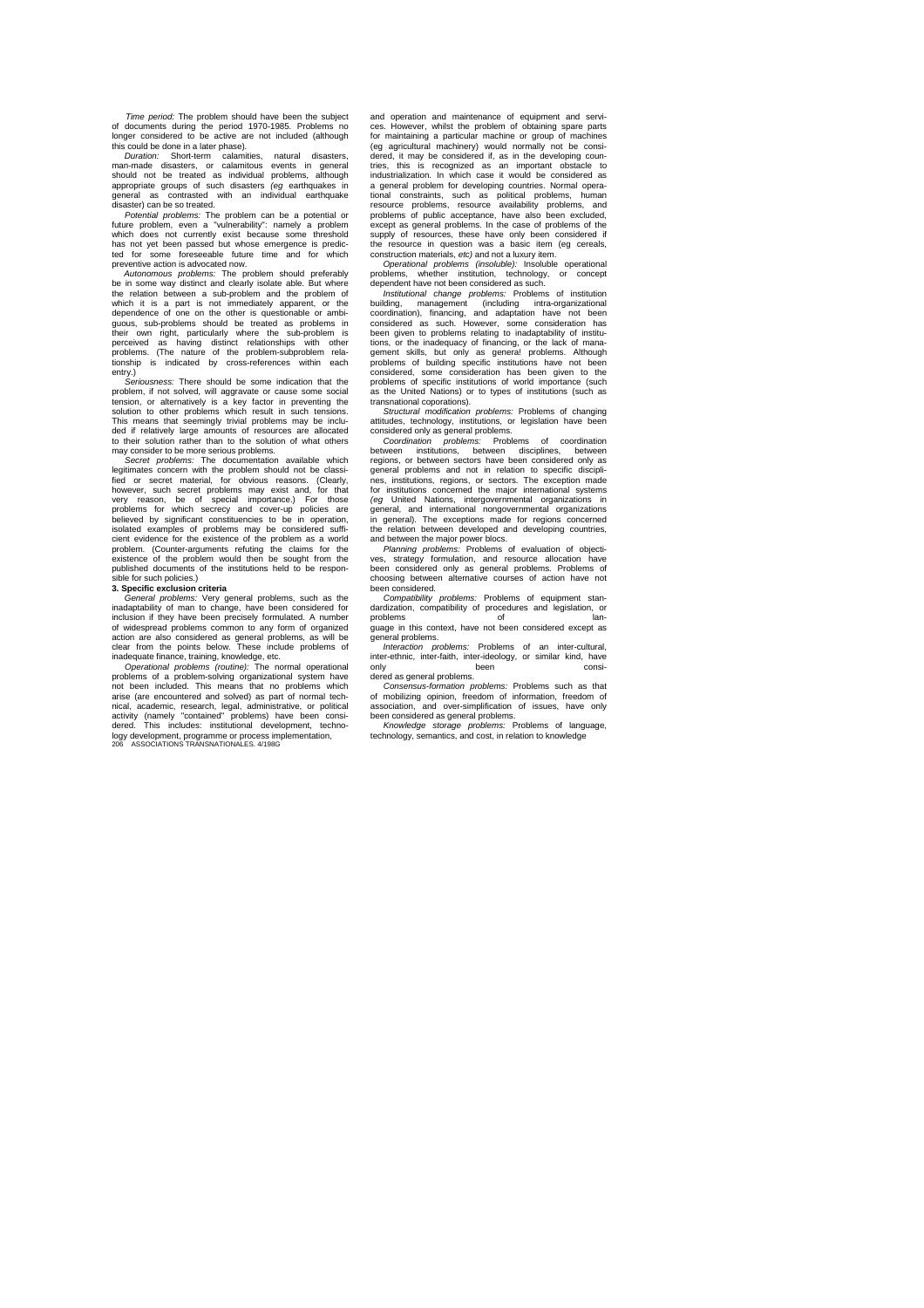*Time period:* The problem should have been the subject of documents during the period 1970-1985. Problems no longer considered to be active are not included (although this could be done in a later phase).

*Duration:* Short-term calamities, natural disasters, man-made disasters, or calamitous events in general should not be treated as individual problems, although appropriate groups of such disasters *(eg* earthquakes in general as contrasted with an individual earthquake disaster) can be so treated.

*Potential problems:* The problem can be a potential or future problem, even a "vulnerability": namely a problem which does not currently exist because some threshold has not yet been passed but whose emergence is predicted for some foreseeable future time and for which preventive action is advocated now.

*Autonomous problems:* The problem should preferably be in some way distinct and clearly isolate able. But where the relation between a sub-problem and the problem of which it is a part is not immediately apparent, or the dependence of one on the other is questionable or ambiguous, sub-problems should be treated as problems in their own right, particularly where the sub-problem is perceived as having distinct relationships with other problems. (The nature of the problem-subproblem relationship is indicated by cross-references within each entry.)

*Seriousness:* There should be some indication that the problem, if not solved, will aggravate or cause some social tension, or alternatively is a key factor in preventing the solution to other problems which result in such tensions. This means that seemingly trivial problems may be included if relatively large amounts of resources are allocated to their solution rather than to the solution of what others may consider to be more serious problems.

*Secret problems:* The documentation available which legitimates concern with the problem should not be classified or secret material, for obvious reasons. (Clearly, however, such secret problems may exist and, for that very reason, be of special importance.) For those problems for which secrecy and cover-up policies are believed by significant constituencies to be in operation, isolated examples of problems may be considered sufficient evidence for the existence of the problem as a world problem. (Counter-arguments refuting the claims for the existence of the problem would then be sought from the published documents of the institutions held to be responsible for such policies.)

**3. Specific exclusion criteria**

*General problems:* Very general problems, such as the inadaptability of man to change, have been considered for inclusion if they have been precisely formulated. A number of widespread problems common to any form of organized action are also considered as general problems, as will be clear from the points below. These include problems of inadequate finance, training, knowledge, etc.

*Operational problems (routine):* The normal operational problems of a problem-solving organizational system have not been included. This means that no problems which arise (are encountered and solved) as part of normal technical, academic, research, legal, administrative, or political activity (namely "contained" problems) have been considered. This includes: institutional development, technology development, programme or process implementation, and operation and maintenance of equipment and services. However, whilst the problem of obtaining spare parts for maintaining a particular machine or group of machines (eg agricultural machinery) would normally not be considered, it may be considered if, as in the developing countries, this is recognized as an important obstacle to industrialization. In which case it would be considered as a general problem for developing countries. Normal operational constraints, such as political problems, human resource problems, resource availability problems, and problems of public acceptance, have also been excluded, except as general problems. In the case of problems of the supply of resources, these have only been considered if the resource in question was a basic item (eg cereals, construction materials, *etc)* and not a luxury item.

*Operational problems (insoluble):* Insoluble operational problems, whether institution, technology, or concept dependent have not been considered as such.

*Institutional change problems:* Problems of institution building, management (including intra-organizational coordination), financing, and adaptation have not been considered as such. However, some consideration has been given to problems relating to inadaptability of institutions, or the inadequacy of financing, or the lack of management skills, but only as genera! problems. Although problems of building specific institutions have not been considered, some consideration has been given to the problems of specific institutions of world importance (such as the United Nations) or to types of institutions (such as transnational coporations).

*Structural modification problems:* Problems of changing attitudes, technology, institutions, or legislation have been considered only as general problems.

*Coordination problems:* Problems of coordination between institutions, between disciplines, between regions, or between sectors have been considered only as general problems and not in relation to specific disciplines, institutions, regions, or sectors. The exception made for institutions concerned the major international systems *(eg* United Nations, intergovernmental organizations in general, and international nongovernmental organizations in general). The exceptions made for regions concerned the relation between developed and developing countries, and between the major power blocs.

*Planning problems:* Problems of evaluation of objectives, strategy formulation, and resource allocation have been considered only as general problems. Problems of choosing between alternative courses of action have not been considered.

*Compatibility problems:* Problems of equipment standardization, compatibility of procedures and legislation, or problems of language in this context, have not been considered except as general problems.

*Interaction problems:* Problems of an inter-cultural, inter-ethnic, inter-faith, inter-ideology, or similar kind, have only been considered as general problems.

*Consensus-formation problems:* Problems such as that of mobilizing opinion, freedom of information, freedom of association, and over-simplification of issues, have only been considered as general problems.

*Knowledge storage problems:* Problems of language, technology, semantics, and cost, in relation to knowledge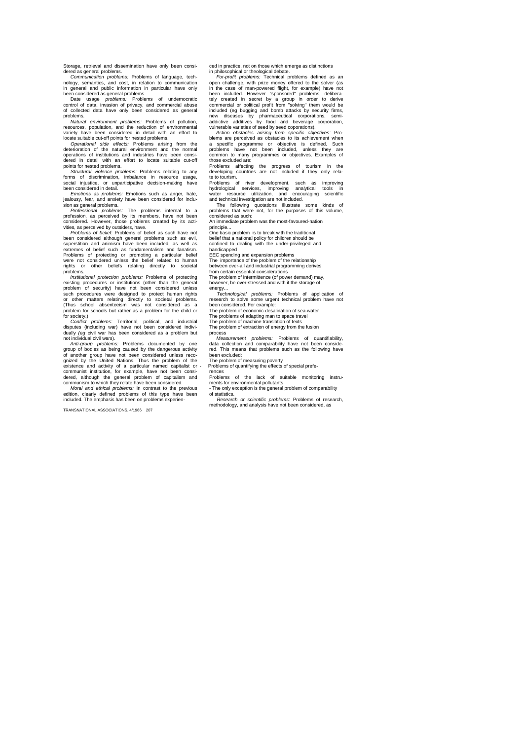Storage, retrieval and dissemination have only been considered as general problems.

*Communication problems:* Problems of language, technology, semantics, and cost, in relation to communication in general and public information in particular have only been considered as general problems.

Date usage *problems:* Problems of undemocratic control of data, invasion of privacy, and commercial abuse of collected data have only been considered as general problems.

*Natural environment problems:* Problems of pollution, resources, population, and the reduction of environmental variety have been considered in detail with an effort to locate suitable cut-off points for nested problems.

*Operational side effects:* Problems arising from the deterioration of the natural environment and the normal operations of institutions and industries have been considered in detail with an effort to locate suitable cut-off points for nested problems.

*Structural violence problems:* Problems relating to any forms of discrimination, imbalance in resource usage, social injustice, or unparticipative decision-making have been considered in detail.

*Emotions as problems:* Emotions such as anger, hate, jealousy, fear, and anxiety have been considered for inclusion as general problems.

*Professional problems:* The problems internal to a profession, as perceived by its members, have not been considered. However, those problems created by its activities, as perceived by outsiders, have.

*Problems of belief:* Problems of belief as such have not been considered although general problems such as evil, superstition and animism have been included, as well as extremes of belief such as fundamentalism and fanatism. Problems of protecting or promoting a particular belief were not considered unless the belief related to human rights or other beliefs relating directly to societal problems.

*Institutional protection problems:* Problems of protecting existing procedures or institutions (other than the general problem of security) have not been considered unless such procedures were designed to protect human rights or other matters relating directly to societal problems. (Thus school absenteeism was not considered as a problem for schools but rather as a problem for the child or for society.)

*Conflict problems:* Territorial, political, and industrial disputes (including war) have not been considered individually *(eg* civil war has been considered as a problem but not individual civil wars).

*Anti-group problems:* Problems documented by one group of bodies as being caused by the dangerous activity of another group have not been considered unless recognized by the United Nations. Thus the problem of the existence and activity of a particular named capitalist or - communist institution, for example, have not been considered, although the general problem of capitalism and communism to which they relate have been considered.

*Moral and ethical problems:* In contrast to the previous edition, clearly defined problems of this type have been included. The emphasis has been on problems experienced in practice, not on those which emerge as distinctions in philosophical or theological debate.

*For-profit problems:* Technical problems defined as an open challenge, with prize money offered to the solver (as in the case of man-powered flight, for example) have not been included. However "sponsored" problems, deliberately created in secret by a group in order to derive commercial or political profit from "solving" them would be included (eg bugging and bomb attacks by security firms, new diseases by pharmaceutical corporations, semi-addictive additives by food and beverage corporation, vulnerable varieties of seed by seed coporations).

*Action obstacles arising from specific objectives:* Problems are perceived as obstacles to its achievement when a specific programme or objective is defined. Such problems have not been included, unless they are common to many programmes or objectives. Examples of those excluded are:

Problems affecting the progress of tourism in the developing countries are not included if they only relate to tourism.

Problems of river development, such as improving hydrological services, improving analytical tools in water resource utilization, and encouraging scientific and technical investigation are not included.

The following quotations illustrate some kinds of problems that were not, for the purposes of this volume, considered as such:

An immediate problem was the most-favoured-nation principle...

One basic problem is to break with the traditional belief that a national policy for children should be confined to dealing with the under-privileged and handicapped

EEC spending and expansion problems

The importance of the problem of the relationship between over-all and industrial programming derives from certain essential considerations

The problem of intermittence (of power demand) may, however, be over-stressed and with it the storage of energy...

*Technological problems:* Problems of application of research to solve some urgent technical problem have not been considered. For example:

The problem of economic desalination of sea-water

The problems of adapting man to space travel

The problem of machine translation of texts

The problem of extraction of energy from the fusion process

*Measurement problems:* Problems of quantifiability, data collection and comparability have not been considered. This means that problems such as the following have been excluded:

The problem of measuring poverty

Problems of quantifying the effects of special preferences

Problems of the lack of suitable monitoring instruments for environmental pollutants

- The only exception is the general problem of comparability of statistics.

*Research or scientific problems:* Problems of research, methodology, and analysis have not been considered, as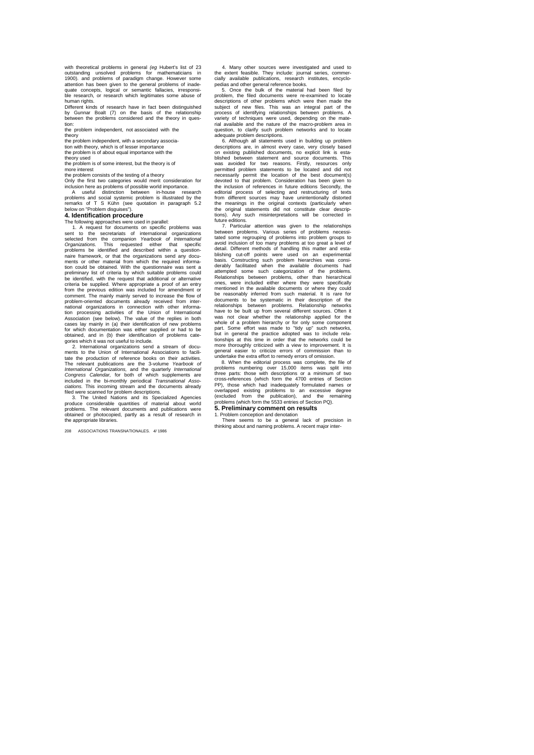with theoretical problems in general *(eg* Hubert's list of 23 outstanding unsolved problems for mathematicians in 1900). and problems of paradigm change. However some attention has been given to the general problems of inadequate concepts, logical or semantic fallacies, irresponsible research, or research which legitimates some abuse of human rights.

Different kinds of research have in fact been distinguished by Gunnar Boalt (7) on the basis of the relationship between the problems considered and the theory in question:

the problem independent, not associated with the theory

the problem independent, with a secondary association with theory, which is of lesser importance

the problem is of about equal importance with the theory used

the problem is of some interest, but the theory is of more interest

the problem consists of the testing of a theory

Only the first two categories would merit consideration for inclusion here as problems of possible world importance.

A useful distinction between in-house research problems and social systemic problem is illustrated by the remarks of T S Kühn (see quotation in paragraph 5.2 below on "Problem disguises").

## 4. Identification procedure

The following approaches were used in parallel:

1. A request for documents on specific problems was sent to the secretariats of international organizations selected from the companion *Yearbook of International Organizations.* This requested either that specific problems be identified and described within a questionnaire framework, or that the organizations send any documents or other material from which the required information could be obtained. With the questionnaire was sent a preliminary list of criteria by which suitable problems could be identified, with the request that additional or alternative criteria be supplied. Where appropriate a proof of an entry from the previous edition was included for amendment or comment. The mainly mainly served to increase the flow of problem-oriented documents already received from international organizations in connection with other information processing activities of the Union of International Association (see below). The value of the replies in both cases lay mainly in (a) their identification of new problems for which documentation was either supplied or had to be obtained, and in (b) their identification of problems categories which it was not useful to include.

2. International organizations send a stream of documents to the Union of International Associations to facilitate the production of reference books on their activities. The relevant publications are the 3-volume *Yearbook of International Organizations,* and the quarterly *International Congress Calendar,* for both of which supplements are included in the bi-monthly periodical *Transnational Associations.* This incoming stream and the documents already filed were scanned for problem descriptions.

3. The United Nations and its Specialized Agencies produce considerable quantities of material about world problems. The relevant documents and publications were obtained or photocopied, partly as a result of research in the appropriate libraries.

4. Many other sources were investigated and used to the extent feasible. They include: journal series, commercially available publications, research institutes, encyclopedias and other general reference books.

5. Once the bulk of the material had been filed by problem, the filed documents were re-examined to locate descriptions of other problems which were then made the subject of new files. This was an integral part of the process of identifying relationships between problems. A variety of techniques were used, depending on the material available and the nature of the macro-problem area in question, to clarify such problem networks and to locate adequate problem descriptions.

6. Although all statements used in building up problem descriptions are, in almost every case, very closely based on existing published documents, no explicit link is established between statement and source documents. This was avoided for two reasons. Firstly, resources only permitted problem statements to be located and did not necessarily permit the location of the best document(s) devoted to that problem. Consideration has been given to the inclusion of references in future editions Secondly, the editorial process of selecting and restructuring of texts from different sources may have unintentionally distorted the meanings in the original contexts (particularly when the original statements did not constitute clear descriptions). Any such misinterpretations will be corrected in future editions.

7. Particular attention was given to the relationships between problems. Various series of problems necessitated some regrouping of problems into problem groups to avoid inclusion of too many problems at too great a level of detail. Different methods of handling this matter and establishing cut-off points were used on an experimental basis. Constructing such problem hierarchies was considerably facilitated when the available documents had attempted some such categorization of the problems. Relationships between problems, other than hierarchical ones, were included either where they were specifically mentioned in the available documents or where they could be reasonably inferred from such material. It is rare for documents to be systematic in their description of the relationships between problems. Relationship networks have to be built up from several different sources. Often it was not clear whether the relationship applied for the whole of a problem hierarchy or for only some component part. Some effort was made to "tidy up" such networks, but in general the practice adopted was to include relationships at this time in order that the networks could be more thoroughly criticized with a view to improvement. It is general easier to criticize errors of commission than to undertake the extra effort to remedy errors of omission.

8. When the editorial process was complete, the file of problems numbering over 15,000 items was split into three parts: those with descriptions or a minimum of two cross-references (which form the 4700 entries of Section PP), those which had inadequately formulated names or overlapped existing problems to an excessive degree (excluded from the publication), and the remaining problems (which form the 5533 entries of Section PQ).

## 5. Preliminary comment on results

1. Problem conception and denotation

There seems to be a general lack of precision in thinking about and naming problems. A recent major inter-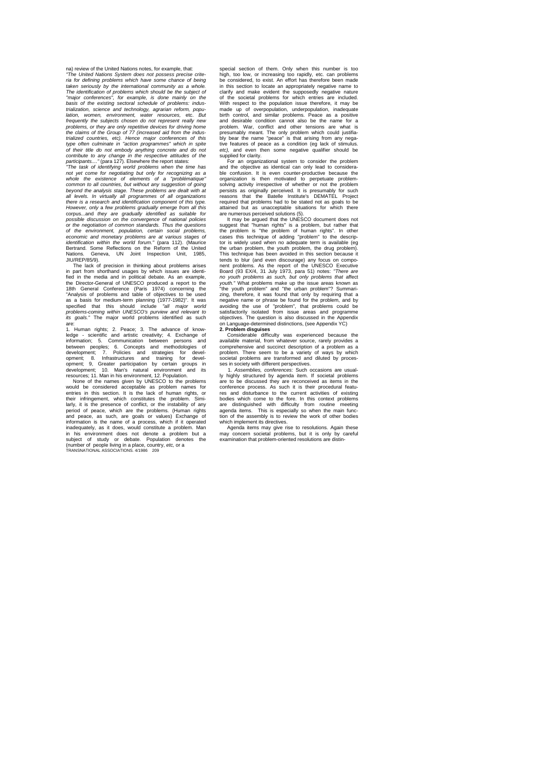na) review of the United Nations notes, for example, that:

*"The United Nations System does not possess precise criteria for defining problems which have some chance of being taken seriously by the international community as a whole. The identification of problems which should be the subject of "major conferences", for example, is done mainly on the basis of the existing sectoral schedule of problems: industrialization, science and technology, agrarian reform, population, women, environment, water resources,* etc. *But frequently the subjects chosen do not represent really new problems, or they are only repetitive devices for driving home the claims of the Group of 77 (increased aid from the industrialized countries, etc). Hence major conferences of this type often culminate in "action programmes" which in spite of their title do not embody anything concrete and do not contribute to any change in the respective attitudes of the participants...."* (para 127). Elsewhere the report states:

*"The task of identifying world problems when the time has not yet come for negotiating but only for recognizing as a whole the existence of elements of a "problématique" common to all countries, but without any suggestion of going beyond the analysis stage. These problems are dealt with at all levels. In virtually all programmes of all organizations there is a research and identification component of this type. However, only a few problems gradually emerge from all this* corpus...and *they are gradually identified as suitable for possible discussion on the convergence of national policies or the negotiation of common standards. Thus the questions of the environment, population, certain social problems, economic and monetary problems are at various stages of identification within the world forum."* (para 112). (Maurice Bertrand. Some Reflections on the Reform of the United Nations. Geneva, UN Joint Inspection Unit, 1985, JIU/REP/85/9).

The lack of precision in thinking about problems arises in part from shorthand usages by which issues are identified in the media and in political debate. As an example, the Director-General of UNESCO produced a report to the 18th General Conference (Paris 1974) concerning the "Analysis of problems and table of objectives to be used as a basis for medium-term planning (1977-1982)". It was specified that this should include *"all major world problems-coming within UNESCO's purview and relevant to its goals."* The major world problems identified as such are:

1. Human rights; 2. Peace; 3. The advance of knowledge - scientific and artistic creativity; 4. Exchange of information; 5. Communication between persons and between peoples; 6. Concepts and methodologies of development; 7. Policies and strategies for development; 8. Infrastructures and training for development; 9, Greater participation by certain groups in development; 10. Man's natural environment and its resources; 11. Man in his environment, 12. Population.

None of the names given by UNESCO to the problems would be considered acceptable as problem names for entries in this section. It is the lack of human rights, or their infringement, which constitutes the problem. Similarly, it is the presence of conflict, or the instability of any period of peace, which are the problems. (Human rights and peace, as such, are goals or values) Exchange of information is the name of a process, which if it operated inadequately, as it does, would constitute a problem. Man in his environment does not denote a problem but a subject of study or debate. Population denotes the (number of people living in a place, country, *etc*, or a special section of them. Only when this number is too high, too low, or increasing too rapidly, etc. can problems be considered, to exist. An effort has therefore been made in this section to locate an appropriately negative name to clarify and make evident the supposedly negative nature of the societal problems for which entries are included. With respect to the population issue therefore, it may be made up of overpopulation, underpopulation, inadequate birth control, and similar problems. Peace as a positive and desirable condition cannot also be the name for a problem. War, conflict and other tensions are what is presumably meant. The only problem which could justifiably bear the name "peace" is that arising from any negative features of peace as a condition (eg lack of stimulus. *etc),* and even then some negative qualifier should be supplied for clarity.

For an organizational system to consider the problem and the objective as identical can only lead to considerable confusion. It is even counter-productive because the organization is then motivated to perpetuate problem-solving activity irrespective of whether or not the problem persists as originally perceived. It is presumably for such reasons that the Batelle Institute's DEMATEL Project required that problems had to be stated not as goals to be attained but as unacceptable situations for which there are numerous perceived solutions (5).

It may be argued that the UNESCO document does not suggest that "human rights" is a problem, but rather that the problem is "the problem of human rights". In other cases this technique of adding "problem" to the descriptor is widely used when no adequate term is available (eg the urban problem, the youth problem, the drug problem). This technique has been avoided in this section because it tends to blur (and even discourage) any focus on component problems. As the report of the UNESCO Executive Board (93 EX/4, 31 July 1973, para 51) notes: *"There are no youth problems as such, but only problems that* affect *youth."* What problems make up the issue areas known as "the youth problem" and "the urban problem"? Summarizing, therefore, it was found that only by requiring that a negative name or phrase be found for the problem, and by avoiding the use of "problem", that problems could be satisfactorily isolated from issue areas and programme objectives. The question is also discussed in the Appendix on Language-determined distinctions, (see Appendix YC)

**2. Problem disguises**

Considerable difficulty was experienced because the available material, from whatever source, rarely provides a comprehensive and succinct description of a problem as a problem. There seem to be a variety of ways by which societal problems are transformed and diluted by processes in society with different perspectives.

1. *Assemblies, conferences:* Such occasions are usually highly structured by agenda item. If societal problems are to be discussed they are reconceived as items in the conference process. As such it is their procedural features and disturbance to the current activities of existing bodies which come to the fore. In this context problems are distinguished with difficulty from routine meeting agenda items. This is especially so when the main function of the assembly is to review the work of other bodies which implement its directives.

Agenda items may give rise to resolutions. Again these may concern societal problems, but it is only by careful examination that problem-oriented resolutions are distin-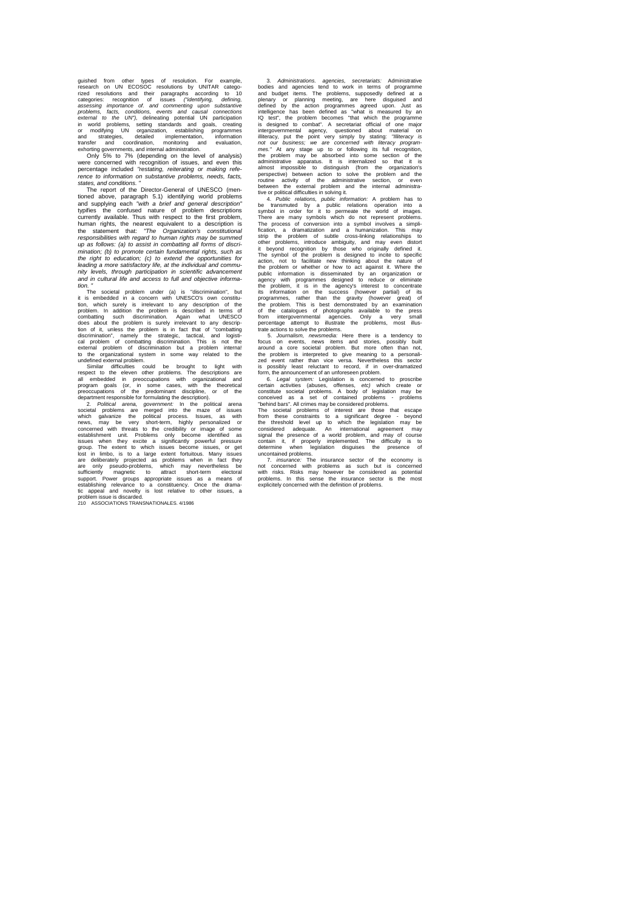guished from other types of resolution. For example, research on UN ECOSOC resolutions by UNITAR categorized resolutions and their paragraphs according to 10 categories: recognition of issues *("identifying, defining, assessing importance of. and commenting upon substantive problems, facts, conditions, events and causal connections external to the UN")*, delineating potential UN participation in world problems, setting standards and goals, creating or modifying UN organization, establishing programmes and strategies, detailed implementation, information transfer and coordination, monitoring and evaluation, exhorting governments, and internal administration.

Only 5% to 7% (depending on the level of analysis) were concerned with recognition of issues, and even this percentage included *"restating, reiterating or making reference to information on substantive problems, needs, facts, states, and conditions."*

The report of the Director-General of UNESCO (mentioned above, paragraph 5.1) identifying world problems and supplying each *"with a brief and general description"* typifies the confused nature of problem descriptions currently available. Thus with respect to the first problem, human rights, the nearest equivalent to a description is the statement that: *"The Organization's constitutional responsibilities with regard to human rights may be summed up as follows: (a) to assist in combatting all forms of discrimination; (b) to promote certain fundamental rights, such as the right to education; (c) to extend the opportunities for leading a more satisfactory life, at the individual and community levels, through participation in scientific advancement and in cultural life and access to full and objective information."*

The societal problem under (a) is "discrimination", but it is embedded in a concern with UNESCO's own constitution, which surely is irrelevant to any description of the problem. In addition the problem is described in terms of combatting such discrimination. Again what UNESCO does about the problem is surely irrelevant to any description of it, unless the problem is in fact that of "combatting discrimination", namely the strategic, tactical, and logistical problem of combatting discrimination. This is not the external problem of discrimination but a problem internal to the organizational system in some way related to the undefined external problem.

Similar difficulties could be brought to light with respect to the eleven other problems. The descriptions are all embedded in preoccupations with organizational and program goals (or, in some cases, with the theoretical preoccupations of the predominant discipline, or of the department responsible for formulating the description).

2. *Political arena, government:* In the political arena societal problems are merged into the maze of issues which galvanize the political process. Issues, as with news, may be very short-term, highly personalized or concerned with threats to the credibility or image of some establishment unit. Problems only become identified as issues when they excite a significantly powerful pressure group. The extent to which issues become issues, or get lost in limbo, is to a large extent fortuitous. Many issues are deliberately projected as problems when in fact they are only pseudo-problems, which may nevertheless be sufficiently magnetic to attract short-term electoral support. Power groups appropriate issues as a means of establishing relevance to a constituency. Once the dramatic appeal and novelty is lost relative to other issues, a problem issue is discarded.

3. *Administrations. agencies, secretariats:* Administrative bodies and agencies tend to work in terms of programme and budget items. The problems, supposedly defined at a plenary or planning meeting, are here disguised and defined by the action programmes agreed upon. Just as intelligence has been defined as "what is measured by an IQ test", the problem becomes "that which the programme is designed to combat". A secretariat official of one major intergovernmental agency, questioned about material on illiteracy, put the point very simply by stating: *"Illiteracy is not our business; we are concerned with literacy programmes."* At any stage up to or following its full recognition, the problem may be absorbed into some section of the administrative apparatus. It is internalized so that it is almost impossible to distinguish (from the organization's perspective) between action to solve the problem and the routine activity of the administrative section, or even between the external problem and the internal administrative or political difficulties in solving it.

4. *Public relations, public information:* A problem has to be transmuted by a public relations operation into a symbol in order for it to permeate the world of images. There are many symbols which do not represent problems. The process of conversion into a symbol involves a simplification, a dramatization and a humanization. This may strip the problem of subtle cross-linking relationships to other problems, introduce ambiguity, and may even distort it beyond recognition by those who originally defined it. The symbol of the problem is designed to incite to specific action, not to facilitate new thinking about the nature of the problem or whether or how to act against it. Where the public information is disseminated by an organization or agency with programmes designed to reduce or eliminate the problem, it is in the agency's interest to concentrate its information on the success (however partial) of its programmes, rather than the gravity (however great) of the problem. This is best demonstrated by an examination of the catalogues of photographs available to the press from intergovernmental agencies. Only a very small percentage attempt to illustrate the problems, most illustrate actions to solve the problems.

5. *Journalism, newsmedia:* Here there is a tendency to focus on events, news items and stories, possibly built around a core societal problem. But more often than not, the problem is interpreted to give meaning to a personalized event rather than vice versa. Nevertheless this sector is possibly least reluctant to record, if in over-dramatized form, the announcement of an unforeseen problem.

6. *Legal system:* Legislation is concerned to proscribe certain activities (abuses, offenses, *etc)* which create or constitute societal problems. A body of legislation may be conceived as a set of contained problems - problems "behind bars". All crimes may be considered problems.

The societal problems of interest are those that escape from these constraints to a significant degree - beyond the threshold level up to which the legislation may be considered adequate. An international agreement may signal the presence of a world problem, and may of course contain it, if properly implemented. The difficulty is to determine when legislation disguises the presence of uncontained problems.

7. *Insurance:* The insurance sector of the economy is not concerned with problems as such but is concerned with risks. Risks may however be considered as potential problems. In this sense the insurance sector is the most explicitly concerned with the definition of problems.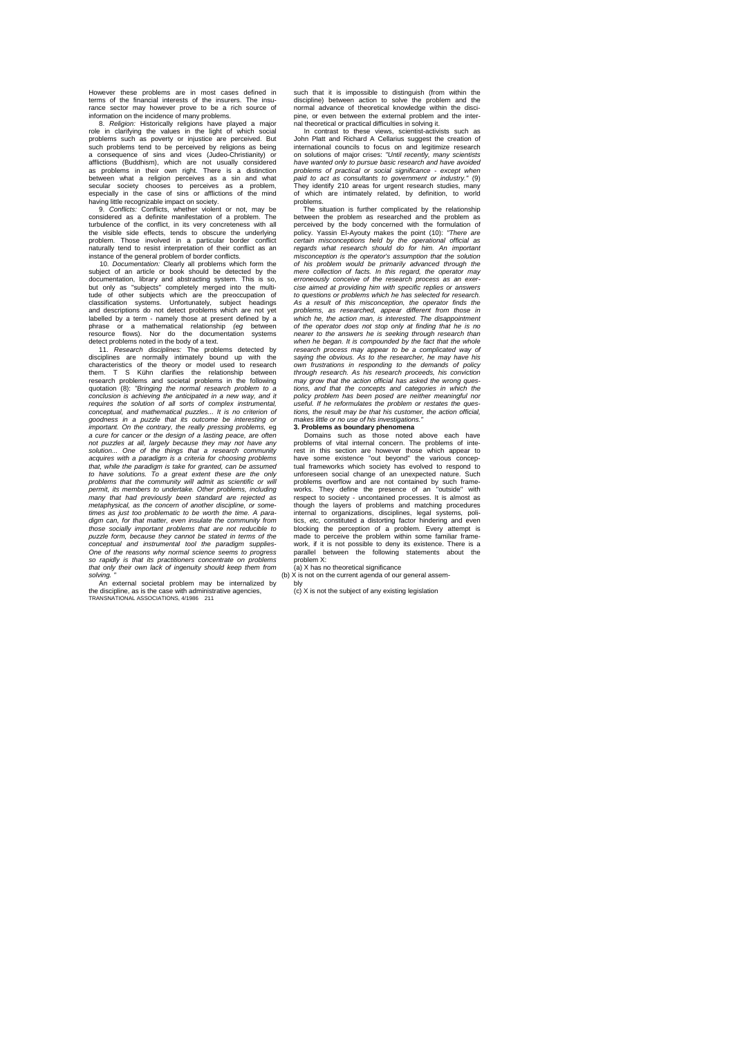However these problems are in most cases defined in terms of the financial interests of the insurers. The insurance sector may however prove to be a rich source of information on the incidence of many problems.

8. *Religion:* Historically religions have played a major role in clarifying the values in the light of which social problems such as poverty or injustice are perceived. But such problems tend to be perceived by religions as being a consequence of sins and vices (Judeo-Christianity) or afflictions (Buddhism), which are not usually considered as problems in their own right. There is a distinction between what a religion perceives as a sin and what secular society chooses to perceives as a problem, especially in the case of sins or afflictions of the mind having little recognizable impact on society.

9. *Conflicts:* Conflicts, whether violent or not, may be considered as a definite manifestation of a problem. The turbulence of the conflict, in its very concreteness with all the visible side effects, tends to obscure the underlying problem. Those involved in a particular border conflict naturally tend to resist interpretation of their conflict as an instance of the general problem of border conflicts.

10. *Documentation:* Clearly all problems which form the subject of an article or book should be detected by the documentation, library and abstracting system. This is so, but only as "subjects" completely merged into the multitude of other subjects which are the preoccupation of classification systems. Unfortunately, subject headings and descriptions do not detect problems which are not yet labelled by a term - namely those at present defined by a phrase or a mathematical relationship *(eg* between resource flows). Nor do the documentation systems detect problems noted in the body of a text.

11. *Research disciplines:* The problems detected by disciplines are normally intimately bound up with the characteristics of the theory or model used to research them. T S Kühn clarifies the relationship between research problems and societal problems in the following quotation (8): *"Bringing the normal research problem to a conclusion is achieving the anticipated in a new way, and it requires the solution of all sorts of complex instrumental, conceptual, and mathematical puzzles... It is no criterion of goodness in a puzzle that its outcome be interesting or important. On the contrary, the really pressing problems,* eg *a cure for cancer or the design of a lasting peace, are often not puzzles at all, largely because they may not have any solution... One of the things that a research community acquires with a paradigm is a criteria for choosing problems that, while the paradigm is take for granted, can be assumed to have solutions. To a great extent these are the only problems that the community will admit as scientific or will permit, its members to undertake. Other problems, including many that had previously been standard are rejected as metaphysical, as the concern of another discipline, or sometimes as just too problematic to be worth the time. A paradigm can, for that matter, even insulate the community from those socially important problems that are not reducible to puzzle form, because they cannot be stated in terms of the conceptual and instrumental tool the paradigm supplies- One of the reasons why normal science seems to progress so rapidly is that its practitioners concentrate on problems that only their own lack of ingenuity should keep them from solving. "*

An external societal problem may be internalized by the discipline, as is the case with administrative agencies, such that it is impossible to distinguish (from within the discipline) between action to solve the problem and the normal advance of theoretical knowledge within the discipine, or even between the external problem and the internal theoretical or practical difficulties in solving it.

In contrast to these views, scientist-activists such as John Platt and Richard A Cellarius suggest the creation of international councils to focus on and legitimize research on solutions of major crises: *"Until recently, many scientists have wanted only to pursue basic research and have avoided problems of practical or social significance - except when paid to act as consultants to government or industry."* (9) They identify 210 areas for urgent research studies, many of which are intimately related, by definition, to world problems.

The situation is further complicated by the relationship between the problem as researched and the problem as perceived by the body concerned with the formulation of policy. Yassin El-Ayouty makes the point (10): *"There are certain misconceptions held by the operational official as regards what research should do for him. An important misconception is the operator's assumption that the solution of his problem would be primarily advanced through the mere collection of facts. In this regard, the operator may erroneously conceive of the research process as an exercise aimed at providing him with specific replies or answers to questions or problems which he has selected for research. As a result of this misconception, the operator finds the problems, as researched, appear different from those in which he, the action man, is interested. The disappointment of the operator does not stop only at finding that he is no nearer to the answers he is seeking through research than when he began. It is compounded by the fact that the whole research process may appear to be a complicated way of saying the obvious. As to the researcher, he may have his own frustrations in responding to the demands of policy through research. As his research proceeds, his conviction may grow that the action official has asked the wrong questions, and that the concepts and categories in which the policy problem has been posed are neither meaningful nor useful. If he reformulates the problem or restates the questions, the result may be that his customer, the action official, makes little or no use of his investigations."*

**3. Problems as boundary phenomena**

Domains such as those noted above each have problems of vital internal concern. The problems of interest in this section are however those which appear to have some existence "out beyond" the various conceptual frameworks which society has evolved to respond to unforeseen social change of an unexpected nature. Such problems overflow and are not contained by such frameworks. They define the presence of an "outside" with respect to society - uncontained processes. It is almost as though the layers of problems and matching procedures internal to organizations, disciplines, legal systems, politics, *etc,* constituted a distorting factor hindering and even blocking the perception of a problem. Every attempt is made to perceive the problem within some familiar framework, if it is not possible to deny its existence. There is a parallel between the following statements about the problem X:

(a) X has no theoretical significance

(b) X is not on the current agenda of our general assembly

(c) X is not the subject of any existing legislation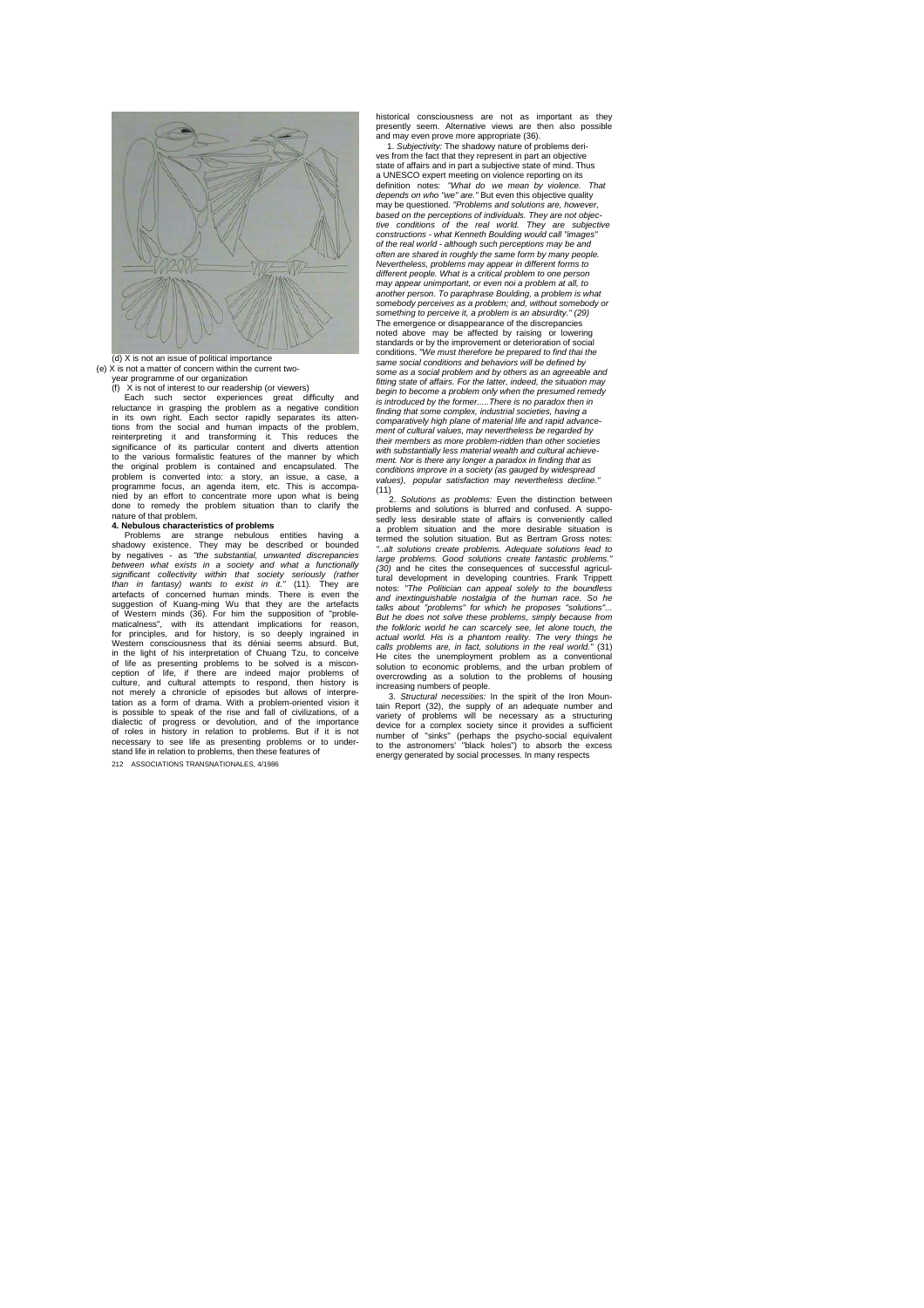(d) X is not an issue of political importance

(e) X is not a matter of concern within the current two-year programme of our organization

(f) X is not of interest to our readership (or viewers)

Each such sector experiences great difficulty and reluctance in grasping the problem as a negative condition in its own right. Each sector rapidly separates its attentions from the social and human impacts of the problem, reinterpreting it and transforming it. This reduces the significance of its particular content and diverts attention to the various formalistic features of the manner by which the original problem is contained and encapsulated. The problem is converted into: a story, an issue, a case, a programme focus, an agenda item, etc. This is accompanied by an effort to concentrate more upon what is being done to remedy the problem situation than to clarify the nature of that problem.

### 4. Nebulous characteristics of problems

Problems are strange nebulous entities having a shadowy existence. They may be described or bounded by negatives - as *"the substantial, unwanted discrepancies between what exists in a society and what a functionally significant collectivity within that society seriously (rather than in fantasy) wants to exist in it."* (11). They are artefacts of concerned human minds. There is even the suggestion of Kuang-ming Wu that they are the artefacts of Western minds (36). For him the supposition of "problematicalness", with its attendant implications for reason, for principles, and for history, is so deeply ingrained in Western consciousness that its déniai seems absurd. But, in the light of his interpretation of Chuang Tzu, to conceive of life as presenting problems to be solved is a misconception of life, if there are indeed major problems of culture, and cultural attempts to respond, then history is not merely a chronicle of episodes but allows of interpretation as a form of drama. With a problem-oriented vision it is possible to speak of the rise and fall of civilizations, of a dialectic of progress or devolution, and of the importance of roles in history in relation to problems. But if it is not necessary to see life as presenting problems or to understand life in relation to problems, then these features of historical consciousness are not as important as they presently seem. Alternative views are then also possible and may even prove more appropriate (36).

1. *Subjectivity:* The shadowy nature of problems derives from the fact that they represent in part an objective state of affairs and in part a subjective state of mind. Thus a UNESCO expert meeting on violence reporting on its definition notes: *"What do we mean by violence. That depends on who "we" are."* But even this objective quality may be questioned. *"Problems and solutions are, however, based on the perceptions of individuals. They are not objective conditions of the real world. They are subjective constructions - what Kenneth Boulding would call "images" of the real world - although such perceptions may be and often are shared in roughly the same form by many people. Nevertheless, problems may appear in different forms to different people. What is a critical problem to one person may appear unimportant, or even noi a problem at all, to another person. To paraphrase Boulding, a problem is what somebody perceives as a problem; and, without somebody or something to perceive it, a problem is an absurdity." (29)* The emergence or disappearance of the discrepancies noted above may be affected by raising or lowering standards or by the improvement or deterioration of social conditions. *"We must therefore be prepared to find thai the same social conditions and behaviors will be defined by some as a social problem and by others as an agreeable and fitting state of affairs. For the latter, indeed, the situation may begin to become a problem only when the presumed remedy is introduced by the former.....There is no paradox then in finding that some complex, industrial societies, having a comparatively high plane of material life and rapid advancement of cultural values, may nevertheless be regarded by their members as more problem-ridden than other societies with substantially less material wealth and cultural achievement. Nor is there any longer a paradox in finding that as conditions improve in a society (as gauged by widespread values), popular satisfaction may nevertheless decline."* (11)

2. *Solutions as problems:* Even the distinction between problems and solutions is blurred and confused. A supposedly less desirable state of affairs is conveniently called a problem situation and the more desirable situation is termed the solution situation. But as Bertram Gross notes: *"..alt solutions create problems. Adequate solutions lead to large problems. Good solutions create fantastic problems." (30)* and he cites the consequences of successful agricultural development in developing countries. Frank Trippett notes: *"The Politician can appeal solely to the boundless and inextinguishable nostalgia of the human race. So he talks about "problems" for which he proposes "solutions"... But he does not solve these problems, simply because from the folkloric world he can scarcely see, let alone touch, the actual world. His is a phantom reality. The very things he calls problems are, in fact, solutions in the real world."* (31) He cites the unemployment problem as a conventional solution to economic problems, and the urban problem of overcrowding as a solution to the problems of housing increasing numbers of people.

3. *Structural necessities:* In the spirit of the Iron Mountain Report (32), the supply of an adequate number and variety of problems will be necessary as a structuring device for a complex society since it provides a sufficient number of "sinks" (perhaps the psycho-social equivalent to the astronomers' "black holes") to absorb the excess energy generated by social processes. In many respects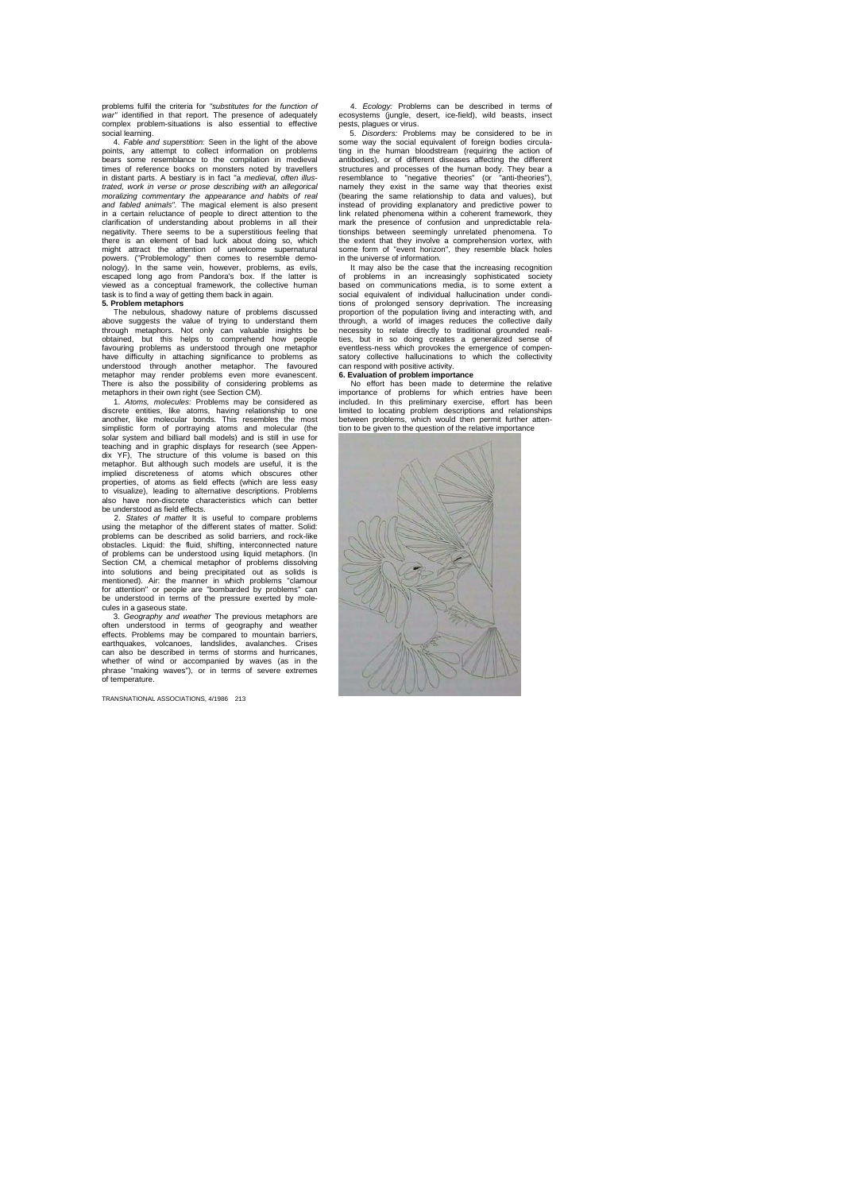problems fulfil the criteria for *"substitutes for the function of war"* identified in that report. The presence of adequately complex problem-situations is also essential to effective social learning.

4. *Fable and superstition:* Seen in the light of the above points, any attempt to collect information on problems bears some resemblance to the compilation in medieval times of reference books on monsters noted by travellers in distant parts. A bestiary is in fact "a *medieval, often illustrated, work in verse or prose describing with an allegorical moralizing commentary the appearance and habits of real and fabled animals"*. The magical element is also present in a certain reluctance of people to direct attention to the clarification of understanding about problems in all their negativity. There seems to be a superstitious feeling that there is an element of bad luck about doing so, which might attract the attention of unwelcome supernatural powers. ("Problemology" then comes to resemble demonology). In the same vein, however, problems, as evils, escaped long ago from Pandora's box. If the latter is viewed as a conceptual framework, the collective human task is to find a way of getting them back in again.

**5. Problem metaphors**

The nebulous, shadowy nature of problems discussed above suggests the value of trying to understand them through metaphors. Not only can valuable insights be obtained, but this helps to comprehend how people favouring problems as understood through one metaphor have difficulty in attaching significance to problems as understood through another metaphor. The favoured metaphor may render problems even more evanescent. There is also the possibility of considering problems as metaphors in their own right (see Section CM).

1. *Atoms, molecules:* Problems may be considered as discrete entities, like atoms, having relationship to one another, like molecular bonds. This resembles the most simplistic form of portraying atoms and molecular (the solar system and billiard ball models) and is still in use for teaching and in graphic displays for research (see Appendix YF), The structure of this volume is based on this metaphor. But although such models are useful, it is the implied discreteness of atoms which obscures other properties, of atoms as field effects (which are less easy to visualize), leading to alternative descriptions. Problems also have non-discrete characteristics which can better be understood as field effects.

2. *States of matter* It is useful to compare problems using the metaphor of the different states of matter. Solid: problems can be described as solid barriers, and rock-like obstacles. Liquid: the fluid, shifting, interconnected nature of problems can be understood using liquid metaphors. (In Section CM, a chemical metaphor of problems dissolving into solutions and being precipitated out as solids is mentioned). Air: the manner in which problems "clamour for attention" or people are "bombarded by problems" can be understood in terms of the pressure exerted by molecules in a gaseous state.

3. *Geography and weather* The previous metaphors are often understood in terms of geography and weather effects. Problems may be compared to mountain barriers, earthquakes, volcanoes, landslides, avalanches. Crises can also be described in terms of storms and hurricanes, whether of wind or accompanied by waves (as in the phrase "making waves"), or in terms of severe extremes of temperature.

4. *Ecology:* Problems can be described in terms of ecosystems (jungle, desert, ice-field), wild beasts, insect pests, plagues or virus.

5. *Disorders:* Problems may be considered to be in some way the social equivalent of foreign bodies circulating in the human bloodstream (requiring the action of antibodies), or of different diseases affecting the different structures and processes of the human body. They bear a resemblance to "negative theories" (or "anti-theories"), namely they exist in the same way that theories exist (bearing the same relationship to data and values), but instead of providing explanatory and predictive power to link related phenomena within a coherent framework, they mark the presence of confusion and unpredictable relationships between seemingly unrelated phenomena. To the extent that they involve a comprehension vortex, with some form of "event horizon", they resemble black holes in the universe of information.

It may also be the case that the increasing recognition of problems in an increasingly sophisticated society based on communications media, is to some extent a social equivalent of individual hallucination under conditions of prolonged sensory deprivation. The increasing proportion of the population living and interacting with, and through, a world of images reduces the collective daily necessity to relate directly to traditional grounded realities, but in so doing creates a generalized sense of eventless-ness which provokes the emergence of compensatory collective hallucinations to which the collectivity can respond with positive activity.

**6. Evaluation of problem importance**

No effort has been made to determine the relative importance of problems for which entries have been included. In this preliminary exercise, effort has been limited to locating problem descriptions and relationships between problems, which would then permit further attention to be given to the question of the relative importance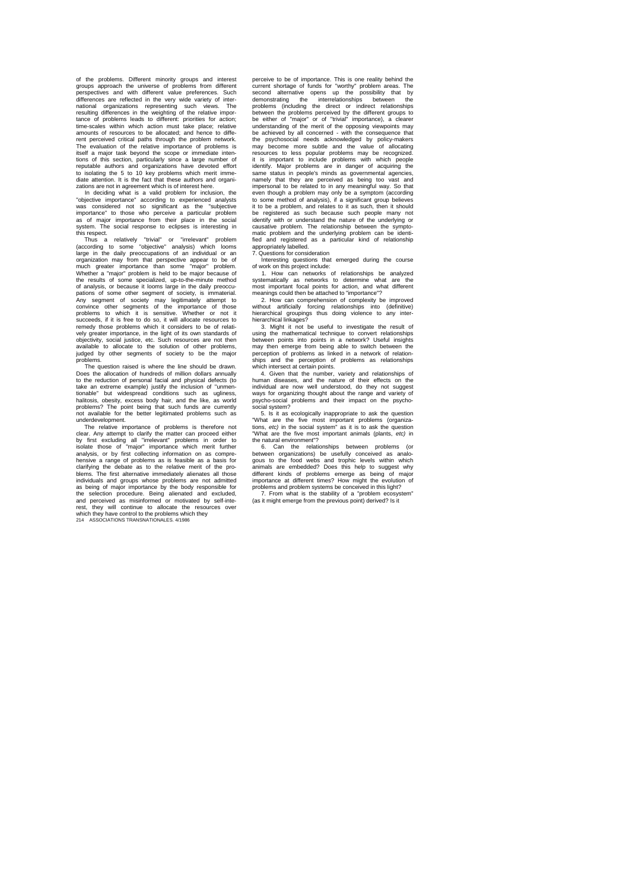of the problems. Different minority groups and interest groups approach the universe of problems from different perspectives and with different value preferences. Such differences are reflected in the very wide variety of international organizations representing such views. The resulting differences in the weighting of the relative importance of problems leads to different: priorities for action; time-scales within which action must take place; relative amounts of resources to be allocated; and hence to different perceived critical paths through the problem network. The evaluation of the relative importance of problems is itself a major task beyond the scope or immediate intentions of this section, particularly since a large number of reputable authors and organizations have devoted effort to isolating the 5 to 10 key problems which merit immediate attention. It is the fact that these authors and organizations are not in agreement which is of interest here.

In deciding what is a valid problem for inclusion, the "objective importance" according to experienced analysts was considered not so significant as the "subjective importance" to those who perceive a particular problem as of major importance from their place in the social system. The social response to eclipses is interesting in this respect.

Thus a relatively "trivial" or "irrelevant" problem (according to some "objective" analysis) which looms large in the daily preoccupations of an individual or an organization may from that perspective appear to be of much greater importance than some "major" problem. Whether a "major" problem is held to be major because of the results of some specialized, up-to-the-minute method of analysis, or because it looms large in the daily preoccupations of some other segment of society, is immaterial. Any segment of society may legitimately attempt to convince other segments of the importance of those problems to which it is sensitive. Whether or not it succeeds, if it is free to do so, it will allocate resources to remedy those problems which it considers to be of relatively greater importance, in the light of its own standards of objectivity, social justice, etc. Such resources are not then available to allocate to the solution of other problems, judged by other segments of society to be the major problems.

The question raised is where the line should be drawn. Does the allocation of hundreds of million dollars annually to the reduction of personal facial and physical defects (to take an extreme example) justify the inclusion of "unmentionable" but widespread conditions such as ugliness, halitosis, obesity, excess body hair, and the like, as world problems? The point being that such funds are currently not available for the better legitimated problems such as underdevelopment.

The relative importance of problems is therefore not clear. Any attempt to clarify the matter can proceed either by first excluding all "irrelevant" problems in order to isolate those of "major" importance which merit further analysis, or by first collecting information on as comprehensive a range of problems as is feasible as a basis for clarifying the debate as to the relative merit of the problems. The first alternative immediately alienates all those individuals and groups whose problems are not admitted as being of major importance by the body responsible for the selection procedure. Being alienated and excluded, and perceived as misinformed or motivated by self-interest, they will continue to allocate the resources over which they have control to the problems which they perceive to be of importance. This is one reality behind the current shortage of funds for "worthy" problem areas. The second alternative opens up the possibility that by demonstrating the interrelationships between the problems (including the direct or indirect relationships between the problems perceived by the different groups to be either of "major" or of "trivial" importance), a clearer understanding of the merit of the opposing viewpoints may be achieved by all concerned - with the consequence that the psychosocial needs acknowledged by policy-makers may become more subtle and the value of allocating resources to less popular problems may be recognized. it is important to include problems with which people identify. Major problems are in danger of acquiring the same status in people's minds as governmental agencies, namely that they are perceived as being too vast and impersonal to be related to in any meaningful way. So that even though a problem may only be a symptom (according to some method of analysis), if a significant group believes it to be a problem, and relates to it as such, then it should be registered as such because such people many not identify with or understand the nature of the underlying or causative problem. The relationship between the symptomatic problem and the underlying problem can be identified and registered as a particular kind of relationship appropriately labelled.

7. Questions for consideration

Interesting questions that emerged during the course of work on this project include:

1. How can networks of relationships be analyzed systematically as networks to determine what are the most important focal points for action, and what different meanings could then be attached to "importance"?

2. How can comprehension of complexity be improved without artificially forcing relationships into (definitive) hierarchical groupings thus doing violence to any interhierarchical linkages?

3. Might it not be useful to investigate the result of using the mathematical technique to convert relationships between points into points in a network? Useful insights may then emerge from being able to switch between the perception of problems as linked in a network of relationships and the perception of problems as relationships which intersect at certain points.

4. Given that the number, variety and relationships of human diseases, and the nature of their effects on the individual are now well understood, do they not suggest ways for organizing thought about the range and variety of psycho-social problems and their impact on the psychosocial system?

5. Is it as ecologically inappropriate to ask the question "What are the five most important problems (organizations, *etc)* in the social system" as it is to ask the question "What are the five most important animals (plants, *etc)* in the natural environment"?

6. Can the relationships between problems (or between organizations) be usefully conceived as analogous to the food webs and trophic levels within which animals are embedded? Does this help to suggest why different kinds of problems emerge as being of major importance at different times? How might the evolution of problems and problem systems be conceived in this light?

7. From what is the stability of a "problem ecosystem" (as it might emerge from the previous point) derived? Is it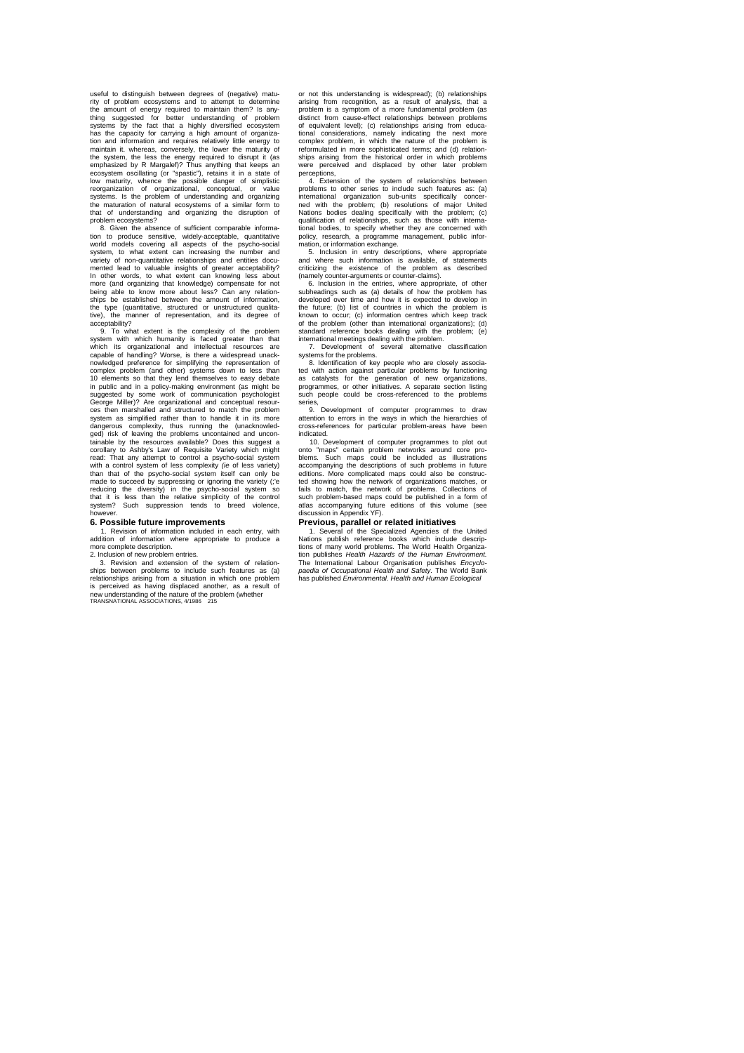useful to distinguish between degrees of (negative) maturity of problem ecosystems and to attempt to determine the amount of energy required to maintain them? Is anything suggested for better understanding of problem systems by the fact that a highly diversified ecosystem has the capacity for carrying a high amount of organization and information and requires relatively little energy to maintain it. whereas, conversely, the lower the maturity of the system, the less the energy required to disrupt it (as emphasized by R Margalef)? Thus anything that keeps an ecosystem oscillating (or "spastic"), retains it in a state of low maturity, whence the possible danger of simplistic reorganization of organizational, conceptual, or value systems. Is the problem of understanding and organizing the maturation of natural ecosystems of a similar form to that of understanding and organizing the disruption of problem ecosystems?

8. Given the absence of sufficient comparable information to produce sensitive, widely-acceptable, quantitative world models covering all aspects of the psycho-social system, to what extent can increasing the number and variety of non-quantitative relationships and entities documented lead to valuable insights of greater acceptability? In other words, to what extent can knowing less about more (and organizing that knowledge) compensate for not being able to know more about less? Can any relationships be established between the amount of information, the type (quantitative, structured or unstructured qualitative), the manner of representation, and its degree of acceptability?

9. To what extent is the complexity of the problem system with which humanity is faced greater than that which its organizational and intellectual resources are capable of handling? Worse, is there a widespread unacknowledged preference for simplifying the representation of complex problem (and other) systems down to less than 10 elements so that they lend themselves to easy debate in public and in a policy-making environment (as might be suggested by some work of communication psychologist George Miller)? Are organizational and conceptual resources then marshalled and structured to match the problem system as simplified rather than to handle it in its more dangerous complexity, thus running the (unacknowledged) risk of leaving the problems uncontained and uncontainable by the resources available? Does this suggest a corollary to Ashby's Law of Requisite Variety which might read: That any attempt to control a psycho-social system with a control system of less complexity *(ie* of less variety) than that of the psycho-social system itself can only be made to succeed by suppressing or ignoring the variety (;'e reducing the diversity) in the psycho-social system so that it is less than the relative simplicity of the control system? Such suppression tends to breed violence, however.

## 6. Possible future improvements

1. Revision of information included in each entry, with addition of information where appropriate to produce a more complete description.

2. Inclusion of new problem entries.

3. Revision and extension of the system of relationships between problems to include such features as (a) relationships arising from a situation in which one problem is perceived as having displaced another, as a result of new understanding of the nature of the problem (whether or not this understanding is widespread); (b) relationships arising from recognition, as a result of analysis, that a problem is a symptom of a more fundamental problem (as distinct from cause-effect relationships between problems of equivalent level); (c) relationships arising from educational considerations, namely indicating the next more complex problem, in which the nature of the problem is reformulated in more sophisticated terms; and (d) relationships arising from the historical order in which problems were perceived and displaced by other later problem perceptions,

4. Extension of the system of relationships between problems to other series to include such features as: (a) international organization sub-units specifically concerned with the problem; (b) resolutions of major United Nations bodies dealing specifically with the problem; (c) qualification of relationships, such as those with international bodies, to specify whether they are concerned with policy, research, a programme management, public information, or information exchange.

5. Inclusion in entry descriptions, where appropriate and where such information is available, of statements criticizing the existence of the problem as described (namely counter-arguments or counter-claims).

6. Inclusion in the entries, where appropriate, of other subheadings such as (a) details of how the problem has developed over time and how it is expected to develop in the future; (b) list of countries in which the problem is known to occur; (c) information centres which keep track of the problem (other than international organizations); (d) standard reference books dealing with the problem; (e) international meetings dealing with the problem.

7. Development of several alternative classification systems for the problems.

8. Identification of key people who are closely associated with action against particular problems by functioning as catalysts for the generation of new organizations, programmes, or other initiatives. A separate section listing such people could be cross-referenced to the problems series,

9. Development of computer programmes to draw attention to errors in the ways in which the hierarchies of cross-references for particular problem-areas have been indicated.

10. Development of computer programmes to plot out onto "maps" certain problem networks around core problems. Such maps could be included as illustrations accompanying the descriptions of such problems in future editions. More complicated maps could also be constructed showing how the network of organizations matches, or fails to match, the network of problems. Collections of such problem-based maps could be published in a form of atlas accompanying future editions of this volume (see discussion in Appendix YF).

## Previous, parallel or related initiatives

1. Several of the Specialized Agencies of the United Nations publish reference books which include descriptions of many world problems. The World Health Organization publishes *Health Hazards of the Human Environment.* The International Labour Organisation publishes *Encyclopaedia of Occupational Health and Safety.* The World Bank has published *Environmental. Health and Human Ecological*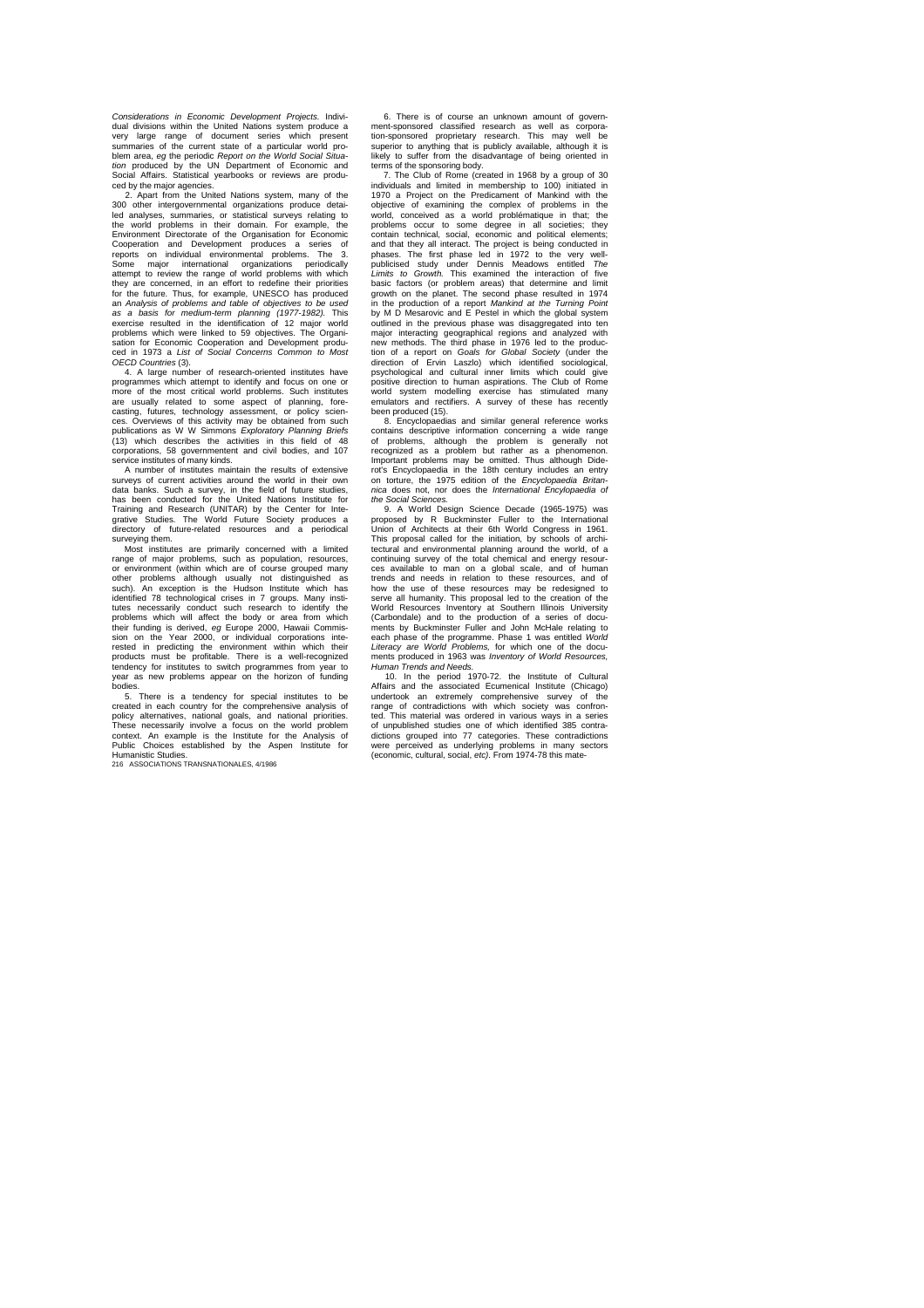*Considerations in Economic Development Projects.* Individual divisions within the United Nations system produce a very large range of document series which present summaries of the current state of a particular world problem area, *eg* the periodic *Report on the World Social Situation* produced by the UN Department of Economic and Social Affairs. Statistical yearbooks or reviews are produced by the major agencies.

2. Apart from the United Nations system, many of the 300 other intergovernmental organizations produce detailed analyses, summaries, or statistical surveys relating to the world problems in their domain. For example, the Environment Directorate of the Organisation for Economic Cooperation and Development produces a series of reports on individual environmental problems. The 3. Some major international organizations periodically attempt to review the range of world problems with which they are concerned, in an effort to redefine their priorities for the future. Thus, for example, UNESCO has produced an *Analysis of problems and table of objectives to be used as a basis for medium-term planning (1977-1982).* This exercise resulted in the identification of 12 major world problems which were linked to 59 objectives. The Organisation for Economic Cooperation and Development produced in 1973 a *List of Social Concerns Common to Most OECD Countries* (3).

4. A large number of research-oriented institutes have programmes which attempt to identify and focus on one or more of the most critical world problems. Such institutes are usually related to some aspect of planning, forecasting, futures, technology assessment, or policy sciences. Overviews of this activity may be obtained from such publications as W W Simmons *Exploratory Planning Briefs* (13) which describes the activities in this field of 48 corporations, 58 governmententent and civil bodies, and 107 service institutes of many kinds.

A number of institutes maintain the results of extensive surveys of current activities around the world in their own data banks. Such a survey, in the field of future studies, has been conducted for the United Nations Institute for Training and Research (UNITAR) by the Center for Integrative Studies. The World Future Society produces a directory of future-related resources and a periodical surveying them.

Most institutes are primarily concerned with a limited range of major problems, such as population, resources, or environment (within which are of course grouped many other problems although usually not distinguished as such). An exception is the Hudson Institute which has identified 78 technological crises in 7 groups. Many institutes necessarily conduct such research to identify the problems which will affect the body or area from which their funding is derived, *eg* Europe 2000, Hawaii Commission on the Year 2000, or individual corporations interested in predicting the environment within which their products must be profitable. There is a well-recognized tendency for institutes to switch programmes from year to year as new problems appear on the horizon of funding bodies.

5. There is a tendency for special institutes to be created in each country for the comprehensive analysis of policy alternatives, national goals, and national priorities. These necessarily involve a focus on the world problem context. An example is the Institute for the Analysis of Public Choices established by the Aspen Institute for Humanistic Studies.

6. There is of course an unknown amount of government-sponsored classified research as well as corporation-sponsored proprietary research. This may well be superior to anything that is publicly available, although it is likely to suffer from the disadvantage of being oriented in terms of the sponsoring body.

7. The Club of Rome (created in 1968 by a group of 30 individuals and limited in membership to 100) initiated in 1970 a Project on the Predicament of Mankind with the objective of examining the complex of problems in the world, conceived as a world problématique in that; the problems occur to some degree in all societies; they contain technical, social, economic and political elements; and that they all interact. The project is being conducted in phases. The first phase led in 1972 to the very well-publicised study under Dennis Meadows entitled *The Limits to Growth.* This examined the interaction of five basic factors (or problem areas) that determine and limit growth on the planet. The second phase resulted in 1974 in the production of a report *Mankind at the Turning Point* by M D Mesarovic and E Pestel in which the global system outlined in the previous phase was disaggregated into ten major interacting geographical regions and analyzed with new methods. The third phase in 1976 led to the production of a report on *Goals for Global Society* (under the direction of Ervin Laszlo) which identified sociological, psychological and cultural inner limits which could give positive direction to human aspirations. The Club of Rome world system modelling exercise has stimulated many emulators and rectifiers. A survey of these has recently been produced (15).

8. Encyclopaedias and similar general reference works contains descriptive information concerning a wide range of problems, although the problem is generally not recognized as a problem but rather as a phenomenon. Important problems may be omitted. Thus although Diderot's Encyclopaedia in the 18th century includes an entry on torture, the 1975 edition of the *Encyclopaedia Britannica* does not, nor does the *International Encylopaedia of the Social Sciences.*

9. A World Design Science Decade (1965-1975) was proposed by R Buckminster Fuller to the International Union of Architects at their 6th World Congress in 1961. This proposal called for the initiation, by schools of architectural and environmental planning around the world, of a continuing survey of the total chemical and energy resources available to man on a global scale, and of human trends and needs in relation to these resources, and of how the use of these resources may be redesigned to serve all humanity. This proposal led to the creation of the World Resources Inventory at Southern Illinois University (Carbondale) and to the production of a series of documents by Buckminster Fuller and John McHale relating to each phase of the programme. Phase 1 was entitled *World Literacy are World Problems,* for which one of the documents produced in 1963 was *Inventory of World Resources, Human Trends and Needs.*

10. In the period 1970-72. the Institute of Cultural Affairs and the associated Ecumenical Institute (Chicago) undertook an extremely comprehensive survey of the range of contradictions with which society was confronted. This material was ordered in various ways in a series of unpublished studies one of which identified 385 contradictions grouped into 77 categories. These contradictions were perceived as underlying problems in many sectors (economic, cultural, social, *etc).* From 1974-78 this mate-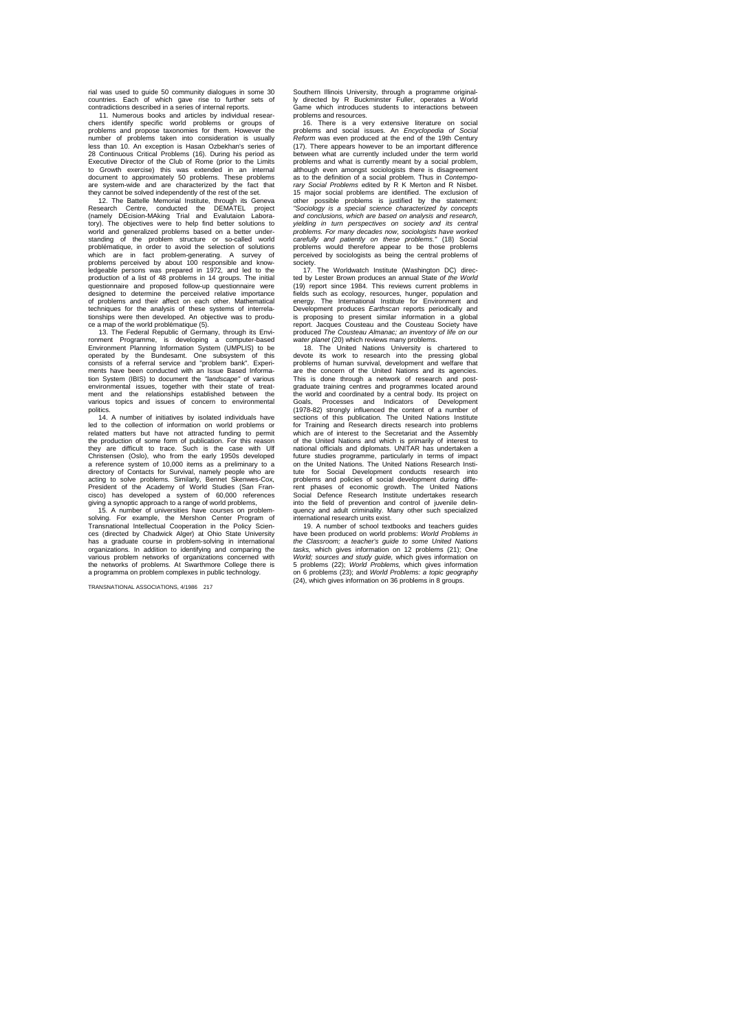rial was used to guide 50 community dialogues in some 30 countries. Each of which gave rise to further sets of contradictions described in a series of internal reports.

11. Numerous books and articles by individual researchers identify specific world problems or groups of problems and propose taxonomies for them. However the number of problems taken into consideration is usually less than 10. An exception is Hasan Ozbekhan's series of 28 Continuous Critical Problems (16). During his period as Executive Director of the Club of Rome (prior to the Limits to Growth exercise) this was extended in an internal document to approximately 50 problems. These problems are system-wide and are characterized by the fact that they cannot be solved independently of the rest of the set.

12. The Battelle Memorial Institute, through its Geneva Research Centre, conducted the DEMATEL project (namely DEcision-MAking Trial and Evalutaion Laboratory). The objectives were to help find better solutions to world and generalized problems based on a better understanding of the problem structure or so-called world problématique, in order to avoid the selection of solutions which are in fact problem-generating. A survey of problems perceived by about 100 responsible and knowledgeable persons was prepared in 1972, and led to the production of a list of 48 problems in 14 groups. The initial questionnaire and proposed follow-up questionnaire were designed to determine the perceived relative importance of problems and their affect on each other. Mathematical techniques for the analysis of these systems of interrelationships were then developed. An objective was to produce a map of the world problématique (5).

13. The Federal Republic of Germany, through its Environment Programme, is developing a computer-based Environment Planning Information System (UMPLIS) to be operated by the Bundesamt. One subsystem of this consists of a referral service and "problem bank". Experiments have been conducted with an Issue Based Information System (IBIS) to document the *"landscape"* of various environmental issues, together with their state of treatment and the relationships established between the various topics and issues of concern to environmental politics.

14. A number of initiatives by isolated individuals have led to the collection of information on world problems or related matters but have not attracted funding to permit the production of some form of publication. For this reason they are difficult to trace. Such is the case with Ulf Christensen (Oslo), who from the early 1950s developed a reference system of 10,000 items as a preliminary to a directory of Contacts for Survival, namely people who are acting to solve problems. Similarly, Bennet Skenwes-Cox, President of the Academy of World Studies (San Francisco) has developed a system of 60,000 references giving a synoptic approach to a range of world problems,

15. A number of universities have courses on problem-solving. For example, the Mershon Center Program of Transnational Intellectual Cooperation in the Policy Sciences (directed by Chadwick Alger) at Ohio State University has a graduate course in problem-solving in international organizations. In addition to identifying and comparing the various problem networks of organizations concerned with the networks of problems. At Swarthmore College there is a programma on problem complexes in public technology. Southern Illinois University, through a programme originally directed by R Buckminster Fuller, operates a World Game which introduces students to interactions between problems and resources.

16. There is a very extensive literature on social problems and social issues. An *Encyclopedia of Social Reform* was even produced at the end of the 19th Century (17). There appears however to be an important difference between what are currently included under the term world problems and what is currently meant by a social problem, although even amongst sociologists there is disagreement as to the definition of a social problem. Thus in *Contemporary Social Problems* edited by R K Merton and R Nisbet. 15 major social problems are identified. The exclusion of other possible problems is justified by the statement: *"Sociology is a special science characterized by concepts and conclusions, which are based on analysis and research, yielding in turn perspectives on society and its central problems. For many decades now, sociologists have worked carefully and patiently on these problems."* (18) Social problems would therefore appear to be those problems perceived by sociologists as being the central problems of society.

17. The Worldwatch Institute (Washington DC) directed by Lester Brown produces an annual State *of the World* (19) report since 1984. This reviews current problems in fields such as ecology, resources, hunger, population and energy. The International Institute for Environment and Development produces *Earthscan* reports periodically and is proposing to present similar information in a global report. Jacques Cousteau and the Cousteau Society have produced *The Cousteau Almanac; an inventory of life on our water planet* (20) which reviews many problems.

18. The United Nations University is chartered to devote its work to research into the pressing global problems of human survival, development and welfare that are the concern of the United Nations and its agencies. This is done through a network of research and post-graduate training centres and programmes located around the world and coordinated by a central body. Its project on Goals, Processes and Indicators of Development (1978-82) strongly influenced the content of a number of sections of this publication. The United Nations Institute for Training and Research directs research into problems which are of interest to the Secretariat and the Assembly of the United Nations and which is primarily of interest to national officials and diplomats. UNITAR has undertaken a future studies programme, particularly in terms of impact on the United Nations. The United Nations Research Institute for Social Development conducts research into problems and policies of social development during different phases of economic growth. The United Nations Social Defence Research Institute undertakes research into the field of prevention and control of juvenile delinquency and adult criminality. Many other such specialized international research units exist.

19. A number of school textbooks and teachers guides have been produced on world problems: *World Problems in the Classroom; a teacher's guide to some United Nations tasks,* which gives information on 12 problems (21); One *World; sources and study guide,* which gives information on 5 problems (22); *World Problems,* which gives information on 6 problems (23); and *World Problems: a topic geography* (24), which gives information on 36 problems in 8 groups.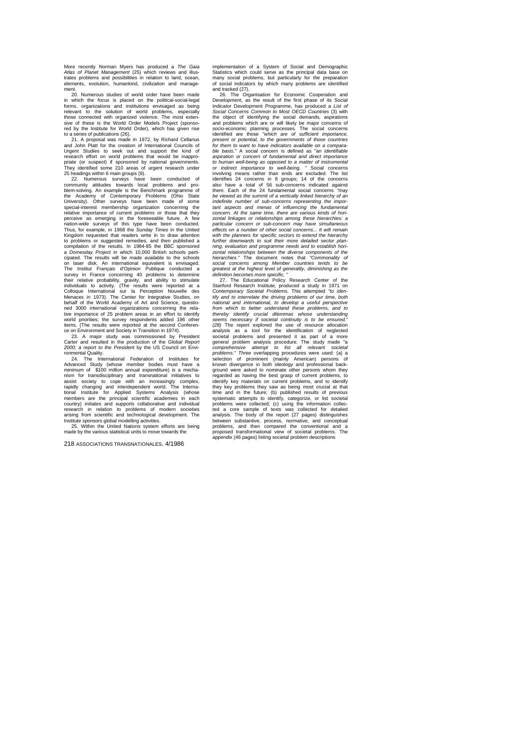More recently Norman Myers has produced a *The Gaia Atlas of Planet Management* (25) which reviews and illustrates problems and possibilities in relation to land, ocean, elements, evolution, humankind, civilization and management.

20. Numerous studies of world order have been made in which the focus is placed on the political-social-legal forms, organizations and institutions envisaged as being relevant to the solution of world problems, especially those connected with organized violence. The most extensive of these is the World Order Models Project (sponsored by the Institute for World Order), which has given rise to a series of publications (26).

21. A proposal was made in 1972, by Richard Cellarius and John Platt for the creation of International Councils of Urgent Studies to seek out and support the kind of research effort on world problems that would be inappropriate (or suspect) if sponsored by national governments. They identified some 210 areas of urgent research under 25 headings within 6 main groups (9).

22. Numerous surveys have been conducted of community attitudes towards local problems and problem-solving. An example is the Benchmark programme of the Academy of Contemporary Problems (Ohio State University). Other surveys have been made of some special-interest membership organization concerning the relative importance of current problems or those that they perceive as emerging in the foreseeable future. A few nation-wide surveys of this type have been conducted. Thus, for example, in 1968 the *Sunday Times* in the United Kingdom requested that readers write in to draw attention to problems or suggested remedies, and then published a compilation of the results. In 1984-85 the BBC sponsored a *Domesday Project* in which 10,000 British schools participated. The results will be made available to the schools on laser disk. An international equivalent is envisaged. The Institut Français d'Opinion Publique conducted a survey in France concerning 40 problems to determine their relative probability, gravity, and ability to stimulate individuals to activity. (The results were reported at a Colloque International sur la Perception Nouvelle des Menaces in 1973). The Center for Integrative Studies, on behalf of the World Academy of Art and Science, questioned 3000 international organizations concerning the relative importance of 25 problem areas in an effort to identify world priorities; the survey respondents added 196 other items. (The results were reported at the second Conference on Environment and Society in Transition in 1974).

23. A major study was commissioned by President Carter and resulted in the production of the *Global Report 2000; a report to the President* by the US Council on Environmental Quality.

24. The International Federation of Institutes for Advanced Study (whose member bodies must have a minimum of $100 million annual expenditure) is a mechanism for transdisciplinary and transnational initiatives to assist society to cope with an increasingly complex, rapidly changing and interdependent world. The International Institute for Applied Systems Analysis (whose members are the principal scientific academies in each country) initiates and supports collaborative and individual research in relation to problems of modern societies arising from scientific and technological development. The Institute sponsors global modelling activities.

25. Within the United Nations system efforts are being made by the various statistical units to move towards the implementation of a System of Social and Demographic Statistics which could serve as the principal data base on many social problems, but particularly for the preparation of social indicators by which many problems are identified and tracked (27).

26. The Organisation for Economic Cooperation and Development, as the result of the first phase of its Social Indicator Development Programme, has produced a *List of Social Concerns Common to Most OECD Countries* (3) with the object of identifying the social demands, aspirations and problems which are or will likely be major concerns of socio-economic planning processes. The social concerns identified are those *"which are of sufficient importance, present or potential, to the governments of those countries for them to want to have indicators available on a comparable basis."* A social concern is defined as "an *identifiable aspiration or concern of fundamental and direct importance to human well-being as opposed to a matter of instrumental or indirect importance to well-being.* " Social concerns involving means rather than ends are excluded. The list identifies 24 concerns in 8 groups; 14 of the concerns also have a total of 56 sub-concerns indicated against them. Each of the 24 fundamental social concerns *"may be viewed as the summit of a vertically linked hierarchy of an indefinite number of sub-concerns representing the important aspects and menas of influencing the fundamental concern. At the same time, there are various kinds of horizontal linkages or relationships among these hierarchies: a particular concern or sub-concern may have simultaneous effects on a number of other social concerns... It wilt remain with the planners for specific sectors to extend the hierarchy further downwards to suit their more detailed sector planning, evaluation and programme needs and to establish horizontal relationships between the diverse components of the hierarchies."* The document notes that *"Commonality of social concerns among Member countries tends to be greatest at the highest level of generality, diminishing as the definition becomes more specific,* "

27. The Educational Policy Research Center of the Stanford Research Institute, produced a study in 1971 on *Contemporary Societal Problems.* This attempted *"to identify and to interrelate the driving problems of our time, both national and international, to develop a useful perspective from which to better understand these problems, and to thereby identify crucial dilemmas whose understanding seems necessary if societal continuity is to be ensured." (28)* The report explored the use of resource allocation analysis as a tool for the identification of neglected societal problems and presented it as part of a more general problem analysis procedure. The study made "a *comprehensive attempt to list all relevant societal problems." Three* overlapping procedures were used: (a) a selection of prominent (mainly American) persons of known divergence in both ideology and professional background were asked to nominate other persons whom they regarded as having the best grasp of current problems, to identify key materials on current problems, and to identify they key problems they saw as being most crucial at that time and in the future; (b) published results of previous systematic attempts to identify, categorize, or list societal problems were collected; (c) using the information collected a core sample of texts was collected for detailed analysis. The body of the report (27 pages) distinguishes between substantive, process, normative, and conceptual problems, and then compared the conventional and a proposed transformational view of societal problems. The appendix (46 pages) listing societal problem descriptions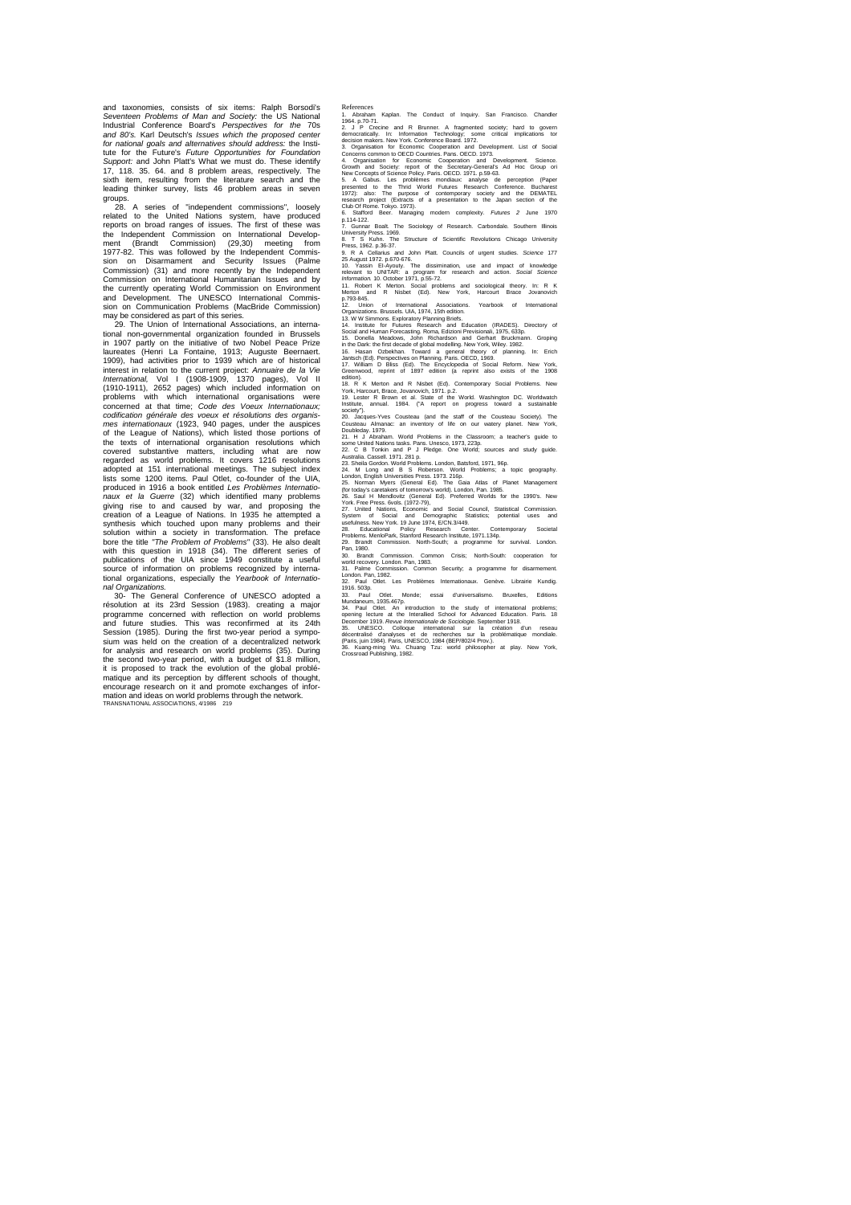and taxonomies, consists of six items: Ralph Borsodi's *Seventeen Problems of Man and Society:* the US National Industrial Conference Board's *Perspectives for the 70s and 80's.* Karl Deutsch's *Issues which the proposed center for national goals and alternatives should address:* the Institute for the Future's *Future Opportunities for Foundation Support:* and John Platt's What we must do. These identify 17, 118. 35. 64. and 8 problem areas, respectively. The sixth item, resulting from the literature search and the leading thinker survey, lists 46 problem areas in seven groups.

28. A series of "independent commissions", loosely related to the United Nations system, have produced reports on broad ranges of issues. The first of these was the Independent Commission on International Development (Brandt Commission) (29,30) meeting from 1977-82. This was followed by the Independent Commission on Disarmament and Security Issues (Palme Commission) (31) and more recently by the Independent Commission on International Humanitarian Issues and by the currently operating World Commission on Environment and Development. The UNESCO International Commission on Communication Problems (MacBride Commission) may be considered as part of this series.

29. The Union of International Associations, an international non-governmental organization founded in Brussels in 1907 partly on the initiative of two Nobel Peace Prize laureates (Henri La Fontaine, 1913; Auguste Beernaert. 1909), had activities prior to 1939 which are of historical interest in relation to the current project: *Annuaire de la Vie International,* Vol I (1908-1909, 1370 pages), Vol II (1910-1911), 2652 pages) which included information on problems with which international organisations were concerned at that time; *Code des Voeux Internationaux; codification générale des voeux et résolutions des organismes internationaux* (1923, 940 pages, under the auspices of the League of Nations), which listed those portions of the texts of international organisation resolutions which covered substantive matters, including what are now regarded as world problems. It covers 1216 resolutions adopted at 151 international meetings. The subject index lists some 1200 items. Paul Otlet, co-founder of the UIA, produced in 1916 a book entitled *Les Problèmes Internationaux et la Guerre* (32) which identified many problems giving rise to and caused by war, and proposing the creation of a League of Nations. In 1935 he attempted a synthesis which touched upon many problems and their solution within a society in transformation. The preface bore the title "*The Problem of Problems*" (33). He also dealt with this question in 1918 (34). The different series of publications of the UIA since 1949 constitute a useful source of information on problems recognized by international organizations, especially the *Yearbook of International Organizations.*

30- The General Conference of UNESCO adopted a résolution at its 23rd Session (1983). creating a major programme concerned with reflection on world problems and future studies. This was reconfirmed at its 24th Session (1985). During the first two-year period a symposium was held on the creation of a decentralized network for analysis and research on world problems (35). During the second two-year period, with a budget of $1.8 million, it is proposed to track the evolution of the global problématique and its perception by different schools of thought, encourage research on it and promote exchanges of information and ideas on world problems through the network.

## References

1. Abraham Kaplan. The Conduct of Inquiry. San Francisco. Chandler 1964. p.70-71.
2. J P Crecine and R Brunner. A fragmented society; hard to govern democratically. In: Information Technology; some critical implications for decision makers. New York. Conference Board. 1972.
3. Organisation for Economic Cooperation and Development. List of Social Concerns common to OECD Countries. Paris. OECD. 1973.
4. Organisation for Economic Cooperation and Development. Science. Growth and Society: report of the Secretary-General's Ad Hoc Group on New Concepts of Science Policy. Paris. OECD. 1971. p.59-63.
5. A Gabus. Les problèmes mondiaux: analyse de perception (Paper presented to the Third World Futures Research Conference. Bucharest 1972); also: The purpose of contemporary society and the DEMATEL research project (Extracts of a presentation to the Japan section of the Club Of Rome. Tokyo. 1973).
6. Stafford Beer. Managing modern complexity. *Futures 2* June 1970 p.114-122.
7. Gunnar Boalt. The Sociology of Research. Carbondale. Southern Illinois University Press. 1969.
8. T S Kuhn. The Structure of Scientific Revolutions Chicago University Press, 1962. p.36-37.
9. R A Cellarius and John Platt. Councils of urgent studies. *Science* 177 25 August 1972. p.670-676.
10. Yassin El-Ayouty. The dissimination, use and impact of knowledge relevant to UNITAR: a program for research and action. *Social Science Information.* 10. October 1971. p.55-72.
11. Robert K Merton. Social problems and sociological theory. In: R K Merton and R Nisbet (Ed). New York, Harcourt Brace Jovanovich p.793-845.
12. Union of International Associations. Yearbook of International Organizations. Brussels. UIA, 1974, 15th edition.
13. W W Simmons. Exploratory Planning Briefs.
14. Institute for Futures Research and Education (IRADES). Directory of Social and Human Forecasting. Roma, Edizioni Previsionali, 1975, 633p.
15. Donella Meadows, John Richardson and Gerhart Bruckmann. Groping in the Dark: the first decade of global modelling. New York, Wiley. 1982.
16. Hasan Ozbekhan. Toward a general theory of planning. In: Erich Jantsch (Ed). Perspectives on Planning. Paris. OECD, 1969.
17. William D Bliss (Ed). The Encyclopedia of Social Reform. New York, Greenwood, reprint of 1897 edition (a reprint also exists of the 1908 edition).
18. R K Merton and R Nisbet (Ed). Contemporary Social Problems. New York, Harcourt, Brace, Jovanovich, 1971. p.2.
19. Lester R Brown et al. State of the World. Washington DC. Worldwatch Institute, annual. 1984. ("A report on progress toward a sustainable society").
20. Jacques-Yves Cousteau (and the staff of the Cousteau Society). The Cousteau Almanac: an inventory of life on our watery planet. New York. Doubleday. 1979.
21. H J Abraham. World Problems in the Classroom; a teacher's guide to some United Nations tasks. Paris. Unesco, 1973, 223p.
22. C B Tonkin and P J Pledge. One World; sources and study guide. Australia. Cassell. 1971. 281 p.
23. Sheila Gordon. World Problems. London, Batsford, 1971, 96p.
24. M Long and B S Roberson. World Problems; a topic geography. London, English Universities Press. 1973. 216p.
25. Norman Myers (General Ed). The Gaia Atlas of Planet Management (for today's caretakers of tomorrow's world). London, Pan. 1985.
26. Saul H Mendlovitz (General Ed). Preferred Worlds for the 1990's. New York. Free Press. 6vols. (1972-79),
27. United Nations, Economic and Social Council, Statistical Commission. System of Social and Demographic Statistics; potential uses and usefulness. New York. 19 June 1974, E/CN.3/449.
28. Educational Policy Research Center. Contemporary Societal Problems. MenloPark, Stanford Research Institute, 1971.134p.
29. Brandt Commission. North-South; a programme for survival. London. Pan, 1980.
30. Brandt Commission. Common Crisis; North-South: cooperation for world recovery. London. Pan, 1983.
31. Palme Commission. Common Security; a programme for disarmement. London. Pan, 1982.
32. Paul Otlet. Les Problèmes Internationaux. Genève. Librairie Kundig. 1916. 503p.
33. Paul Otlet. Monde; essai d'universalisme. Bruxelles, Editions Mundaneum, 1935.467p.
34. Paul Otlet. An introduction to the study of international problems; opening lecture at the Interallied School for Advanced Education. Paris. 18 December 1919. *Revue Internationale de Sociologie.* September 1918.
35. UNESCO. Colloque international sur la création d'un reseau décentralisé d'analyses et de recherches sur la problématique mondiale. (Paris, juin 1984). Paris, UNESCO, 1984 (BEP/802/4 Prov.).
36. Kuang-ming Wu. Chuang Tzu: world philosopher at play. New York, Crossroad Publishing, 1982.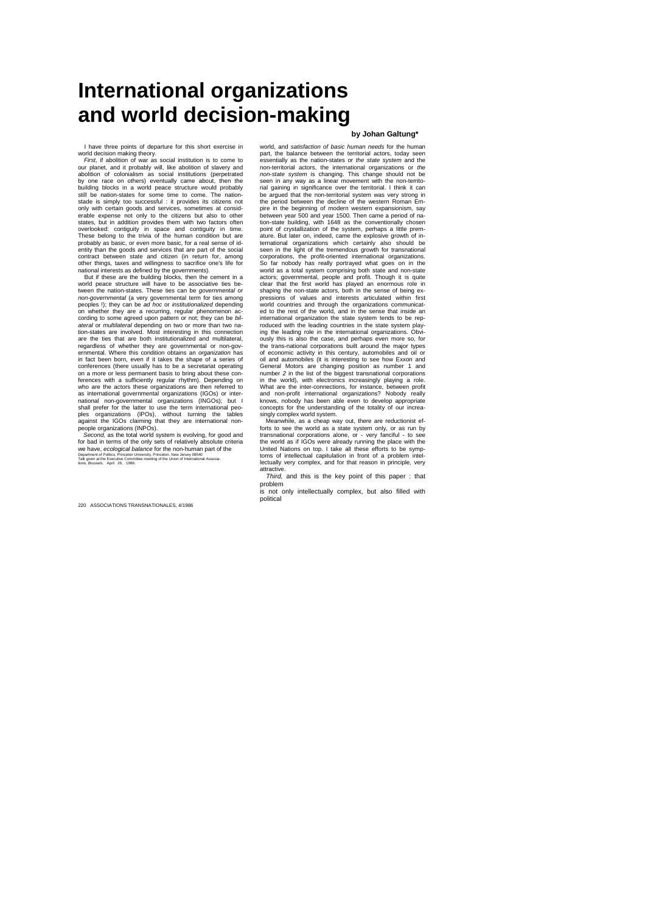# International organizations and world decision-making

**by Johan Galtung***

I have three points of departure for this short exercise in world decision making theory.

*First*, if abolition of war as social institution is to come to our planet, and it probably will, like abolition of slavery and abolition of colonialism as social institutions (perpetrated by one race on others) eventually came about, then the building blocks in a world peace structure would probably still be nation-states for some time to come. The nation-stade is simply too successful : it provides its citizens not only with certain goods and services, sometimes at considerable expense not only to the citizens but also to other states, but in addition provides them with two factors often overlooked: contiguity in space and contiguity in time. These belong to the trivia of the human condition but are probably as basic, or even more basic, for a real sense of identity than the goods and services that are part of the social contract between state and citizen (in return for, among other things, taxes and willingness to sacrifice one's life for national interests as defined by the governments).

But if these are the building blocks, then the cement in a world peace structure will have to be associative ties between the nation-states. These ties can be *governmental* or *non-governmental* (a very governmental term for ties among peoples !); they can be *ad hoc* or *institutionalized* depending on whether they are a recurring, regular phenomenon according to some agreed upon pattern or not; they can be *bilateral* or *multilateral* depending on two or more than two nation-states are involved. Most interesting in this connection are the ties that are both institutionalized and multilateral, regardless of whether they are governmental or non-governmental. Where this condition obtains an *organization* has in fact been born, even if it takes the shape of a series of conferences (there usually has to be a secretariat operating on a more or less permanent basis to bring about these conferences with a sufficiently regular rhythm). Depending on who are the actors these organizations are then referred to as international governmental organizations (IGOs) or international non-governmental organizations (INGOs); but I shall prefer for the latter to use the term international peoples organizations (IPOs), without turning the tables against the IGOs claiming that they are international non-people organizations (INPOs).

*Second*, as the total world system is evolving, for good and for bad in terms of the only sets of relatively absolute criteria we have, *ecological balance* for the non-human part of the world, and *satisfaction of basic human needs* for the human part, the balance between the territorial actors, today seen essentially as the nation-states or *the state system* and the non-territorial actors, the international organizations or *the non-state system* is changing. This change should not be seen in any way as a linear movement with the non-territorial gaining in significance over the territorial. I think it can be argued that the non-territorial system was very strong in the period between the decline of the western Roman Empire in the beginning of modern western expansionism, say between year 500 and year 1500. Then came a period of nation-state building, with 1648 as the conventionally chosen point of crystallization of the system, perhaps a little premature. But later on, indeed, came the explosive growth of international organizations which certainly also should be seen in the light of the tremendous growth for transnational corporations, the profit-oriented international organizations. So far nobody has really portrayed what goes on in the world as a total system comprising both state and non-state actors; governmental, people and profit. Though it is quite clear that the first world has played an enormous role in shaping the non-state actors, both in the sense of being expressions of values and interests articulated within first world countries and through the organizations communicated to the rest of the world, and in the sense that inside an international organization the state system tends to be reproduced with the leading countries in the state system playing the leading role in the international organizations. Obviously this is also the case, and perhaps even more so, for the trans-national corporations built around the major types of economic activity in this century, automobiles and oil or oil and automobiles (it is interesting to see how Exxon and General Motors are changing position as number 1 and number *2* in the list of the biggest transnational corporations in the world), with electronics increasingly playing a role. What are the inter-connections, for instance, between profit and non-profit international organizations? Nobody really knows, nobody has been able even to develop appropriate concepts for the understanding of the totality of our increasingly complex world system.

Meanwhile, as a cheap way out, there are reductionist efforts to see the world as a state system only, or as run by transnational corporations alone, or - very fanciful - to see the world as if IGOs were already running the place with the United Nations on top. I take all these efforts to be symptoms of intellectual capitulation in front of a problem intellectually very complex, and for that reason in principle, very attractive.

*Third*, and this is the key point of this paper : that problem is not only intellectually complex, but also filled with political

Department of Politics, Princeton University, Princeton, New Jersey 08540
Talk given at the Executive Committee meeting of the Union of International Associations, *Brussels*. April 26, 1986.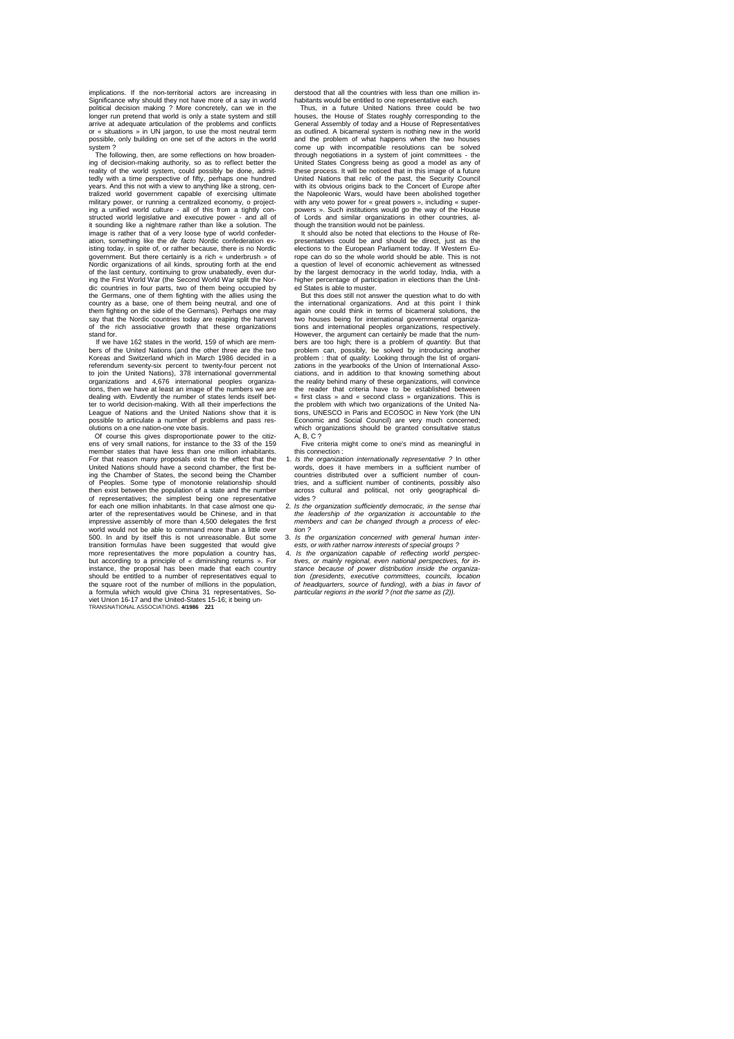implications. If the non-territorial actors are increasing in Significance why should they not have more of a say in world political decision making ? More concretely, can we in the longer run pretend that world is only a state system and still arrive at adequate articulation of the problems and conflicts or « situations » in UN jargon, to use the most neutral term possible, only building on one set of the actors in the world system ?

The following, then, are some reflections on how broadening of decision-making authority, so as to reflect better the reality of the world system, could possibly be done, admittedly with a time perspective of fifty, perhaps one hundred years. And this not with a view to anything like a strong, centralized world government capable of exercising ultimate military power, or running a centralized economy, o projecting a unified world culture - all of this from a tightly constructed world legislative and executive power - and all of it sounding like a nightmare rather than like a solution. The image is rather that of a very loose type of world confederation, something like the *de facto* Nordic confederation existing today, in spite of, or rather because, there is no Nordic government. But there certainly is a rich « underbrush » of Nordic organizations of ail kinds, sprouting forth at the end of the last century, continuing to grow unabatedly, even during the First World War (the Second World War split the Nordic countries in four parts, two of them being occupied by the Germans, one of them fighting with the allies using the country as a base, one of them being neutral, and one of them fighting on the side of the Germans). Perhaps one may say that the Nordic countries today are reaping the harvest of the rich associative growth that these organizations stand for.

If we have 162 states in the world, 159 of which are members of the United Nations (and the other three are the two Koreas and Switzerland which in March 1986 decided in a referendum seventy-six percent to twenty-four percent not to join the United Nations), 378 international governmental organizations and 4,676 international peoples organizations, then we have at least an image of the numbers we are dealing with. Eivdently the number of states lends itself better to world decision-making. With all their imperfections the League of Nations and the United Nations show that it is possible to articulate a number of problems and pass resolutions on a one nation-one vote basis.

Of course this gives disproportionate power to the citizens of very small nations, for instance to the 33 of the 159 member states that have less than one million inhabitants. For that reason many proposals exist to the effect that the United Nations should have a second chamber, the first being the Chamber of States, the second being the Chamber of Peoples. Some type of monotonie relationship should then exist between the population of a state and the number of representatives; the simplest being one representative for each one million inhabitants. In that case almost one quarter of the representatives would be Chinese, and in that impressive assembly of more than 4,500 delegates the first world would not be able to command more than a little over 500. In and by itself this is not unreasonable. But some transition formulas have been suggested that would give more representatives the more population a country has, but according to a principle of « diminishing returns ». For instance, the proposal has been made that each country should be entitled to a number of representatives equal to the square root of the number of millions in the population, a formula which would give China 31 representatives, Soviet Union 16-17 and the United-States 15-16; it being understood that all the countries with less than one million inhabitants would be entitled to one representative each.

Thus, in a future United Nations three could be two houses, the House of States roughly corresponding to the General Assembly of today and a House of Representatives as outlined. A bicameral system is nothing new in the world and the problem of what happens when the two houses come up with incompatible resolutions can be solved through negotiations in a system of joint committees - the United States Congress being as good a model as any of these process. It will be noticed that in this image of a future United Nations that relic of the past, the Security Council with its obvious origins back to the Concert of Europe after the Napoleonic Wars, would have been abolished together with any veto power for « great powers », including « superpowers ». Such institutions would go the way of the House of Lords and similar organizations in other countries, although the transition would not be painless.

It should also be noted that elections to the House of Representatives could be and should be direct, just as the elections to the European Parliament today. If Western Europe can do so the whole world should be able. This is not a question of level of economic achievement as witnessed by the largest democracy in the world today, India, with a higher percentage of participation in elections than the United States is able to muster.

But this does still not answer the question what to do with the international organizations. And at this point I think again one could think in terms of bicameral solutions, the two houses being for international governmental organizations and international peoples organizations, respectively. However, the argument can certainly be made that the numbers are too high; there is a problem of *quantity*. But that problem can, possibly, be solved by introducing another problem : that of *quality*. Looking through the list of organizations in the yearbooks of the Union of International Associations, and in addition to that knowing something about the reality behind many of these organizations, will convince the reader that criteria have to be established between « first class » and « second class » organizations. This is the problem with which two organizations of the United Nations, UNESCO in Paris and ECOSOC in New York (the UN Economic and Social Council) are very much concerned; which organizations should be granted consultative status A, B, C ?

Five criteria might come to one's mind as meaningful in this connection :

1. *Is the organization internationally representative ?* In other words, does it have members in a sufficient number of countries distributed over a sufficient number of countries, and a sufficient number of continents, possibly also across cultural and political, not only geographical divides ?
2. *Is the organization sufficiently democratic, in the sense thai the leadership of the organization is accountable to the members and can be changed through a process of election ?*
3. *Is the organization concerned with general human interests, or with rather narrow interests of special groups ?*
4. *Is the organization capable of reflecting world perspectives, or mainly regional, even national perspectives, for instance because of power distribution inside the organization (presidents, executive committees, councils, location of headquarters, source of funding), with a bias in favor of particular regions in the world ? (not the same as (2)).*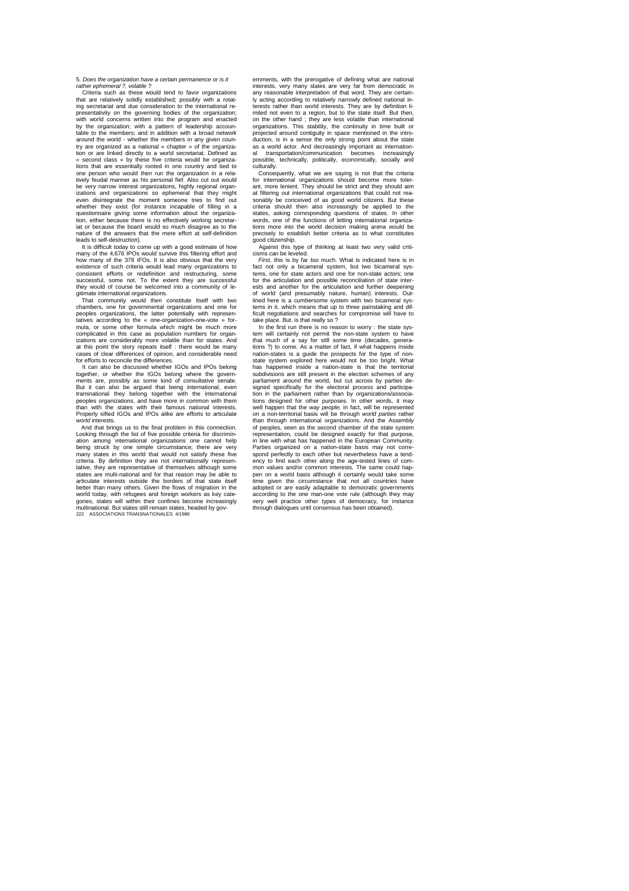5. *Does the organization have a certain permanence or is it rather ephemeral ?, volatile ?*

Criteria such as these would tend to favor organizations that are relatively solidly established; possibly with a rotating secretariat and due consideration to the international representativity on the governing bodies of the organization; with world concerns written into the program and enacted by the organization; with a pattern of leadership accountable to the members; and in addition with a broad network around the world - whether the members in any given country are organized as a national « chapter » of the organization or are linked directly to a world secretariat. Defined as « second class » by these five criteria would be organizations that are essentially rooted in one country and tied to one person who would then run the organization in a relatively feudal manner as his personal fief. Also cut out would be very narrow interest organizations, highly regional organizations and organizations so ephemeral that they might even disintegrate the moment someone tries to find out whether they exist (for instance incapable of filling in a questionnaire giving some information about the organization, either because there is no effectively working secretariat or because the board would so much disagree as to the nature of the answers that the mere effort at self-definition leads to self-destruction).

It is difficult today to come up with a good estimate of how many of the 4,676 IPOs would survive this filtering effort and how many of the 378 IFOs. It is also obvious that the very existence of such criteria would lead many organizations to consistent efforts or redefinition and restructuring, some successful, some not. To the extent they are successful they would of course be welcomed into a community of legitimate international organizations.

That community would then constitute itself with two chambers, one for governmental organizations and one for peoples organizations, the latter potentially with representatives according to the « one-organization-one-vote » formula, or some other formula which might be much more complicated in this case as population numbers for organizations are considerably more volatile than for states. And at this point the story repeats itself : there would be many cases of clear differences of opinion, and considerable need for efforts to reconcile the differences.

It can also be discussed whether IGOs and IPOs belong together, or whether the IGOs belong where the governments are, possibly as some kind of consultative senate. But it can also be argued that being international, even transnational they belong together with the international peoples organizations, and have more in common with them than with the states with their famous national interests. Properly sifted IGOs and IPOs alike are efforts to articulate *world* interests.

And that brings us to the final problem in this connection. Looking through the list of five possible criteria for discrimination among international organizations one cannot help being struck by one simple circumstance; there are very many states in this world that would not satisfy these five criteria. By definition they are not internationally representative, they are representative of themselves although some states are multi-national and for that reason may be able to articulate interests outside the borders of that state itself better than many others. Given the flows of migration in the world today, with refugees and foreign workers as key categories, states will within their confines become increasingly multinational. But states still remain states, headed by governments, with the prerogative of defining what are national interests, very many slates are very far from democratic in any reasonable interpretation of that word. They are certainly acting according to relatively narrowly defined national interests rather than world interests. They are by definition limited not even to a region, but to the state itself. But then, on the other hand ; they are less volatile than international organizations. This stability, the continuity in time built or projected around contiguity in space mentioned in the introduction, is in a sense the only strong point about the state as a world actor. And decreasingly important as international transportation/communication becomes increasingly possible, technically, politically, economically, socially and culturally.

Consequently, what we are saying is not that the criteria for international organizations should become more tolerant, more lenient. They should be strict and they should aim at filtering out international organizations that could not reasonably be conceived of as good world citizens. But these criteria should then also increasingly be applied to the states, asking corresponding questions of states. In other words, one of the functions of letting international organizations more into the world decision making arena would be precisely to establish better criteria as to what constitutes good citizenship.

Against this type of thinking at least two very valid criticisms can be leveled.

*First,* this is by far too much. What is indicated here is in fact not only a bicameral system, but two bicameral systems, one for state actors and one for non-state actors; one for the articulation and possible reconciliation of state interests and another for the articulation and further deepening of world (and presumably nature, human) interests. Outlined here is a cumbersome system with two bicameral systems in it. which means that up to three painstaking and difficult negotiations and searches for compromise will have to take place. But. is that really so ?

In the first run there is no reason to worry : the state system will certainly not permit the non-state system to have that much of a say for still some time (decades, generations ?) to come. As a matter of fact, if what happens inside nation-states is a guide the prospects for the type of non-state system explored here would not be too bright. What has happened inside a nation-state is that the territorial subdivisions are still present in the election schemes of any parliament around the world, but cut across by parties designed specifically for the electoral process and participation in the parliament rather than by organizations/associations designed for other purposes. In other words, it may well happen that the *way people,* in fact, will be represented on a non-territorial basis will be through *world parties* rather than through international organizations. And the Assembly of peoples, seen as the second chamber of the state system representation, could be designed exactly for that purpose, in line with what has happened in the European Community. Parties organized on a nation-state basis may not correspond perfectly to each other but nevertheless have a tendency to find each other along the age-tested lines of common values and/or common interests. The same could happen on a world basis although it certainly would take some time given the circumstance that not all countries have adopted or are easily adaptable to democratic governments according to the one man-one vote rule (although they may very well practice other types of democracy, for instance through dialogues until consensus has been obtained).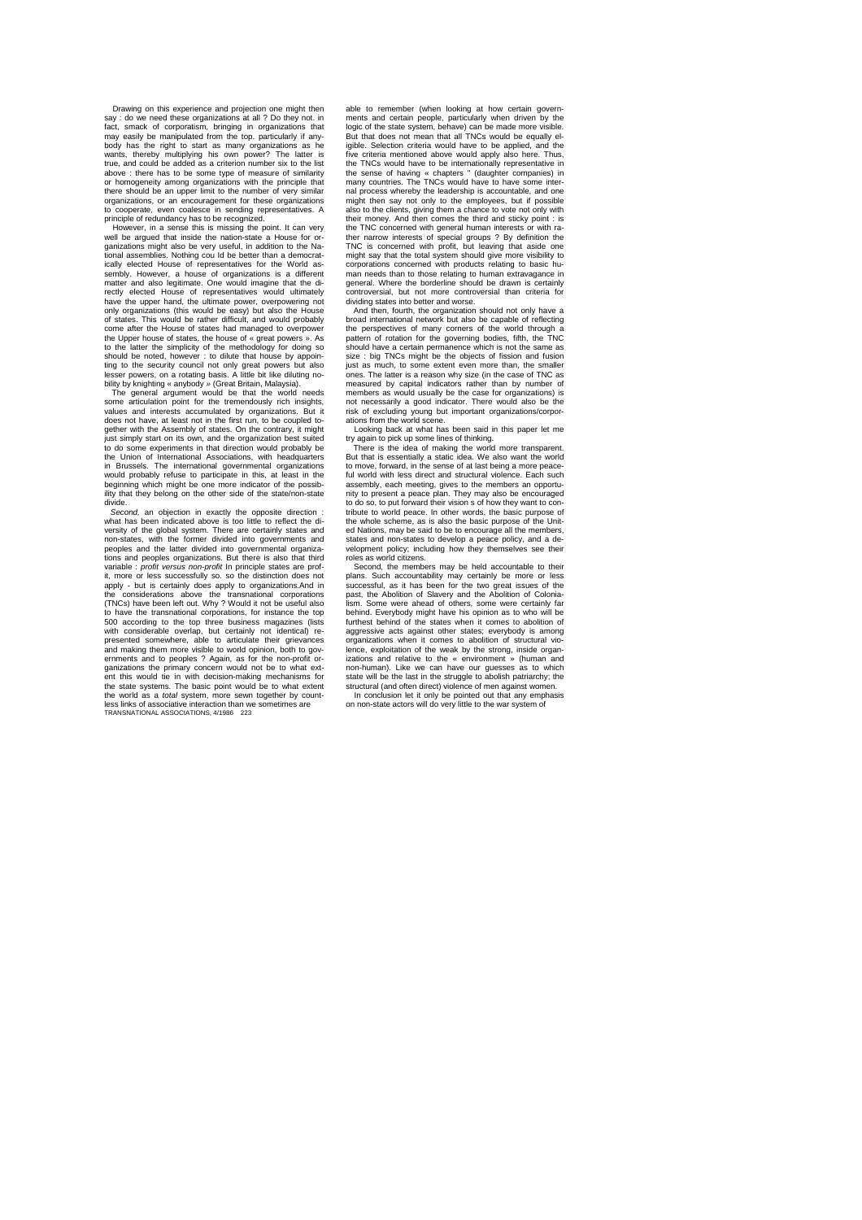Drawing on this experience and projection one might then say : do we need these organizations at all ? Do they not. in fact, smack of corporatism, bringing in organizations that may easily be manipulated from the top. particularly if anybody has the right to start as many organizations as he wants, thereby multiplying his own power? The latter is true, and could be added as a criterion number six to the list above : there has to be some type of measure of similarity or homogeneity among organizations with the principle that there should be an upper limit to the number of very similar organizations, or an encouragement for these organizations to cooperate, even coalesce in sending representatives. A principle of redundancy has to be recognized.

However, in a sense this is missing the point. It can very well be argued that inside the nation-state a House for organizations might also be very useful, in addition to the National assemblies. Nothing cou ld be better than a democratically elected House of representatives for the World assembly. However, a house of organizations is a different matter and also legitimate. One would imagine that the directly elected House of representatives would ultimately have the upper hand, the ultimate power, overpowering not only organizations (this would be easy) but also the House of states. This would be rather difficult, and would probably come after the House of states had managed to overpower the Upper house of states, the house of « great powers ». As to the latter the simplicity of the methodology for doing so should be noted, however : to dilute that house by appointing to the security council not only great powers but also lesser powers, on a rotating basis. A little bit like diluting nobility by knighting « anybody » (Great Britain, Malaysia).

The general argument would be that the world needs some articulation point for the tremendously rich insights, values and interests accumulated by organizations. But it does not have, at least not in the first run, to be coupled together with the Assembly of states. On the contrary, it might just simply start on its own, and the organization best suited to do some experiments in that direction would probably be the Union of International Associations, with headquarters in Brussels. The international governmental organizations would probably refuse to participate in this, at least in the beginning which might be one more indicator of the possibility that they belong on the other side of the state/non-state divide.

*Second,* an objection in exactly the opposite direction : what has been indicated above is too little to reflect the diversity of the global system. There are certainly states and non-states, with the former divided into governments and peoples and the latter divided into governmental organizations and peoples organizations. But there is also that third variable : *profit versus non-profit* In principle states are profit, more or less successfully so. so the distinction does not apply - but is certainly does apply to organizations.And in the considerations above the transnational corporations (TNCs) have been left out. Why ? Would it not be useful also to have the transnational corporations, for instance the top 500 according to the top three business magazines (lists with considerable overlap, but certainly not identical) represented somewhere, able to articulate their grievances and making them more visible to world opinion, both to governments and to peoples ? Again, as for the non-profit organizations the primary concern would not be to what extent this would tie in with decision-making mechanisms for the state systems. The basic point would be to what extent the world as a *total* system, more sewn together by countless links of associative interaction than we sometimes are able to remember (when looking at how certain governments and certain people, particularly when driven by the logic of the state system, behave) can be made more visible. But that does not mean that all TNCs would be equally eligible. Selection criteria would have to be applied, and the five criteria mentioned above would apply also here. Thus, the TNCs would have to be internationally representative in the sense of having « chapters " (daughter companies) in many countries. The TNCs would have to have some internal process whereby the leadership is accountable, and one might then say not only to the employees, but if possible also to the clients, giving them a chance to vote not only with their money. And then comes the third and sticky point : is the TNC concerned with general human interests or with rather narrow interests of special groups ? By definition the TNC is concerned with profit, but leaving that aside one might say that the total system should give more visibility to corporations concerned with products relating to basic human needs than to those relating to human extravagance in general. Where the borderline should be drawn is certainly controversial, but not more controversial than criteria for dividing states into better and worse.

And then, fourth, the organization should not only have a broad international network but also be capable of reflecting the perspectives of many corners of the world through a pattern of rotation for the governing bodies, fifth, the TNC should have a certain permanence which is not the same as size : big TNCs might be the objects of fission and fusion just as much, to some extent even more than, the smaller ones. The latter is a reason why size (in the case of TNC as measured by capital indicators rather than by number of members as would usually be the case for organizations) is not necessarily a good indicator. There would also be the risk of excluding young but important organizations/corporations from the world scene.

Looking back at what has been said in this paper let me try again to pick up some lines of thinking.

There is the idea of making the world more transparent. But that is essentially a static idea. We also want the world to move, forward, in the sense of at last being a more peaceful world with less direct and structural violence. Each such assembly, each meeting, gives to the members an opportunity to present a peace plan. They may also be encouraged to do so, to put forward their vision s of how they want to contribute to world peace. In other words, the basic purpose of the whole scheme, as is also the basic purpose of the United Nations, may be said to be to encourage all the members, states and non-states to develop a peace policy, and a development policy; including how they themselves see their roles as world citizens.

Second, the members may be held accountable to their plans. Such accountability may certainly be more or less successful, as it has been for the two great issues of the past, the Abolition of Slavery and the Abolition of Colonialism. Some were ahead of others, some were certainly far behind. Everybody might have his opinion as to who will be furthest behind of the states when it comes to abolition of aggressive acts against other states; everybody is among organizations when it comes to abolition of structural violence, exploitation of the weak by the strong, inside organizations and relative to the « environment » (human and non-human). Like we can have our guesses as to which state will be the last in the struggle to abolish patriarchy; the structural (and often direct) violence of men against women.

In conclusion let it only be pointed out that any emphasis on non-state actors will do very little to the war system of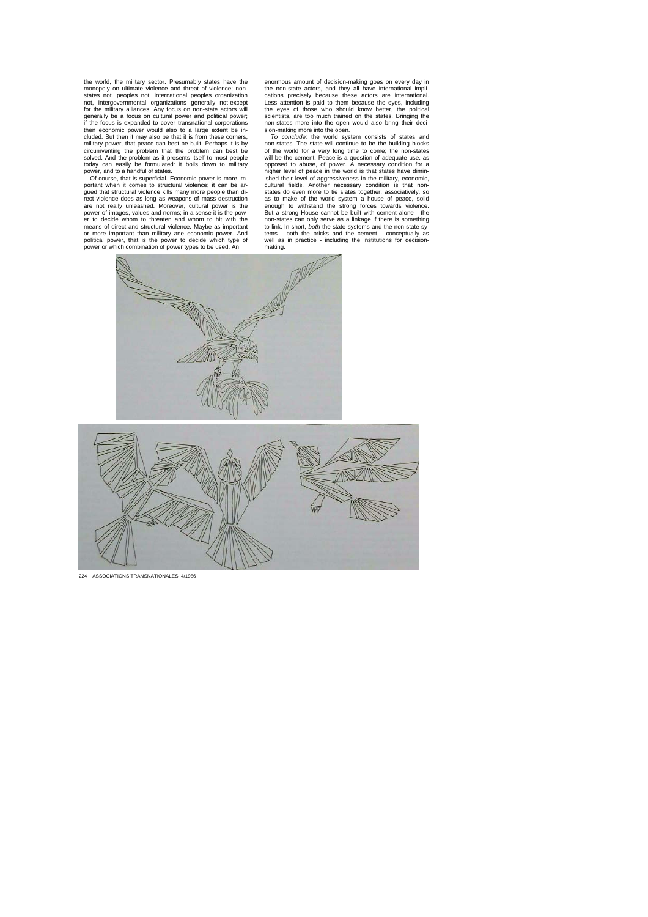the world, the military sector. Presumably states have the monopoly on ultimate violence and threat of violence; non-states not. peoples not. international peoples organization not, intergovernmental organizations generally not-except for the military alliances. Any focus on non-state actors will generally be a focus on cultural power and political power; if the focus is expanded to cover transnational corporations then economic power would also to a large extent be included. But then it may also be that it is from these corners, military power, that peace can best be built. Perhaps it is by circumventing the problem that the problem can best be solved. And the problem as it presents itself to most people today can easily be formulated: it boils down to military power, and to a handful of states.

Of course, that is superficial. Economic power is more important when it comes to structural violence; it can be argued that structural violence kills many more people than direct violence does as long as weapons of mass destruction are not really unleashed. Moreover, cultural power is the power of images, values and norms; in a sense it is the power to decide whom to threaten and whom to hit with the means of direct and structural violence. Maybe as important or more important than military ane economic power. And political power, that is the power to decide which type of power or which combination of power types to be used. An enormous amount of decision-making goes on every day in the non-state actors, and they all have international implications precisely because these actors are international. Less attention is paid to them because the eyes, including the eyes of those who should know better, the political scientists, are too much trained on the states. Bringing the non-states more into the open would also bring their decision-making more into the open.

*To conclude:* the world system consists of states and non-states. The state will continue to be the building blocks of the world for a very long time to come; the non-states will be the cement. Peace is a question of adequate use. as opposed to abuse, of power. A necessary condition for a higher level of peace in the world is that states have diminished their level of aggressiveness in the military, economic, cultural fields. Another necessary condition is that non-states do even more to tie slates together, associatively, so as to make of the world system a house of peace, solid enough to withstand the strong forces towards violence. But a strong House cannot be built with cement alone - the non-states can only serve as a linkage if there is something to link. In short, *both* the state systems and the non-state systems - both the bricks and the cement - conceptually as well as in practice - including the institutions for decision-making.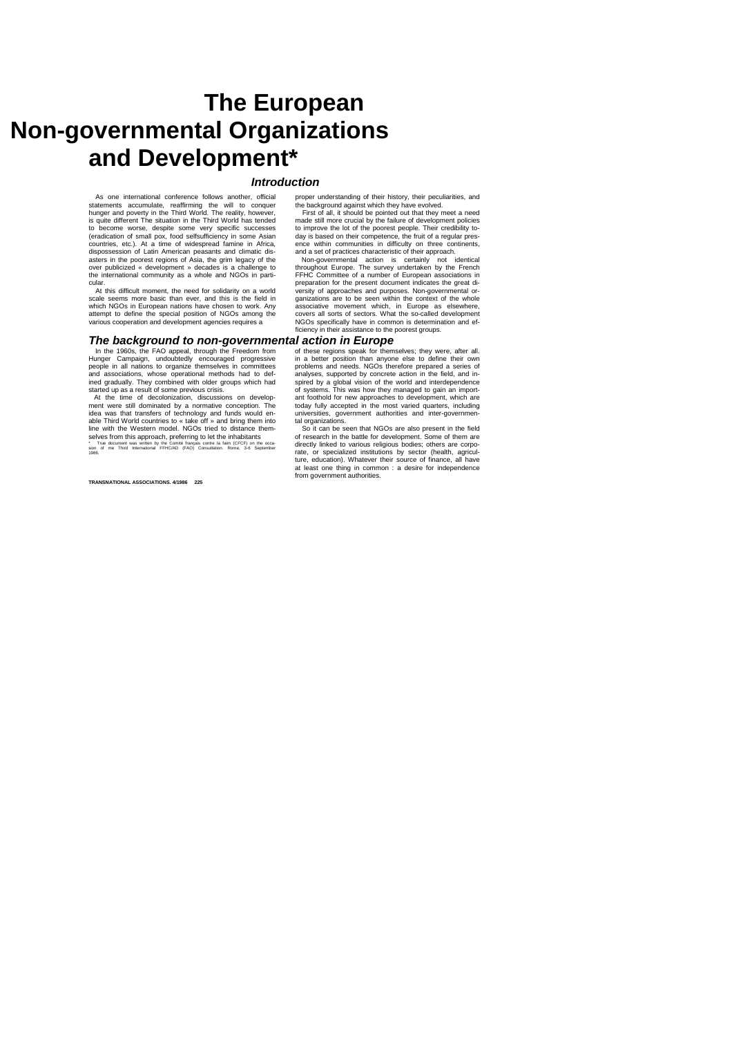# The European Non-governmental Organizations and Development*

## Introduction

As one international conference follows another, official statements accumulate, reaffirming the will to conquer hunger and poverty in the Third World. The reality, however, is quite different The situation in the Third World has tended to become worse, despite some very specific successes (eradication of small pox, food selfsufficiency in some Asian countries, etc.). At a time of widespread famine in Africa, dispossession of Latin American peasants and climatic disasters in the poorest regions of Asia, the grim legacy of the over publicized « development » decades is a challenge to the international community as a whole and NGOs in particular.

At this difficult moment, the need for solidarity on a world scale seems more basic than ever, and this is the field in which NGOs in European nations have chosen to work. Any attempt to define the special position of NGOs among the various cooperation and development agencies requires a proper understanding of their history, their peculiarities, and the background against which they have evolved.

First of all, it should be pointed out that they meet a need made still more crucial by the failure of development policies to improve the lot of the poorest people. Their credibility today is based on their competence, the fruit of a regular presence within communities in difficulty on three continents, and a set of practices characteristic of their approach.

Non-governmental action is certainly not identical throughout Europe. The survey undertaken by the French FFHC Committee of a number of European associations in preparation for the present document indicates the great diversity of approaches and purposes. Non-governmental organizations are to be seen within the context of the whole associative movement which, in Europe as elsewhere, covers all sorts of sectors. What the so-called development NGOs specifically have in common is determination and efficiency in their assistance to the poorest groups.

## The background to non-governmental action in Europe

In the 1960s, the FAO appeal, through the Freedom from Hunger Campaign, undoubtedly encouraged progressive people in all nations to organize themselves in committees and associations, whose operational methods had to defined gradually. They combined with older groups which had started up as a result of some previous crisis.

At the time of decolonization, discussions on development were still dominated by a normative conception. The idea was that transfers of technology and funds would enable Third World countries to « take off » and bring them into line with the Western model. NGOs tried to distance themselves from this approach, preferring to let the inhabitants of these regions speak for themselves; they were, after all. in a better position than anyone else to define their own problems and needs. NGOs therefore prepared a series of analyses, supported by concrete action in the field, and inspired by a global vision of the world and interdependence of systems. This was how they managed to gain an important foothold for new approaches to development, which are today fully accepted in the most varied quarters, including universities, government authorities and inter-governmental organizations.

So it can be seen that NGOs are also present in the field of research in the battle for development. Some of them are directly linked to various religious bodies; others are corporate, or specialized institutions by sector (health, agriculture, education). Whatever their source of finance, all have at least one thing in common : a desire for independence from government authorities.

\* True document was written by the Comité français contre la faim (CFCF) on the occasion of me Third International FFHC/AD (FAO) Consultation. Rome, 3-6 September 1986.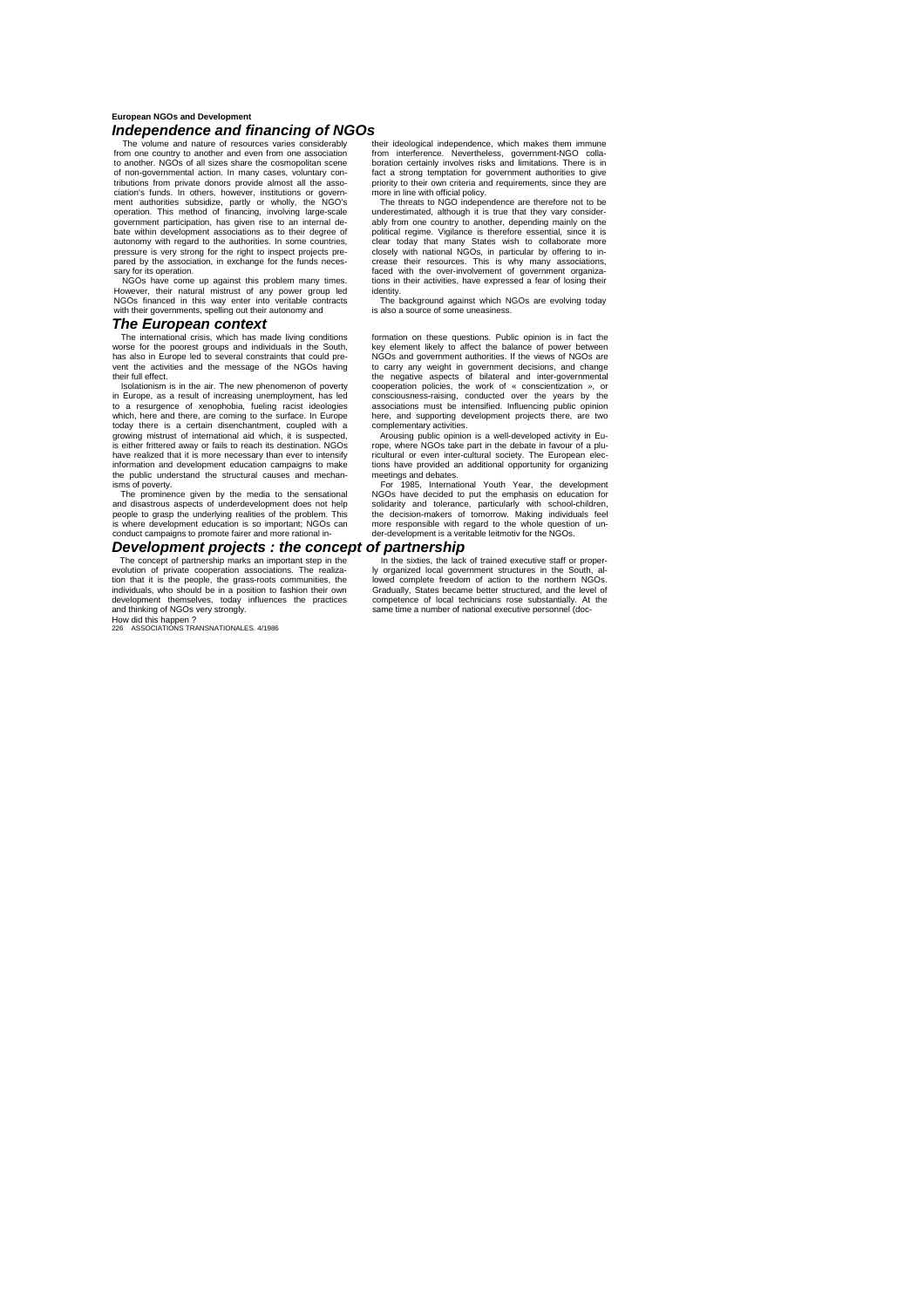## Independence and financing of NGOs

The volume and nature of resources varies considerably from one country to another and even from one association to another. NGOs of all sizes share the cosmopolitan scene of non-governmental action. In many cases, voluntary contributions from private donors provide almost all the association's funds. In others, however, institutions or government authorities subsidize, partly or wholly, the NGO's operation. This method of financing, involving large-scale government participation, has given rise to an internal debate within development associations as to their degree of autonomy with regard to the authorities. In some countries, pressure is very strong for the right to inspect projects prepared by the association, in exchange for the funds necessary for its operation.

NGOs have come up against this problem many times. However, their natural mistrust of any power group led NGOs financed in this way enter into veritable contracts with their governments, spelling out their autonomy and their ideological independence, which makes them immune from interference. Nevertheless, government-NGO collaboration certainly involves risks and limitations. There is in fact a strong temptation for government authorities to give priority to their own criteria and requirements, since they are more in line with official policy.

The threats to NGO independence are therefore not to be underestimated, although it is true that they vary considerably from one country to another, depending mainly on the political regime. Vigilance is therefore essential, since it is clear today that many States wish to collaborate more closely with national NGOs, in particular by offering to increase their resources. This is why many associations, faced with the over-involvement of government organizations in their activities, have expressed a fear of losing their identity.

The background against which NGOs are evolving today is also a source of some uneasiness.

## The European context

The international crisis, which has made living conditions worse for the poorest groups and individuals in the South, has also in Europe led to several constraints that could prevent the activities and the message of the NGOs having their full effect.

Isolationism is in the air. The new phenomenon of poverty in Europe, as a result of increasing unemployment, has led to a resurgence of xenophobia, fueling racist ideologies which, here and there, are coming to the surface. In Europe today there is a certain disenchantment, coupled with a growing mistrust of international aid which, it is suspected, is either frittered away or fails to reach its destination. NGOs have realized that it is more necessary than ever to intensify information and development education campaigns to make the public understand the structural causes and mechanisms of poverty.

The prominence given by the media to the sensational and disastrous aspects of underdevelopment does not help people to grasp the underlying realities of the problem. This is where development education is so important; NGOs can conduct campaigns to promote fairer and more rational information on these questions. Public opinion is in fact the key element likely to affect the balance of power between NGOs and government authorities. If the views of NGOs are to carry any weight in government decisions, and change the negative aspects of bilateral and inter-governmental cooperation policies, the work of « conscientization », or consciousness-raising, conducted over the years by the associations must be intensified. Influencing public opinion here, and supporting development projects there, are two complementary activities.

Arousing public opinion is a well-developed activity in Europe, where NGOs take part in the debate in favour of a pluricultural or even inter-cultural society. The European elections have provided an additional opportunity for organizing meetings and debates.

For 1985, International Youth Year, the development NGOs have decided to put the emphasis on education for solidarity and tolerance, particularly with school-children, the decision-makers of tomorrow. Making individuals feel more responsible with regard to the whole question of under-development is a veritable leitmotiv for the NGOs.

## Development projects : the concept of partnership

The concept of partnership marks an important step in the evolution of private cooperation associations. The realization that it is the people, the grass-roots communities, the individuals, who should be in a position to fashion their own development themselves, today influences the practices and thinking of NGOs very strongly.

How did this happen ?

In the sixties, the lack of trained executive staff or properly organized local government structures in the South, allowed complete freedom of action to the northern NGOs. Gradually, States became better structured, and the level of competence of local technicians rose substantially. At the same time a number of national executive personnel (doc-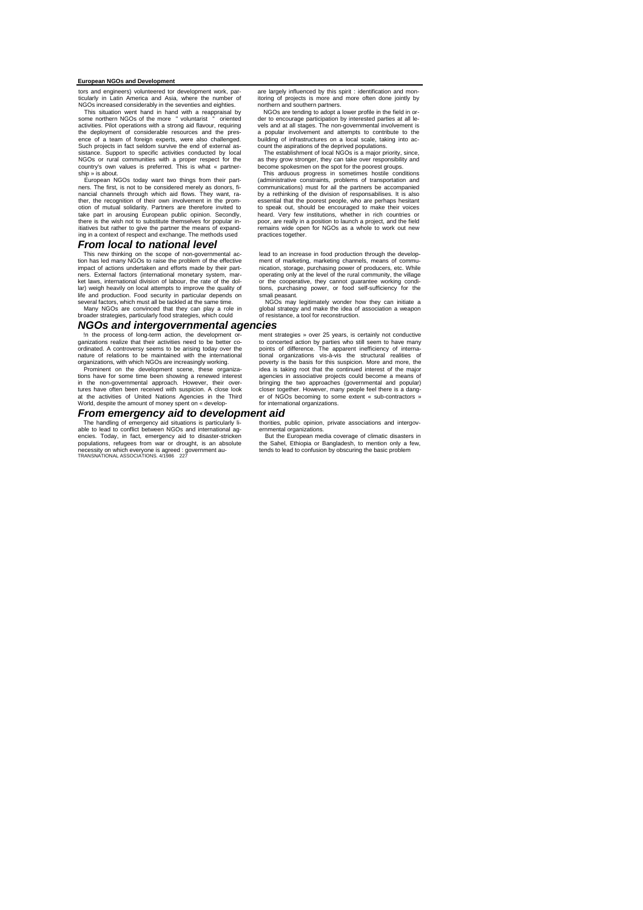tors and engineers) volunteered tor development work, particularly in Latin America and Asia, where the number of NGOs increased considerably in the seventies and eighties.

This situation went hand in hand with a reappraisal by some northern NGOs of the more " voluntarist " oriented activities. Pilot operations with a strong aid flavour, requiring the deployment of considerable resources and the presence of a team of foreign experts, were also challenged. Such projects in fact seldom survive the end of external assistance. Support to specific activities conducted by local NGOs or rural communities with a proper respect for the country's own values is preferred. This is what « partnership » is about.

European NGOs today want two things from their partners. The first, is not to be considered merely as donors, financial channels through which aid flows. They want, rather, the recognition of their own involvement in the promotion of mutual solidarity. Partners are therefore invited to take part in arousing European public opinion. Secondly, there is the wish not to substitute themselves for popular initiatives but rather to give the partner the means of expanding in a context of respect and exchange. The methods used are largely influenced by this spirit : identification and monitoring of projects is more and more often done jointly by northern and southern partners.

NGOs are tending to adopt a lower profile in the field in order to encourage participation by interested parties at all levels and at all stages. The non-governmental involvement is a popular involvement and attempts to contribute to the building of infrastructures on a local scale, taking into account the aspirations of the deprived populations.

The establishment of local NGOs is a major priority, since, as they grow stronger, they can take over responsibility and become spokesmen on the spot for the poorest groups.

This arduous progress in sometimes hostile conditions (administrative constraints, problems of transportation and communications) must for all the partners be accompanied by a rethinking of the division of responsabilities. It is also essential that the poorest people, who are perhaps hesitant to speak out, should be encouraged to make their voices heard. Very few institutions, whether in rich countries or poor, are really in a position to launch a project, and the field remains wide open for NGOs as a whole to work out new practices together.

## From local to national level

This new thinking on the scope of non-governmental action has led many NGOs to raise the problem of the effective impact of actions undertaken and efforts made by their partners. External factors (international monetary system, market laws, international division of labour, the rate of the dollar) weigh heavily on local attempts to improve the quality of life and production. Food security in particular depends on several factors, which must all be tackled at the same time.

Many NGOs are convinced that they can play a role in broader strategies, particularly food strategies, which could lead to an increase in food production through the development of marketing, marketing channels, means of communication, storage, purchasing power of producers, etc. While operating only at the level of the rural community, the village or the cooperative, they cannot guarantee working conditions, purchasing power, or food self-sufficiency for the small peasant.

NGOs may legitimately wonder how they can initiate a global strategy and make the idea of association a weapon of resistance, a tool for reconstruction.

## NGOs and intergovernmental agencies

In the process of long-term action, the development organizations realize that their activities need to be better coordinated. A controversy seems to be arising today over the nature of relations to be maintained with the international organizations, with which NGOs are increasingly working.

Prominent on the development scene, these organizations have for some time been showing a renewed interest in the non-governmental approach. However, their overtures have often been received with suspicion. A close look at the activities of United Nations Agencies in the Third World, despite the amount of money spent on « development strategies » over 25 years, is certainly not conductive to concerted action by parties who still seem to have many points of difference. The apparent inefficiency of international organizations vis-à-vis the structural realities of poverty is the basis for this suspicion. More and more, the idea is taking root that the continued interest of the major agencies in associative projects could become a means of bringing the two approaches (governmental and popular) closer together. However, many people feel there is a danger of NGOs becoming to some extent « sub-contractors » for international organizations.

## From emergency aid to development aid

The handling of emergency aid situations is particularly liable to lead to conflict between NGOs and international agencies. Today, in fact, emergency aid to disaster-stricken populations, refugees from war or drought, is an absolute necessity on which everyone is agreed : government authorities, public opinion, private associations and intergovernmental organizations.

But the European media coverage of climatic disasters in the Sahel, Ethiopia or Bangladesh, to mention only a few, tends to lead to confusion by obscuring the basic problem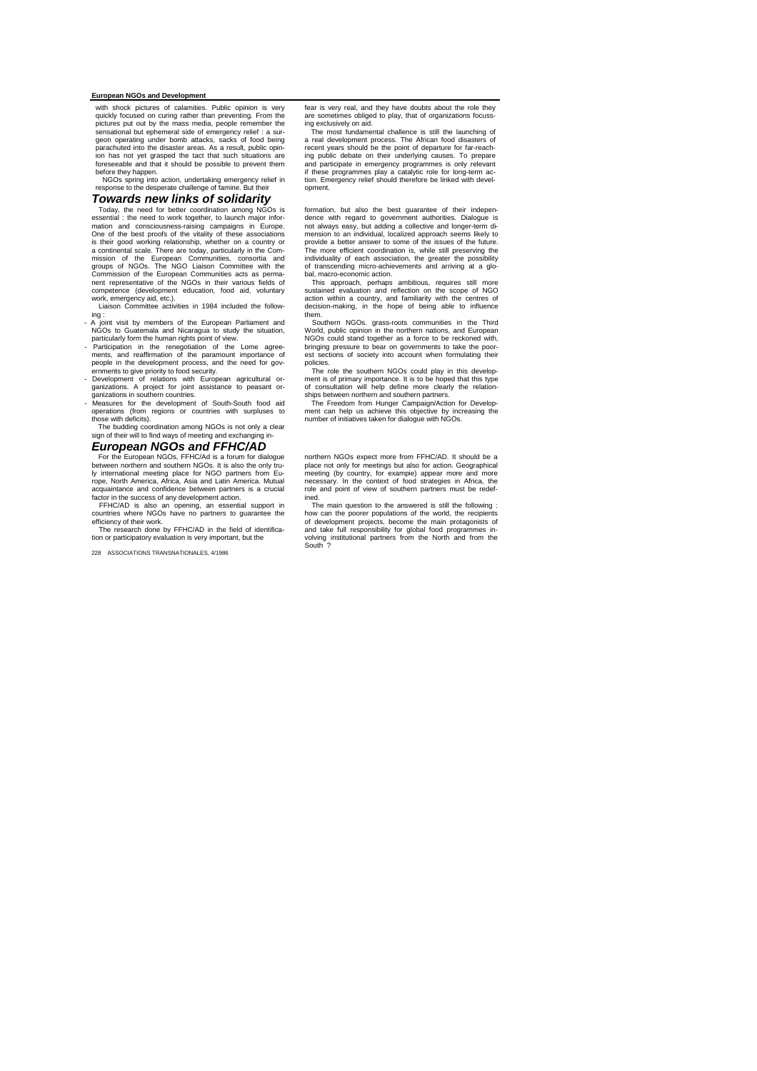with shock pictures of calamities. Public opinion is very quickly focused on curing rather than preventing. From the pictures put out by the mass media, people remember the sensational but ephemeral side of emergency relief : a surgeon operating under bomb attacks, sacks of food being parachuted into the disaster areas. As a result, public opinion has not yet grasped the tact that such situations are foreseeable and that it should be possible to prevent them before they happen.

NGOs spring into action, undertaking emergency relief in response to the desperate challenge of famine. But their fear is very real, and they have doubts about the role they are sometimes obliged to play, that of organizations focussing exclusively on aid.

The most fundamental challence is still the launching of a real development process. The African food disasters of recent years should be the point of departure for far-reaching public debate on their underlying causes. To prepare and participate in emergency programmes is only relevant if these programmes play a catalytic role for long-term action. Emergency relief should therefore be linked with development.

## Towards new links of solidarity

Today, the need for better coordination among NGOs is essential : the need to work together, to launch major information and consciousness-raising campaigns in Europe. One of the best proofs of the vitality of these associations is their good working relationship, whether on a country or a continental scale. There are today, particularly in the Commission of the European Communities, consortia and groups of NGOs. The NGO Liaison Committee with the Commission of the European Communities acts as permanent representative of the NGOs in their various fields of competence (development education, food aid, voluntary work, emergency aid, etc.).

Liaison Committee activities in 1984 included the following :

- A joint visit by members of the European Parliament and NGOs to Guatemala and Nicaragua to study the situation, particularly form the human rights point of view.
- Participation in the renegotiation of the Lome agreements, and reaffirmation of the paramount importance of people in the development process, and the need for governments to give priority to food security.
- Development of relations with European agricultural organizations. A project for joint assistance to peasant organizations in southern countries.
- Measures for the development of South-South food aid operations (from regions or countries with surpluses to those with deficits).

The budding coordination among NGOs is not only a clear sign of their will to find ways of meeting and exchanging information, but also the best guarantee of their independence with regard to government authorities. Dialogue is not always easy, but adding a collective and longer-term dimension to an individual, localized approach seems likely to provide a better answer to some of the issues of the future. The more efficient coordination is, while still preserving the individuality of each association, the greater the possibility of transcending micro-achievements and arriving at a global, macro-economic action.

This approach, perhaps ambitious, requires still more sustained evaluation and reflection on the scope of NGO action within a country, and familiarity with the centres of decision-making, in the hope of being able to influence them.

Southern NGOs. grass-roots communities in the Third World, public opinion in the northern nations, and European NGOs could stand together as a force to be reckoned with, bringing pressure to bear on governments to take the poorest sections of society into account when formulating their policies.

The role the southern NGOs could play in this development is of primary importance. It is to be hoped that this type of consultation will help define more clearly the relationships between northern and southern partners.

The Freedom from Hunger Campaign/Action for Development can help us achieve this objective by increasing the number of initiatives taken for dialogue with NGOs.

## European NGOs and FFHC/AD

For the European NGOs, FFHC/Ad is a forum for dialogue between northern and southern NGOs. It is also the only truly international meeting place for NGO partners from Europe, North America, Africa, Asia and Latin America. Mutual acquaintance and confidence between partners is a crucial factor in the success of any development action.

FFHC/AD is also an opening, an essential support in countries where NGOs have no partners to guarantee the efficiency of their work.

The research done by FFHC/AD in the field of identification or participatory evaluation is very important, but the northern NGOs expect more from FFHC/AD. It should be a place not only for meetings but also for action. Geographical meeting (by country, for exampie) appear more and more necessary. In the context of food strategies in Africa, the role and point of view of southern partners must be redefined.

The main question to the answered is still the following : how can the poorer populations of the world, the recipients of development projects, become the main protagonists of and take full responsibility for global food programmes involving institutional partners from the North and from the South ?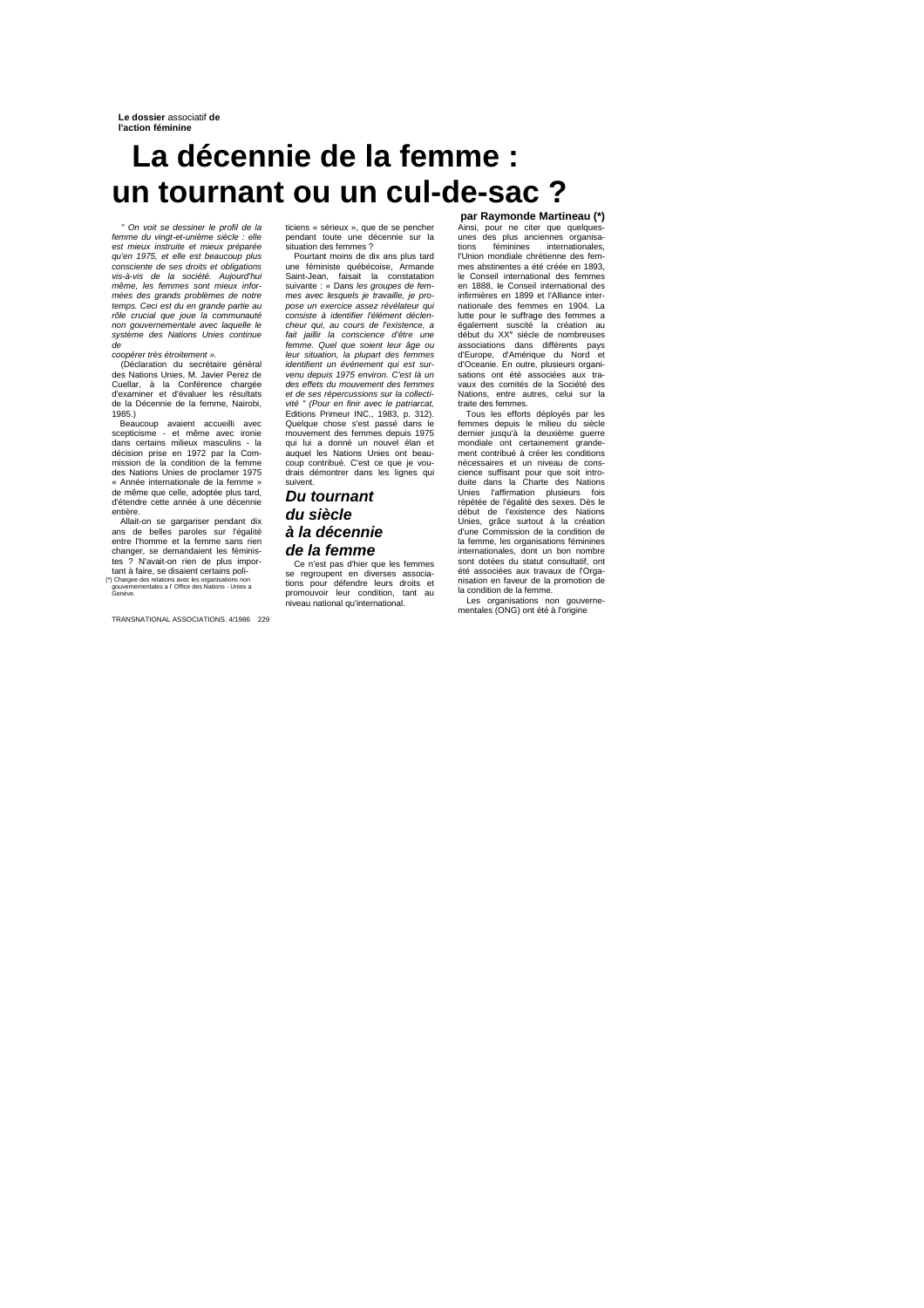**Le dossier** associatif **de l'action féminine**

# La décennie de la femme : un tournant ou un cul-de-sac ?

**par Raymonde Martineau (*)**

*" On voit se dessiner le profil de la femme du vingt-et-unième siècle : elle est mieux instruite et mieux préparée qu'en 1975, et elle est beaucoup plus consciente de ses droits et obligations vis-à-vis de la société. Aujourd'hui même, les femmes sont mieux informées des grands problèmes de notre temps. Ceci est du en grande partie au rôle crucial que joue la communauté non gouvernementale avec laquelle le système des Nations Unies continue de coopérer très étroitement ».*

(Déclaration du secrétaire général des Nations Unies, M. Javier Perez de Cuellar, à la Conférence chargée d'examiner et d'évaluer les résultats de la Décennie de la femme, Nairobi, 1985.)

Beaucoup avaient accueilli avec scepticisme - et même avec ironie dans certains milieux masculins - la décision prise en 1972 par la Commission de la condition de la femme des Nations Unies de proclamer 1975 « Année internationale de la femme » de même que celle, adoptée plus tard, d'étendre cette année à une décennie entière.

Allait-on se gargariser pendant dix ans de belles paroles sur l'égalité entre l'homme et la femme sans rien changer, se demandaient les féministes ? N'avait-on rien de plus important à faire, se disaient certains politiciens « sérieux », que de se pencher pendant toute une décennie sur la situation des femmes ?

Pourtant moins de dix ans plus tard une féministe québécoise, Armande Saint-Jean, faisait la constatation suivante : « Dans *les groupes de femmes avec lesquels je travaille, je propose un exercice assez révélateur qui consiste à identifier l'élément déclencheur qui, au cours de l'existence, a fait jaillir la conscience d'être une femme. Quel que soient leur âge ou leur situation, la plupart des femmes identifient un événement qui est survenu depuis 1975 environ. C'est là un des effets du mouvement des femmes et de ses répercussions sur la collectivité " (Pour en finir avec le patriarcat,* Editions Primeur INC., 1983, p. 312). Quelque chose s'est passé dans le mouvement des femmes depuis 1975 qui lui a donné un nouvel élan et auquel les Nations Unies ont beaucoup contribué. C'est ce que je voudrais démontrer dans les lignes qui suivent.

### *Du tournant du siècle à la décennie de la femme*

Ce n'est pas d'hier que les femmes se regroupent en diverses associations pour défendre leurs droits et promouvoir leur condition, tant au niveau national qu'international.

Ainsi, pour ne citer que quelques-unes des plus anciennes organisations féminines internationales, l'Union mondiale chrétienne des femmes abstinentes a été créée en 1893, le Conseil international des femmes en 1888, le Conseil international des infirmières en 1899 et l'Alliance internationale des femmes en 1904. La lutte pour le suffrage des femmes a également suscité la création au début du XX<sup>e</sup> siècle de nombreuses associations dans différents pays d'Europe, d'Amérique du Nord et d'Oceanie. En outre, plusieurs organisations ont été associées aux travaux des comités de la Société des Nations, entre autres, celui sur la traite des femmes.

Tous les efforts déployés par les femmes depuis le milieu du siècle dernier jusqu'à la deuxième guerre mondiale ont certainement grandement contribué à créer les conditions nécessaires et un niveau de conscience suffisant pour que soit introduite dans la Charte des Nations Unies l'affirmation plusieurs fois répétée de l'égalité des sexes. Dès le début de l'existence des Nations Unies, grâce surtout à la création d'une Commission de la condition de la femme, les organisations féminines internationales, dont un bon nombre sont dotées du statut consultatif, ont été associées aux travaux de l'Organisation en faveur de la promotion de la condition de la femme.

Les organisations non gouvernementales (ONG) ont été à l'origine

(*) Chargee des relations avec les organisations non gouvernementales a l' Office des Nations - Unies a Genève.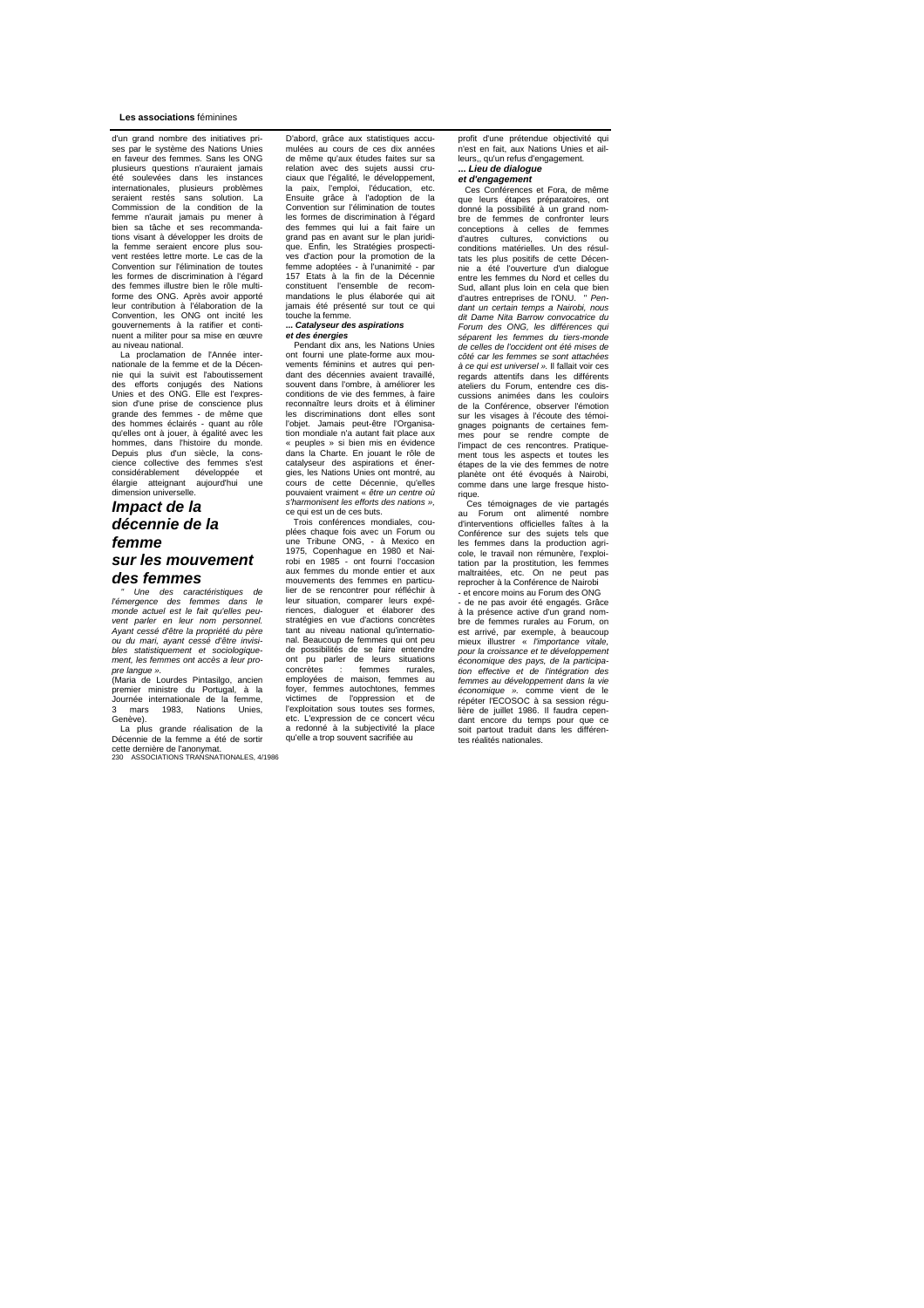d'un grand nombre des initiatives prises par le système des Nations Unies en faveur des femmes. Sans les ONG plusieurs questions n'auraient jamais été soulevées dans les instances internationales, plusieurs problèmes seraient restés sans solution. La Commission de la condition de la femme n'aurait jamais pu mener à bien sa tâche et ses recommandations visant à développer les droits de la femme seraient encore plus souvent restées lettre morte. Le cas de la Convention sur l'élimination de toutes les formes de discrimination à l'égard des femmes illustre bien le rôle multiforme des ONG. Après avoir apporté leur contribution à l'élaboration de la Convention, les ONG ont incité les gouvernements à la ratifier et continuent a militer pour sa mise en œuvre au niveau national.

La proclamation de l'Année internationale de la femme et de la Décennie qui la suivit est l'aboutissement des efforts conjugés des Nations Unies et des ONG. Elle est l'expression d'une prise de conscience plus grande des femmes - de même que des hommes éclairés - quant au rôle qu'elles ont à jouer, à égalité avec les hommes, dans l'histoire du monde. Depuis plus d'un siècle, la conscience collective des femmes s'est considérablement développée et élargie atteignant aujourd'hui une dimension universelle.

## Impact de la décennie de la femme sur les mouvement des femmes

*" Une des caractéristiques de l'émergence des femmes dans le monde actuel est le fait qu'elles peuvent parler en leur nom personnel. Ayant cessé d'être la propriété du père ou du mari, ayant cessé d'être invisibles statistiquement et sociologiquement, les femmes ont accès a leur propre langue ».*

(Maria de Lourdes Pintasilgo, ancien premier ministre du Portugal, à la Journée internationale de la femme, 3 mars 1983, Nations Unies, Genève).

La plus grande réalisation de la Décennie de la femme a été de sortir cette dernière de l'anonymat.

D'abord, grâce aux statistiques accumulées au cours de ces dix années de même qu'aux études faites sur sa relation avec des sujets aussi cruciaux que l'égalité, le développement, la paix, l'emploi, l'éducation, etc. Ensuite grâce à l'adoption de la Convention sur l'élimination de toutes les formes de discrimination à l'égard des femmes qui lui a fait faire un grand pas en avant sur le plan juridique. Enfin, les Stratégies prospectives d'action pour la promotion de la femme adoptées - à l'unanimité - par 157 Etats à la fin de la Décennie constituent l'ensemble de recommandations le plus élaborée qui ait jamais été présenté sur tout ce qui touche la femme.

***... Catalyseur des aspirations et des énergies***

Pendant dix ans, les Nations Unies ont fourni une plate-forme aux mouvements féminins et autres qui pendant des décennies avaient travaillé, souvent dans l'ombre, à améliorer les conditions de vie des femmes, à faire reconnaître leurs droits et à éliminer les discriminations dont elles sont l'objet. Jamais peut-être l'Organisation mondiale n'a autant fait place aux « peuples » si bien mis en évidence dans la Charte. En jouant le rôle de catalyseur des aspirations et énergies, les Nations Unies ont montré, au cours de cette Décennie, qu'elles pouvaient vraiment « *être un centre où s'harmonisent les efforts des nations »*, ce qui est un de ces buts.

Trois conférences mondiales, couplées chaque fois avec un Forum ou une Tribune ONG, - à Mexico en 1975, Copenhague en 1980 et Nairobi en 1985 - ont fourni l'occasion aux femmes du monde entier et aux mouvements des femmes en particulier de se rencontrer pour réfléchir à leur situation, comparer leurs expériences, dialoguer et élaborer des stratégies en vue d'actions concrètes tant au niveau national qu'international. Beaucoup de femmes qui ont peu de possibilités de se faire entendre ont pu parler de leurs situations concrètes : femmes rurales, employées de maison, femmes au foyer, femmes autochtones, femmes victimes de l'oppression et de l'exploitation sous toutes ses formes, etc. L'expression de ce concert vécu a redonné à la subjectivité la place qu'elle a trop souvent sacrifiée au profit d'une prétendue objectivité qui n'est en fait, aux Nations Unies et ailleurs,, qu'un refus d'engagement.

***... Lieu de dialogue et d'engagement***

Ces Conférences et Fora, de même que leurs étapes préparatoires, ont donné la possibilité à un grand nombre de femmes de confronter leurs conceptions à celles de femmes d'autres cultures, convictions ou conditions matérielles. Un des résultats les plus positifs de cette Décennie a été l'ouverture d'un dialogue entre les femmes du Nord et celles du Sud, allant plus loin en cela que bien d'autres entreprises de l'ONU. *" Pendant un certain temps a Nairobi, nous dit Dame Nita Barrow convocatrice du Forum des ONG, les différences qui séparent les femmes du tiers-monde de celles de l'occident ont été mises de côté car les femmes se sont attachées à ce qui est universel ».* Il fallait voir ces regards attentifs dans les différents ateliers du Forum, entendre ces discussions animées dans les couloirs de la Conférence, observer l'émotion sur les visages à l'écoute des témoignages poignants de certaines femmes pour se rendre compte de l'impact de ces rencontres. Pratiquement tous les aspects et toutes les étapes de la vie des femmes de notre planète ont été évoqués à Nairobi, comme dans une large fresque historique.

Ces témoignages de vie partagés au Forum ont alimenté nombre d'interventions officielles faites à la Conférence sur des sujets tels que les femmes dans la production agricole, le travail non rémunère, l'exploitation par la prostitution, les femmes maltraitées, etc. On ne peut pas reprocher à la Conférence de Nairobi - et encore moins au Forum des ONG - de ne pas avoir été engagés. Grâce à la présence active d'un grand nombre de femmes rurales au Forum, on est arrivé, par exemple, à beaucoup mieux illustrer « *l'importance vitale, pour la croissance et le développement économique des pays, de la participation effective et de l'intégration des femmes au développement dans la vie économique ».* comme vient de le répéter l'ECOSOC à sa session régulière de juillet 1986. Il faudra cependant encore du temps pour que ce soit partout traduit dans les différentes réalités nationales.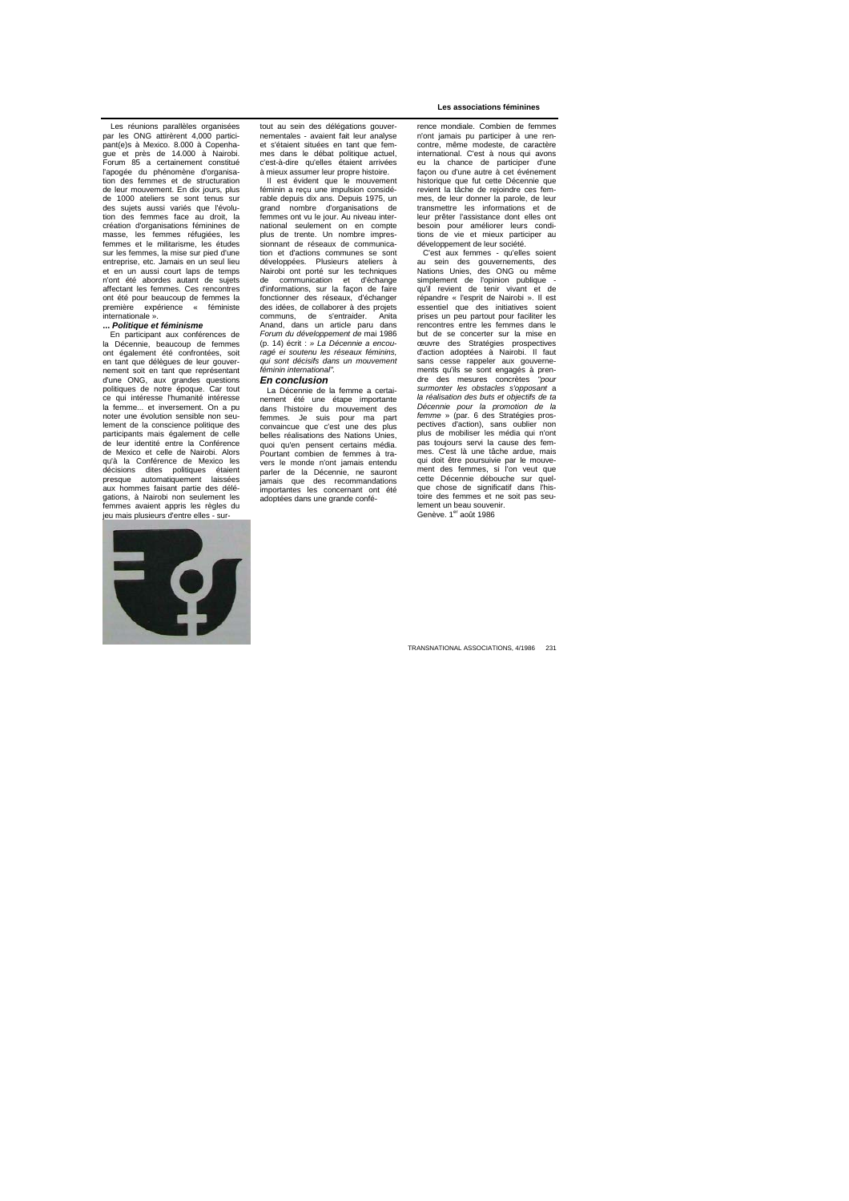Les réunions parallèles organisées par les ONG attirèrent 4,000 participant(e)s à Mexico. 8.000 à Copenhague et près de 14.000 à Nairobi. Forum 85 a certainement constitué l'apogée du phénomène d'organisation des femmes et de structuration de leur mouvement. En dix jours, plus de 1000 ateliers se sont tenus sur des sujets aussi variés que l'évolution des femmes face au droit, la création d'organisations féminines de masse, les femmes réfugiées, les femmes et le militarisme, les études sur les femmes, la mise sur pied d'une entreprise, etc. Jamais en un seul lieu et en un aussi court laps de temps n'ont été abordes autant de sujets affectant les femmes. Ces rencontres ont été pour beaucoup de femmes la première expérience « féministe internationale ».

### *... Politique et féminisme*

En participant aux conférences de la Décennie, beaucoup de femmes ont également été confrontées, soit en tant que délègues de leur gouvernement soit en tant que représentant d'une ONG, aux grandes questions politiques de notre époque. Car tout ce qui intéresse l'humanité intéresse la femme... et inversement. On a pu noter une évolution sensible non seulement de la conscience politique des participants mais également de celle de leur identité entre la Conférence de Mexico et celle de Nairobi. Alors qu'à la Conférence de Mexico les décisions dites politiques étaient presque automatiquement laissées aux hommes faisant partie des délégations, à Nairobi non seulement les femmes avaient appris les règles du jeu mais plusieurs d'entre elles - surtout au sein des délégations gouvernementales - avaient fait leur analyse et s'étaient situées en tant que femmes dans le débat politique actuel, c'est-à-dire qu'elles étaient arrivées à mieux assumer leur propre histoire.

Il est évident que le mouvement féminin a reçu une impulsion considérable depuis dix ans. Depuis 1975, un grand nombre d'organisations de femmes ont vu le jour. Au niveau international seulement on en compte plus de trente. Un nombre impressionnant de réseaux de communication et d'actions communes se sont développées. Plusieurs ateliers à Nairobi ont porté sur les techniques de communication et d'échange d'informations, sur la façon de faire fonctionner des réseaux, d'échanger des idées, de collaborer à des projets communs, de s'entraider. Anita Anand, dans un article paru dans *Forum du développement de* mai 1986 (p. 14) écrit : *» La Décennie a encouragé ei soutenu les réseaux féminins, qui sont décisifs dans un mouvement féminin international".*

### *En conclusion*

La Décennie de la femme a certainement été une étape importante dans l'histoire du mouvement des femmes. Je suis pour ma part convaincue que c'est une des plus belles réalisations des Nations Unies, quoi qu'en pensent certains média. Pourtant combien de femmes à travers le monde n'ont jamais entendu parler de la Décennie, ne sauront jamais que des recommandations importantes les concernant ont été adoptées dans une grande conférence mondiale. Combien de femmes n'ont jamais pu participer à une rencontre, même modeste, de caractère international. C'est à nous qui avons eu la chance de participer d'une façon ou d'une autre à cet événement historique que fut cette Décennie que revient la tâche de rejoindre ces femmes, de leur donner la parole, de leur transmettre les informations et de leur prêter l'assistance dont elles ont besoin pour améliorer leurs conditions de vie et mieux participer au développement de leur société.

C'est aux femmes - qu'elles soient au sein des gouvernements, des Nations Unies, des ONG ou même simplement de l'opinion publique - qu'il revient de tenir vivant et de répandre « l'esprit de Nairobi ». Il est essentiel que des initiatives soient prises un peu partout pour faciliter les rencontres entre les femmes dans le but de se concerter sur la mise en œuvre des Stratégies prospectives d'action adoptées à Nairobi. Il faut sans cesse rappeler aux gouvernements qu'ils se sont engagés à prendre des mesures concrètes *"pour surmonter les obstacles s'opposant* a *la réalisation des buts et objectifs de ta Décennie pour la promotion de la femme »* (par. 6 des Stratégies prospectives d'action), sans oublier non plus de mobiliser les média qui n'ont pas toujours servi la cause des femmes. C'est là une tâche ardue, mais qui doit être poursuivie par le mouvement des femmes, si l'on veut que cette Décennie débouche sur quelque chose de significatif dans l'histoire des femmes et ne soit pas seulement un beau souvenir.

Genève. 1er août 1986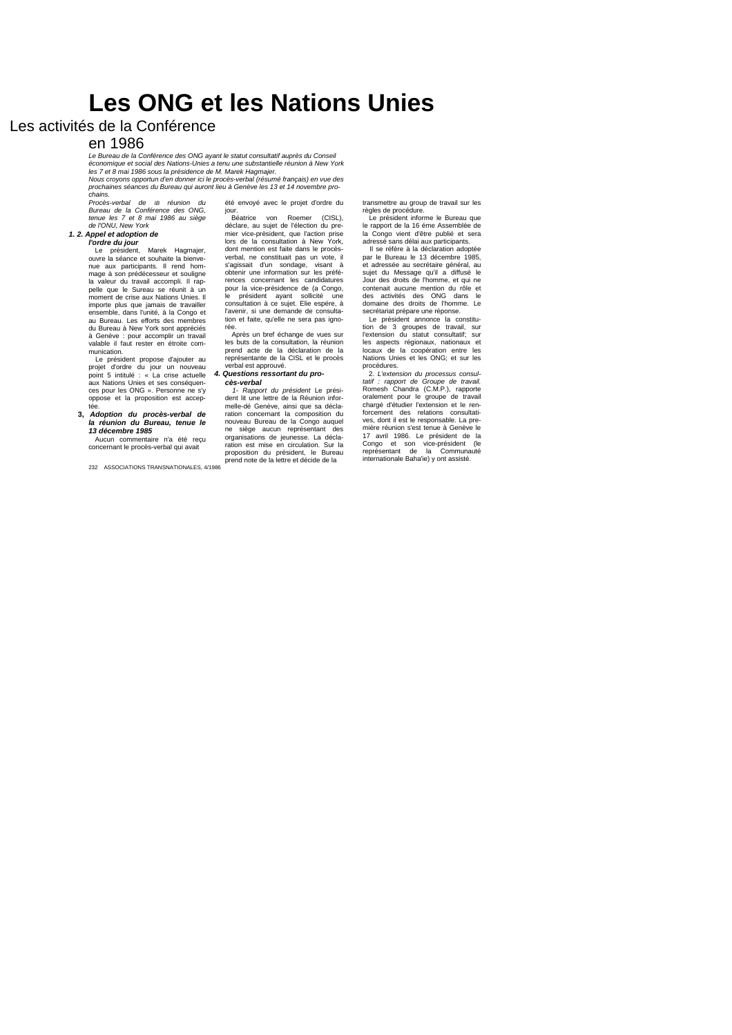# Les ONG et les Nations Unies

## Les activités de la Conférence en 1986

*Le Bureau de la Conférence des ONG ayant le statut consultatif auprès du Conseil économique et social des Nations-Unies a tenu une substantielle réunion à New York les 7 et 8 mai 1986 sous la présidence de M. Marek Hagmajer.*

*Nous croyons opportun d'en donner ici le procès-verbal (résumé français) en vue des prochaines séances du Bureau qui auront lieu à Genève les 13 et 14 novembre prochains.*

*Procès-verbal de IB réunion du Bureau de la Conférence des ONG, tenue les 7 et 8 mai 1986 au siège de l'ONU, New York*

**1. 2. Appel et adoption de l'ordre du jour**

Le président, Marek Hagmajer, ouvre la séance et souhaite la bienvenue aux participants. Il rend hommage à son prédécesseur et souligne la valeur du travail accompli. Il rappelle que le Sureau se réunit à un moment de crise aux Nations Unies. Il importe plus que jamais de travailler ensemble, dans l'unité, à la Congo et au Bureau. Les efforts des membres du Bureau à New York sont appréciés à Genève : pour accomplir un travail valable il faut rester en étroite communication.

Le président propose d'ajouter au projet d'ordre du jour un nouveau point 5 intitulé : « La crise actuelle aux Nations Unies et ses conséquences pour les ONG ». Personne ne s'y oppose et la proposition est acceptée.

**3, *Adoption du procès-verbal de la réunion du Bureau, tenue le 13 décembre 1985***

Aucun commentaire n'a été reçu concernant le procès-verbal qui avait été envoyé avec le projet d'ordre du jour.

Béatrice von Roemer (CISL), déclare, au sujet de l'élection du premier vice-président, que l'action prise lors de la consultation à New York, dont mention est faite dans le procès-verbal, ne constituait pas un vote, il s'agissait d'un sondage, visant à obtenir une information sur les préférences concernant les candidatures pour la vice-présidence de (a Congo, le président ayant sollicité une consultation à ce sujet. Elie espère, à l'avenir, si une demande de consultation et faite, qu'elle ne sera pas ignorée.

Après un bref échange de vues sur les buts de la consultation, la réunion prend acte de la déclaration de la représentante de la CISL et le procès verbal est approuvé.

**4. *Questions ressortant du procès-verbal***

*1- Rapport du président* Le président lit une lettre de la Réunion informelle-dé Genève, ainsi que sa déclaration concernant la composition du nouveau Bureau de la Congo auquel ne siège aucun représentant des organisations de jeunesse. La déclaration est mise en circulation. Sur la proposition du président, le Bureau prend note de la lettre et décide de la transmettre au group de travail sur les règles de procédure.

Le président informe le Bureau que le rapport de la 16 éme Assemblée de la Congo vient d'être publié et sera adressé sans délai aux participants.

Il se réfère à la déclaration adoptée par le Bureau le 13 décembre 1985, et adressée au secrétaire général, au sujet du Message qu'il a diffusé le Jour des droits de l'homme, et qui ne contenait aucune mention du rôle et des activités des ONG dans le domaine des droits de l'homme. Le secrétariat prépare une réponse.

Le président annonce la constitution de 3 groupes de travail, sur l'extension du statut consultatif; sur les aspects régionaux, nationaux et locaux de la coopération entre les Nations Unies et les ONG; et sur les procédures.

2. *L'extension du processus consultatif : rapport de Groupe de travail.* Romesh Chandra (C.M.P.), rapporte oralement pour le groupe de travail chargé d'étudier l'extension et le renforcement des relations consultatives, dont il est le responsable. La première réunion s'est tenue à Genève le 17 avril 1986. Le président de la Congo et son vice-président (le représentant de la Communauté internationale Baha'ie) y ont assisté.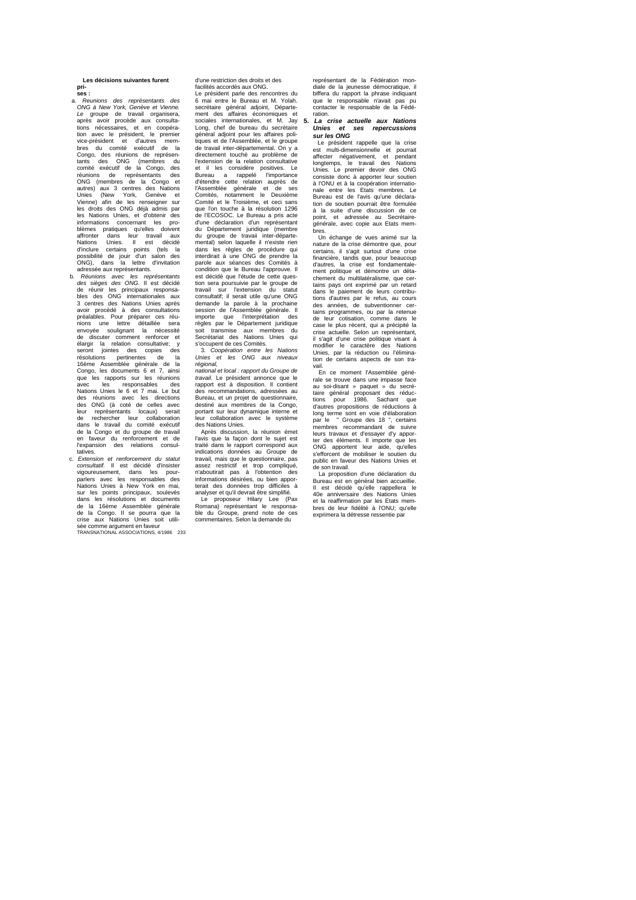**Les décisions suivantes furent prises :**

a. *Reunions des représentants des ONG à New York, Genève et Vienne. Le* groupe de travail organisera, après avoir procède aux consultations nécessaires, et en coopération avec le président, le premier vice-président et d'autres membres du comité exécutif de la Congo, des réunions de représentants des ONG (membres du comité exécutif de la Congo, des réunions de représentants des ONG (membres de la Congo et autres) aux 3 centres des Nations Unies (New York, Genève et Vienne) afin de les renseigner sur les droits des ONG déjà admis par les Nations Unies, et d'obtenir des informations concernant les problèmes pratiques qu'elles doivent affronter dans leur travail aux Nations Unies. Il est décidé d'inclure certains points (tels la possibilité de jouir d'un salon des ONG), dans la lettre d'invitation adressée aux représentants.

b. *Réunions avec les représentants des sièges des ONG.* Il est décidé de réunir les principaux responsables des ONG internationales aux 3 centres des Nations Unies après avoir procédé à des consultations préalables. Pour préparer ces réunions une lettre détaillée sera envoyée soulignant la nécessité de discuter comment renforcer et élargir la relation consultative; y seront jointes des copies des résolutions pertinentes de la 16ème Assemblée générale de la Congo, les documents 6 et 7, ainsi que les rapports sur les réunions avec les responsables des Nations Unies le 6 et 7 mai. Le but des réunions avec les directions des ONG (à coté de celles avec leur représentants locaux) serait de rechercher leur collaboration dans le travail du comité exécutif de la Congo et du groupe de travail en faveur du renforcement et de l'expansion des relations consultatives.

c. *Extension et renforcement du statut consultatif.* Il est décidé d'insister vigoureusement, dans les pourparlers avec les responsables des Nations Unies à New York en mai, sur les points principaux, soulevés dans les résolutions et documents de la 16ème Assemblée générale de la Congo. Il se pourra que la crise aux Nations Unies soit utilisée comme argument en faveur d'une restriction des droits et des facilités accordés aux ONG.

Le président parle des rencontres du 6 mai entre le Bureau et M. Yolah. secrétaire général adjoint, Département des affaires économiques et sociales internationales, et M. Jay Long, chef de bureau du secrétaire général adjoint pour les affaires politiques et de l'Assemblée, et le groupe de travail inter-départemental. On y a directement touché au problème de l'extension de la relation consultative et il les considère positives. Le Bureau a rappelé l'importance d'étendre cette relation auprès de l'Assemblée générale et de ses Comités, notamment le Deuxième Comité et le Troisième, et ceci sans que l'on touche à la résolution 1296 de l'ECOSOC. Le Bureau a pris acte d'une déclaration d'un représentant du Département juridique (membre du groupe de travail inter-départemental) selon laquelle il n'existe rien dans les règles de procédure qui interdirait à une ONG de prendre la parole aux séances des Comités à condition que le Bureau l'approuve. Il est décidé que l'étude de cette question sera poursuivie par le groupe de travail sur l'extension du statut consultatif; il serait utile qu'une ONG demande la parole à la prochaine session de l'Assemblée générale. Il importe que l'interprétation des règles par le Département juridique soit transmise aux membres du Secrétariat des Nations Unies qui s'occupent de ces Comités.

3. *Coopération entre les Nations Unies et les ONG aux niveaux régional, national et local : rapport du Groupe de travail.* Le président annonce que le rapport est à disposition. Il contient des recommandations, adressées au Bureau, et un projet de questionnaire, destiné aux membres de la Congo, portant sur leur dynamique interne et leur collaboration avec le système des Nations Unies.

Après discussion, la réunion émet l'avis que la façon dont le sujet est traité dans le rapport correspond aux indications données au Groupe de travail, mais que le questionnaire, pas assez restrictif et trop compliqué, n'aboutirait pas à l'obtention des informations désirées, ou bien apporterait des données trop difficiles à analyser et qu'il devrait être simplifié.

Le proposeur Hilary Lee (Pax Romana) représentant le responsable du Groupe, prend note de ces commentaires. Selon la demande du représentant de la Fédération mondiale de la jeunesse démocratique, il biffera du rapport la phrase indiquant que le responsable n'avait pas pu contacter le responsable de la Fédération.

**5. *La crise actuelle aux Nations Unies et ses repercussions sur les ONG***

Le président rappelle que la crise est multi-dimensionnelle et pourrait affecter négativement, et pendant longtemps, le travail des Nations Unies. Le premier devoir des ONG consiste donc à apporter leur soutien à l'ONU et à la coopération internationale entre les Etats membres. Le Bureau est de l'avis qu'une déclaration de soutien pourrait être formulée à la suite d'une discussion de ce point, et adressée au Secrétaire-générale, avec copie aux Etats membres.

Un échange de vues animé sur la nature de la crise démontre que, pour certains, il s'agit surtout d'une crise financière, tandis que, pour beaucoup d'autres, la crise est fondamentalement politique et démontre un détachement du multilatéralisme, que certains pays ont exprimé par un retard dans le paiement de leurs contributions d'autres par le refus, au cours des années, de subventionner certains programmes, ou par la retenue de leur cotisation, comme dans le case le plus récent, qui a précipité la crise actuelle. Selon un représentant, il s'agit d'une crise politique visant à modifier le caractère des Nations Unies, par la réduction ou l'élimination de certains aspects de son travail.

En ce moment l'Assemblée générale se trouve dans une impasse face au soi-disant » paquet » du secrétaire général proposant des réductions pour 1986. Sachant que d'autres propositions de réductions à long terme sont en voie d'élaboration par le " Groupe des 18 ", certains membres recommandant de suivre leurs travaux et d'essayer d'y apporter des éléments. Il importe que les ONG apportent leur aide, qu'elles s'efforcent de mobiliser le soutien du public en faveur des Nations Unies et de son travail.

La proposition d'une déclaration du Bureau est en général bien accueillie. Il est décidé qu'elle rappellera le 40e anniversaire des Nations Unies et la reaffirmation par les Etats membres de leur fidélité à l'ONU; qu'elle exprimera la détresse ressentie par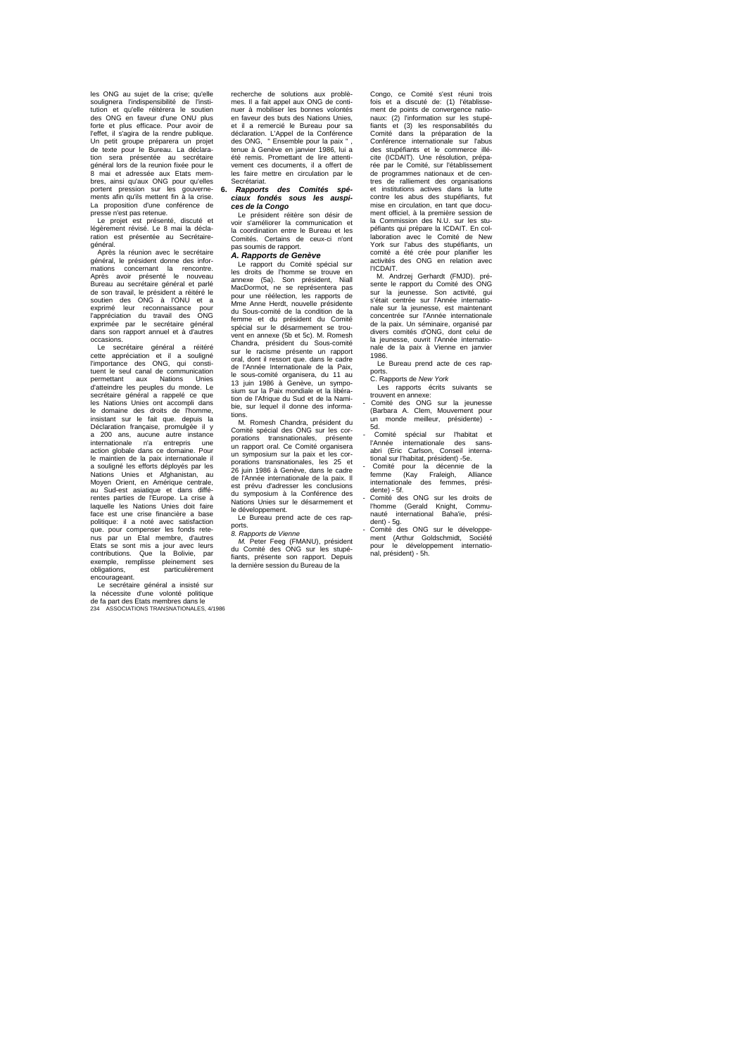les ONG au sujet de la crise; qu'elle soulignera l'indispensibilité de l'institution et qu'elle réitérera le soutien des ONG en faveur d'une ONU plus forte et plus efficace. Pour avoir de l'effet, il s'agira de la rendre publique. Un petit groupe préparera un projet de texte pour le Bureau. La déclaration sera présentée au secrétaire général lors de la reunion fixée pour le 8 mai et adressée aux Etats membres, ainsi qu'aux ONG pour qu'elles portent pression sur les gouvernements afin qu'ils mettent fin à la crise. La proposition d'une conférence de presse n'est pas retenue.

Le projet est présenté, discuté et légèrement révisé. Le 8 mai la déclaration est présentée au Secrétaire-général.

Après la réunion avec le secrétaire général, le président donne des informations concernant la rencontre. Après avoir présenté le nouveau Bureau au secrétaire général et parlé de son travail, le président a réitéré le soutien des ONG à l'ONU et a exprimé leur reconnaissance pour l'appréciation du travail des ONG exprimée par le secrétaire général dans son rapport annuel et à d'autres occasions.

Le secrétaire général a réitéré cette appréciation et il a souligné l'importance des ONG, qui constituent le seul canal de communication permettant aux Nations Unies d'atteindre les peuples du monde. Le secrétaire général a rappelé ce que les Nations Unies ont accompli dans le domaine des droits de l'homme, insistant sur le fait que. depuis la Déclaration française, promulgée il y a 200 ans, aucune autre instance internationale n'a entrepris une action globale dans ce domaine. Pour le maintien de la paix internationale il a souligné les efforts déployés par les Nations Unies et Afghanistan, au Moyen Orient, en Amérique centrale, au Sud-est asiatique et dans différentes parties de l'Europe. La crise à laquelle les Nations Unies doit faire face est une crise financière a base politique: il a noté avec satisfaction que. pour compenser les fonds retenus par un Etal membre, d'autres Etats se sont mis a jour avec leurs contributions. Que la Bolivie, par exemple, remplisse pleinement ses obligations, est particulièrement encourageant.

Le secrétaire général a insisté sur la nécessite d'une volonté politique de fa part des Etats membres dans le recherche de solutions aux problèmes. Il a fait appel aux ONG de continuer à mobiliser les bonnes volontés en faveur des buts des Nations Unies, et il a remercié le Bureau pour sa déclaration. L'Appel de la Conférence des ONG, " Ensemble pour la paix " , tenue à Genève en janvier 1986, lui a été remis. Promettant de lire attentivement ces documents, il a offert de les faire mettre en circulation par le Secrétariat.

### 6. *Rapports des Comités spéciaux fondés sous les auspices de la Congo*

Le président réitère son désir de voir s'améliorer la communication et la coordination entre le Bureau et les Comités. Certains de ceux-ci n'ont pas soumis de rapport.

#### *A. Rapports de Genève*

Le rapport du Comité spécial sur les droits de l'homme se trouve en annexe (5a). Son président, Niall MacDormot, ne se représentera pas pour une réélection, les rapports de Mme Anne Herdt, nouvelle présidente du Sous-comité de la condition de la femme et du président du Comité spécial sur le désarmement se trouvent en annexe (5b et 5c). M. Romesh Chandra, président du Sous-comité sur le racisme présente un rapport oral, dont il ressort que. dans le cadre de l'Année Internationale de la Paix, le sous-comité organisera, du 11 au 13 juin 1986 à Genève, un symposium sur la Paix mondiale et la libération de l'Afrique du Sud et de la Namibie, sur lequel il donne des informations.

M. Romesh Chandra, président du Comité spécial des ONG sur les corporations transnationales, présente un rapport oral. Ce Comité organisera un symposium sur la paix et les corporations transnationales, les 25 et 26 juin 1986 à Genève, dans le cadre de l'Année internationale de la paix. Il est prévu d'adresser les conclusions du symposium à la Conférence des Nations Unies sur le désarmement et le développement.

Le Bureau prend acte de ces rapports.

*8. Rapports de Vienne*

*M.* Peter Feeg (FMANU), président du Comité des ONG sur les stupéfiants, présente son rapport. Depuis la dernière session du Bureau de la Congo, ce Comité s'est réuni trois fois et a discuté de: (1) l'établissement de points de convergence nationaux: (2) l'information sur les stupéfiants et (3) les responsabilités du Comité dans la préparation de la Conférence internationale sur l'abus des stupéfiants et le commerce illécite (ICDAIT). Une résolution, préparée par le Comité, sur l'établissement de programmes nationaux et de centres de ralliement des organisations et institutions actives dans la lutte contre les abus des stupéfiants, fut mise en circulation, en tant que document officiel, à la première session de la Commission des N.U. sur les stupéfiants qui prépare la ICDAIT. En collaboration avec le Comité de New York sur l'abus des stupéfiants, un comité a été crée pour planifier les activités des ONG en relation avec l'ICDAIT.

M. Andrzej Gerhardt (FMJD). présente le rapport du Comité des ONG sur la jeunesse. Son activité, gui s'était centrée sur l'Année internationale sur la jeunesse, est maintenant concentrée sur l'Année internationale de la paix. Un séminaire, organisé par divers comités d'ONG, dont celui de la jeunesse, ouvrit l'Année internationale de la paix à Vienne en janvier 1986.

Le Bureau prend acte de ces rapports.

C. Rapports de *New York*

Les rapports écrits suivants se trouvent en annexe:

- Comité des ONG sur la jeunesse (Barbara A. Clem, Mouvement pour un monde meilleur, présidente) - 5d.
- Comité spécial sur l'habitat et l'Année internationale des sans-abri (Eric Carlson, Conseil international sur l'habitat, président) -5e.
- Comité pour la décennie de la femme (Kay Fraleigh, Alliance internationale des femmes, présidente) - 5f.
- Comité des ONG sur les droits de l'homme (Gerald Knight, Communauté international Baha'ie, président) - 5g.
- Comité des ONG sur le développement (Arthur Goldschmidt, Société pour le développement international, président) - 5h.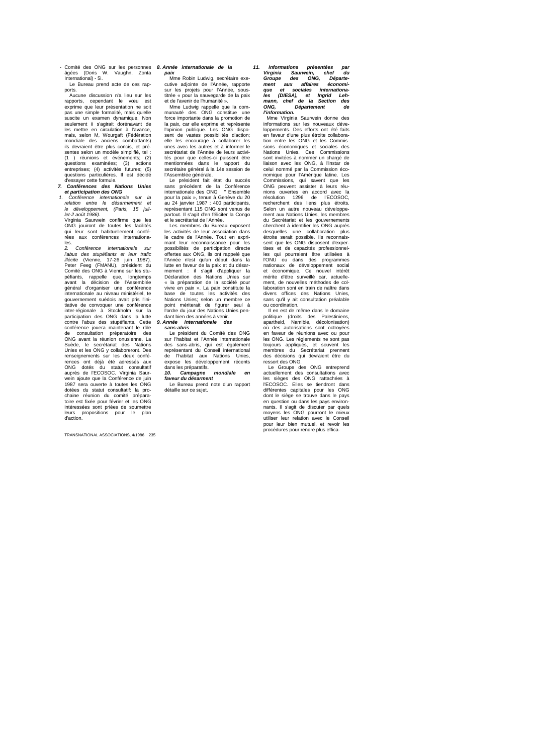- Comité des ONG sur les personnes âgées (Doris W. Vaughn, Zonta International) - 5i.

Le Bureau prend acte de ces rapports.

Aucune discussion n'a lieu sur les rapports, cependant le vœu est exprime que leur présentation ne soit pas une simple formalité, mais qu'elle suscite un examen dynamique. Non seulement ii s'agirait dorénavant de les mettre en circulation à l'avance, mais, selon M, Wourgaft (Fédération mondiale des anciens combattants) ils devraient être plus concis, et présentes selon un modèle simplifié, tel : (1 ) réunions et événements; (2) questions examinées; (3) actions entreprises; (4) activités futures; (5) questions particulières. Il est décidé d'essayer cette formule.

### 7. Conférences des Nations Unies et participation des ONG

*1. Conférence internationale sur la relation entre le désarmement et le développement, (Paris, 15 juillet-2 août 1986).*

Virginia Saurwein confirme que les ONG jouiront de toutes les facilités qui leur sont habituellement conférées aux conférences internationales.

*2. Conférence internationale sur l'abus des stupéfiants et leur trafic illécite* (Vienne, 17-26 juin 1987). Peter Feeg (FMANU), président du Comité des ONG à Vienne sur les stupéfiants, rappelle que, longtemps avant la décision de l'Assemblée général d'organiser une conférence internationale au niveau ministériel, te gouvernement suédois avait pris l'initiative de convoquer une conférence inter-régionale à Stockholm sur la participation des ONG dans la lutte contre l'abus des stupéfiants. Cette conférence jouera maintenant le rôle de consultation préparatoire des ONG avant la réunion onusienne. La Suède, le secrétariat des Nations Unies et les ONG y collaboreront. Des renseignements sur les deux conférences ont déjà été adressés aux ONG dotés du statut consultatif auprès de l'ECOSOC. Virginia Saurwein ajoute que la Conférence de juin 1987 sera ouverte à toutes les ONG dotées du statut consultatif: la prochaine réunion du comité préparatoire est fixée pour février et les ONG intéressées sont priées de soumettre leurs propositions pour le plan d'action.

### 8. Année internationale de la paix

Mme Robin Ludwig, secrétaire exécutive adjointe de l'Année, rapporte sur les projets pour l'Année, sous-titrée « pour la sauvegarde de la paix et de l'avenir de l'humanité ».

Mme Ludwig rappelle que la communauté des ONG constitue une force importante dans la promotion de la paix, car elle exprime et représente l'opinion publique. Les ONG disposent de vastes possibilités d'action; elle les encourage à collaborer les unes avec les autres et à informer le secrétariat de l'Année de leurs activités pour que celles-ci puissent être mentionnées dans le rapport du secrétaire général à la 14e session de l'Assemblée générale.

Le président fait état du succès sans précèdent de la Conférence internationale des ONG " Ensemble pour la paix », tenue à Genève du 20 au 24 janvier 1987 : 400 participants, représentant 115 ONG sont venus de partout. Il s'agit d'en féliciter la Congo et le secrétariat de l'Année.

Les membres du Bureau exposent les activités de leur association dans le cadre de l'Année. Tout en exprimant leur reconnaissance pour les possibilités de participation directe offertes aux ONG, ils ont rappelé que l'Année n'est qu'un début dans la lutte en faveur de la paix et du désarmement : il s'agit d'appliquer la Déclaration des Nations Unies sur « la préparation de la société pour vivre en paix ». La paix constitue la base de toutes les activités des Nations Unies; selon un membre ce point mériterait de figurer seul à l'ordre du jour des Nations Unies pendant bien des années à venir.

### 9. Année internationale des sans-abris

Le président du Comité des ONG sur l'habitat et l'Année internationale des sans-abris, qui est également représentant du Conseil international de l'habitat aux Nations Unies, expose les développement récents dans les préparatifs.

### 10. Campagne mondiale en faveur du désarment

Le Bureau prend note d'un rapport détaille sur ce sujet.

### 11. Informations présentées par Virginia Saurwein, chef du Groupe des ONG, Département aux affaires économique et sociales internationales (DIESA), et Ingrid Lehmann, chef de la Section des ONG, Département de l'information.

Mme Virginia Saurwein donne des informations sur les nouveaux développements. Des efforts ont été faits en faveur d'une plus étroite collaboration entre les ONG et les Commissions économiques et sociales des Nations Unies. Ces Commissions sont invitées à nommer un chargé de liaison avec les ONG, à l'instar de celui nommé par la Commission économique pour l'Amérique latine. Les Commissions, qui savent que les ONG peuvent assister à leurs réunions ouvertes en accord avec la résolution 1296 de l'ECOSOC, recherchent des liens plus étroits. Selon un autre nouveau développement aux Nations Unies, les membres du Secrétariat et les gouvernements cherchent à identifier les ONG auprès desquelles une collaboration plus étroite serait possible. Ils reconnaissent que les ONG disposent d'expertises et de capacités professionnelles qui pourraient être utilisées à l'ONU ou dans des programmes nationaux de développement social et économique. Ce nouvel intérêt mérite d'être surveillé car, actuellement, de nouvelles méthodes de collaboration sont en train de naître dans divers offices des Nations Unies, sans qu'il y ait consultation préalable ou coordination.

Il en est de même dans le domaine politique (droits des Palestiniens, apartheid, Namibie, décolonisation) où des autorisations sont octroyées en faveur de réunions avec ou pour les ONG. Les règlements ne sont pas toujours appliqués, et souvent les membres du Secrétariat prennent des décisions qui devraient être du ressort des ONG.

Le Groupe des ONG entreprend actuellement des consultations avec les sièges des ONG rattachées à l'ECOSOC. Elles se tiendront dans différentes capitales pour les ONG dont le siège se trouve dans le pays en question ou dans les pays environnants. Il s'agit de discuter par quels moyens les ONG pourront le mieux utiliser leur relation avec le Conseil pour leur bien mutuel, et revoir les procédures pour rendre plus effica-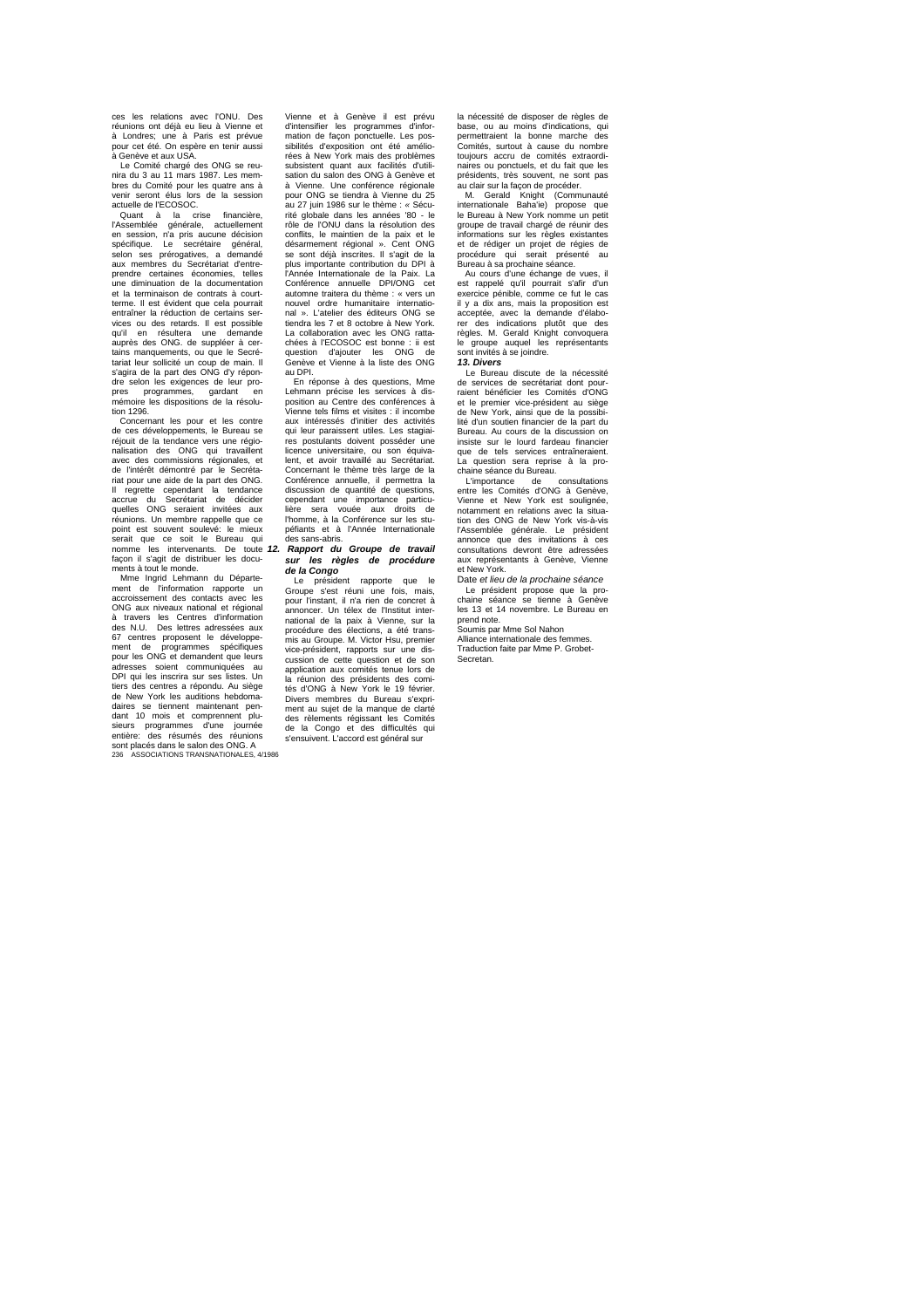ces les relations avec l'ONU. Des réunions ont déjà eu lieu à Vienne et à Londres; une à Paris est prévue pour cet été. On espère en tenir aussi à Genève et aux USA.

Le Comité chargé des ONG se réunira du 3 au 11 mars 1987. Les membres du Comité pour les quatre ans à venir seront élus lors de la session actuelle de l'ECOSOC.

Quant à la crise financière, l'Assemblée générale, actuellement en session, n'a pris aucune décision spécifique. Le secrétaire général, selon ses prérogatives, a demandé aux membres du Secrétariat d'entreprendre certaines économies, telles une diminution de la documentation et la terminaison de contrats à court-terme. Il est évident que cela pourrait entraîner la réduction de certains services ou des retards. Il est possible qu'il en résultera une demande auprès des ONG. de suppléer à certains manquements, ou que le Secrétariat leur sollicité un coup de main. Il s'agira de la part des ONG d'y répondre selon les exigences de leur propres programmes, gardant en mémoire les dispositions de la résolution 1296.

Concernant les pour et les contre de ces développements, le Bureau se réjouit de la tendance vers une régionalisation des ONG qui travaillent avec des commissions régionales, et de l'intérêt démontré par le Secrétariat pour une aide de la part des ONG. Il regrette cependant la tendance accrue du Secrétariat de décider quelles ONG seraient invitées aux réunions. Un membre rappelle que ce point est souvent soulevé: le mieux serait que ce soit le Bureau qui nomme les intervenants. De toute façon il s'agit de distribuer les documents à tout le monde.

Mme Ingrid Lehmann du Département de l'information rapporte un accroissement des contacts avec les ONG aux niveaux national et régional à travers les Centres d'information des N.U. Des lettres adressées aux 67 centres proposent le développement de programmes spécifiques pour les ONG et demandent que leurs adresses soient communiquées au DPI qui les inscrira sur ses listes. Un tiers des centres a répondu. Au siège de New York les auditions hebdomadaires se tiennent maintenant pendant 10 mois et comprennent plusieurs programmes d'une journée entière: des résumés des réunions sont placés dans le salon des ONG. A Vienne et à Genève il est prévu d'intensifier les programmes d'information de façon ponctuelle. Les possibilités d'exposition ont été améliorées à New York mais des problèmes subsistent quant aux facilités d'utilisation du salon des ONG à Genève et à Vienne. Une conférence régionale pour ONG se tiendra à Vienne du 25 au 27 juin 1986 sur le thème : « Sécurité globale dans les années '80 - le rôle de l'ONU dans la résolution des conflits, le maintien de la paix et le désarmement régional ». Cent ONG se sont déjà inscrites. Il s'agit de la plus importante contribution du DPI à l'Année Internationale de la Paix. La Conférence annuelle DPI/ONG cet automne traitera du thème : « vers un nouvel ordre humanitaire international ». L'atelier des éditeurs ONG se tiendra les 7 et 8 octobre à New York. La collaboration avec les ONG rattachées à l'ECOSOC est bonne : il est question d'ajouter les ONG de Genève et Vienne à la liste des ONG au DPI.

En réponse à des questions, Mme Lehmann précise les services à disposition au Centre des conférences à Vienne tels films et visites : il incombe aux intéressés d'initier des activités qui leur paraissent utiles. Les stagiaires postulants doivent posséder une licence universitaire, ou son équivalent, et avoir travaillé au Secrétariat. Concernant le thème très large de la Conférence annuelle, il permettra la discussion de quantité de questions, cependant une importance particulière sera vouée aux droits de l'homme, à la Conférence sur les stupéfiants et à l'Année Internationale des sans-abris.

### 12. Rapport du Groupe de travail sur les règles de procédure de la Congo

Le président rapporte que le Groupe s'est réuni une fois, mais, pour l'instant, il n'a rien de concret à annoncer. Un télex de l'Institut international de la paix à Vienne, sur la procédure des élections, a été transmis au Groupe. M. Victor Hsu, premier vice-président, rapports sur une discussion de cette question et de son application aux comités tenue lors de la réunion des présidents des comités d'ONG à New York le 19 février. Divers membres du Bureau s'expriment au sujet de la manque de clarté des rèlements régissant les Comités de la Congo et des difficultés qui s'ensuivent. L'accord est général sur la nécessité de disposer de règles de base, ou au moins d'indications, qui permettraient la bonne marche des Comités, surtout à cause du nombre toujours accru de comités extraordinaires ou ponctuels, et du fait que les présidents, très souvent, ne sont pas au clair sur la façon de procéder.

M. Gerald Knight (Communauté internationale Baha'ie) propose que le Bureau à New York nomme un petit groupe de travail chargé de réunir des informations sur les règles existantes et de rédiger un projet de règles de procédure qui serait présenté au Bureau à sa prochaine séance.

Au cours d'une échange de vues, il est rappelé qu'il pourrait s'afir d'un exercice pénible, comme ce fut le cas il y a dix ans, mais la proposition est acceptée, avec la demande d'élaborer des indications plutôt que des règles. M. Gerald Knight convoquera le groupe auquel les représentants sont invités à se joindre.

### 13. Divers

Le Bureau discute de la nécessité de services de secrétariat dont pourraient bénéficier les Comités d'ONG et le premier vice-président au siège de New York, ainsi que de la possibilité d'un soutien financier de la part du Bureau. Au cours de la discussion on insiste sur le lourd fardeau financier que de tels services entraîneraient. La question sera reprise à la prochaine séance du Bureau.

L'importance de consultations entre les Comités d'ONG à Genève, Vienne et New York est soulignée, notamment en relations avec la situation des ONG de New York vis-à-vis l'Assemblée générale. Le président annonce que des invitations à ces consultations devront être adressées aux représentants à Genève, Vienne et New York.

Date *et lieu de la prochaine séance*

Le président propose que la prochaine séance se tienne à Genève les 13 et 14 novembre. Le Bureau en prend note.

Soumis par Mme Sol Nahon
Alliance internationale des femmes.
Traduction faite par Mme P. Grobet-Secretan.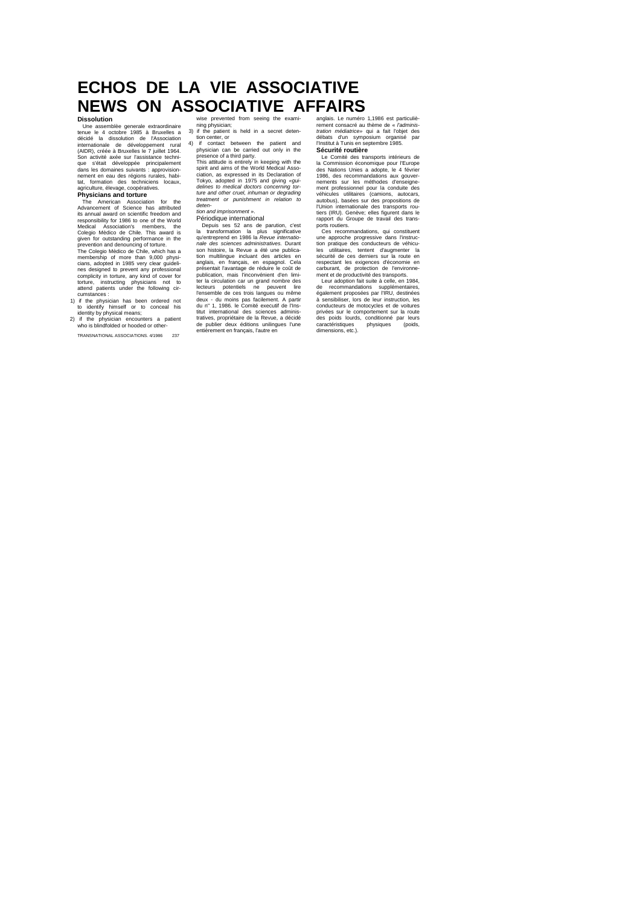# ECHOS DE LA VIE ASSOCIATIVE
# NEWS ON ASSOCIATIVE AFFAIRS

### Dissolution

Une assemblée generale extraordinaire tenue le 4 octobre 1985 à Bruxelles a décidé la dissolution de l'Association internationale de développement rural (AIDR), créée à Bruxelles le 7 juillet 1964. Son activité axée sur l'assistance technique s'était développée principalement dans les domaines suivants : approvisionnement en eau des régions rurales, habitat, formation des techniciens locaux, agriculture, élevage, coopératives.

### Physicians and torture

The American Association for the Advancement of Science has attributed its annual award on scientific freedom and responsibility for 1986 to one of the World Medical Association's members, the Colegio Mèdico de Chile. This award is given for outstanding performance in the prevention and denouncing of torture.

The Colegio Mèdico de Chile, which has a membership of more than 9,000 physicians, adopted in 1985 very clear guidelines designed to prevent any professional complicity in torture, any kind of cover for torture, instructing physicians not to attend patients under the following circumstances :

1) if the physician has been ordered not to identify himself or to conceal his identity by physical means;
2) if the physician encounters a patient who is blindfolded or hooded or otherwise prevented from seeing the examining physician;
3) if the patient is held in a secret detention center, or
4) if contact between the patient and physician can be carried out only in the presence of a third party.

This attitude is entirely in keeping with the spirit and aims of the World Medical Association, as expressed in its Declaration of Tokyo, adopted in 1975 and giving «*guidelines to medical doctors concerning torture and other cruel, inhuman or degrading treatment or punishment in relation to detention and imprisonment* ».

### Périodique international

Depuis ses 52 ans de parution, c'est la transformation la plus significative qu'entreprend en 1986 la *Revue internationale des sciences administratives*. Durant son histoire, la Revue a été une publication multilingue incluant des articles en anglais, en français, en espagnol. Cela présentait l'avantage de réduire le coût de publication, mais l'inconvénient d'en limiter la circulation car un grand nombre des lecteurs potentiels ne peuvent lire l'ensemble de ces trois langues ou même deux - du moins pas facilement. A partir du n° 1, 1986. le Comité executif de l'Institut international des sciences administratives, propriétaire de la Revue, a décidé de publier deux éditions unilingues l'une entièrement en français, l'autre en anglais. Le numéro 1,1986 est particulièrement consacré au thème de « *l'administration médiatrice*» qui a fait l'objet des débats d'un symposium organisé par l'Institut à Tunis en septembre 1985.

### Sécurité routière

Le Comité des transports intérieurs de la Commission économique pour l'Europe des Nations Unies a adopte, le 4 février 1986, des recommandations aux gouvernements sur les méthodes d'enseignement professionnel pour la conduite des véhicules utilitaires (camions, autocars, autobus), basées sur des propositions de l'Union internationale des transports routiers (IRU). Genève; elles figurent dans le rapport du Groupe de travail des transports routiers.

Ces recommandations, qui constituent une approche progressive dans l'instruction pratique des conducteurs de véhicules utilitaires, tentent d'augmenter la sécurité de ces derniers sur la route en respectant les exigences d'économie en carburant, de protection de l'environnement et de productivité des transports.

Leur adoption fait suite à celle, en 1984, de recommandations supplémentaires, également proposées par l'IRU, destinées à sensibiliser, lors de leur instruction, les conducteurs de motocycles et de voitures privées sur le comportement sur la route des poids lourds, conditionné par leurs caractéristiques physiques (poids, dimensions, etc.).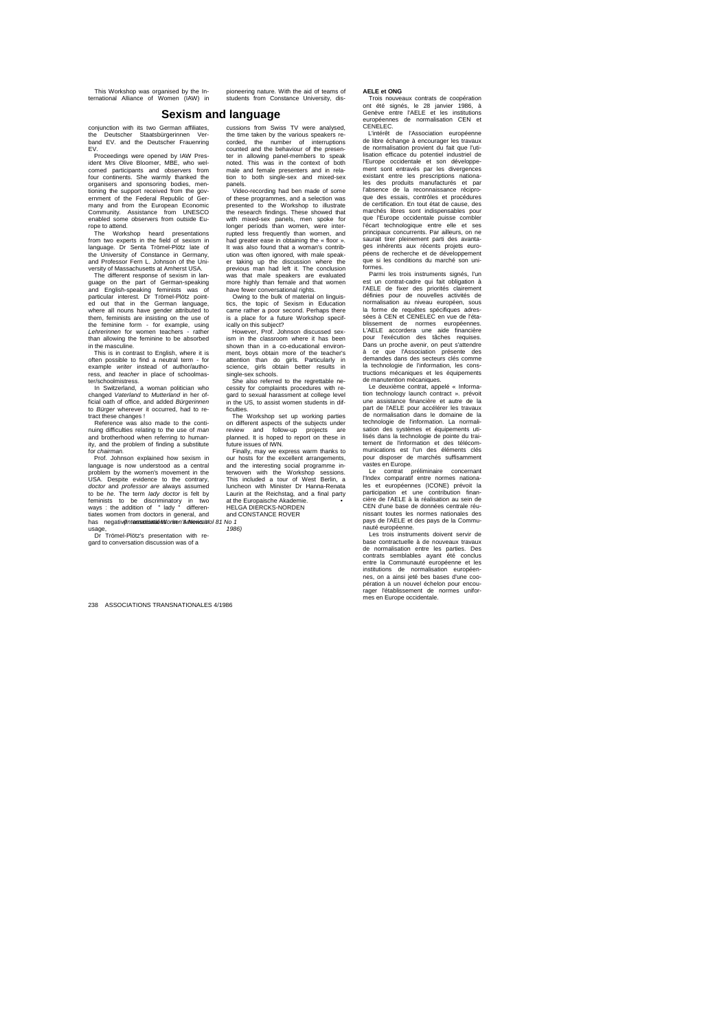This Workshop was organised by the International Alliance of Women (IAW) in conjunction with its two German affiliates, the Deutscher Staatsbürgerinnen Verband EV. and the Deutscher Frauenring EV.

## Sexism and language

Proceedings were opened by IAW President Mrs Olive Bloomer, MBE, who welcomed participants and observers from four continents. She warmly thanked the organisers and sponsoring bodies, mentioning the support received from the government of the Federal Republic of Germany and from the European Economic Community. Assistance from UNESCO enabled some observers from outside Europe to attend.

The Workshop heard presentations from two experts in the field of sexism in language. Dr Senta Trömel-Plötz late of the University of Constance in Germany, and Professor Fern L. Johnson of the University of Massachusetts at Amherst USA.

The different response of sexism in language on the part of German-speaking and English-speaking feminists was of particular interest. Dr Trömel-Plötz pointed out that in the German language, where all nouns have gender attributed to them, feminists are insisting on the use of the feminine form - for example, using *Lehrerinnen* for women teachers - rather than allowing the feminine to be absorbed in the masculine.

This is in contrast to English, where it is often possible to find a neutral term - for example *writer* instead of author/authoress, and *teacher* in place of schoolmaster/schoolmistress.

In Switzerland, a woman politician who changed *Vaterland* to *Mutterland* in her official oath of office, and added *Bürgerinnen* to *Bürger* wherever it occurred, had to retract these changes !

Reference was also made to the continuing difficulties relating to the use of *man* and brotherhood when referring to humanity, and the problem of finding a substitute for *chairman*.

Prof. Johnson explained how sexism in language is now understood as a central problem by the women's movement in the USA. Despite evidence to the contrary, *doctor* and *professor are* always assumed to be *he*. The term *lady doctor* is felt by feminists to be discriminatory in two ways : the addition of " lady " differentiates women from doctors in general, and has negative connotations in American usage.

Dr Trömel-Plötz's presentation with regard to conversation discussion was of a pioneering nature. With the aid of teams of students from Constance University, discussions from Swiss TV were analysed, the time taken by the various speakers recorded, the number of interruptions counted and the behaviour of the presenter in allowing panel-members to speak noted. This was in the context of both male and female presenters and in relation to both single-sex and mixed-sex panels.

Video-recording had ben made of some of these programmes, and a selection was presented to the Workshop to illustrate the research findings. These showed that with mixed-sex panels, men spoke for longer periods than women, were interrupted less frequently than women, and had greater ease in obtaining the « floor ». It was also found that a woman's contribution was often ignored, with male speaker taking up the discussion where the previous man had left it. The conclusion was that male speakers are evaluated more highly than female and that women have fewer conversational rights.

Owing to the bulk of material on linguistics, the topic of Sexism in Education came rather a poor second. Perhaps there is a place for a future Workshop specifically on this subject?

However, Prof. Johnson discussed sexism in the classroom where it has been shown than in a co-educational environment, boys obtain more of the teacher's attention than do girls. Particularly in science, girls obtain better results in single-sex schools.

She also referred to the regrettable necessity for complaints procedures with regard to sexual harassment at college level in the US, to assist women students in difficulties.

The Workshop set up working parties on different aspects of the subjects under review and follow-up projects are planned. It is hoped to report on these in future issues of IWN.

Finally, may we express warm thanks to our hosts for the excellent arrangements, and the interesting social programme interwoven with the Workshop sessions. This included a tour of West Berlin, a luncheon with Minister Dr Hanna-Renata Laurin at the Reichstag, and a final party at the Europaische Akademie. •

HELGA DIERCKS-NORDEN
and CONSTANCE ROVER

*(International Women's News, Vol 81 No 1 1986)*

**AELE et ONG**

Trois nouveaux contrats de coopération ont été signés, le 28 janvier 1986, à Genève entre l'AELE et les institutions européennes de normalisation CEN et CENELEC.

L'intérêt de l'Association européenne de libre échange à encourager les travaux de normalisation provient du fait que l'utilisation efficace du potentiel industriel de l'Europe occidentale et son développement sont entravés par les divergences existant entre les prescriptions nationales des produits manufacturés et par l'absence de la reconnaissance réciproque des essais, contrôles et procédures de certification. En tout état de cause, des marchés libres sont indispensables pour que l'Europe occidentale puisse combler l'écart technologique entre elle et ses principaux concurrents. Par ailleurs, on ne saurait tirer pleinement parti des avantages inhérents aux récents projets européens de recherche et de développement que si les conditions du marché son uniformes.

Parmi les trois instruments signés, l'un est un contrat-cadre qui fait obligation à l'AELE de fixer des priorités clairement définies pour de nouvelles activités de normalisation au niveau européen, sous la forme de requêtes spécifiques adressées à CEN et CENELEC en vue de l'établissement de normes européennes. L'AELE accordera une aide financière pour l'exécution des tâches requises. Dans un proche avenir, on peut s'attendre à ce que l'Association présente des demandes dans des secteurs clés comme la technologie de l'information, les constructions mécaniques et les équipements de manutention mécaniques.

Le deuxième contrat, appelé « Information technology launch contract ». prévoit une assistance financière et autre de la part de l'AELE pour accélérer les travaux de normalisation dans le domaine de la technologie de l'information. La normalisation des systèmes et équipements utilisés dans la technologie de pointe du traitement de l'information et des télécommunications est l'un des éléments clés pour disposer de marchés suffisamment vastes en Europe.

Le contrat préliminaire concernant l'Index comparatif entre normes nationales et européennes (ICONE) prévoit la participation et une contribution financière de l'AELE à la réalisation au sein de CEN d'une base de données centrale réunissant toutes les normes nationales des pays de l'AELE et des pays de la Communauté européenne.

Les trois instruments doivent servir de base contractuelle à de nouveaux travaux de normalisation entre les parties. Des contrats semblables ayant été conclus entre la Communauté européenne et les institutions de normalisation européennes, on a ainsi jeté bes bases d'une coopération à un nouvel échelon pour encourager l'établissement de normes uniformes en Europe occidentale.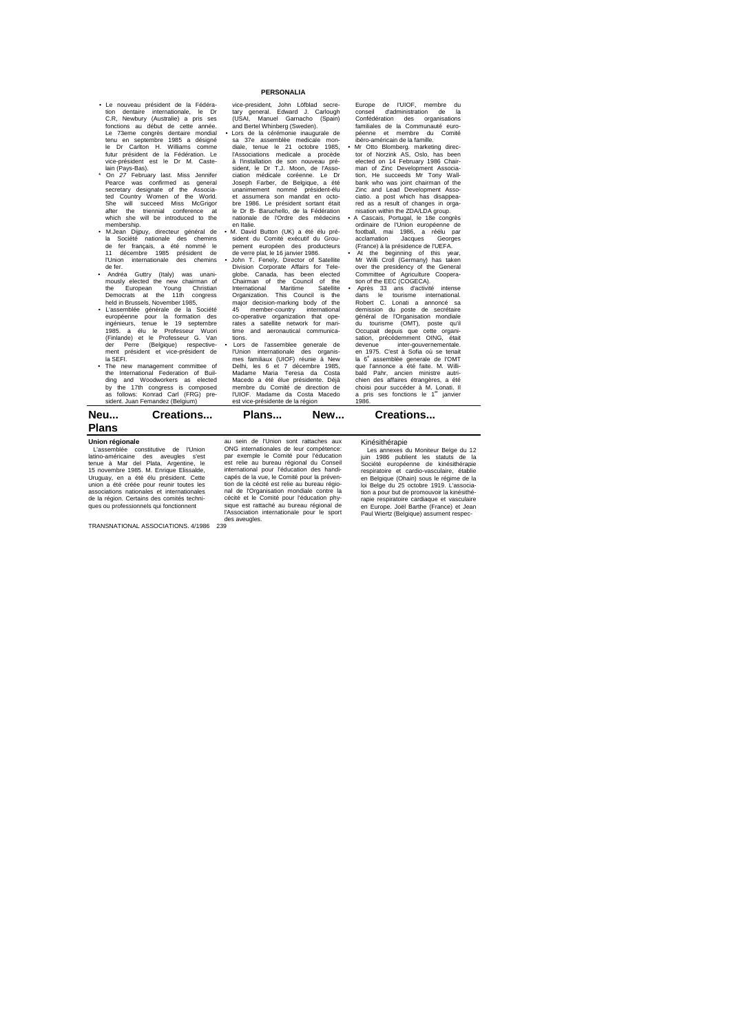## PERSONALIA

- Le nouveau président de la Fédération dentaire internationale, le Dr C.R, Newbury (Australie) a pris ses fonctions au début de cette année. Le 73eme congrès dentaire mondial tenu en septembre 1985 a désigné le Dr Carlton H. Williams comme futur président de la Fédération. Le vice-président est le Dr M. Castelain (Pays-Bas).
- On 27 February last. Miss Jennifer Pearce was confirmed as general secretary designate of the Associated Country Women of the World. She will succeed Miss McGrigor after the triennial conference at which she will be introduced to the membership.
- M.Jean Dijpuy, directeur général de la Société nationale des chemins de fer français, a été nommé le 11 décembre 1985 président de l'Union internationale des chemins de fer.
- Andréa Guttry (Italy) was unanimously elected the new chairman of the European Young Christian Democrats at the 11th congress held in Brussels, November 1985,
- L'assemblée générale de la Société européenne pour la formation des ingénieurs, tenue le 19 septembre 1985. a élu le Professeur Wuori (Finlande) et le Professeur G. Van der Perre (Belgique) respectivement président et vice-président de la SEFI.
- The new management committee of the International Federation of Building and Woodworkers as elected by the 17th congress is composed as follows: Konrad Carl (FRG) president. Juan Femandez (Belgium) vice-president, John Löfblad secretary general. Edward J. Carlough (USAI, Manuel Garnacho (Spain) and Bertel Whinberg (Sweden).
- Lors de la cérémonie inaugurale de sa 37e assemblée medicale mondiale, tenue le 21 octobre 1985, l'Associations medicale a procède à l'installation de son nouveau président, le Dr T.J. Moon, de l'Association médicale coréenne. Le Dr Joseph Farber, de Belgique, a été unanimement nommé président-élu et assumera son mandat en octobre 1986. Le président sortant était le Dr B- Baruchello, de la Fédération nationale de l'Ordre des médecins en Italie.
- M. David Button (UK) a été élu président du Comité exécutif du Groupement européen des producteurs de verre plat, le 16 janvier 1986.
- John T. Fenely, Director of Satellite Division Corporate Affairs for Teleglobe. Canada, has been elected Chairman of the Council of the International Maritime Satellite Organization. This Council is the major decision-marking body of the 45 member-country international co-operative organization that operates a satellite network for maritime and aeronautical communications.
- Lors de l'assemblee generale de l'Union internationale des organismes familiaux (UIOF) réunie à New Delhi, les 6 et 7 décembre 1985, Madame Maria Teresa da Costa Macedo a été élue présidente. Déjà membre du Comité de direction de l'UIOF. Madame da Costa Macedo est vice-présidente de la région Europe de l'UIOF, membre du conseil d'administration de la Confédération des organisations familiales de la Communauté européenne et membre du Comité ibéro-américain de la famille.
- Mr Otto Blomberg. marketing director of Norzink AS, Oslo, has been elected on 14 February 1986 Chairman of Zinc Development Association, He succeeds Mr Tony Wallbank who was joint chairman of the Zinc and Lead Development Associatio. a post which has disappeared as a result of changes in organisation within the ZDA/LDA group.
- A Cascais, Portugal, le 18e congrès ordinaire de l'Union européenne de football, mai 1986, a réélu par acclamation Jacques Georges (France) à la présidence de l'UEFA.
- At the beginning of this year, Mr Willi Croll (Germany) has taken over the presidency of the General Committee of Agriculture Cooperation of the EEC (COGECA).
- Après 33 ans d'activité intense dans le tourisme international. Robert C. Lonati a annoncé sa demission du poste de secrétaire général de l'Organisation mondiale du tourisme (OMT), poste qu'il Occupait depuis que cette organisation, précédemment OING, était devenue inter-gouvernementale. en 1975. C'est à Sofia où se tenait la 6e assemblée generale de l'OMT que l'annonce a été faite. M. Willibald Pahr, ancien ministre autrichien des affaires étrangères, a été choisi pour succéder à M. Lonati. Il a pris ses fonctions le 1er janvier 1986.

## Neu... Creations... Plans... New... Creations... Plans

### Union régionale

L'assemblée constitutive de l'Union latino-américaine des aveugles s'est tenue à Mar del Plata, Argentine, le 15 novembre 1985. M. Enrique Elissalde, Uruguay, en a été élu président. Cette union a été créée pour reunir toutes les associations nationales et internationales de la région. Certains des comités techniques ou professionnels qui fonctionnent au sein de l'Union sont rattaches aux ONG internationales de leur compétence: par exemple le Comité pour l'éducation est relie au bureau régional du Conseil international pour l'éducation des handicapés de la vue, le Comité pour la prévention de la cécité est relie au bureau régional de l'Organisation mondiale contre la cécité et le Comité pour l'éducation physique est rattaché au bureau régional de l'Association internationale pour le sport des aveugles.

### Kinésithérapie

Les annexes du Moniteur Belge du 12 juin 1986 publient les statuts de la Société européenne de kinésithérapie respiratoire et cardio-vasculaire, établie en Belgique (Ohain) sous le régime de la loi Belge du 25 octobre 1919. L'association a pour but de promouvoir la kinésithérapie respiratoire cardiaque et vasculaire en Europe. Joël Barthe (France) et Jean Paul Wiertz (Belgique) assument respec-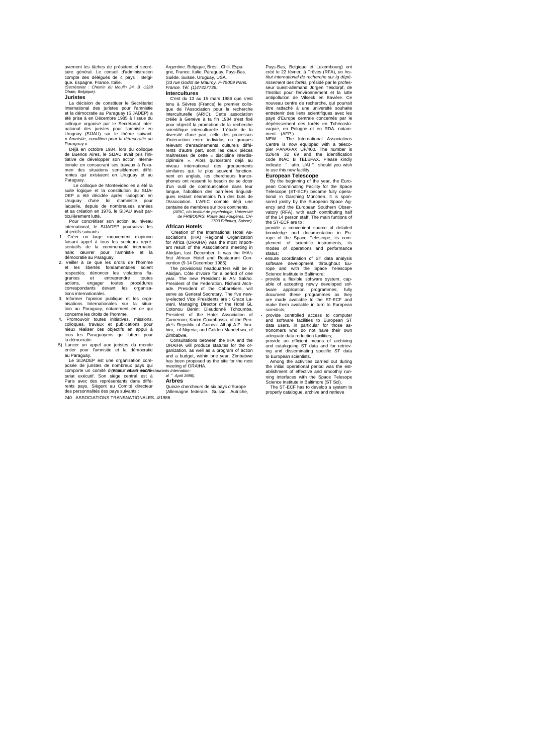uvement les tâches de président et secrétaire général. Le conseil d'administration compte des délégués de 4 pays : Belgique. Espagne. France. Italie.
*(Secrétariat : Chemin du Moulin 24, B -1328 Ohain, Belgique).*

### Juristes

La décision de constituer le Secrétariat International des juristes pour l'amnistie et la démocratie au Paraguay (SIJADEP) a été prise à en Décembre 1985 à l'issue du colloque organisé par le Secrétariat international des juristes pour l'amnistie en Uruguay (SIJAU) sur le thème suivant: « *Amnistie, condition pour la démocratie au Paraguay* ».

Déjà en octobre 1984, lors du colloque de Buenos Aires, le SIJAU avait pris l'initiative de développer son action internationale en consacrant ses travaux à l'examen des situations sensiblement différentes qui existaient en Uruguay et au Paraguay.

Le colloque de Montevideo en a été la suite logique et la constitution du SIJADEP a été décidée après l'adoption en Uruguay d'une loi d'amnistie pour laquelle, depuis de nombreuses années et sa création en 1976, le SIJAU avait particulièrement lutté.

Pour concrétiser son action au niveau international, le SIJADEP poursuivra les objectifs suivants :

1. Créer un large mouvement d'opinion faisant appel à tous les secteurs représentatifs de la communauté internationale; œuvrer pour l'amnistie et la démocratie au Paraguay.
2. Veiller à ce que les droits de l'homme et les libertés fondamentales soient respectés; dénoncer les violations flagrantes et entreprendre toutes actions, engager toutes procédures correspondants devant les organisations internationales.
3. Informer l'opinion publique et les organisations Internationales sur la situation au Paraguay, notamment en ce qui concerne les droits de l'homme.
4. Promouvoir toutes initiatives, missions, colloques, travaux et publications pour nieux réaliser ces objectifs en appui à tous les Paraguayens qui luttent pour la démocratie.
5. Lancer un appel aux juristes du monde entier pour l'amnistie et la démocratie au Paraguay.

Le SIJADEP est une organisation composée de juristes de nombreux pays qui comporte un comité directeur et un secrétariat exécutif. Son siège central est à Paris avec des représentants dans différents pays. Siègent au Comité directeur des personnalités des pays suivants : Argentine. Belgique, Brésil, Chili, Espagne, France. Italie. Paraguay. Pays-Bas. Suède. Suisse. Uruguay, USA.
(33 *rue Godot de Mauroy. F-75009 Paris. France. Tél. (1)47427736.*

### Intercultures

C'est du 13 au 15 mars 1986 que s'est tenu à Sèvres (France) le premier colloque de l'Association pour la recherche interculturelle (ARIC). Cette association créée à Genève à la fin 1984 s'est fixé pour objectif la promotion de la recherche scientifique interculturelle. L'étude de la diversité d'une part, celle des processus d'interaction entre individus ou groupes relevant d'enracinements culturels différents d'autre part, sont les deux pièces maîtresses de cette « discipline interdisciplinaire ». Alors qu'existent déjà au niveau international des groupements similaires qui. le plus souvent fonctionnent en anglais, les chercheurs francophones ont ressenti le besoin de se doter d'un outil de communication dans leur langue, l'abolition des barrières linguistiques restant néanmoins l'un des buts de l'Association. L'ARIC compte déjà une centaine de membres sur trois continents.
*(ARIC, c/o Institut de psychologie, Université de FRIBOURG, Route des Fougères, CH-1700 Fribourg, Suisse).*

### African Hotels

Creation of the International Hotel Association's (IHA) Regional Organization for Africa (ORAIHA) was the most important result of the Association's meeting in Abidjan, last December. It was the IHA's first African Hotel and Restaurant Convention (9-14 December 1985).

The provisional headquarters will be in Abidjan. Côte d'Ivoire for a period of one year. The new President is AN Sakho. President of the Federation. Richard Atchade. President of the Cabaretiers, will serve as General Secretary. The five newly-elected Vice Presidents are : Grace Lawani. Managing Director of the Hotel GL Cotonou Benin: Dieudonné Tchoumba, President of the Hotel Association of Cameroon; Karim Coumbassa. of the People's Republic of Guinea: Alhaji A.Z. Ibrahim, of Nigeria; and Golden Mandebwu, of Zimbabwe.

Consultations between the IHA and the ORAIHA will produce statutes for the organization, as well as a program of action and a budget, within one year. Zimbabwe has been proposed as the site for the nest meeting of ORAIHA.
*(Hotels and Restaurants International " April 1986).*

### Arbres

Quinze chercheurs de six pays d'Europe (Allemagne federale. Suisse. Autriche, Pays-Bas, Belgique et Luxembourg) ont créé le 22 février, à Trêves (RFA), un *Institut international de recherche sur lg dépérissement des forêts,* présidé par le professeur ouest-allemand Jürgen Tesdorpf, de l'Institut pour l'environnement et la lutte antipollution de Vilseck en Bavière. Ce nouveau centre de recherche, qui pourrait être rattaché à une université souhaite entretenir des liens scientifiques avec les pays d'Europe centrale concernés par le dépérissement des forêts en Tchécoslovaquie, en Pologne et en RDA. notamment. - (AFP.).

NEW : The International Associations Centre is now equipped with a telecopier PANAFAX UF/400. The number is 02/649 32 69 and the identification code INAC B TELEFAX. Please kindly indicate " attn. UAI " should you wish to use this new facility.

### European Telescope

By the beginning of the year, the European Coordinating Facility for the Space Telescope (ST-ECF) became fully operational in Garching München. It is sponsored jointly by the European Space Agency and the European Southern Observatory (RFA), with each contributing half of the 14 person staff. The main funtions of the ST-ECF are to :

- provide a convenient source of detailed knowledge and documentation in Europe of the Space Telescope, its complement of scientific instruments, its modes of operations and performance status;
- ensure coordination of ST data analysis software development throughout Europe and with the Space Telescope Science Institute in Baltimore;
- provide a flexible software system, capable of accepting newly developed software application programmes; fully document these programmes as they are made available to the ST-ECF and make them available in turn to European scientists;
- provide controlled access to computer and software facilities to European ST data users, in particular for those astronomers who do not have their own adequate data reduction facilities;
- provide an efficient means of archiving and cataloguing ST data and for retrieving and disseminating specific ST data to European scientists.

Among the activities carried out during the initial operational period was the establishment of effective and smoothly running interfaces with the Space Telesope Science Institute in Baltimore (ST Sci).

The ST-ECF has to develop a system to properly catalogue, archive and retrieve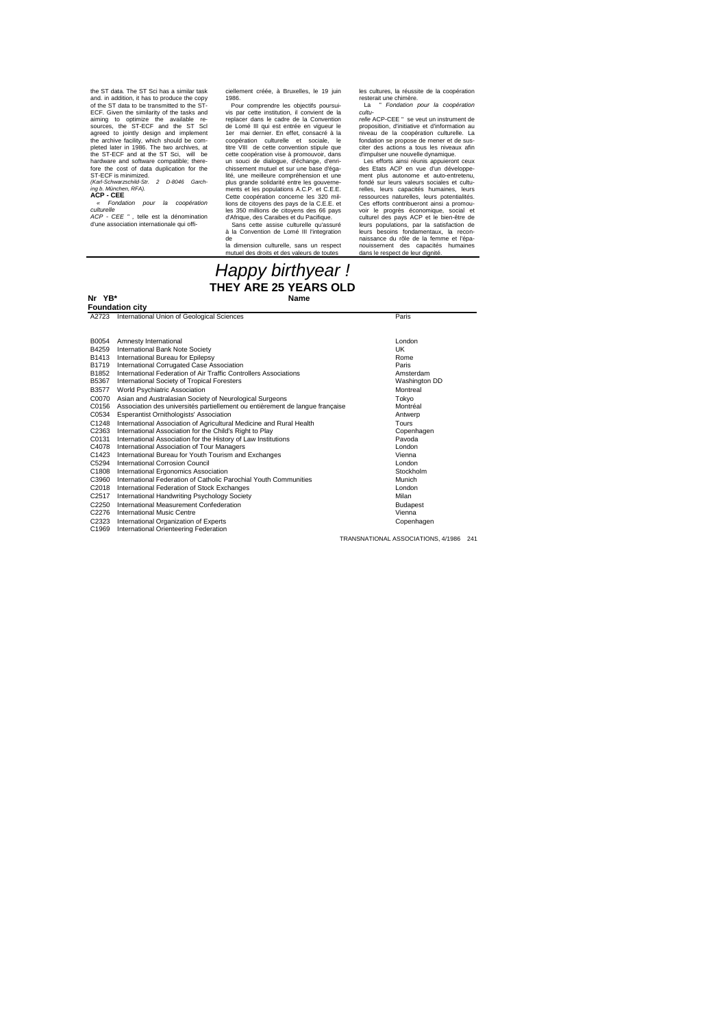the ST data. The ST Sci has a similar task and. in addition, it has to produce the copy of the ST data to be transmitted to the ST-ECF. Given the similarity of the tasks and aiming to optimize the available resources, the ST-ECF and the ST Sci agreed to jointly design and implement the archive facility, which should be completed later in 1986. The two archives, at the ST-ECF and at the ST Sci, will be hardware and software compatible; therefore the cost of data duplication for the ST-ECF is minimized.
*(Karl-Schwarzschild-Str. 2 D-8046 Garching b. München, RFA).*

**ACP - CEE**

« *Fondation pour la coopération culturelle ACP - CEE* " , telle est la dénomination d'une association internationale qui officiellement créée, à Bruxelles, le 19 juin 1986.

Pour comprendre les objectifs poursuivis par cette institution, il convient de la replacer dans le cadre de la Convention de Lomé III qui est entrée en vigueur le 1er mai dernier. En effet, consacré à la coopération culturelle et sociale, le titre VIII de cette convention stipule que cette coopération vise à promouvoir, dans un souci de dialogue, d'échange, d'enrichissement mutuel et sur une base d'égalité, une meilleure compréhension et une plus grande solidarité entre les gouvernements et les populations A.C.P. et C.E.E. Cette coopération concerne les 320 millions de citoyens des pays de la C.E.E. et les 350 millions de citoyens des 66 pays d'Afrique, des Caraibes et du Pacifique.

Sans cette assise culturelle qu'assuré à la Convention de Lomé III l'integration de la dimension culturelle, sans un respect mutuel des droits et des valeurs de toutes les cultures, la réussite de la coopération resterait une chimère.

La " *Fondation pour la coopération culturelle* ACP-CEE " se veut un instrument de proposition, d'initiative et d'information au niveau de la coopération culturelle. La fondation se propose de mener et de susciter des actions a tous les niveaux afin d'impulser une nouvelle dynamique.

Les efforts ainsi réunis appuieront ceux des Etats ACP en vue d'un développement plus autonome et auto-entretenu, fondé sur leurs valeurs sociales et culturelles, leurs capacités humaines, leurs ressources naturelles, leurs potentialités. Ces efforts contribueront ainsi a promouvoir le progrès économique, social et culturel des pays ACP et le bien-être de leurs populations, par la satisfaction de leurs besoins fondamentaux, la reconnaissance du rôle de la femme et l'épanouissement des capacités humaines dans le respect de leur dignité.

# *Happy birthyear !*

## THEY ARE 25 YEARS OLD

| Nr YB* | Name | Foundation city |
|---|---|---|
| A2723 | International Union of Geological Sciences | Paris |
| B0054 | Amnesty International | London |
| B4259 | International Bank Note Society | UK |
| B1413 | International Bureau for Epilepsy | Rome |
| B1719 | International Corrugated Case Association | Paris |
| B1852 | International Federation of Air Traffic Controllers Associations | Amsterdam |
| B5367 | International Society of Tropical Foresters | Washington DD |
| B3577 | World Psychiatric Association | Montreal |
| C0070 | Asian and Australasian Society of Neurological Surgeons | Tokyo |
| C0156 | Association des universités partiellement ou entièrement de langue française | Montréal |
| C0534 | Esperantist Ornithologists' Association | Antwerp |
| C1248 | International Association of Agricultural Medicine and Rural Health | Tours |
| C2363 | International Association for the Child's Right to Play | Copenhagen |
| C0131 | International Association for the History of Law Institutions | Pavoda |
| C4078 | International Association of Tour Managers | London |
| C1423 | International Bureau for Youth Tourism and Exchanges | Vienna |
| C5294 | International Corrosion Council | London |
| C1808 | International Ergonomics Association | Stockholm |
| C3960 | International Federation of Catholic Parochial Youth Communities | Munich |
| C2018 | International Federation of Stock Exchanges | London |
| C2517 | International Handwriting Psychology Society | Milan |
| C2250 | International Measurement Confederation | Budapest |
| C2276 | International Music Centre | Vienna |
| C2323 | International Organization of Experts | Copenhagen |
| C1969 | International Orienteering Federation | |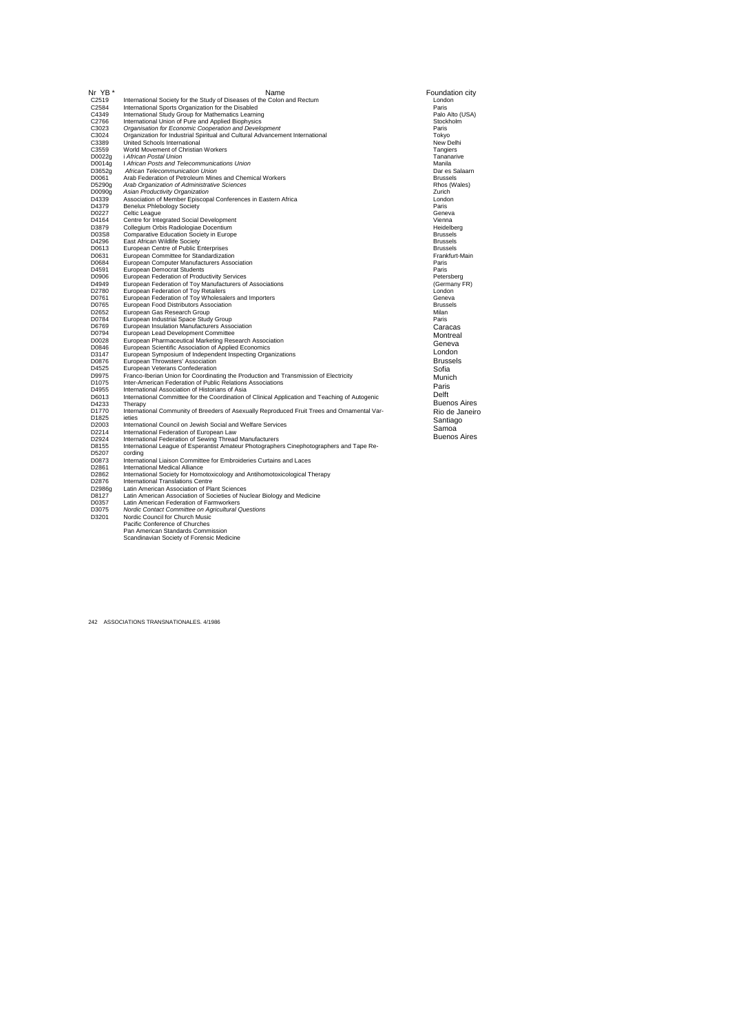| Nr YB * | Name | Foundation city |
|---|---|---|
| C2519 | International Society for the Study of Diseases of the Colon and Rectum | London |
| C2584 | International Sports Organization for the Disabled | Paris |
| C4349 | International Study Group for Mathematics Learning | Palo Alto (USA) |
| C2766 | International Union of Pure and Applied Biophysics | Stockholm |
| C3023 | *Organisation for Economic Cooperation and Development* | Paris |
| C3024 | Organization for Industrial Spiritual and Cultural Advancement International | Tokyo |
| C3389 | United Schools International | New Delhi |
| C3559 | World Movement of Christian Workers | Tangiers |
| D0022g | i *African Postal Union* | Tananarive |
| D0014g | I *African Posts and Telecommunications Union* | Manila |
| D3652g | *African Telecommunication Union* | Dar es Salaarn |
| D0061 | Arab Federation of Petroleum Mines and Chemical Workers | Brussels |
| D5290g | *Arab Organization of Administrative Sciences* | Rhos (Wales) |
| D0090g | *Asian Productivity Organization* | Zurich |
| D4339 | Association of Member Episcopal Conferences in Eastern Africa | London |
| D4379 | Benelux Phlebology Society | Paris |
| D0227 | Celtic League | Geneva |
| D4164 | Centre for Integrated Social Development | Vienna |
| D3879 | Collegium Orbis Radiologiae Docentium | Heidelberg |
| D03S8 | Comparative Education Society in Europe | Brussels |
| D4296 | East African Wildlife Society | Brussels |
| D0613 | European Centre of Public Enterprises | Brussels |
| D0631 | European Committee for Standardization | Frankfurt-Main |
| D0684 | European Computer Manufacturers Association | Paris |
| D4591 | European Democrat Students | Paris |
| D0906 | European Federation of Productivity Services | Petersberg |
| D4949 | European Federation of Toy Manufacturers of Associations | (Germany FR) |
| D2780 | European Federation of Toy Retailers | London |
| D0761 | European Federation of Toy Wholesalers and Importers | Geneva |
| D0765 | European Food Distributors Association | Brussels |
| D2652 | European Gas Research Group | Milan |
| D0784 | European Industrial Space Study Group | Paris |
| D6769 | European Insulation Manufacturers Association | Caracas |
| D0794 | European Lead Development Committee | Montreal |
| D0028 | European Pharmaceutical Marketing Research Association | Geneva |
| D0846 | European Scientific Association of Applied Economics | London |
| D3147 | European Symposium of Independent Inspecting Organizations | Brussels |
| D0876 | European Throwsters' Association | Sofia |
| D4525 | European Veterans Confederation | Munich |
| D9975 | Franco-Iberian Union for Coordinating the Production and Transmission of Electricity | Paris |
| D1075 | Inter-American Federation of Public Relations Associations | Delft |
| D4955 | International Association of Historians of Asia | Buenos Aires |
| D6013 | International Committee for the Coordination of Clinical Application and Teaching of Autogenic Therapy | Rio de Janeiro |
| D4233 | International Community of Breeders of Asexually Reproduced Fruit Trees and Ornamental Varieties | Santiago |
| D1770 | International Council on Jewish Social and Welfare Services | Samoa |
| D1825 | International Federation of European Law | Buenos Aires |
| D2003 | International Federation of Sewing Thread Manufacturers | |
| D2214 | International League of Esperantist Amateur Photographers Cinephotographers and Tape Recording | |
| D2924 | International Liaison Committee for Embroideries Curtains and Laces | |
| D8155 | International Medical Alliance | |
| D5207 | International Society for Homotoxicology and Antihomotoxicological Therapy | |
| D0873 | International Translations Centre | |
| D2861 | Latin American Association of Plant Sciences | |
| D2862 | Latin American Association of Societies of Nuclear Biology and Medicine | |
| D2876 | Latin American Federation of Farmworkers | |
| D2986g | *Nordic Contact Committee on Agricultural Questions* | |
| D8127 | Nordic Council for Church Music | |
| D0357 | Pacific Conference of Churches | |
| D3075 | Pan American Standards Commission | |
| D3201 | Scandinavian Society of Forensic Medicine | |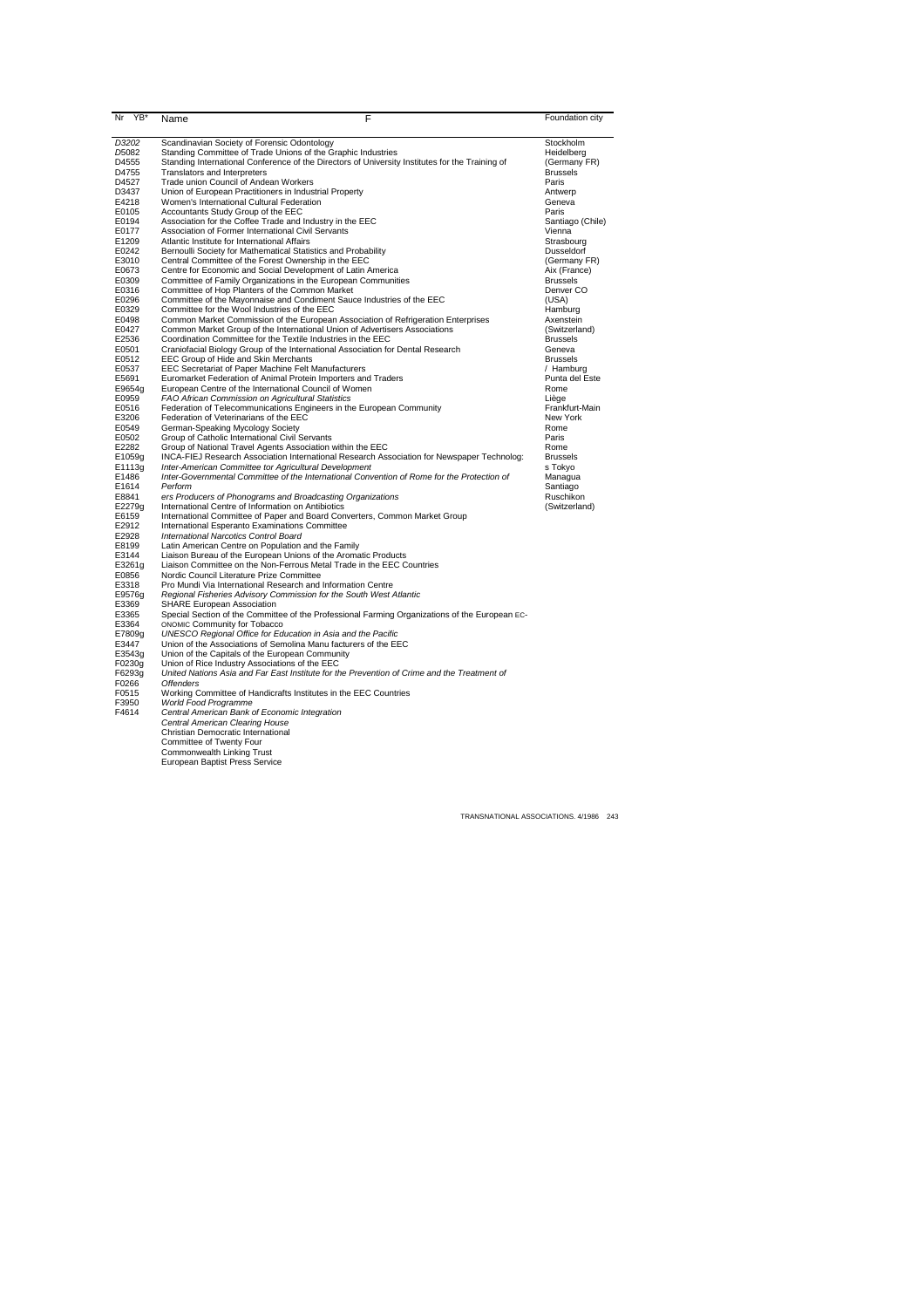| Nr YB* | Name F | Foundation city |
|---|---|---|
| *D3202* | Scandinavian Society of Forensic Odontology | Stockholm |
| D5082 | Standing Committee of Trade Unions of the Graphic Industries | Heidelberg |
| D4555 | Standing International Conference of the Directors of University Institutes for the Training of | (Germany FR) |
| D4755 | Translators and Interpreters | Brussels |
| D4527 | Trade union Council of Andean Workers | Paris |
| D3437 | Union of European Practitioners in Industrial Property | Antwerp |
| E4218 | Women's International Cultural Federation | Geneva |
| E0105 | Accountants Study Group of the EEC | Paris |
| E0194 | Association for the Coffee Trade and Industry in the EEC | Santiago (Chile) |
| E0177 | Association of Former International Civil Servants | Vienna |
| E1209 | Atlantic Institute for International Affairs | Strasbourg |
| E0242 | Bernoulli Society for Mathematical Statistics and Probability | Dusseldorf |
| E3010 | Central Committee of the Forest Ownership in the EEC | (Germany FR) |
| E0673 | Centre for Economic and Social Development of Latin America | Aix (France) |
| E0309 | Committee of Family Organizations in the European Communities | Brussels |
| E0316 | Committee of Hop Planters of the Common Market | Denver CO |
| E0296 | Committee of the Mayonnaise and Condiment Sauce Industries of the EEC | (USA) |
| E0329 | Committee for the Wool Industries of the EEC | Hamburg |
| E0498 | Common Market Commission of the European Association of Refrigeration Enterprises | Axenstein |
| E0427 | Common Market Group of the International Union of Advertisers Associations | (Switzerland) |
| E2536 | Coordination Committee for the Textile Industries in the EEC | Brussels |
| E0501 | Craniofacial Biology Group of the International Association for Dental Research | Geneva |
| E0512 | EEC Group of Hide and Skin Merchants | Brussels |
| E0537 | EEC Secretariat of Paper Machine Felt Manufacturers | / Hamburg |
| E5691 | Euromarket Federation of Animal Protein Importers and Traders | Punta del Este |
| E9654g | European Centre of the International Council of Women | Rome |
| E0959 | *FAO African Commission on Agricultural Statistics* | Liège |
| E0516 | Federation of Telecommunications Engineers in the European Community | Frankfurt-Main |
| E3206 | Federation of Veterinarians of the EEC | New York |
| E0549 | German-Speaking Mycology Society | Rome |
| E0502 | Group of Catholic International Civil Servants | Paris |
| E2282 | Group of National Travel Agents Association within the EEC | Rome |
| E1059g | INCA-FIEJ Research Association International Research Association for Newspaper Technolog: | Brussels |
| E1113g | *Inter-American Committee for Agricultural Development* | s Tokyo |
| E1486 | *Inter-Governmental Committee of the International Convention of Rome for the Protection of* | Managua |
| E1614 | *Perform* | Santiago |
| E8841 | *ers Producers of Phonograms and Broadcasting Organizations* | Ruschikon |
| E2279g | International Centre of Information on Antibiotics | (Switzerland) |
| E6159 | International Committee of Paper and Board Converters, Common Market Group | |
| E2912 | International Esperanto Examinations Committee | |
| E2928 | *International Narcotics Control Board* | |
| E8199 | Latin American Centre on Population and the Family | |
| E3144 | Liaison Bureau of the European Unions of the Aromatic Products | |
| E3261g | Liaison Committee on the Non-Ferrous Metal Trade in the EEC Countries | |
| E0856 | Nordic Council Literature Prize Committee | |
| E3318 | Pro Mundi Via International Research and Information Centre | |
| E9576g | *Regional Fisheries Advisory Commission for the South West Atlantic* | |
| E3369 | SHARE European Association | |
| E3365 | Special Section of the Committee of the Professional Farming Organizations of the European EC- | |
| E3364 | ONOMIC Community for Tobacco | |
| E7809g | *UNESCO Regional Office for Education in Asia and the Pacific* | |
| E3447 | Union of the Associations of Semolina Manu facturers of the EEC | |
| E3543g | Union of the Capitals of the European Community | |
| F0230g | Union of Rice Industry Associations of the EEC | |
| F6293g | *United Nations Asia and Far East Institute for the Prevention of Crime and the Treatment of* | |
| F0266 | *Offenders* | |
| F0515 | Working Committee of Handicrafts Institutes in the EEC Countries | |
| F3950 | *World Food Programme* | |
| F4614 | *Central American Bank of Economic Integration* | |
| | *Central American Clearing House* | |
| | Christian Democratic International | |
| | Committee of Twenty Four | |
| | Commonwealth Linking Trust | |
| | European Baptist Press Service | |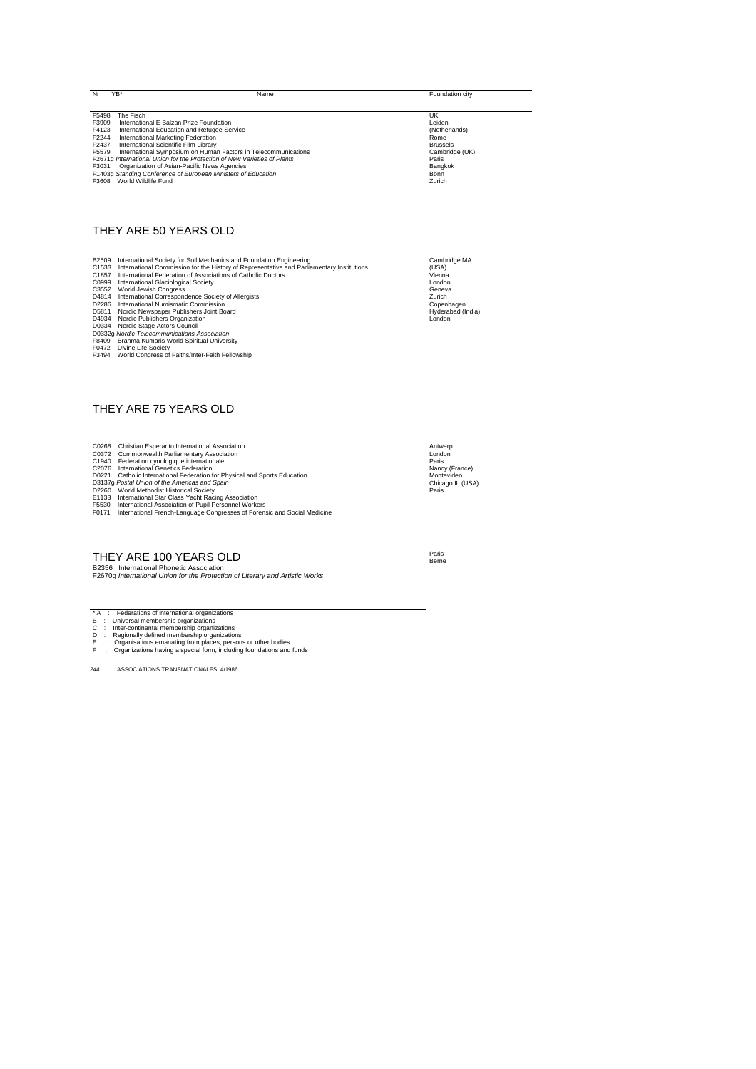| Nr YB* | Name | Foundation city |
|---|---|---|
| F5498 | The Fisch | UK |
| F3909 | International E Balzan Prize Foundation | Leiden |
| F4123 | International Education and Refugee Service | (Netherlands) |
| F2244 | International Marketing Federation | Rome |
| F2437 | International Scientific Film Library | Brussels |
| F5579 | International Symposium on Human Factors in Telecommunications | Cambridge (UK) |
| F2671g | *International Union for the Protection of New Varieties of Plants* | Paris |
| F3031 | Organization of Asian-Pacific News Agencies | Bangkok |
| F1403g | *Standing Conference of European Ministers of Education* | Bonn |
| F3608 | World Wildlife Fund | Zurich |

## THEY ARE 50 YEARS OLD

| | | |
|---|---|---|
| B2509 | International Society for Soil Mechanics and Foundation Engineering | Cambridge MA |
| C1533 | International Commission for the History of Representative and Parliamentary Institutions | (USA) |
| C1857 | International Federation of Associations of Catholic Doctors | Vienna |
| C0999 | International Glaciological Society | London |
| C3552 | World Jewish Congress | Geneva |
| D4814 | International Correspondence Society of Allergists | Zurich |
| D2286 | International Numismatic Commission | Copenhagen |
| D5811 | Nordic Newspaper Publishers Joint Board | Hyderabad (India) |
| D4934 | Nordic Publishers Organization | London |
| D0334 | Nordic Stage Actors Council | |
| D0332g | *Nordic Telecommunications Association* | |
| F8409 | Brahma Kumaris World Spiritual University | |
| F0472 | Divine Life Society | |
| F3494 | World Congress of Faiths/Inter-Faith Fellowship | |

## THEY ARE 75 YEARS OLD

| | | |
|---|---|---|
| C0268 | Christian Esperanto International Association | Antwerp |
| C0372 | Commonwealth Parliamentary Association | London |
| C1940 | Federation cynologique internationale | Paris |
| C2076 | International Genetics Federation | Nancy (France) |
| D0221 | Catholic International Federation for Physical and Sports Education | Montevideo |
| D3137g | *Postal Union of the Americas and Spain* | Chicago IL (USA) |
| D2260 | World Methodist Historical Society | Paris |
| E1133 | International Star Class Yacht Racing Association | |
| F5530 | International Association of Pupil Personnel Workers | |
| F0171 | International French-Language Congresses of Forensic and Social Medicine | |

## THEY ARE 100 YEARS OLD

| | | |
|---|---|---|
| B2356 | International Phonetic Association | Paris |
| F2670g | *International Union for the Protection of Literary and Artistic Works* | Berne |

\* A : Federations of international organizations
B : Universal membership organizations
C : Inter-continental membership organizations
D : Regionally defined membership organizations
E : Organisations emanating from places, persons or other bodies
F : Organizations having a special form, including foundations and funds